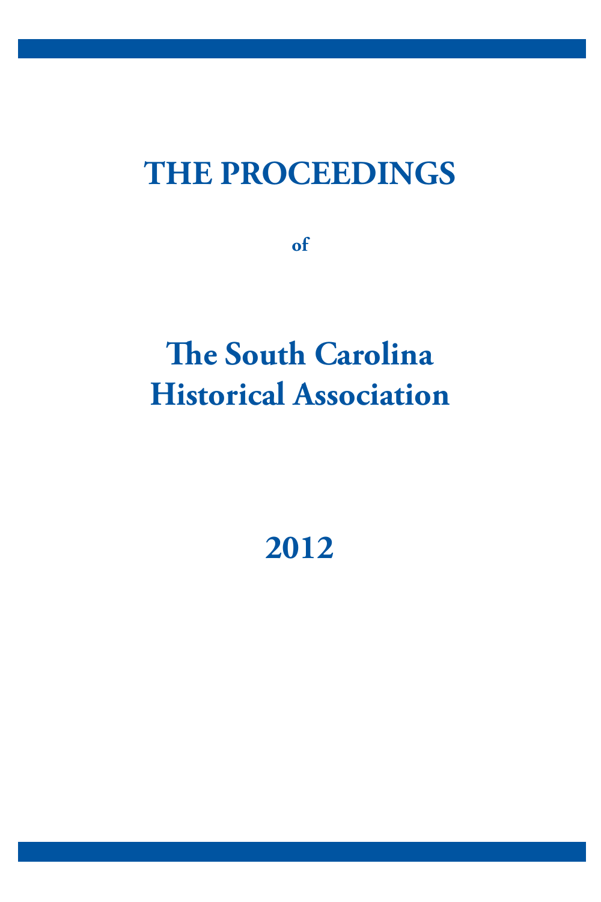# THE PROCEEDINGS

**of**

# The South Carolina Historical Association

# 2012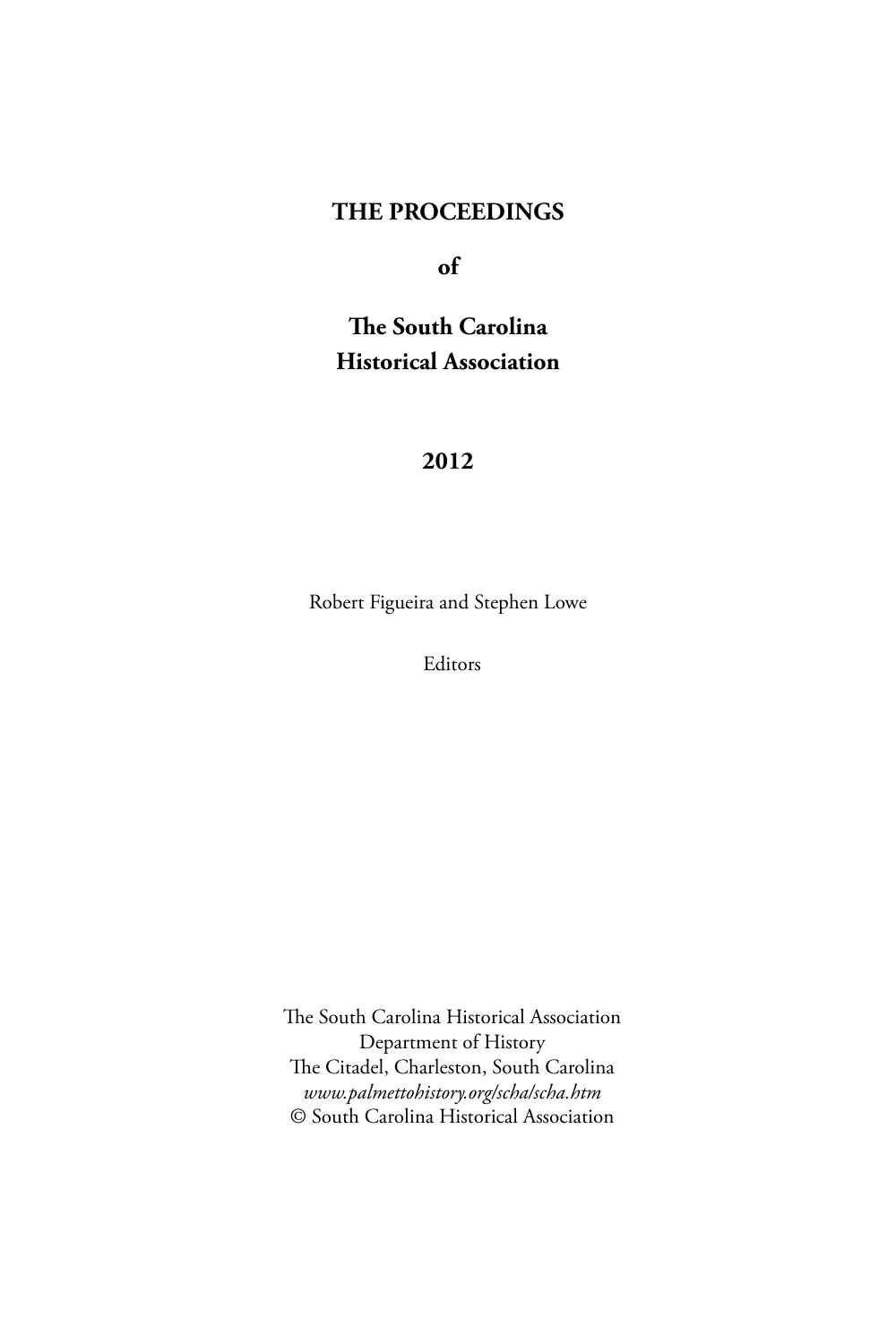# THE PROCEEDINGS

**of**

**The South Carolina Historical Association**

**2012**

Robert Figueira and Stephen Lowe

Editors

The South Carolina Historical Association
Department of History
The Citadel, Charleston, South Carolina
*www.palmettohistory.org/scha/scha.htm*
© South Carolina Historical Association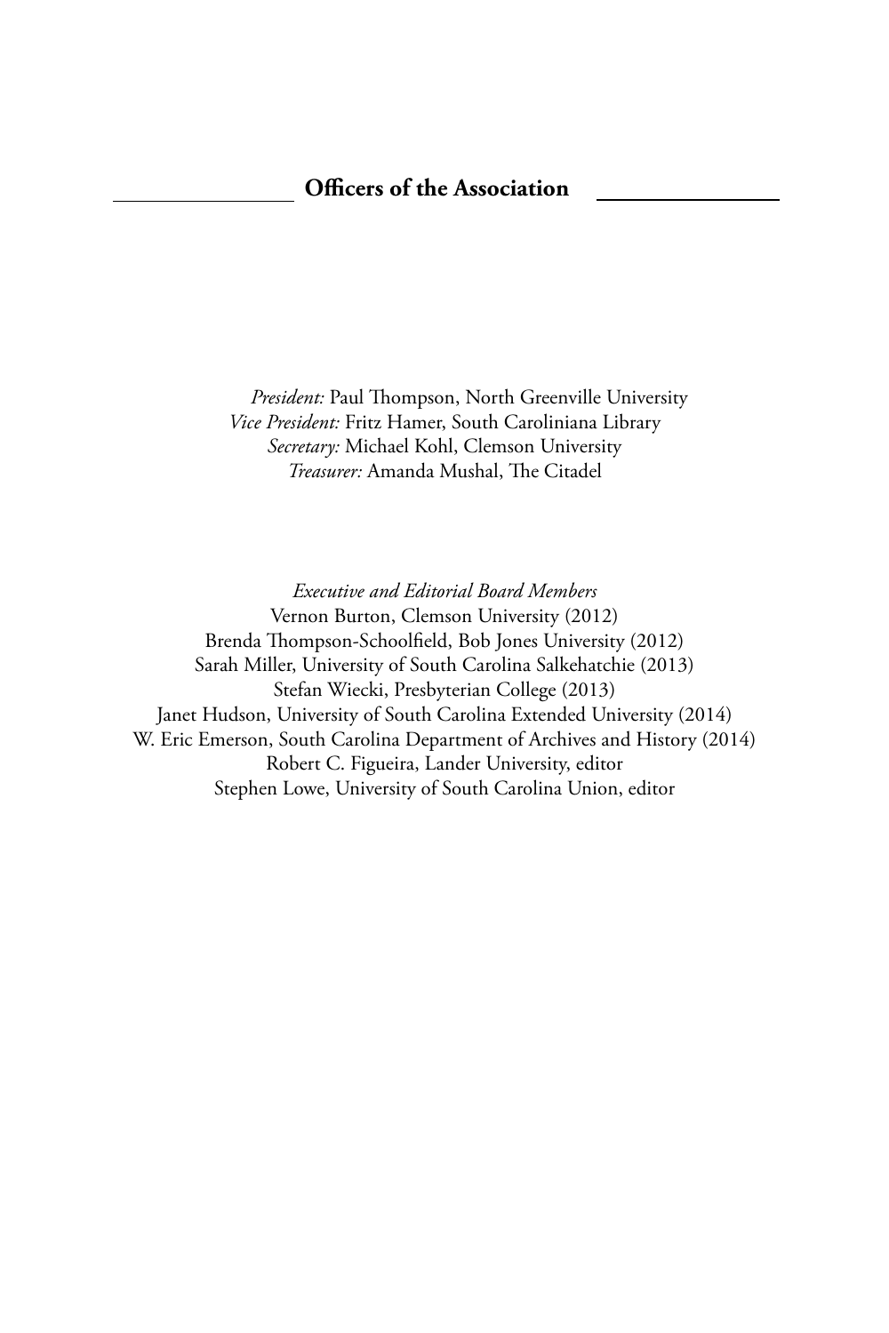## Officers of the Association

*President:* Paul Thompson, North Greenville University
*Vice President:* Fritz Hamer, South Caroliniana Library
*Secretary:* Michael Kohl, Clemson University
*Treasurer:* Amanda Mushal, The Citadel

*Executive and Editorial Board Members*
Vernon Burton, Clemson University (2012)
Brenda Thompson-Schoolfield, Bob Jones University (2012)
Sarah Miller, University of South Carolina Salkehatchie (2013)
Stefan Wiecki, Presbyterian College (2013)
Janet Hudson, University of South Carolina Extended University (2014)
W. Eric Emerson, South Carolina Department of Archives and History (2014)
Robert C. Figueira, Lander University, editor
Stephen Lowe, University of South Carolina Union, editor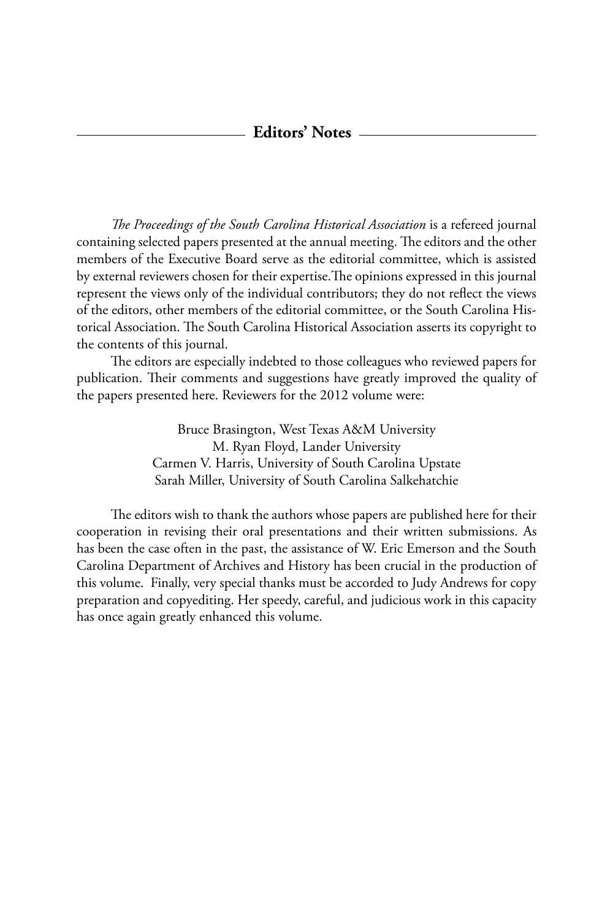## Editors' Notes

*The Proceedings of the South Carolina Historical Association* is a refereed journal containing selected papers presented at the annual meeting. The editors and the other members of the Executive Board serve as the editorial committee, which is assisted by external reviewers chosen for their expertise.The opinions expressed in this journal represent the views only of the individual contributors; they do not reflect the views of the editors, other members of the editorial committee, or the South Carolina Historical Association. The South Carolina Historical Association asserts its copyright to the contents of this journal.

The editors are especially indebted to those colleagues who reviewed papers for publication. Their comments and suggestions have greatly improved the quality of the papers presented here. Reviewers for the 2012 volume were:

Bruce Brasington, West Texas A&M University
M. Ryan Floyd, Lander University
Carmen V. Harris, University of South Carolina Upstate
Sarah Miller, University of South Carolina Salkehatchie

The editors wish to thank the authors whose papers are published here for their cooperation in revising their oral presentations and their written submissions. As has been the case often in the past, the assistance of W. Eric Emerson and the South Carolina Department of Archives and History has been crucial in the production of this volume. Finally, very special thanks must be accorded to Judy Andrews for copy preparation and copyediting. Her speedy, careful, and judicious work in this capacity has once again greatly enhanced this volume.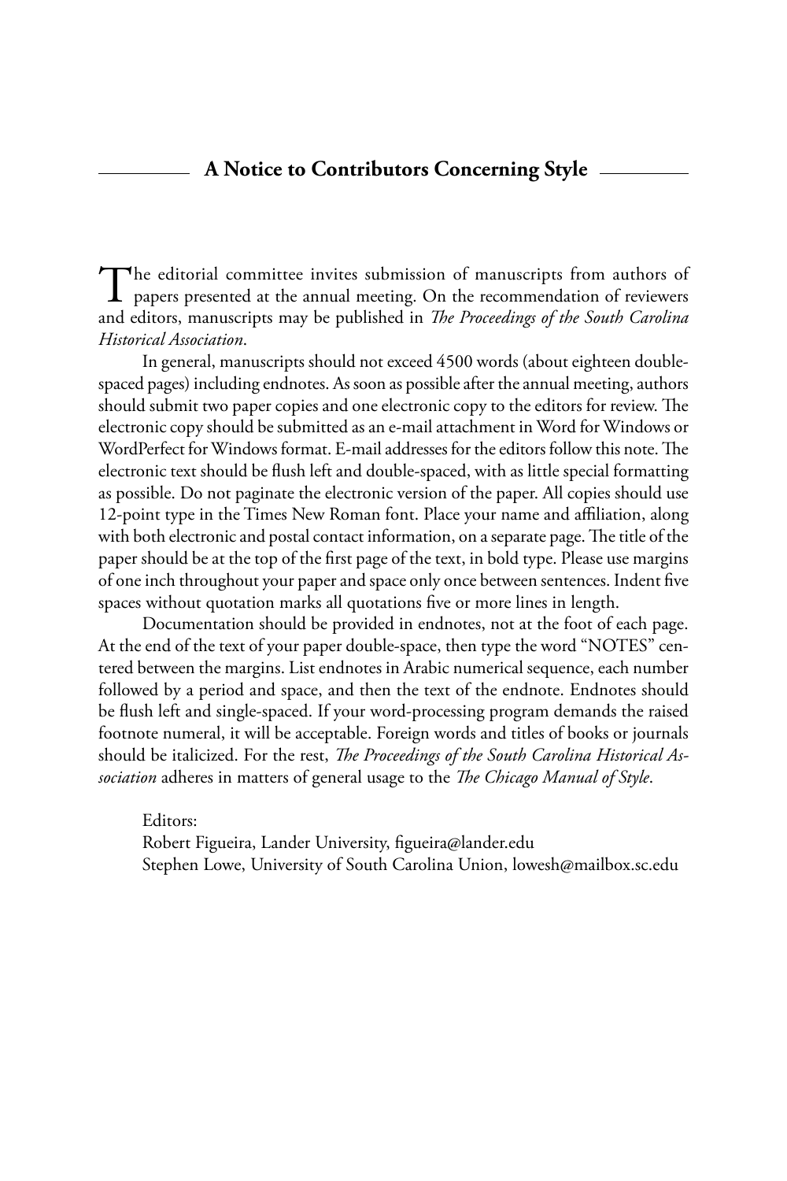## A Notice to Contributors Concerning Style

The editorial committee invites submission of manuscripts from authors of papers presented at the annual meeting. On the recommendation of reviewers and editors, manuscripts may be published in *The Proceedings of the South Carolina Historical Association*.

In general, manuscripts should not exceed 4500 words (about eighteen double-spaced pages) including endnotes. As soon as possible after the annual meeting, authors should submit two paper copies and one electronic copy to the editors for review. The electronic copy should be submitted as an e-mail attachment in Word for Windows or WordPerfect for Windows format. E-mail addresses for the editors follow this note. The electronic text should be flush left and double-spaced, with as little special formatting as possible. Do not paginate the electronic version of the paper. All copies should use 12-point type in the Times New Roman font. Place your name and affiliation, along with both electronic and postal contact information, on a separate page. The title of the paper should be at the top of the first page of the text, in bold type. Please use margins of one inch throughout your paper and space only once between sentences. Indent five spaces without quotation marks all quotations five or more lines in length.

Documentation should be provided in endnotes, not at the foot of each page. At the end of the text of your paper double-space, then type the word "NOTES" centered between the margins. List endnotes in Arabic numerical sequence, each number followed by a period and space, and then the text of the endnote. Endnotes should be flush left and single-spaced. If your word-processing program demands the raised footnote numeral, it will be acceptable. Foreign words and titles of books or journals should be italicized. For the rest, *The Proceedings of the South Carolina Historical Association* adheres in matters of general usage to the *The Chicago Manual of Style*.

Editors:
Robert Figueira, Lander University, figueira@lander.edu
Stephen Lowe, University of South Carolina Union, lowesh@mailbox.sc.edu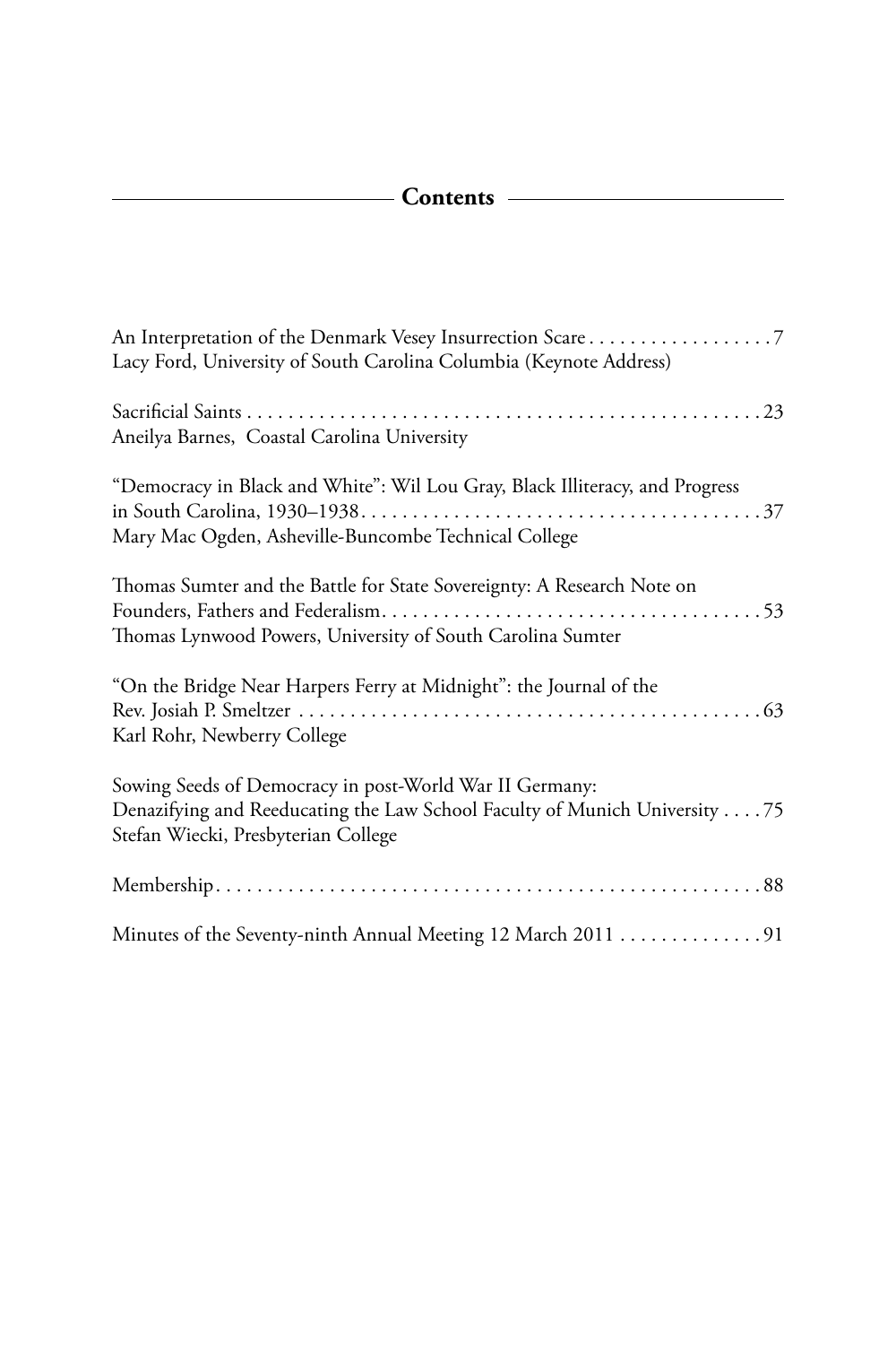## Contents

An Interpretation of the Denmark Vesey Insurrection Scare . . . . . . . . . . . . . . . . . . 7
Lacy Ford, University of South Carolina Columbia (Keynote Address)

Sacrificial Saints . . . . . . . . . . . . . . . . . . . . . . . . . . . . . . . . . . . . . . . . . . . . . . . . . . 23
Aneilya Barnes, Coastal Carolina University

"Democracy in Black and White": Wil Lou Gray, Black Illiteracy, and Progress in South Carolina, 1930–1938 . . . . . . . . . . . . . . . . . . . . . . . . . . . . . . . . . . . . . . . 37
Mary Mac Ogden, Asheville-Buncombe Technical College

Thomas Sumter and the Battle for State Sovereignty: A Research Note on Founders, Fathers and Federalism . . . . . . . . . . . . . . . . . . . . . . . . . . . . . . . . . . . . . 53
Thomas Lynwood Powers, University of South Carolina Sumter

"On the Bridge Near Harpers Ferry at Midnight": the Journal of the Rev. Josiah P. Smeltzer . . . . . . . . . . . . . . . . . . . . . . . . . . . . . . . . . . . . . . . . . . . . . . 63
Karl Rohr, Newberry College

Sowing Seeds of Democracy in post-World War II Germany: Denazifying and Reeducating the Law School Faculty of Munich University . . . . 75
Stefan Wiecki, Presbyterian College

Membership . . . . . . . . . . . . . . . . . . . . . . . . . . . . . . . . . . . . . . . . . . . . . . . . . . . . . 88

Minutes of the Seventy-ninth Annual Meeting 12 March 2011 . . . . . . . . . . . . . 91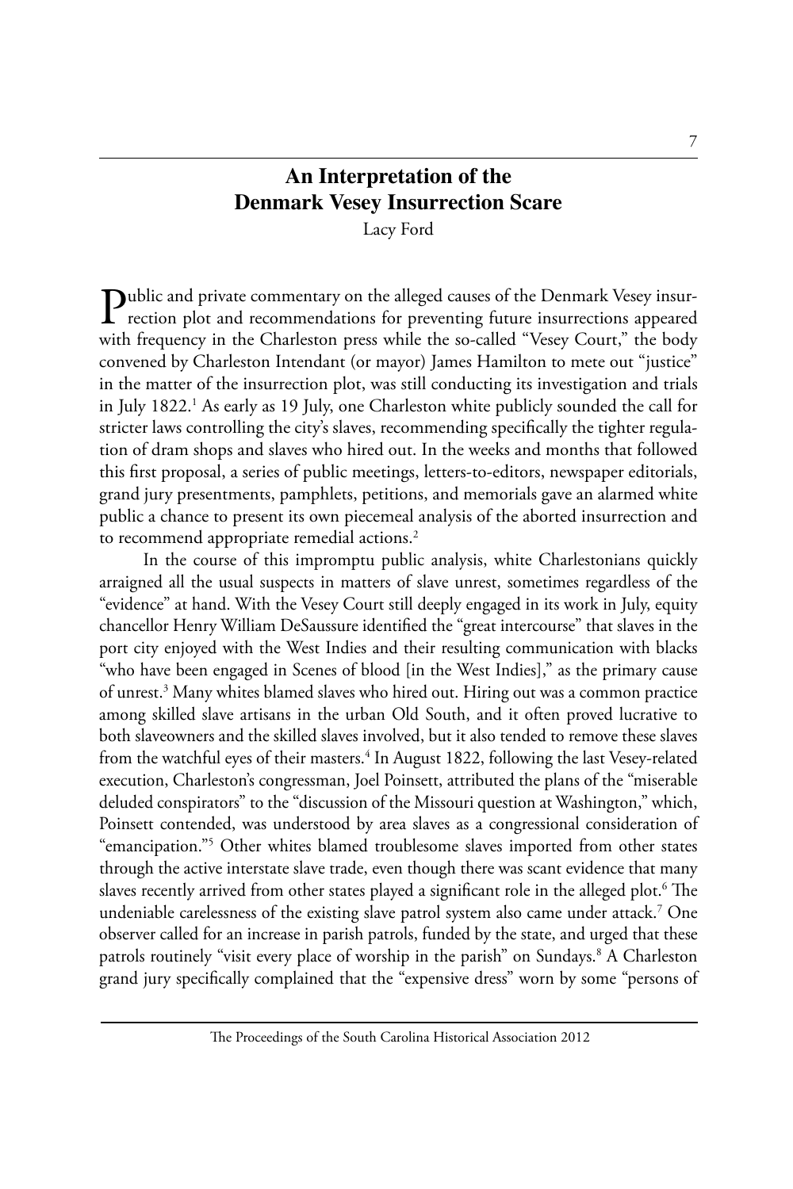# An Interpretation of the Denmark Vesey Insurrection Scare

Lacy Ford

Public and private commentary on the alleged causes of the Denmark Vesey insurrection plot and recommendations for preventing future insurrections appeared with frequency in the Charleston press while the so-called "Vesey Court," the body convened by Charleston Intendant (or mayor) James Hamilton to mete out "justice" in the matter of the insurrection plot, was still conducting its investigation and trials in July 1822.[1] As early as 19 July, one Charleston white publicly sounded the call for stricter laws controlling the city's slaves, recommending specifically the tighter regulation of dram shops and slaves who hired out. In the weeks and months that followed this first proposal, a series of public meetings, letters-to-editors, newspaper editorials, grand jury presentments, pamphlets, petitions, and memorials gave an alarmed white public a chance to present its own piecemeal analysis of the aborted insurrection and to recommend appropriate remedial actions.[2]

In the course of this impromptu public analysis, white Charlestonians quickly arraigned all the usual suspects in matters of slave unrest, sometimes regardless of the "evidence" at hand. With the Vesey Court still deeply engaged in its work in July, equity chancellor Henry William DeSaussure identified the "great intercourse" that slaves in the port city enjoyed with the West Indies and their resulting communication with blacks "who have been engaged in Scenes of blood [in the West Indies]," as the primary cause of unrest.[3] Many whites blamed slaves who hired out. Hiring out was a common practice among skilled slave artisans in the urban Old South, and it often proved lucrative to both slaveowners and the skilled slaves involved, but it also tended to remove these slaves from the watchful eyes of their masters.[4] In August 1822, following the last Vesey-related execution, Charleston's congressman, Joel Poinsett, attributed the plans of the "miserable deluded conspirators" to the "discussion of the Missouri question at Washington," which, Poinsett contended, was understood by area slaves as a congressional consideration of "emancipation."[5] Other whites blamed troublesome slaves imported from other states through the active interstate slave trade, even though there was scant evidence that many slaves recently arrived from other states played a significant role in the alleged plot.[6] The undeniable carelessness of the existing slave patrol system also came under attack.[7] One observer called for an increase in parish patrols, funded by the state, and urged that these patrols routinely "visit every place of worship in the parish" on Sundays.[8] A Charleston grand jury specifically complained that the "expensive dress" worn by some "persons of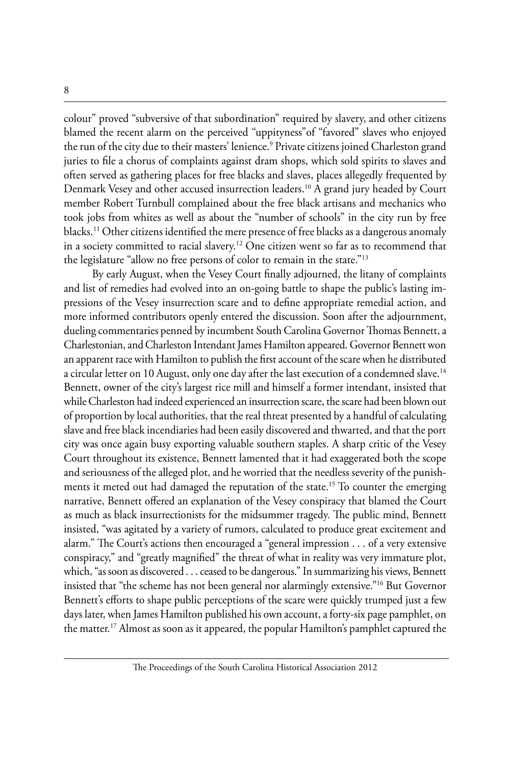colour" proved "subversive of that subordination" required by slavery, and other citizens blamed the recent alarm on the perceived "uppityness"of "favored" slaves who enjoyed the run of the city due to their masters' lenience.[9] Private citizens joined Charleston grand juries to file a chorus of complaints against dram shops, which sold spirits to slaves and often served as gathering places for free blacks and slaves, places allegedly frequented by Denmark Vesey and other accused insurrection leaders.[10] A grand jury headed by Court member Robert Turnbull complained about the free black artisans and mechanics who took jobs from whites as well as about the "number of schools" in the city run by free blacks.[11] Other citizens identified the mere presence of free blacks as a dangerous anomaly in a society committed to racial slavery.[12] One citizen went so far as to recommend that the legislature "allow no free persons of color to remain in the state."[13]

By early August, when the Vesey Court finally adjourned, the litany of complaints and list of remedies had evolved into an on-going battle to shape the public's lasting impressions of the Vesey insurrection scare and to define appropriate remedial action, and more informed contributors openly entered the discussion. Soon after the adjournment, dueling commentaries penned by incumbent South Carolina Governor Thomas Bennett, a Charlestonian, and Charleston Intendant James Hamilton appeared. Governor Bennett won an apparent race with Hamilton to publish the first account of the scare when he distributed a circular letter on 10 August, only one day after the last execution of a condemned slave.[14] Bennett, owner of the city's largest rice mill and himself a former intendant, insisted that while Charleston had indeed experienced an insurrection scare, the scare had been blown out of proportion by local authorities, that the real threat presented by a handful of calculating slave and free black incendiaries had been easily discovered and thwarted, and that the port city was once again busy exporting valuable southern staples. A sharp critic of the Vesey Court throughout its existence, Bennett lamented that it had exaggerated both the scope and seriousness of the alleged plot, and he worried that the needless severity of the punishments it meted out had damaged the reputation of the state.[15] To counter the emerging narrative, Bennett offered an explanation of the Vesey conspiracy that blamed the Court as much as black insurrectionists for the midsummer tragedy. The public mind, Bennett insisted, "was agitated by a variety of rumors, calculated to produce great excitement and alarm." The Court's actions then encouraged a "general impression . . . of a very extensive conspiracy," and "greatly magnified" the threat of what in reality was very immature plot, which, "as soon as discovered . . . ceased to be dangerous." In summarizing his views, Bennett insisted that "the scheme has not been general nor alarmingly extensive."[16] But Governor Bennett's efforts to shape public perceptions of the scare were quickly trumped just a few days later, when James Hamilton published his own account, a forty-six page pamphlet, on the matter.[17] Almost as soon as it appeared, the popular Hamilton's pamphlet captured the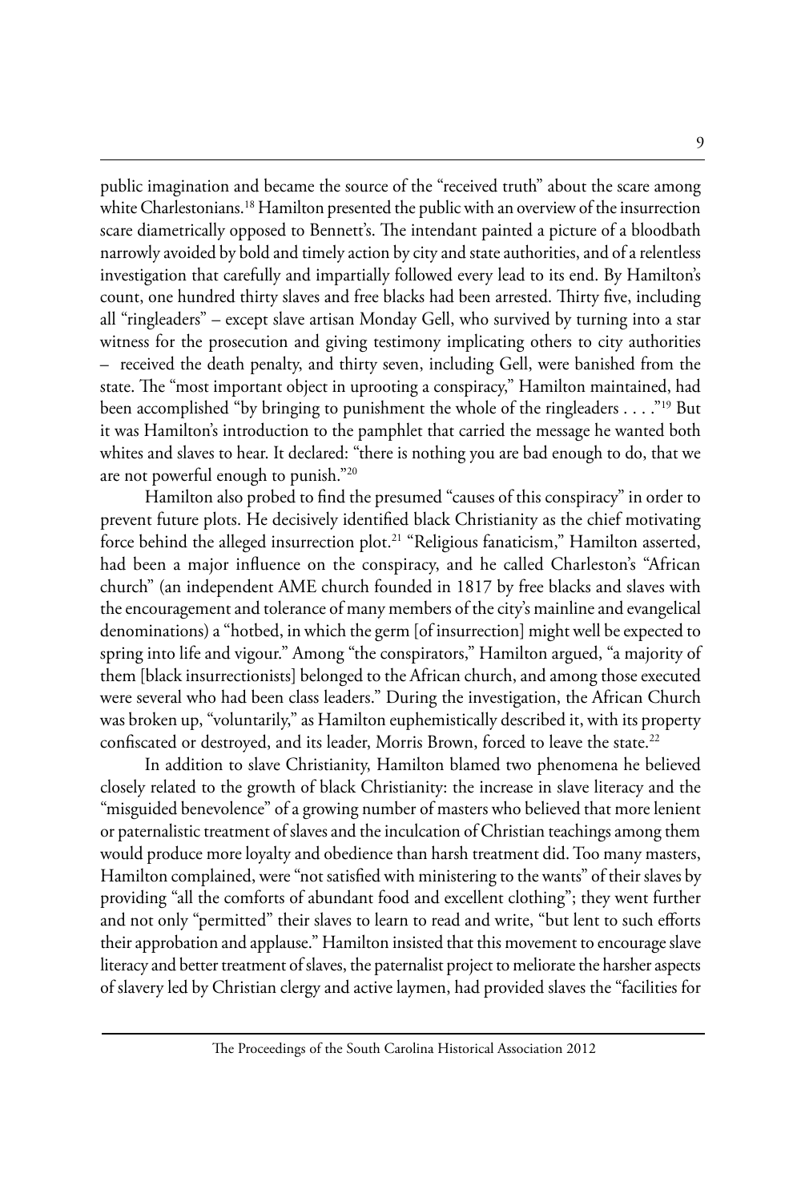public imagination and became the source of the "received truth" about the scare among white Charlestonians.[18] Hamilton presented the public with an overview of the insurrection scare diametrically opposed to Bennett's. The intendant painted a picture of a bloodbath narrowly avoided by bold and timely action by city and state authorities, and of a relentless investigation that carefully and impartially followed every lead to its end. By Hamilton's count, one hundred thirty slaves and free blacks had been arrested. Thirty five, including all "ringleaders" – except slave artisan Monday Gell, who survived by turning into a star witness for the prosecution and giving testimony implicating others to city authorities – received the death penalty, and thirty seven, including Gell, were banished from the state. The "most important object in uprooting a conspiracy," Hamilton maintained, had been accomplished "by bringing to punishment the whole of the ringleaders . . . ."[19] But it was Hamilton's introduction to the pamphlet that carried the message he wanted both whites and slaves to hear. It declared: "there is nothing you are bad enough to do, that we are not powerful enough to punish."[20]

Hamilton also probed to find the presumed "causes of this conspiracy" in order to prevent future plots. He decisively identified black Christianity as the chief motivating force behind the alleged insurrection plot.[21] "Religious fanaticism," Hamilton asserted, had been a major influence on the conspiracy, and he called Charleston's "African church" (an independent AME church founded in 1817 by free blacks and slaves with the encouragement and tolerance of many members of the city's mainline and evangelical denominations) a "hotbed, in which the germ [of insurrection] might well be expected to spring into life and vigour." Among "the conspirators," Hamilton argued, "a majority of them [black insurrectionists] belonged to the African church, and among those executed were several who had been class leaders." During the investigation, the African Church was broken up, "voluntarily," as Hamilton euphemistically described it, with its property confiscated or destroyed, and its leader, Morris Brown, forced to leave the state.[22]

In addition to slave Christianity, Hamilton blamed two phenomena he believed closely related to the growth of black Christianity: the increase in slave literacy and the "misguided benevolence" of a growing number of masters who believed that more lenient or paternalistic treatment of slaves and the inculcation of Christian teachings among them would produce more loyalty and obedience than harsh treatment did. Too many masters, Hamilton complained, were "not satisfied with ministering to the wants" of their slaves by providing "all the comforts of abundant food and excellent clothing"; they went further and not only "permitted" their slaves to learn to read and write, "but lent to such efforts their approbation and applause." Hamilton insisted that this movement to encourage slave literacy and better treatment of slaves, the paternalist project to meliorate the harsher aspects of slavery led by Christian clergy and active laymen, had provided slaves the "facilities for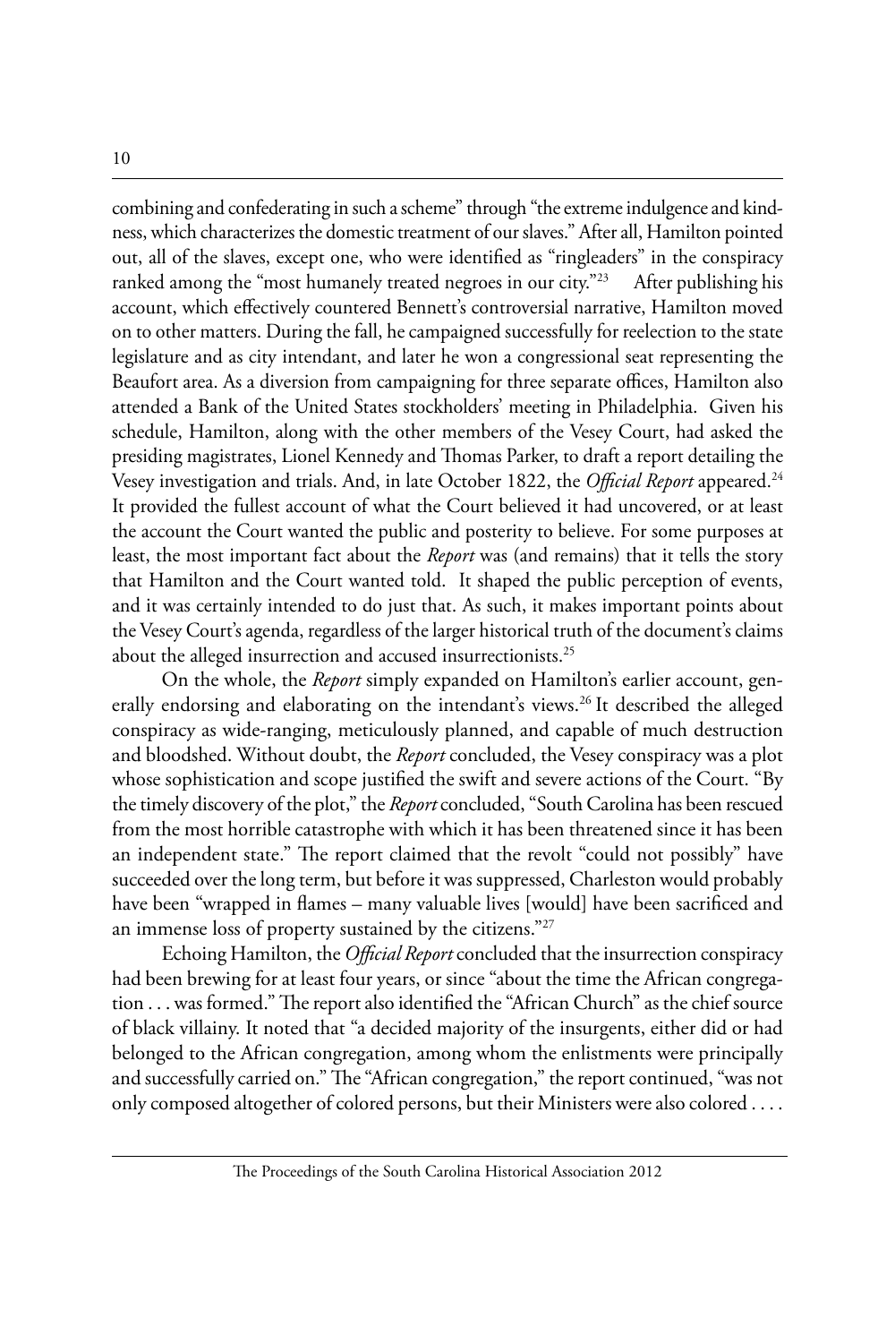combining and confederating in such a scheme" through "the extreme indulgence and kindness, which characterizes the domestic treatment of our slaves." After all, Hamilton pointed out, all of the slaves, except one, who were identified as "ringleaders" in the conspiracy ranked among the "most humanely treated negroes in our city."[23] After publishing his account, which effectively countered Bennett's controversial narrative, Hamilton moved on to other matters. During the fall, he campaigned successfully for reelection to the state legislature and as city intendant, and later he won a congressional seat representing the Beaufort area. As a diversion from campaigning for three separate offices, Hamilton also attended a Bank of the United States stockholders' meeting in Philadelphia. Given his schedule, Hamilton, along with the other members of the Vesey Court, had asked the presiding magistrates, Lionel Kennedy and Thomas Parker, to draft a report detailing the Vesey investigation and trials. And, in late October 1822, the *Official Report* appeared.[24] It provided the fullest account of what the Court believed it had uncovered, or at least the account the Court wanted the public and posterity to believe. For some purposes at least, the most important fact about the *Report* was (and remains) that it tells the story that Hamilton and the Court wanted told. It shaped the public perception of events, and it was certainly intended to do just that. As such, it makes important points about the Vesey Court's agenda, regardless of the larger historical truth of the document's claims about the alleged insurrection and accused insurrectionists.[25]

On the whole, the *Report* simply expanded on Hamilton's earlier account, generally endorsing and elaborating on the intendant's views.[26] It described the alleged conspiracy as wide-ranging, meticulously planned, and capable of much destruction and bloodshed. Without doubt, the *Report* concluded, the Vesey conspiracy was a plot whose sophistication and scope justified the swift and severe actions of the Court. "By the timely discovery of the plot," the *Report* concluded, "South Carolina has been rescued from the most horrible catastrophe with which it has been threatened since it has been an independent state." The report claimed that the revolt "could not possibly" have succeeded over the long term, but before it was suppressed, Charleston would probably have been "wrapped in flames – many valuable lives [would] have been sacrificed and an immense loss of property sustained by the citizens."[27]

Echoing Hamilton, the *Official Report* concluded that the insurrection conspiracy had been brewing for at least four years, or since "about the time the African congregation . . . was formed." The report also identified the "African Church" as the chief source of black villainy. It noted that "a decided majority of the insurgents, either did or had belonged to the African congregation, among whom the enlistments were principally and successfully carried on." The "African congregation," the report continued, "was not only composed altogether of colored persons, but their Ministers were also colored . . . .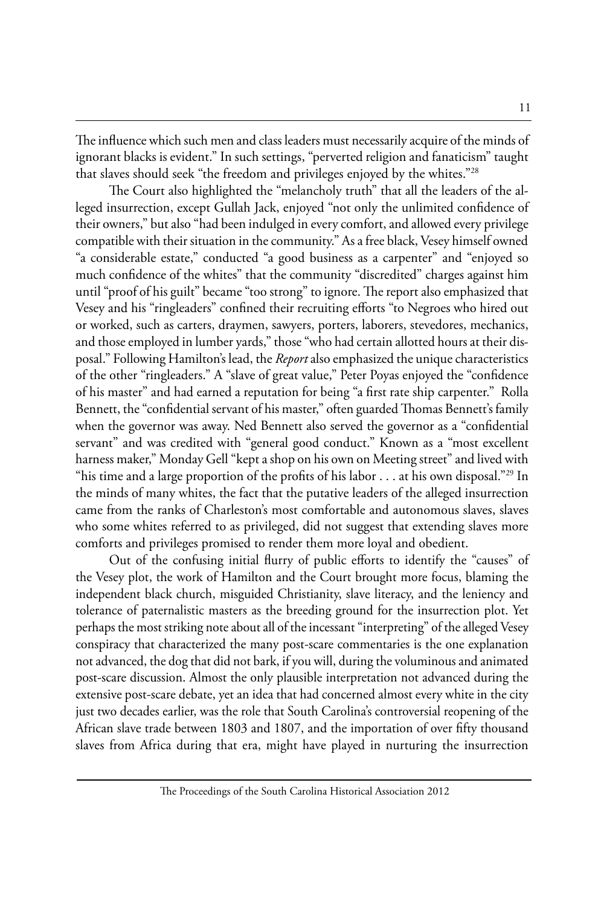The influence which such men and class leaders must necessarily acquire of the minds of ignorant blacks is evident." In such settings, "perverted religion and fanaticism" taught that slaves should seek "the freedom and privileges enjoyed by the whites."[28]

The Court also highlighted the "melancholy truth" that all the leaders of the alleged insurrection, except Gullah Jack, enjoyed "not only the unlimited confidence of their owners," but also "had been indulged in every comfort, and allowed every privilege compatible with their situation in the community." As a free black, Vesey himself owned "a considerable estate," conducted "a good business as a carpenter" and "enjoyed so much confidence of the whites" that the community "discredited" charges against him until "proof of his guilt" became "too strong" to ignore. The report also emphasized that Vesey and his "ringleaders" confined their recruiting efforts "to Negroes who hired out or worked, such as carters, draymen, sawyers, porters, laborers, stevedores, mechanics, and those employed in lumber yards," those "who had certain allotted hours at their disposal." Following Hamilton's lead, the *Report* also emphasized the unique characteristics of the other "ringleaders." A "slave of great value," Peter Poyas enjoyed the "confidence of his master" and had earned a reputation for being "a first rate ship carpenter." Rolla Bennett, the "confidential servant of his master," often guarded Thomas Bennett's family when the governor was away. Ned Bennett also served the governor as a "confidential servant" and was credited with "general good conduct." Known as a "most excellent harness maker," Monday Gell "kept a shop on his own on Meeting street" and lived with "his time and a large proportion of the profits of his labor . . . at his own disposal."[29] In the minds of many whites, the fact that the putative leaders of the alleged insurrection came from the ranks of Charleston's most comfortable and autonomous slaves, slaves who some whites referred to as privileged, did not suggest that extending slaves more comforts and privileges promised to render them more loyal and obedient.

Out of the confusing initial flurry of public efforts to identify the "causes" of the Vesey plot, the work of Hamilton and the Court brought more focus, blaming the independent black church, misguided Christianity, slave literacy, and the leniency and tolerance of paternalistic masters as the breeding ground for the insurrection plot. Yet perhaps the most striking note about all of the incessant "interpreting" of the alleged Vesey conspiracy that characterized the many post-scare commentaries is the one explanation not advanced, the dog that did not bark, if you will, during the voluminous and animated post-scare discussion. Almost the only plausible interpretation not advanced during the extensive post-scare debate, yet an idea that had concerned almost every white in the city just two decades earlier, was the role that South Carolina's controversial reopening of the African slave trade between 1803 and 1807, and the importation of over fifty thousand slaves from Africa during that era, might have played in nurturing the insurrection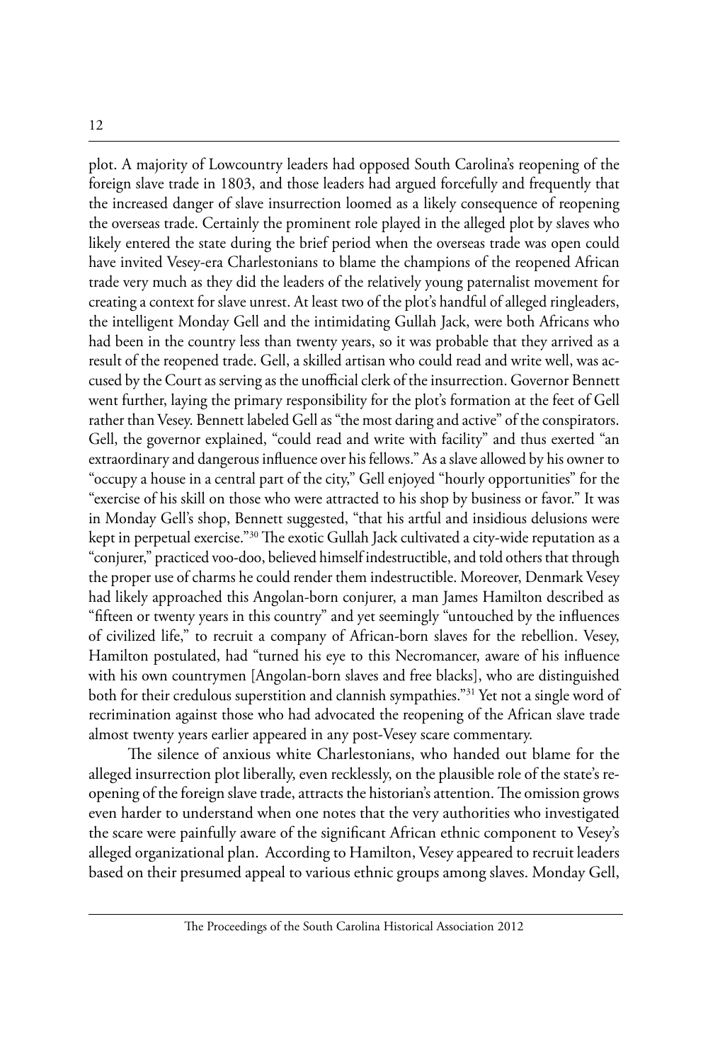plot. A majority of Lowcountry leaders had opposed South Carolina's reopening of the foreign slave trade in 1803, and those leaders had argued forcefully and frequently that the increased danger of slave insurrection loomed as a likely consequence of reopening the overseas trade. Certainly the prominent role played in the alleged plot by slaves who likely entered the state during the brief period when the overseas trade was open could have invited Vesey-era Charlestonians to blame the champions of the reopened African trade very much as they did the leaders of the relatively young paternalist movement for creating a context for slave unrest. At least two of the plot's handful of alleged ringleaders, the intelligent Monday Gell and the intimidating Gullah Jack, were both Africans who had been in the country less than twenty years, so it was probable that they arrived as a result of the reopened trade. Gell, a skilled artisan who could read and write well, was accused by the Court as serving as the unofficial clerk of the insurrection. Governor Bennett went further, laying the primary responsibility for the plot's formation at the feet of Gell rather than Vesey. Bennett labeled Gell as "the most daring and active" of the conspirators. Gell, the governor explained, "could read and write with facility" and thus exerted "an extraordinary and dangerous influence over his fellows." As a slave allowed by his owner to "occupy a house in a central part of the city," Gell enjoyed "hourly opportunities" for the "exercise of his skill on those who were attracted to his shop by business or favor." It was in Monday Gell's shop, Bennett suggested, "that his artful and insidious delusions were kept in perpetual exercise."[30] The exotic Gullah Jack cultivated a city-wide reputation as a "conjurer," practiced voo-doo, believed himself indestructible, and told others that through the proper use of charms he could render them indestructible. Moreover, Denmark Vesey had likely approached this Angolan-born conjurer, a man James Hamilton described as "fifteen or twenty years in this country" and yet seemingly "untouched by the influences of civilized life," to recruit a company of African-born slaves for the rebellion. Vesey, Hamilton postulated, had "turned his eye to this Necromancer, aware of his influence with his own countrymen [Angolan-born slaves and free blacks], who are distinguished both for their credulous superstition and clannish sympathies."[31] Yet not a single word of recrimination against those who had advocated the reopening of the African slave trade almost twenty years earlier appeared in any post-Vesey scare commentary.

The silence of anxious white Charlestonians, who handed out blame for the alleged insurrection plot liberally, even recklessly, on the plausible role of the state's reopening of the foreign slave trade, attracts the historian's attention. The omission grows even harder to understand when one notes that the very authorities who investigated the scare were painfully aware of the significant African ethnic component to Vesey's alleged organizational plan. According to Hamilton, Vesey appeared to recruit leaders based on their presumed appeal to various ethnic groups among slaves. Monday Gell,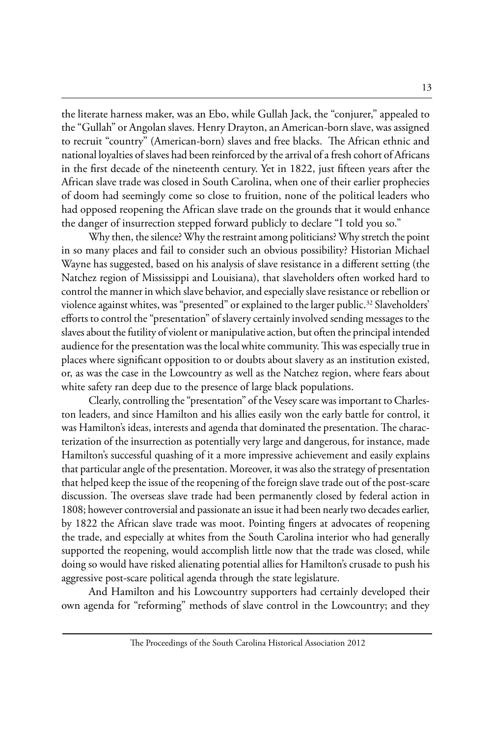the literate harness maker, was an Ebo, while Gullah Jack, the "conjurer," appealed to the "Gullah" or Angolan slaves. Henry Drayton, an American-born slave, was assigned to recruit "country" (American-born) slaves and free blacks. The African ethnic and national loyalties of slaves had been reinforced by the arrival of a fresh cohort of Africans in the first decade of the nineteenth century. Yet in 1822, just fifteen years after the African slave trade was closed in South Carolina, when one of their earlier prophecies of doom had seemingly come so close to fruition, none of the political leaders who had opposed reopening the African slave trade on the grounds that it would enhance the danger of insurrection stepped forward publicly to declare "I told you so."

Why then, the silence? Why the restraint among politicians? Why stretch the point in so many places and fail to consider such an obvious possibility? Historian Michael Wayne has suggested, based on his analysis of slave resistance in a different setting (the Natchez region of Mississippi and Louisiana), that slaveholders often worked hard to control the manner in which slave behavior, and especially slave resistance or rebellion or violence against whites, was "presented" or explained to the larger public.[32] Slaveholders' efforts to control the "presentation" of slavery certainly involved sending messages to the slaves about the futility of violent or manipulative action, but often the principal intended audience for the presentation was the local white community. This was especially true in places where significant opposition to or doubts about slavery as an institution existed, or, as was the case in the Lowcountry as well as the Natchez region, where fears about white safety ran deep due to the presence of large black populations.

Clearly, controlling the "presentation" of the Vesey scare was important to Charleston leaders, and since Hamilton and his allies easily won the early battle for control, it was Hamilton's ideas, interests and agenda that dominated the presentation. The characterization of the insurrection as potentially very large and dangerous, for instance, made Hamilton's successful quashing of it a more impressive achievement and easily explains that particular angle of the presentation. Moreover, it was also the strategy of presentation that helped keep the issue of the reopening of the foreign slave trade out of the post-scare discussion. The overseas slave trade had been permanently closed by federal action in 1808; however controversial and passionate an issue it had been nearly two decades earlier, by 1822 the African slave trade was moot. Pointing fingers at advocates of reopening the trade, and especially at whites from the South Carolina interior who had generally supported the reopening, would accomplish little now that the trade was closed, while doing so would have risked alienating potential allies for Hamilton's crusade to push his aggressive post-scare political agenda through the state legislature.

And Hamilton and his Lowcountry supporters had certainly developed their own agenda for "reforming" methods of slave control in the Lowcountry; and they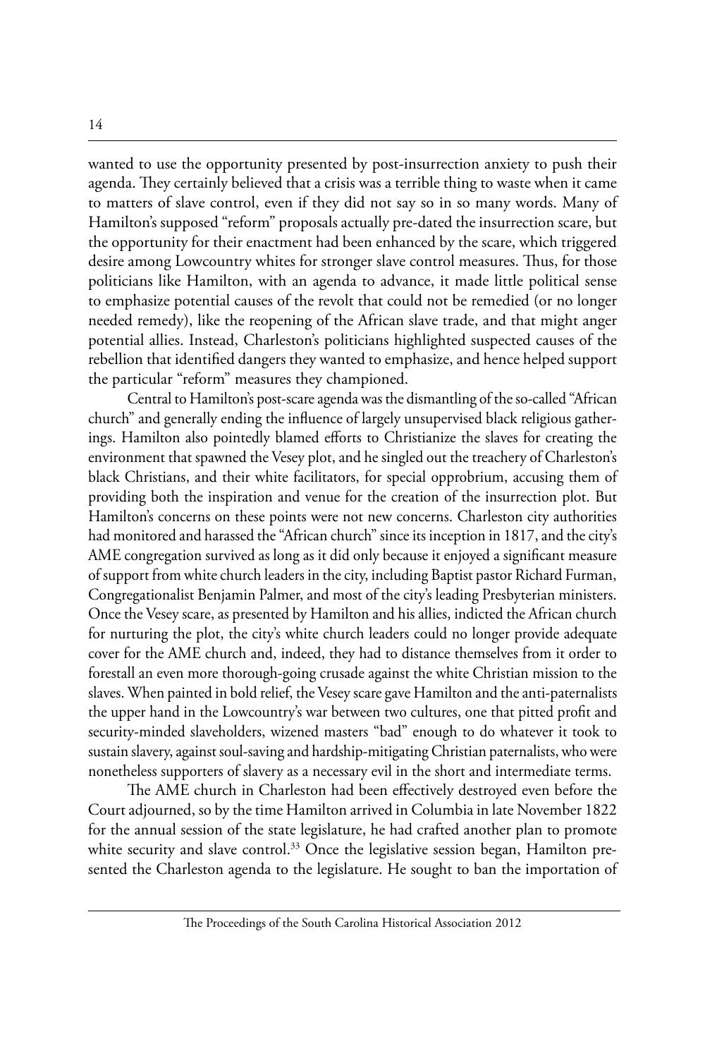wanted to use the opportunity presented by post-insurrection anxiety to push their agenda. They certainly believed that a crisis was a terrible thing to waste when it came to matters of slave control, even if they did not say so in so many words. Many of Hamilton's supposed "reform" proposals actually pre-dated the insurrection scare, but the opportunity for their enactment had been enhanced by the scare, which triggered desire among Lowcountry whites for stronger slave control measures. Thus, for those politicians like Hamilton, with an agenda to advance, it made little political sense to emphasize potential causes of the revolt that could not be remedied (or no longer needed remedy), like the reopening of the African slave trade, and that might anger potential allies. Instead, Charleston's politicians highlighted suspected causes of the rebellion that identified dangers they wanted to emphasize, and hence helped support the particular "reform" measures they championed.

Central to Hamilton's post-scare agenda was the dismantling of the so-called "African church" and generally ending the influence of largely unsupervised black religious gatherings. Hamilton also pointedly blamed efforts to Christianize the slaves for creating the environment that spawned the Vesey plot, and he singled out the treachery of Charleston's black Christians, and their white facilitators, for special opprobrium, accusing them of providing both the inspiration and venue for the creation of the insurrection plot. But Hamilton's concerns on these points were not new concerns. Charleston city authorities had monitored and harassed the "African church" since its inception in 1817, and the city's AME congregation survived as long as it did only because it enjoyed a significant measure of support from white church leaders in the city, including Baptist pastor Richard Furman, Congregationalist Benjamin Palmer, and most of the city's leading Presbyterian ministers. Once the Vesey scare, as presented by Hamilton and his allies, indicted the African church for nurturing the plot, the city's white church leaders could no longer provide adequate cover for the AME church and, indeed, they had to distance themselves from it order to forestall an even more thorough-going crusade against the white Christian mission to the slaves. When painted in bold relief, the Vesey scare gave Hamilton and the anti-paternalists the upper hand in the Lowcountry's war between two cultures, one that pitted profit and security-minded slaveholders, wizened masters "bad" enough to do whatever it took to sustain slavery, against soul-saving and hardship-mitigating Christian paternalists, who were nonetheless supporters of slavery as a necessary evil in the short and intermediate terms.

The AME church in Charleston had been effectively destroyed even before the Court adjourned, so by the time Hamilton arrived in Columbia in late November 1822 for the annual session of the state legislature, he had crafted another plan to promote white security and slave control.[33] Once the legislative session began, Hamilton presented the Charleston agenda to the legislature. He sought to ban the importation of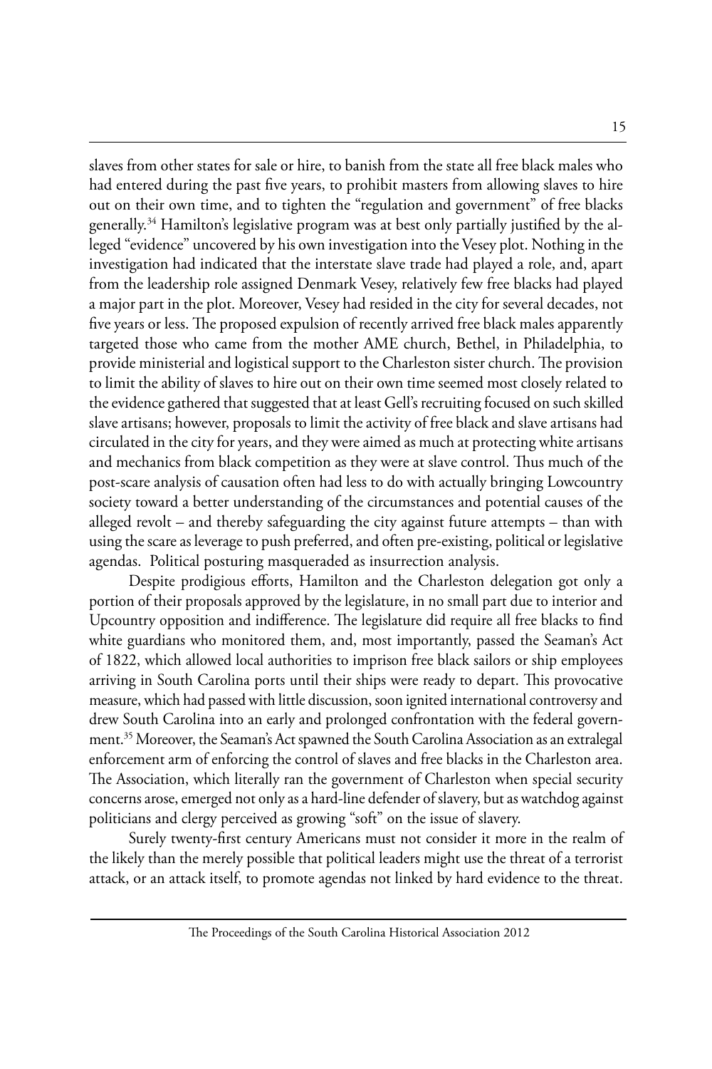slaves from other states for sale or hire, to banish from the state all free black males who had entered during the past five years, to prohibit masters from allowing slaves to hire out on their own time, and to tighten the "regulation and government" of free blacks generally.[34] Hamilton's legislative program was at best only partially justified by the alleged "evidence" uncovered by his own investigation into the Vesey plot. Nothing in the investigation had indicated that the interstate slave trade had played a role, and, apart from the leadership role assigned Denmark Vesey, relatively few free blacks had played a major part in the plot. Moreover, Vesey had resided in the city for several decades, not five years or less. The proposed expulsion of recently arrived free black males apparently targeted those who came from the mother AME church, Bethel, in Philadelphia, to provide ministerial and logistical support to the Charleston sister church. The provision to limit the ability of slaves to hire out on their own time seemed most closely related to the evidence gathered that suggested that at least Gell's recruiting focused on such skilled slave artisans; however, proposals to limit the activity of free black and slave artisans had circulated in the city for years, and they were aimed as much at protecting white artisans and mechanics from black competition as they were at slave control. Thus much of the post-scare analysis of causation often had less to do with actually bringing Lowcountry society toward a better understanding of the circumstances and potential causes of the alleged revolt – and thereby safeguarding the city against future attempts – than with using the scare as leverage to push preferred, and often pre-existing, political or legislative agendas. Political posturing masqueraded as insurrection analysis.

Despite prodigious efforts, Hamilton and the Charleston delegation got only a portion of their proposals approved by the legislature, in no small part due to interior and Upcountry opposition and indifference. The legislature did require all free blacks to find white guardians who monitored them, and, most importantly, passed the Seaman's Act of 1822, which allowed local authorities to imprison free black sailors or ship employees arriving in South Carolina ports until their ships were ready to depart. This provocative measure, which had passed with little discussion, soon ignited international controversy and drew South Carolina into an early and prolonged confrontation with the federal government.[35] Moreover, the Seaman's Act spawned the South Carolina Association as an extralegal enforcement arm of enforcing the control of slaves and free blacks in the Charleston area. The Association, which literally ran the government of Charleston when special security concerns arose, emerged not only as a hard-line defender of slavery, but as watchdog against politicians and clergy perceived as growing "soft" on the issue of slavery.

Surely twenty-first century Americans must not consider it more in the realm of the likely than the merely possible that political leaders might use the threat of a terrorist attack, or an attack itself, to promote agendas not linked by hard evidence to the threat.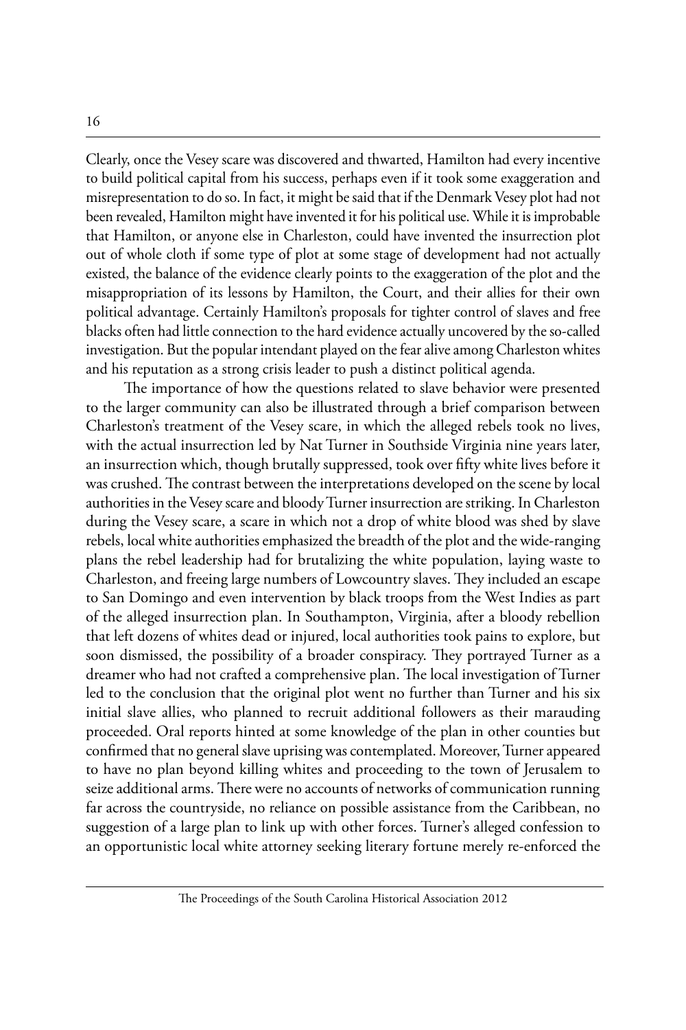Clearly, once the Vesey scare was discovered and thwarted, Hamilton had every incentive to build political capital from his success, perhaps even if it took some exaggeration and misrepresentation to do so. In fact, it might be said that if the Denmark Vesey plot had not been revealed, Hamilton might have invented it for his political use. While it is improbable that Hamilton, or anyone else in Charleston, could have invented the insurrection plot out of whole cloth if some type of plot at some stage of development had not actually existed, the balance of the evidence clearly points to the exaggeration of the plot and the misappropriation of its lessons by Hamilton, the Court, and their allies for their own political advantage. Certainly Hamilton's proposals for tighter control of slaves and free blacks often had little connection to the hard evidence actually uncovered by the so-called investigation. But the popular intendant played on the fear alive among Charleston whites and his reputation as a strong crisis leader to push a distinct political agenda.

The importance of how the questions related to slave behavior were presented to the larger community can also be illustrated through a brief comparison between Charleston's treatment of the Vesey scare, in which the alleged rebels took no lives, with the actual insurrection led by Nat Turner in Southside Virginia nine years later, an insurrection which, though brutally suppressed, took over fifty white lives before it was crushed. The contrast between the interpretations developed on the scene by local authorities in the Vesey scare and bloody Turner insurrection are striking. In Charleston during the Vesey scare, a scare in which not a drop of white blood was shed by slave rebels, local white authorities emphasized the breadth of the plot and the wide-ranging plans the rebel leadership had for brutalizing the white population, laying waste to Charleston, and freeing large numbers of Lowcountry slaves. They included an escape to San Domingo and even intervention by black troops from the West Indies as part of the alleged insurrection plan. In Southampton, Virginia, after a bloody rebellion that left dozens of whites dead or injured, local authorities took pains to explore, but soon dismissed, the possibility of a broader conspiracy. They portrayed Turner as a dreamer who had not crafted a comprehensive plan. The local investigation of Turner led to the conclusion that the original plot went no further than Turner and his six initial slave allies, who planned to recruit additional followers as their marauding proceeded. Oral reports hinted at some knowledge of the plan in other counties but confirmed that no general slave uprising was contemplated. Moreover, Turner appeared to have no plan beyond killing whites and proceeding to the town of Jerusalem to seize additional arms. There were no accounts of networks of communication running far across the countryside, no reliance on possible assistance from the Caribbean, no suggestion of a large plan to link up with other forces. Turner's alleged confession to an opportunistic local white attorney seeking literary fortune merely re-enforced the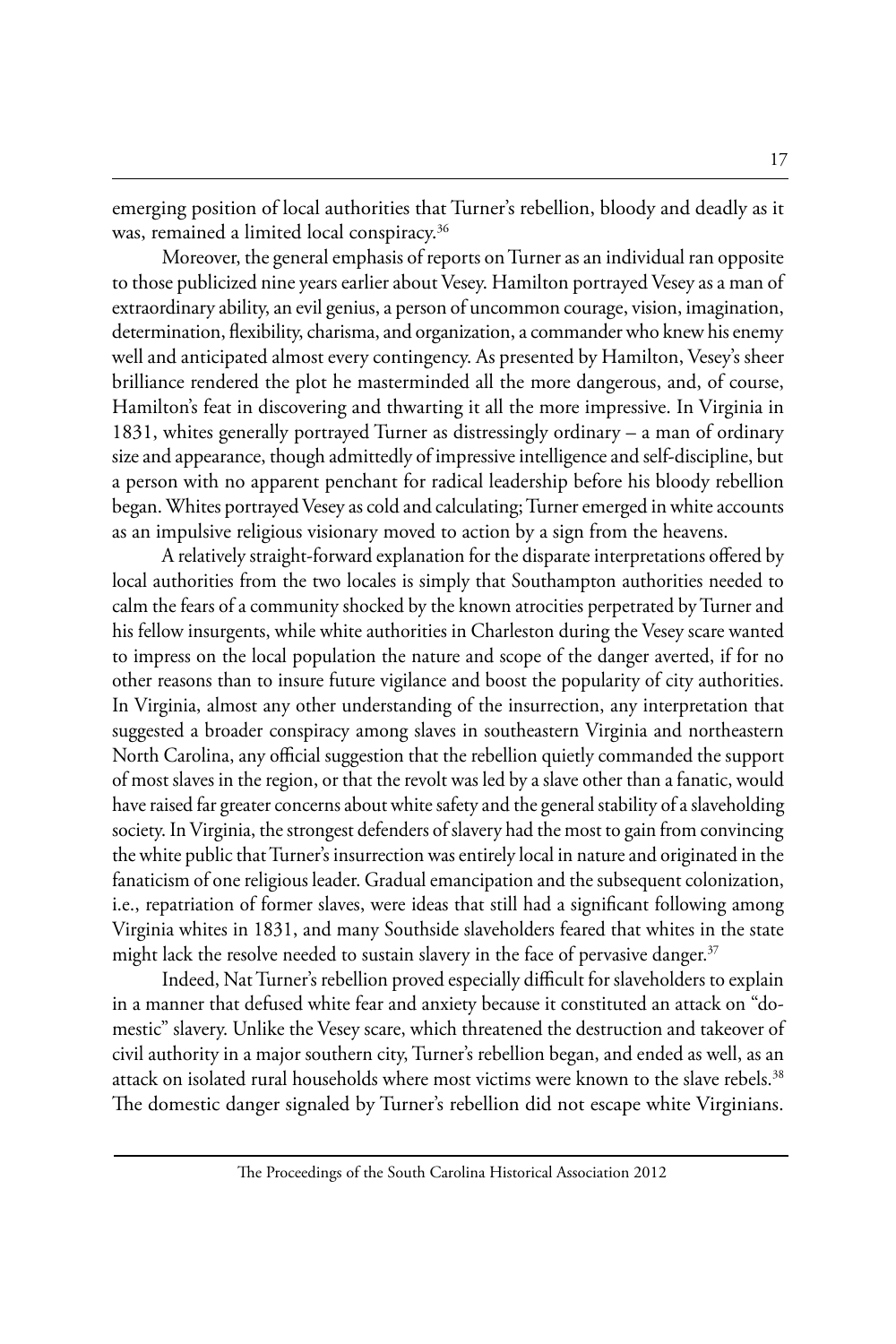emerging position of local authorities that Turner's rebellion, bloody and deadly as it was, remained a limited local conspiracy.[36]

Moreover, the general emphasis of reports on Turner as an individual ran opposite to those publicized nine years earlier about Vesey. Hamilton portrayed Vesey as a man of extraordinary ability, an evil genius, a person of uncommon courage, vision, imagination, determination, flexibility, charisma, and organization, a commander who knew his enemy well and anticipated almost every contingency. As presented by Hamilton, Vesey's sheer brilliance rendered the plot he masterminded all the more dangerous, and, of course, Hamilton's feat in discovering and thwarting it all the more impressive. In Virginia in 1831, whites generally portrayed Turner as distressingly ordinary – a man of ordinary size and appearance, though admittedly of impressive intelligence and self-discipline, but a person with no apparent penchant for radical leadership before his bloody rebellion began. Whites portrayed Vesey as cold and calculating; Turner emerged in white accounts as an impulsive religious visionary moved to action by a sign from the heavens.

A relatively straight-forward explanation for the disparate interpretations offered by local authorities from the two locales is simply that Southampton authorities needed to calm the fears of a community shocked by the known atrocities perpetrated by Turner and his fellow insurgents, while white authorities in Charleston during the Vesey scare wanted to impress on the local population the nature and scope of the danger averted, if for no other reasons than to insure future vigilance and boost the popularity of city authorities. In Virginia, almost any other understanding of the insurrection, any interpretation that suggested a broader conspiracy among slaves in southeastern Virginia and northeastern North Carolina, any official suggestion that the rebellion quietly commanded the support of most slaves in the region, or that the revolt was led by a slave other than a fanatic, would have raised far greater concerns about white safety and the general stability of a slaveholding society. In Virginia, the strongest defenders of slavery had the most to gain from convincing the white public that Turner's insurrection was entirely local in nature and originated in the fanaticism of one religious leader. Gradual emancipation and the subsequent colonization, i.e., repatriation of former slaves, were ideas that still had a significant following among Virginia whites in 1831, and many Southside slaveholders feared that whites in the state might lack the resolve needed to sustain slavery in the face of pervasive danger.[37]

Indeed, Nat Turner's rebellion proved especially difficult for slaveholders to explain in a manner that defused white fear and anxiety because it constituted an attack on "domestic" slavery. Unlike the Vesey scare, which threatened the destruction and takeover of civil authority in a major southern city, Turner's rebellion began, and ended as well, as an attack on isolated rural households where most victims were known to the slave rebels.[38] The domestic danger signaled by Turner's rebellion did not escape white Virginians.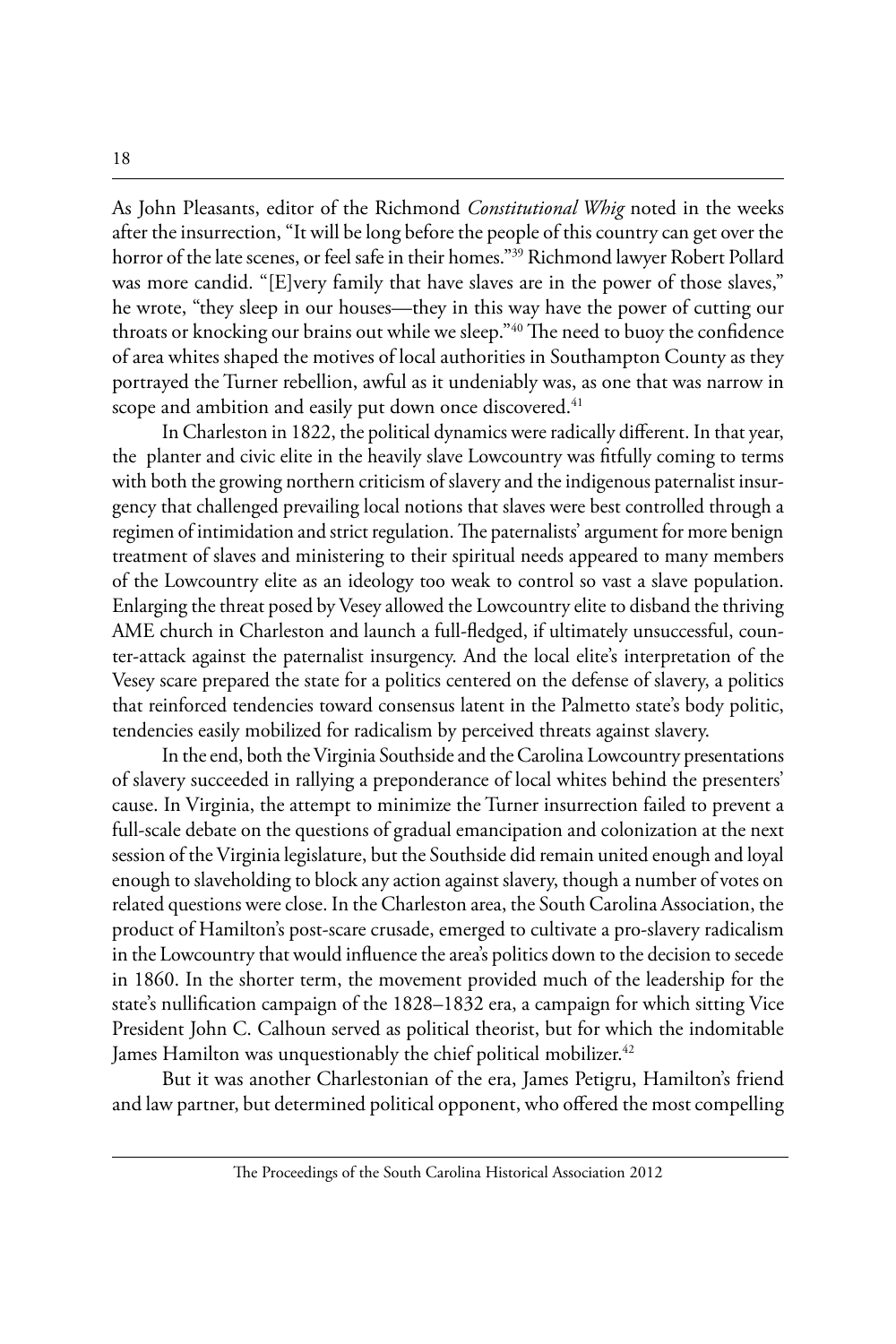As John Pleasants, editor of the Richmond *Constitutional Whig* noted in the weeks after the insurrection, "It will be long before the people of this country can get over the horror of the late scenes, or feel safe in their homes."[39] Richmond lawyer Robert Pollard was more candid. "[E]very family that have slaves are in the power of those slaves," he wrote, "they sleep in our houses—they in this way have the power of cutting our throats or knocking our brains out while we sleep."[40] The need to buoy the confidence of area whites shaped the motives of local authorities in Southampton County as they portrayed the Turner rebellion, awful as it undeniably was, as one that was narrow in scope and ambition and easily put down once discovered.[41]

In Charleston in 1822, the political dynamics were radically different. In that year, the planter and civic elite in the heavily slave Lowcountry was fitfully coming to terms with both the growing northern criticism of slavery and the indigenous paternalist insurgency that challenged prevailing local notions that slaves were best controlled through a regimen of intimidation and strict regulation. The paternalists' argument for more benign treatment of slaves and ministering to their spiritual needs appeared to many members of the Lowcountry elite as an ideology too weak to control so vast a slave population. Enlarging the threat posed by Vesey allowed the Lowcountry elite to disband the thriving AME church in Charleston and launch a full-fledged, if ultimately unsuccessful, counter-attack against the paternalist insurgency. And the local elite's interpretation of the Vesey scare prepared the state for a politics centered on the defense of slavery, a politics that reinforced tendencies toward consensus latent in the Palmetto state's body politic, tendencies easily mobilized for radicalism by perceived threats against slavery.

In the end, both the Virginia Southside and the Carolina Lowcountry presentations of slavery succeeded in rallying a preponderance of local whites behind the presenters' cause. In Virginia, the attempt to minimize the Turner insurrection failed to prevent a full-scale debate on the questions of gradual emancipation and colonization at the next session of the Virginia legislature, but the Southside did remain united enough and loyal enough to slaveholding to block any action against slavery, though a number of votes on related questions were close. In the Charleston area, the South Carolina Association, the product of Hamilton's post-scare crusade, emerged to cultivate a pro-slavery radicalism in the Lowcountry that would influence the area's politics down to the decision to secede in 1860. In the shorter term, the movement provided much of the leadership for the state's nullification campaign of the 1828–1832 era, a campaign for which sitting Vice President John C. Calhoun served as political theorist, but for which the indomitable James Hamilton was unquestionably the chief political mobilizer.[42]

But it was another Charlestonian of the era, James Petigru, Hamilton's friend and law partner, but determined political opponent, who offered the most compelling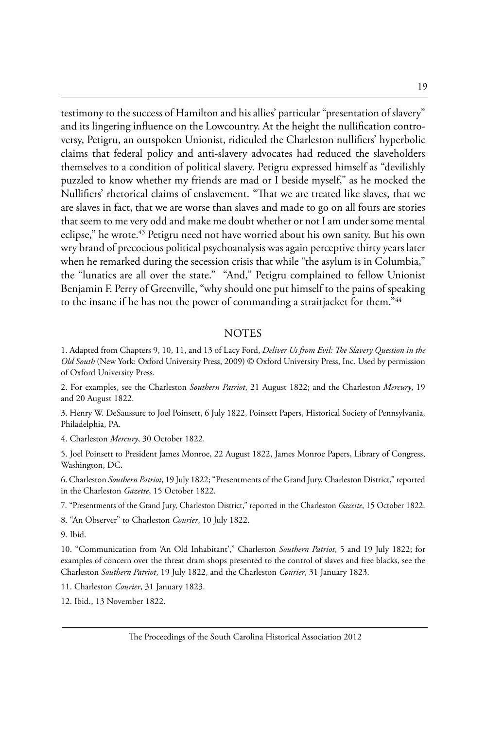testimony to the success of Hamilton and his allies' particular "presentation of slavery" and its lingering influence on the Lowcountry. At the height the nullification controversy, Petigru, an outspoken Unionist, ridiculed the Charleston nullifiers' hyperbolic claims that federal policy and anti-slavery advocates had reduced the slaveholders themselves to a condition of political slavery. Petigru expressed himself as "devilishly puzzled to know whether my friends are mad or I beside myself," as he mocked the Nullifiers' rhetorical claims of enslavement. "That we are treated like slaves, that we are slaves in fact, that we are worse than slaves and made to go on all fours are stories that seem to me very odd and make me doubt whether or not I am under some mental eclipse," he wrote.[43] Petigru need not have worried about his own sanity. But his own wry brand of precocious political psychoanalysis was again perceptive thirty years later when he remarked during the secession crisis that while "the asylum is in Columbia," the "lunatics are all over the state." "And," Petigru complained to fellow Unionist Benjamin F. Perry of Greenville, "why should one put himself to the pains of speaking to the insane if he has not the power of commanding a straitjacket for them."[44]

## NOTES

1. Adapted from Chapters 9, 10, 11, and 13 of Lacy Ford, *Deliver Us from Evil: The Slavery Question in the Old South* (New York: Oxford University Press, 2009) © Oxford University Press, Inc. Used by permission of Oxford University Press.

2. For examples, see the Charleston *Southern Patriot*, 21 August 1822; and the Charleston *Mercury*, 19 and 20 August 1822.

3. Henry W. DeSaussure to Joel Poinsett, 6 July 1822, Poinsett Papers, Historical Society of Pennsylvania, Philadelphia, PA.

4. Charleston *Mercury*, 30 October 1822.

5. Joel Poinsett to President James Monroe, 22 August 1822, James Monroe Papers, Library of Congress, Washington, DC.

6. Charleston *Southern Patriot*, 19 July 1822; "Presentments of the Grand Jury, Charleston District," reported in the Charleston *Gazette*, 15 October 1822.

7. "Presentments of the Grand Jury, Charleston District," reported in the Charleston *Gazette*, 15 October 1822.

8. "An Observer" to Charleston *Courier*, 10 July 1822.

9. Ibid.

10. "Communication from 'An Old Inhabitant'," Charleston *Southern Patriot*, 5 and 19 July 1822; for examples of concern over the threat dram shops presented to the control of slaves and free blacks, see the Charleston *Southern Patriot*, 19 July 1822, and the Charleston *Courier*, 31 January 1823.

11. Charleston *Courier*, 31 January 1823.

12. Ibid., 13 November 1822.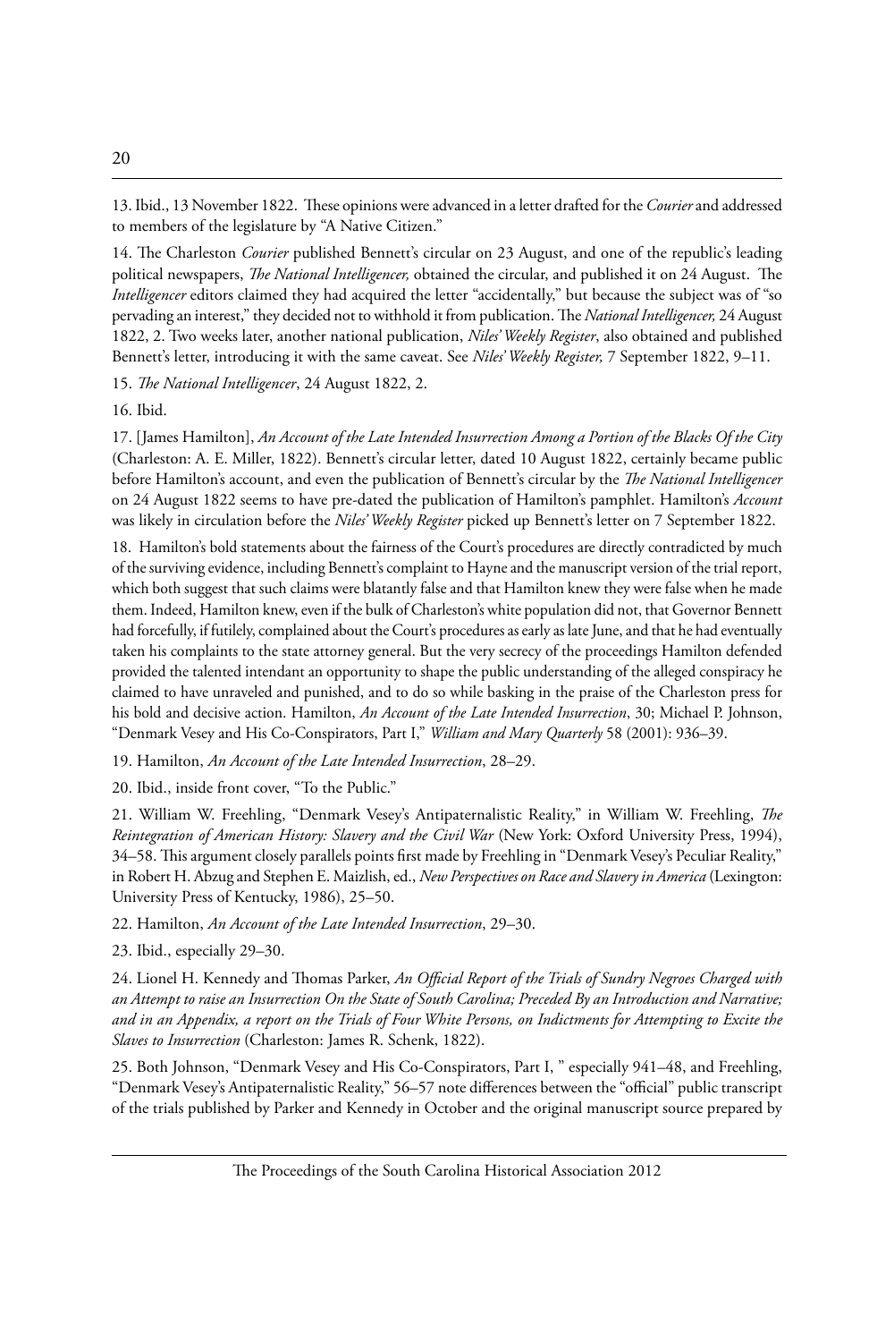13. Ibid., 13 November 1822. These opinions were advanced in a letter drafted for the *Courier* and addressed to members of the legislature by "A Native Citizen."

14. The Charleston *Courier* published Bennett's circular on 23 August, and one of the republic's leading political newspapers, *The National Intelligencer,* obtained the circular, and published it on 24 August. The *Intelligencer* editors claimed they had acquired the letter "accidentally," but because the subject was of "so pervading an interest," they decided not to withhold it from publication. The *National Intelligencer,* 24 August 1822, 2. Two weeks later, another national publication, *Niles' Weekly Register*, also obtained and published Bennett's letter, introducing it with the same caveat. See *Niles' Weekly Register,* 7 September 1822, 9–11.

15. *The National Intelligencer*, 24 August 1822, 2.

16. Ibid.

17. [James Hamilton], *An Account of the Late Intended Insurrection Among a Portion of the Blacks Of the City* (Charleston: A. E. Miller, 1822). Bennett's circular letter, dated 10 August 1822, certainly became public before Hamilton's account, and even the publication of Bennett's circular by the *The National Intelligencer* on 24 August 1822 seems to have pre-dated the publication of Hamilton's pamphlet. Hamilton's *Account* was likely in circulation before the *Niles' Weekly Register* picked up Bennett's letter on 7 September 1822.

18. Hamilton's bold statements about the fairness of the Court's procedures are directly contradicted by much of the surviving evidence, including Bennett's complaint to Hayne and the manuscript version of the trial report, which both suggest that such claims were blatantly false and that Hamilton knew they were false when he made them. Indeed, Hamilton knew, even if the bulk of Charleston's white population did not, that Governor Bennett had forcefully, if futilely, complained about the Court's procedures as early as late June, and that he had eventually taken his complaints to the state attorney general. But the very secrecy of the proceedings Hamilton defended provided the talented intendant an opportunity to shape the public understanding of the alleged conspiracy he claimed to have unraveled and punished, and to do so while basking in the praise of the Charleston press for his bold and decisive action. Hamilton, *An Account of the Late Intended Insurrection*, 30; Michael P. Johnson, "Denmark Vesey and His Co-Conspirators, Part I," *William and Mary Quarterly* 58 (2001): 936–39.

19. Hamilton, *An Account of the Late Intended Insurrection*, 28–29.

20. Ibid., inside front cover, "To the Public."

21. William W. Freehling, "Denmark Vesey's Antipaternalistic Reality," in William W. Freehling, *The Reintegration of American History: Slavery and the Civil War* (New York: Oxford University Press, 1994), 34–58. This argument closely parallels points first made by Freehling in "Denmark Vesey's Peculiar Reality," in Robert H. Abzug and Stephen E. Maizlish, ed., *New Perspectives on Race and Slavery in America* (Lexington: University Press of Kentucky, 1986), 25–50.

22. Hamilton, *An Account of the Late Intended Insurrection*, 29–30.

23. Ibid., especially 29–30.

24. Lionel H. Kennedy and Thomas Parker, *An Official Report of the Trials of Sundry Negroes Charged with an Attempt to raise an Insurrection On the State of South Carolina; Preceded By an Introduction and Narrative; and in an Appendix, a report on the Trials of Four White Persons, on Indictments for Attempting to Excite the Slaves to Insurrection* (Charleston: James R. Schenk, 1822).

25. Both Johnson, "Denmark Vesey and His Co-Conspirators, Part I, " especially 941–48, and Freehling, "Denmark Vesey's Antipaternalistic Reality," 56–57 note differences between the "official" public transcript of the trials published by Parker and Kennedy in October and the original manuscript source prepared by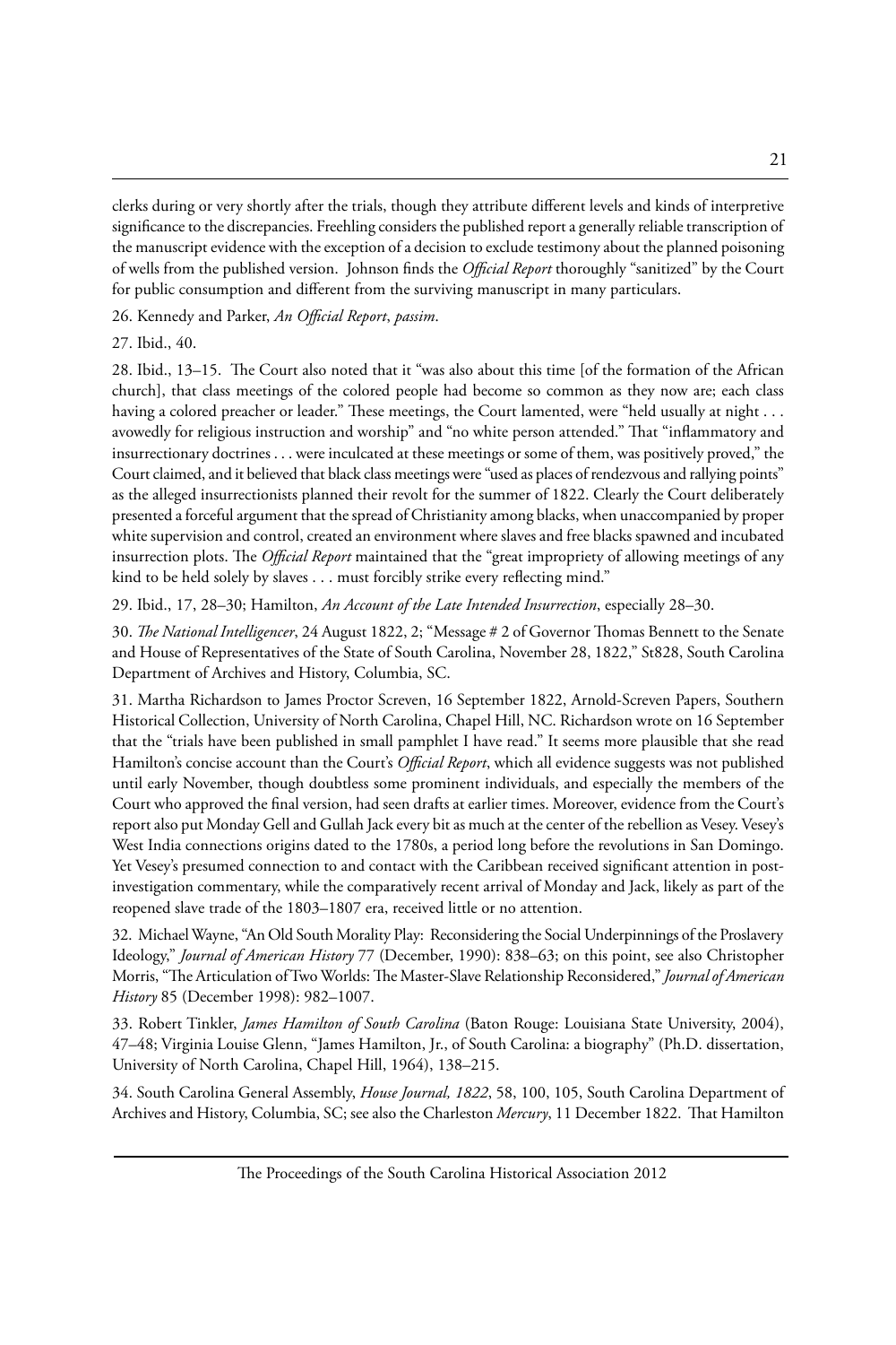clerks during or very shortly after the trials, though they attribute different levels and kinds of interpretive significance to the discrepancies. Freehling considers the published report a generally reliable transcription of the manuscript evidence with the exception of a decision to exclude testimony about the planned poisoning of wells from the published version. Johnson finds the *Official Report* thoroughly "sanitized" by the Court for public consumption and different from the surviving manuscript in many particulars.

26. Kennedy and Parker, *An Official Report*, *passim*.

27. Ibid., 40.

28. Ibid., 13–15. The Court also noted that it "was also about this time [of the formation of the African church], that class meetings of the colored people had become so common as they now are; each class having a colored preacher or leader." These meetings, the Court lamented, were "held usually at night . . . avowedly for religious instruction and worship" and "no white person attended." That "inflammatory and insurrectionary doctrines . . . were inculcated at these meetings or some of them, was positively proved," the Court claimed, and it believed that black class meetings were "used as places of rendezvous and rallying points" as the alleged insurrectionists planned their revolt for the summer of 1822. Clearly the Court deliberately presented a forceful argument that the spread of Christianity among blacks, when unaccompanied by proper white supervision and control, created an environment where slaves and free blacks spawned and incubated insurrection plots. The *Official Report* maintained that the "great impropriety of allowing meetings of any kind to be held solely by slaves . . . must forcibly strike every reflecting mind."

29. Ibid., 17, 28–30; Hamilton, *An Account of the Late Intended Insurrection*, especially 28–30.

30. *The National Intelligencer*, 24 August 1822, 2; "Message # 2 of Governor Thomas Bennett to the Senate and House of Representatives of the State of South Carolina, November 28, 1822," St828, South Carolina Department of Archives and History, Columbia, SC.

31. Martha Richardson to James Proctor Screven, 16 September 1822, Arnold-Screven Papers, Southern Historical Collection, University of North Carolina, Chapel Hill, NC. Richardson wrote on 16 September that the "trials have been published in small pamphlet I have read." It seems more plausible that she read Hamilton's concise account than the Court's *Official Report*, which all evidence suggests was not published until early November, though doubtless some prominent individuals, and especially the members of the Court who approved the final version, had seen drafts at earlier times. Moreover, evidence from the Court's report also put Monday Gell and Gullah Jack every bit as much at the center of the rebellion as Vesey. Vesey's West India connections origins dated to the 1780s, a period long before the revolutions in San Domingo. Yet Vesey's presumed connection to and contact with the Caribbean received significant attention in post-investigation commentary, while the comparatively recent arrival of Monday and Jack, likely as part of the reopened slave trade of the 1803–1807 era, received little or no attention.

32. Michael Wayne, "An Old South Morality Play: Reconsidering the Social Underpinnings of the Proslavery Ideology," *Journal of American History* 77 (December, 1990): 838–63; on this point, see also Christopher Morris, "The Articulation of Two Worlds: The Master-Slave Relationship Reconsidered," *Journal of American History* 85 (December 1998): 982–1007.

33. Robert Tinkler, *James Hamilton of South Carolina* (Baton Rouge: Louisiana State University, 2004), 47–48; Virginia Louise Glenn, "James Hamilton, Jr., of South Carolina: a biography" (Ph.D. dissertation, University of North Carolina, Chapel Hill, 1964), 138–215.

34. South Carolina General Assembly, *House Journal, 1822*, 58, 100, 105, South Carolina Department of Archives and History, Columbia, SC; see also the Charleston *Mercury*, 11 December 1822. That Hamilton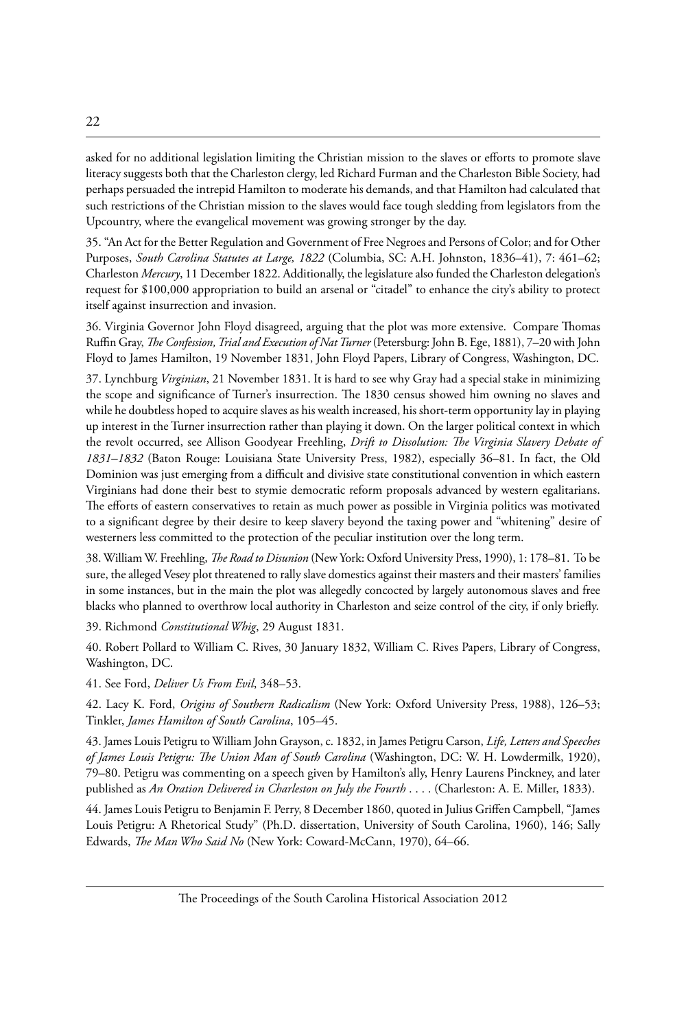asked for no additional legislation limiting the Christian mission to the slaves or efforts to promote slave literacy suggests both that the Charleston clergy, led Richard Furman and the Charleston Bible Society, had perhaps persuaded the intrepid Hamilton to moderate his demands, and that Hamilton had calculated that such restrictions of the Christian mission to the slaves would face tough sledding from legislators from the Upcountry, where the evangelical movement was growing stronger by the day.

35. "An Act for the Better Regulation and Government of Free Negroes and Persons of Color; and for Other Purposes, *South Carolina Statutes at Large, 1822* (Columbia, SC: A.H. Johnston, 1836–41), 7: 461–62; Charleston *Mercury*, 11 December 1822. Additionally, the legislature also funded the Charleston delegation's request for $100,000 appropriation to build an arsenal or "citadel" to enhance the city's ability to protect itself against insurrection and invasion.

36. Virginia Governor John Floyd disagreed, arguing that the plot was more extensive. Compare Thomas Ruffin Gray, *The Confession, Trial and Execution of Nat Turner* (Petersburg: John B. Ege, 1881), 7–20 with John Floyd to James Hamilton, 19 November 1831, John Floyd Papers, Library of Congress, Washington, DC.

37. Lynchburg *Virginian*, 21 November 1831. It is hard to see why Gray had a special stake in minimizing the scope and significance of Turner's insurrection. The 1830 census showed him owning no slaves and while he doubtless hoped to acquire slaves as his wealth increased, his short-term opportunity lay in playing up interest in the Turner insurrection rather than playing it down. On the larger political context in which the revolt occurred, see Allison Goodyear Freehling, *Drift to Dissolution: The Virginia Slavery Debate of 1831–1832* (Baton Rouge: Louisiana State University Press, 1982), especially 36–81. In fact, the Old Dominion was just emerging from a difficult and divisive state constitutional convention in which eastern Virginians had done their best to stymie democratic reform proposals advanced by western egalitarians. The efforts of eastern conservatives to retain as much power as possible in Virginia politics was motivated to a significant degree by their desire to keep slavery beyond the taxing power and "whitening" desire of westerners less committed to the protection of the peculiar institution over the long term.

38. William W. Freehling, *The Road to Disunion* (New York: Oxford University Press, 1990), 1: 178–81. To be sure, the alleged Vesey plot threatened to rally slave domestics against their masters and their masters' families in some instances, but in the main the plot was allegedly concocted by largely autonomous slaves and free blacks who planned to overthrow local authority in Charleston and seize control of the city, if only briefly.

39. Richmond *Constitutional Whig*, 29 August 1831.

40. Robert Pollard to William C. Rives, 30 January 1832, William C. Rives Papers, Library of Congress, Washington, DC.

41. See Ford, *Deliver Us From Evil*, 348–53.

42. Lacy K. Ford, *Origins of Southern Radicalism* (New York: Oxford University Press, 1988), 126–53; Tinkler, *James Hamilton of South Carolina*, 105–45.

43. James Louis Petigru to William John Grayson, c. 1832, in James Petigru Carson, *Life, Letters and Speeches of James Louis Petigru: The Union Man of South Carolina* (Washington, DC: W. H. Lowdermilk, 1920), 79–80. Petigru was commenting on a speech given by Hamilton's ally, Henry Laurens Pinckney, and later published as *An Oration Delivered in Charleston on July the Fourth* . . . . (Charleston: A. E. Miller, 1833).

44. James Louis Petigru to Benjamin F. Perry, 8 December 1860, quoted in Julius Griffen Campbell, "James Louis Petigru: A Rhetorical Study" (Ph.D. dissertation, University of South Carolina, 1960), 146; Sally Edwards, *The Man Who Said No* (New York: Coward-McCann, 1970), 64–66.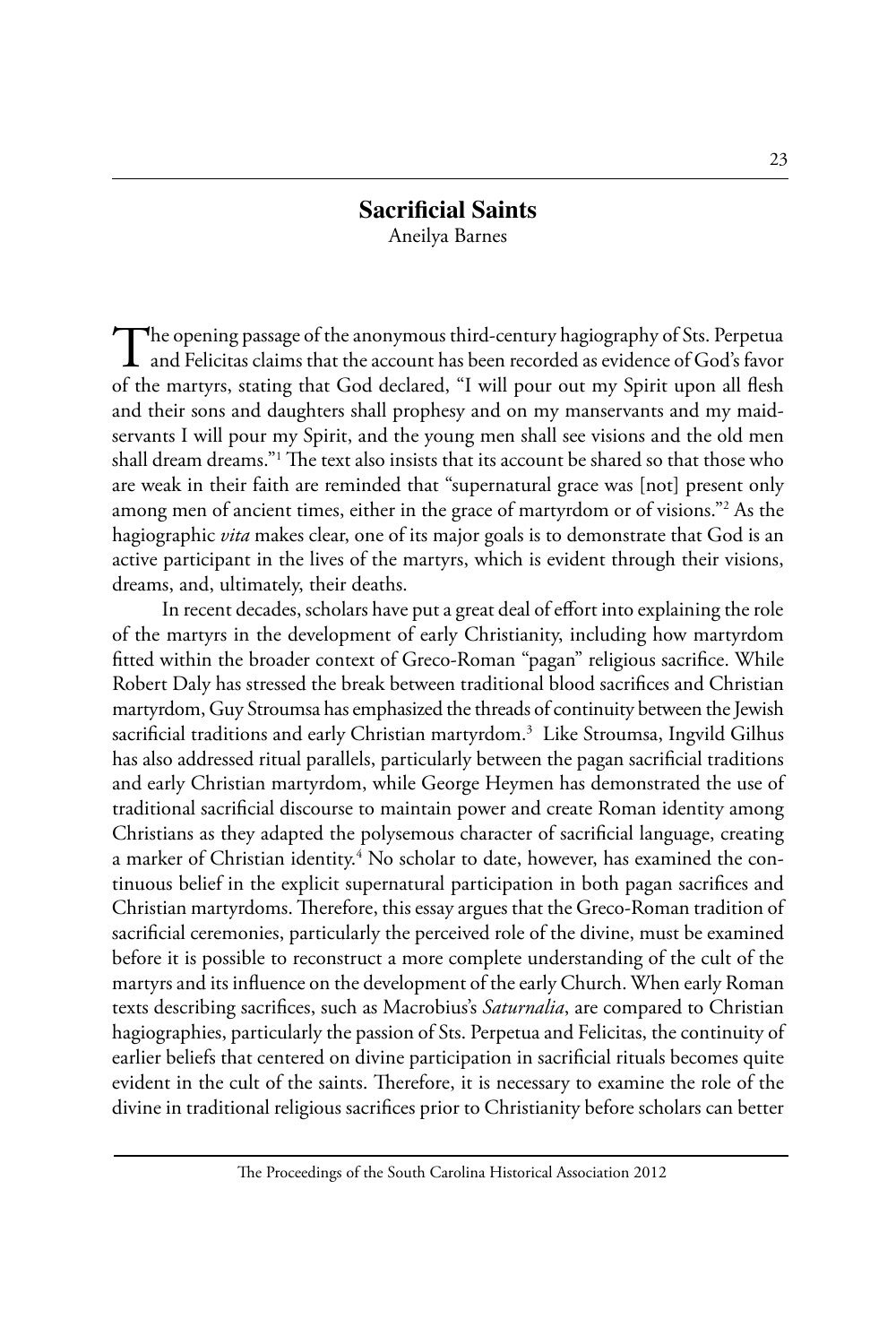## Sacrificial Saints

Aneilya Barnes

The opening passage of the anonymous third-century hagiography of Sts. Perpetua and Felicitas claims that the account has been recorded as evidence of God's favor of the martyrs, stating that God declared, "I will pour out my Spirit upon all flesh and their sons and daughters shall prophesy and on my manservants and my maidservants I will pour my Spirit, and the young men shall see visions and the old men shall dream dreams."[1] The text also insists that its account be shared so that those who are weak in their faith are reminded that "supernatural grace was [not] present only among men of ancient times, either in the grace of martyrdom or of visions."[2] As the hagiographic *vita* makes clear, one of its major goals is to demonstrate that God is an active participant in the lives of the martyrs, which is evident through their visions, dreams, and, ultimately, their deaths.

In recent decades, scholars have put a great deal of effort into explaining the role of the martyrs in the development of early Christianity, including how martyrdom fitted within the broader context of Greco-Roman "pagan" religious sacrifice. While Robert Daly has stressed the break between traditional blood sacrifices and Christian martyrdom, Guy Stroumsa has emphasized the threads of continuity between the Jewish sacrificial traditions and early Christian martyrdom.[3] Like Stroumsa, Ingvild Gilhus has also addressed ritual parallels, particularly between the pagan sacrificial traditions and early Christian martyrdom, while George Heymen has demonstrated the use of traditional sacrificial discourse to maintain power and create Roman identity among Christians as they adapted the polysemous character of sacrificial language, creating a marker of Christian identity.[4] No scholar to date, however, has examined the continuous belief in the explicit supernatural participation in both pagan sacrifices and Christian martyrdoms. Therefore, this essay argues that the Greco-Roman tradition of sacrificial ceremonies, particularly the perceived role of the divine, must be examined before it is possible to reconstruct a more complete understanding of the cult of the martyrs and its influence on the development of the early Church. When early Roman texts describing sacrifices, such as Macrobius's *Saturnalia*, are compared to Christian hagiographies, particularly the passion of Sts. Perpetua and Felicitas, the continuity of earlier beliefs that centered on divine participation in sacrificial rituals becomes quite evident in the cult of the saints. Therefore, it is necessary to examine the role of the divine in traditional religious sacrifices prior to Christianity before scholars can better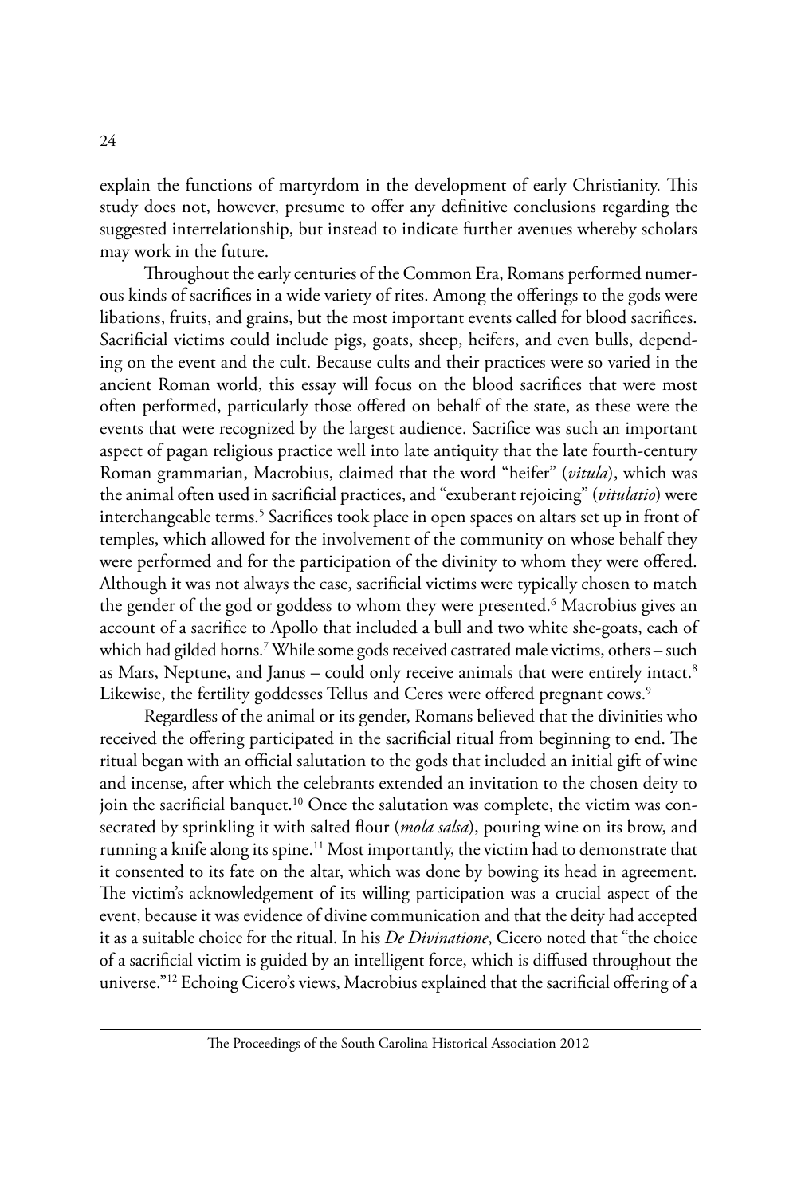explain the functions of martyrdom in the development of early Christianity. This study does not, however, presume to offer any definitive conclusions regarding the suggested interrelationship, but instead to indicate further avenues whereby scholars may work in the future.

Throughout the early centuries of the Common Era, Romans performed numerous kinds of sacrifices in a wide variety of rites. Among the offerings to the gods were libations, fruits, and grains, but the most important events called for blood sacrifices. Sacrificial victims could include pigs, goats, sheep, heifers, and even bulls, depending on the event and the cult. Because cults and their practices were so varied in the ancient Roman world, this essay will focus on the blood sacrifices that were most often performed, particularly those offered on behalf of the state, as these were the events that were recognized by the largest audience. Sacrifice was such an important aspect of pagan religious practice well into late antiquity that the late fourth-century Roman grammarian, Macrobius, claimed that the word "heifer" (*vitula*), which was the animal often used in sacrificial practices, and "exuberant rejoicing" (*vitulatio*) were interchangeable terms.[5] Sacrifices took place in open spaces on altars set up in front of temples, which allowed for the involvement of the community on whose behalf they were performed and for the participation of the divinity to whom they were offered. Although it was not always the case, sacrificial victims were typically chosen to match the gender of the god or goddess to whom they were presented.[6] Macrobius gives an account of a sacrifice to Apollo that included a bull and two white she-goats, each of which had gilded horns.[7] While some gods received castrated male victims, others – such as Mars, Neptune, and Janus – could only receive animals that were entirely intact.[8] Likewise, the fertility goddesses Tellus and Ceres were offered pregnant cows.[9]

Regardless of the animal or its gender, Romans believed that the divinities who received the offering participated in the sacrificial ritual from beginning to end. The ritual began with an official salutation to the gods that included an initial gift of wine and incense, after which the celebrants extended an invitation to the chosen deity to join the sacrificial banquet.[10] Once the salutation was complete, the victim was consecrated by sprinkling it with salted flour (*mola salsa*), pouring wine on its brow, and running a knife along its spine.[11] Most importantly, the victim had to demonstrate that it consented to its fate on the altar, which was done by bowing its head in agreement. The victim's acknowledgement of its willing participation was a crucial aspect of the event, because it was evidence of divine communication and that the deity had accepted it as a suitable choice for the ritual. In his *De Divinatione*, Cicero noted that "the choice of a sacrificial victim is guided by an intelligent force, which is diffused throughout the universe."[12] Echoing Cicero's views, Macrobius explained that the sacrificial offering of a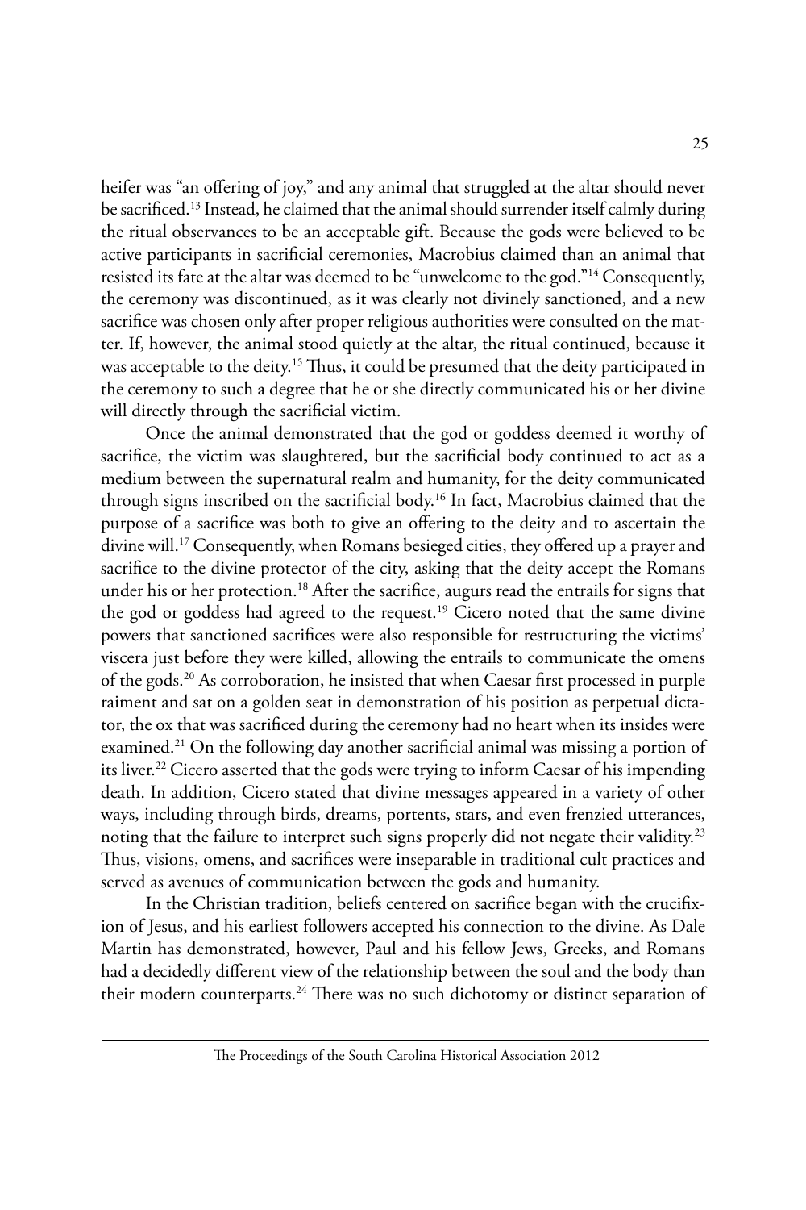heifer was "an offering of joy," and any animal that struggled at the altar should never be sacrificed.[13] Instead, he claimed that the animal should surrender itself calmly during the ritual observances to be an acceptable gift. Because the gods were believed to be active participants in sacrificial ceremonies, Macrobius claimed than an animal that resisted its fate at the altar was deemed to be "unwelcome to the god."[14] Consequently, the ceremony was discontinued, as it was clearly not divinely sanctioned, and a new sacrifice was chosen only after proper religious authorities were consulted on the matter. If, however, the animal stood quietly at the altar, the ritual continued, because it was acceptable to the deity.[15] Thus, it could be presumed that the deity participated in the ceremony to such a degree that he or she directly communicated his or her divine will directly through the sacrificial victim.

Once the animal demonstrated that the god or goddess deemed it worthy of sacrifice, the victim was slaughtered, but the sacrificial body continued to act as a medium between the supernatural realm and humanity, for the deity communicated through signs inscribed on the sacrificial body.[16] In fact, Macrobius claimed that the purpose of a sacrifice was both to give an offering to the deity and to ascertain the divine will.[17] Consequently, when Romans besieged cities, they offered up a prayer and sacrifice to the divine protector of the city, asking that the deity accept the Romans under his or her protection.[18] After the sacrifice, augurs read the entrails for signs that the god or goddess had agreed to the request.[19] Cicero noted that the same divine powers that sanctioned sacrifices were also responsible for restructuring the victims' viscera just before they were killed, allowing the entrails to communicate the omens of the gods.[20] As corroboration, he insisted that when Caesar first processed in purple raiment and sat on a golden seat in demonstration of his position as perpetual dictator, the ox that was sacrificed during the ceremony had no heart when its insides were examined.[21] On the following day another sacrificial animal was missing a portion of its liver.[22] Cicero asserted that the gods were trying to inform Caesar of his impending death. In addition, Cicero stated that divine messages appeared in a variety of other ways, including through birds, dreams, portents, stars, and even frenzied utterances, noting that the failure to interpret such signs properly did not negate their validity.[23] Thus, visions, omens, and sacrifices were inseparable in traditional cult practices and served as avenues of communication between the gods and humanity.

In the Christian tradition, beliefs centered on sacrifice began with the crucifixion of Jesus, and his earliest followers accepted his connection to the divine. As Dale Martin has demonstrated, however, Paul and his fellow Jews, Greeks, and Romans had a decidedly different view of the relationship between the soul and the body than their modern counterparts.[24] There was no such dichotomy or distinct separation of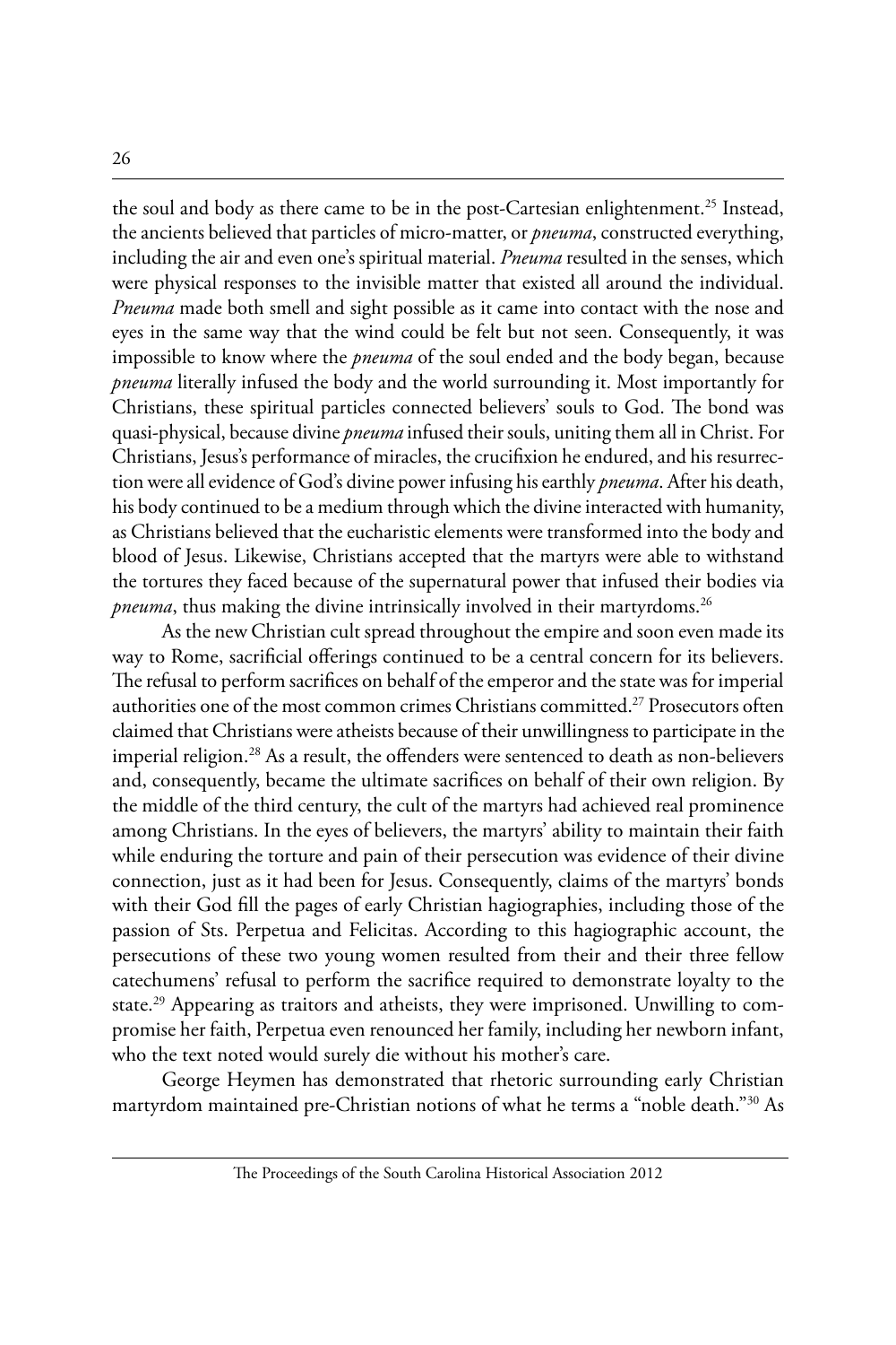the soul and body as there came to be in the post-Cartesian enlightenment.[25] Instead, the ancients believed that particles of micro-matter, or *pneuma*, constructed everything, including the air and even one's spiritual material. *Pneuma* resulted in the senses, which were physical responses to the invisible matter that existed all around the individual. *Pneuma* made both smell and sight possible as it came into contact with the nose and eyes in the same way that the wind could be felt but not seen. Consequently, it was impossible to know where the *pneuma* of the soul ended and the body began, because *pneuma* literally infused the body and the world surrounding it. Most importantly for Christians, these spiritual particles connected believers' souls to God. The bond was quasi-physical, because divine *pneuma* infused their souls, uniting them all in Christ. For Christians, Jesus's performance of miracles, the crucifixion he endured, and his resurrection were all evidence of God's divine power infusing his earthly *pneuma*. After his death, his body continued to be a medium through which the divine interacted with humanity, as Christians believed that the eucharistic elements were transformed into the body and blood of Jesus. Likewise, Christians accepted that the martyrs were able to withstand the tortures they faced because of the supernatural power that infused their bodies via *pneuma*, thus making the divine intrinsically involved in their martyrdoms.[26]

As the new Christian cult spread throughout the empire and soon even made its way to Rome, sacrificial offerings continued to be a central concern for its believers. The refusal to perform sacrifices on behalf of the emperor and the state was for imperial authorities one of the most common crimes Christians committed.[27] Prosecutors often claimed that Christians were atheists because of their unwillingness to participate in the imperial religion.[28] As a result, the offenders were sentenced to death as non-believers and, consequently, became the ultimate sacrifices on behalf of their own religion. By the middle of the third century, the cult of the martyrs had achieved real prominence among Christians. In the eyes of believers, the martyrs' ability to maintain their faith while enduring the torture and pain of their persecution was evidence of their divine connection, just as it had been for Jesus. Consequently, claims of the martyrs' bonds with their God fill the pages of early Christian hagiographies, including those of the passion of Sts. Perpetua and Felicitas. According to this hagiographic account, the persecutions of these two young women resulted from their and their three fellow catechumens' refusal to perform the sacrifice required to demonstrate loyalty to the state.[29] Appearing as traitors and atheists, they were imprisoned. Unwilling to compromise her faith, Perpetua even renounced her family, including her newborn infant, who the text noted would surely die without his mother's care.

George Heymen has demonstrated that rhetoric surrounding early Christian martyrdom maintained pre-Christian notions of what he terms a "noble death."[30] As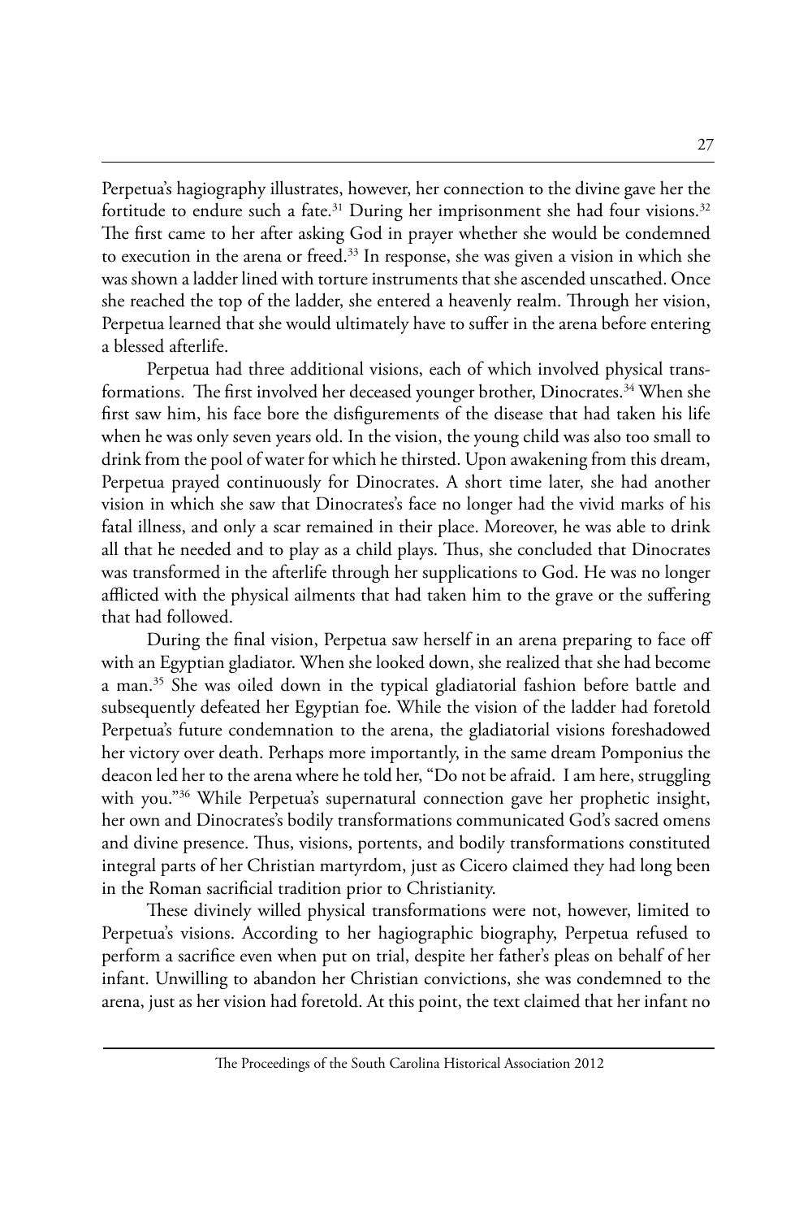Perpetua's hagiography illustrates, however, her connection to the divine gave her the fortitude to endure such a fate.[31] During her imprisonment she had four visions.[32] The first came to her after asking God in prayer whether she would be condemned to execution in the arena or freed.[33] In response, she was given a vision in which she was shown a ladder lined with torture instruments that she ascended unscathed. Once she reached the top of the ladder, she entered a heavenly realm. Through her vision, Perpetua learned that she would ultimately have to suffer in the arena before entering a blessed afterlife.

Perpetua had three additional visions, each of which involved physical transformations. The first involved her deceased younger brother, Dinocrates.[34] When she first saw him, his face bore the disfigurements of the disease that had taken his life when he was only seven years old. In the vision, the young child was also too small to drink from the pool of water for which he thirsted. Upon awakening from this dream, Perpetua prayed continuously for Dinocrates. A short time later, she had another vision in which she saw that Dinocrates's face no longer had the vivid marks of his fatal illness, and only a scar remained in their place. Moreover, he was able to drink all that he needed and to play as a child plays. Thus, she concluded that Dinocrates was transformed in the afterlife through her supplications to God. He was no longer afflicted with the physical ailments that had taken him to the grave or the suffering that had followed.

During the final vision, Perpetua saw herself in an arena preparing to face off with an Egyptian gladiator. When she looked down, she realized that she had become a man.[35] She was oiled down in the typical gladiatorial fashion before battle and subsequently defeated her Egyptian foe. While the vision of the ladder had foretold Perpetua's future condemnation to the arena, the gladiatorial visions foreshadowed her victory over death. Perhaps more importantly, in the same dream Pomponius the deacon led her to the arena where he told her, "Do not be afraid. I am here, struggling with you."[36] While Perpetua's supernatural connection gave her prophetic insight, her own and Dinocrates's bodily transformations communicated God's sacred omens and divine presence. Thus, visions, portents, and bodily transformations constituted integral parts of her Christian martyrdom, just as Cicero claimed they had long been in the Roman sacrificial tradition prior to Christianity.

These divinely willed physical transformations were not, however, limited to Perpetua's visions. According to her hagiographic biography, Perpetua refused to perform a sacrifice even when put on trial, despite her father's pleas on behalf of her infant. Unwilling to abandon her Christian convictions, she was condemned to the arena, just as her vision had foretold. At this point, the text claimed that her infant no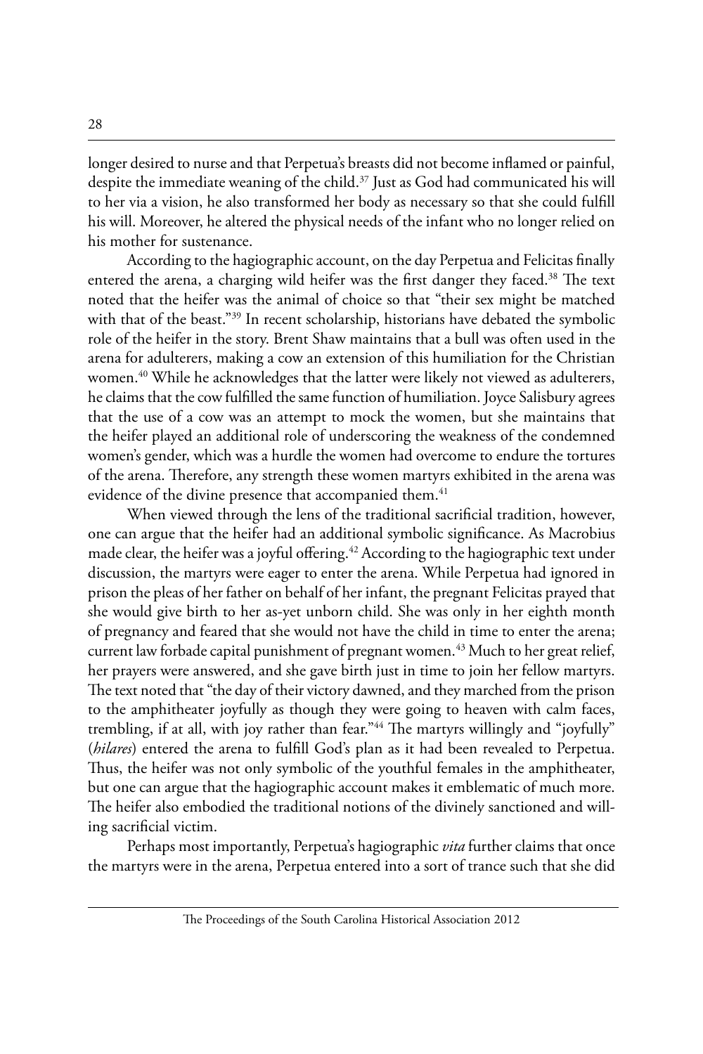longer desired to nurse and that Perpetua's breasts did not become inflamed or painful, despite the immediate weaning of the child.[37] Just as God had communicated his will to her via a vision, he also transformed her body as necessary so that she could fulfill his will. Moreover, he altered the physical needs of the infant who no longer relied on his mother for sustenance.

According to the hagiographic account, on the day Perpetua and Felicitas finally entered the arena, a charging wild heifer was the first danger they faced.[38] The text noted that the heifer was the animal of choice so that "their sex might be matched with that of the beast."[39] In recent scholarship, historians have debated the symbolic role of the heifer in the story. Brent Shaw maintains that a bull was often used in the arena for adulterers, making a cow an extension of this humiliation for the Christian women.[40] While he acknowledges that the latter were likely not viewed as adulterers, he claims that the cow fulfilled the same function of humiliation. Joyce Salisbury agrees that the use of a cow was an attempt to mock the women, but she maintains that the heifer played an additional role of underscoring the weakness of the condemned women's gender, which was a hurdle the women had overcome to endure the tortures of the arena. Therefore, any strength these women martyrs exhibited in the arena was evidence of the divine presence that accompanied them.[41]

When viewed through the lens of the traditional sacrificial tradition, however, one can argue that the heifer had an additional symbolic significance. As Macrobius made clear, the heifer was a joyful offering.[42] According to the hagiographic text under discussion, the martyrs were eager to enter the arena. While Perpetua had ignored in prison the pleas of her father on behalf of her infant, the pregnant Felicitas prayed that she would give birth to her as-yet unborn child. She was only in her eighth month of pregnancy and feared that she would not have the child in time to enter the arena; current law forbade capital punishment of pregnant women.[43] Much to her great relief, her prayers were answered, and she gave birth just in time to join her fellow martyrs. The text noted that "the day of their victory dawned, and they marched from the prison to the amphitheater joyfully as though they were going to heaven with calm faces, trembling, if at all, with joy rather than fear."[44] The martyrs willingly and "joyfully" (*hilares*) entered the arena to fulfill God's plan as it had been revealed to Perpetua. Thus, the heifer was not only symbolic of the youthful females in the amphitheater, but one can argue that the hagiographic account makes it emblematic of much more. The heifer also embodied the traditional notions of the divinely sanctioned and willing sacrificial victim.

Perhaps most importantly, Perpetua's hagiographic *vita* further claims that once the martyrs were in the arena, Perpetua entered into a sort of trance such that she did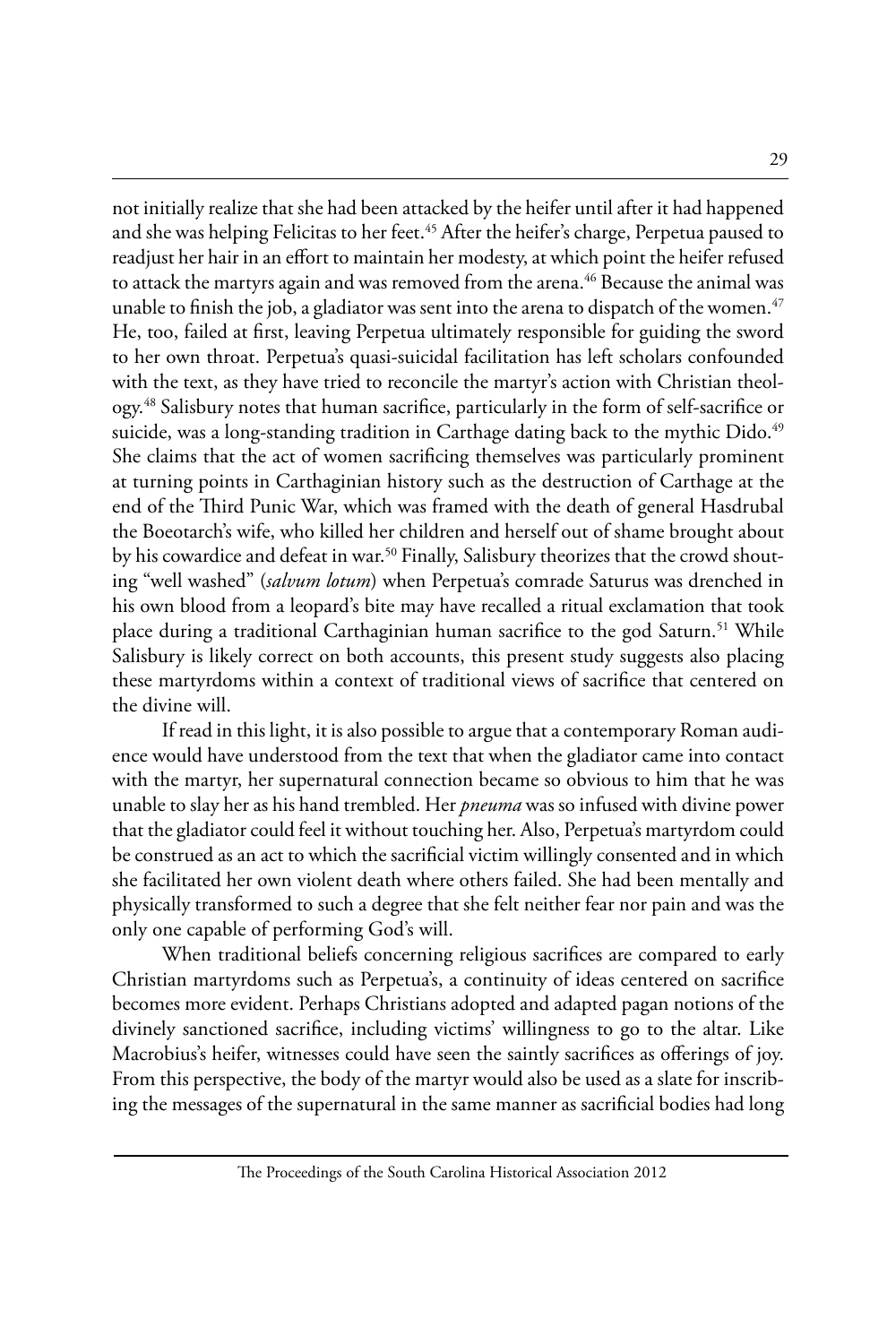not initially realize that she had been attacked by the heifer until after it had happened and she was helping Felicitas to her feet.[45] After the heifer's charge, Perpetua paused to readjust her hair in an effort to maintain her modesty, at which point the heifer refused to attack the martyrs again and was removed from the arena.[46] Because the animal was unable to finish the job, a gladiator was sent into the arena to dispatch of the women.[47] He, too, failed at first, leaving Perpetua ultimately responsible for guiding the sword to her own throat. Perpetua's quasi-suicidal facilitation has left scholars confounded with the text, as they have tried to reconcile the martyr's action with Christian theology.[48] Salisbury notes that human sacrifice, particularly in the form of self-sacrifice or suicide, was a long-standing tradition in Carthage dating back to the mythic Dido.[49] She claims that the act of women sacrificing themselves was particularly prominent at turning points in Carthaginian history such as the destruction of Carthage at the end of the Third Punic War, which was framed with the death of general Hasdrubal the Boeotarch's wife, who killed her children and herself out of shame brought about by his cowardice and defeat in war.[50] Finally, Salisbury theorizes that the crowd shouting "well washed" (*salvum lotum*) when Perpetua's comrade Saturus was drenched in his own blood from a leopard's bite may have recalled a ritual exclamation that took place during a traditional Carthaginian human sacrifice to the god Saturn.[51] While Salisbury is likely correct on both accounts, this present study suggests also placing these martyrdoms within a context of traditional views of sacrifice that centered on the divine will.

If read in this light, it is also possible to argue that a contemporary Roman audience would have understood from the text that when the gladiator came into contact with the martyr, her supernatural connection became so obvious to him that he was unable to slay her as his hand trembled. Her *pneuma* was so infused with divine power that the gladiator could feel it without touching her. Also, Perpetua's martyrdom could be construed as an act to which the sacrificial victim willingly consented and in which she facilitated her own violent death where others failed. She had been mentally and physically transformed to such a degree that she felt neither fear nor pain and was the only one capable of performing God's will.

When traditional beliefs concerning religious sacrifices are compared to early Christian martyrdoms such as Perpetua's, a continuity of ideas centered on sacrifice becomes more evident. Perhaps Christians adopted and adapted pagan notions of the divinely sanctioned sacrifice, including victims' willingness to go to the altar. Like Macrobius's heifer, witnesses could have seen the saintly sacrifices as offerings of joy. From this perspective, the body of the martyr would also be used as a slate for inscribing the messages of the supernatural in the same manner as sacrificial bodies had long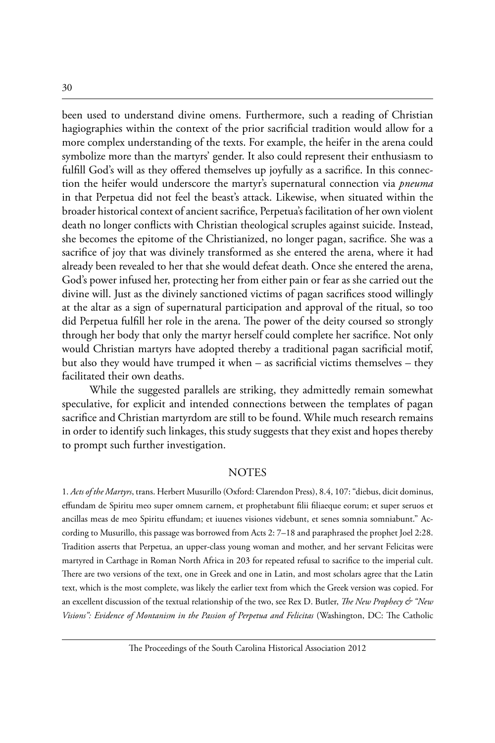been used to understand divine omens. Furthermore, such a reading of Christian hagiographies within the context of the prior sacrificial tradition would allow for a more complex understanding of the texts. For example, the heifer in the arena could symbolize more than the martyrs' gender. It also could represent their enthusiasm to fulfill God's will as they offered themselves up joyfully as a sacrifice. In this connection the heifer would underscore the martyr's supernatural connection via *pneuma* in that Perpetua did not feel the beast's attack. Likewise, when situated within the broader historical context of ancient sacrifice, Perpetua's facilitation of her own violent death no longer conflicts with Christian theological scruples against suicide. Instead, she becomes the epitome of the Christianized, no longer pagan, sacrifice. She was a sacrifice of joy that was divinely transformed as she entered the arena, where it had already been revealed to her that she would defeat death. Once she entered the arena, God's power infused her, protecting her from either pain or fear as she carried out the divine will. Just as the divinely sanctioned victims of pagan sacrifices stood willingly at the altar as a sign of supernatural participation and approval of the ritual, so too did Perpetua fulfill her role in the arena. The power of the deity coursed so strongly through her body that only the martyr herself could complete her sacrifice. Not only would Christian martyrs have adopted thereby a traditional pagan sacrificial motif, but also they would have trumped it when – as sacrificial victims themselves – they facilitated their own deaths.

While the suggested parallels are striking, they admittedly remain somewhat speculative, for explicit and intended connections between the templates of pagan sacrifice and Christian martyrdom are still to be found. While much research remains in order to identify such linkages, this study suggests that they exist and hopes thereby to prompt such further investigation.

## NOTES

1. *Acts of the Martyrs*, trans. Herbert Musurillo (Oxford: Clarendon Press), 8.4, 107: "diebus, dicit dominus, effundam de Spiritu meo super omnem carnem, et prophetabunt filii filiaeque eorum; et super seruos et ancillas meas de meo Spiritu effundam; et iuuenes visiones videbunt, et senes somnia somniabunt." According to Musurillo, this passage was borrowed from Acts 2: 7–18 and paraphrased the prophet Joel 2:28. Tradition asserts that Perpetua, an upper-class young woman and mother, and her servant Felicitas were martyred in Carthage in Roman North Africa in 203 for repeated refusal to sacrifice to the imperial cult. There are two versions of the text, one in Greek and one in Latin, and most scholars agree that the Latin text, which is the most complete, was likely the earlier text from which the Greek version was copied. For an excellent discussion of the textual relationship of the two, see Rex D. Butler, *The New Prophecy & "New Visions": Evidence of Montanism in the Passion of Perpetua and Felicitas* (Washington, DC: The Catholic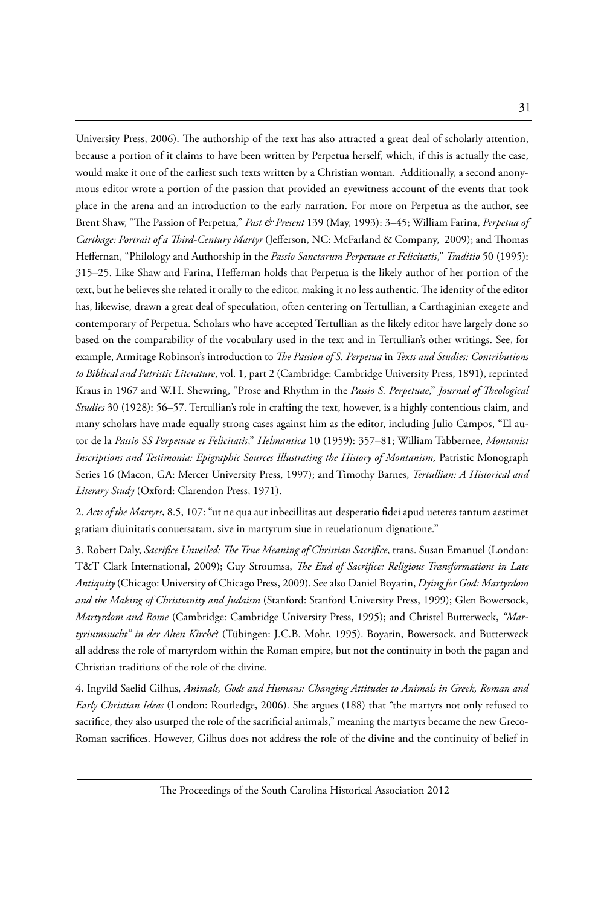University Press, 2006). The authorship of the text has also attracted a great deal of scholarly attention, because a portion of it claims to have been written by Perpetua herself, which, if this is actually the case, would make it one of the earliest such texts written by a Christian woman. Additionally, a second anonymous editor wrote a portion of the passion that provided an eyewitness account of the events that took place in the arena and an introduction to the early narration. For more on Perpetua as the author, see Brent Shaw, "The Passion of Perpetua," *Past & Present* 139 (May, 1993): 3–45; William Farina, *Perpetua of Carthage: Portrait of a Third-Century Martyr* (Jefferson, NC: McFarland & Company, 2009); and Thomas Heffernan, "Philology and Authorship in the *Passio Sanctarum Perpetuae et Felicitatis*," *Traditio* 50 (1995): 315–25. Like Shaw and Farina, Heffernan holds that Perpetua is the likely author of her portion of the text, but he believes she related it orally to the editor, making it no less authentic. The identity of the editor has, likewise, drawn a great deal of speculation, often centering on Tertullian, a Carthaginian exegete and contemporary of Perpetua. Scholars who have accepted Tertullian as the likely editor have largely done so based on the comparability of the vocabulary used in the text and in Tertullian's other writings. See, for example, Armitage Robinson's introduction to *The Passion of S. Perpetua* in *Texts and Studies: Contributions to Biblical and Patristic Literature*, vol. 1, part 2 (Cambridge: Cambridge University Press, 1891), reprinted Kraus in 1967 and W.H. Shewring, "Prose and Rhythm in the *Passio S. Perpetuae*," *Journal of Theological Studies* 30 (1928): 56–57. Tertullian's role in crafting the text, however, is a highly contentious claim, and many scholars have made equally strong cases against him as the editor, including Julio Campos, "El autor de la *Passio SS Perpetuae et Felicitatis*," *Helmantica* 10 (1959): 357–81; William Tabbernee, *Montanist Inscriptions and Testimonia: Epigraphic Sources Illustrating the History of Montanism,* Patristic Monograph Series 16 (Macon, GA: Mercer University Press, 1997); and Timothy Barnes, *Tertullian: A Historical and Literary Study* (Oxford: Clarendon Press, 1971).

2. *Acts of the Martyrs*, 8.5, 107: "ut ne qua aut inbecillitas aut desperatio fidei apud ueteres tantum aestimet gratiam diuinitatis conuersatam, sive in martyrum siue in reuelationum dignatione."

3. Robert Daly, *Sacrifice Unveiled: The True Meaning of Christian Sacrifice*, trans. Susan Emanuel (London: T&T Clark International, 2009); Guy Stroumsa, *The End of Sacrifice: Religious Transformations in Late Antiquity* (Chicago: University of Chicago Press, 2009). See also Daniel Boyarin, *Dying for God: Martyrdom and the Making of Christianity and Judaism* (Stanford: Stanford University Press, 1999); Glen Bowersock, *Martyrdom and Rome* (Cambridge: Cambridge University Press, 1995); and Christel Butterweck, *"Martyriumssucht" in der Alten Kirche*? (Tübingen: J.C.B. Mohr, 1995). Boyarin, Bowersock, and Butterweck all address the role of martyrdom within the Roman empire, but not the continuity in both the pagan and Christian traditions of the role of the divine.

4. Ingvild Saelid Gilhus, *Animals, Gods and Humans: Changing Attitudes to Animals in Greek, Roman and Early Christian Ideas* (London: Routledge, 2006). She argues (188) that "the martyrs not only refused to sacrifice, they also usurped the role of the sacrificial animals," meaning the martyrs became the new Greco-Roman sacrifices. However, Gilhus does not address the role of the divine and the continuity of belief in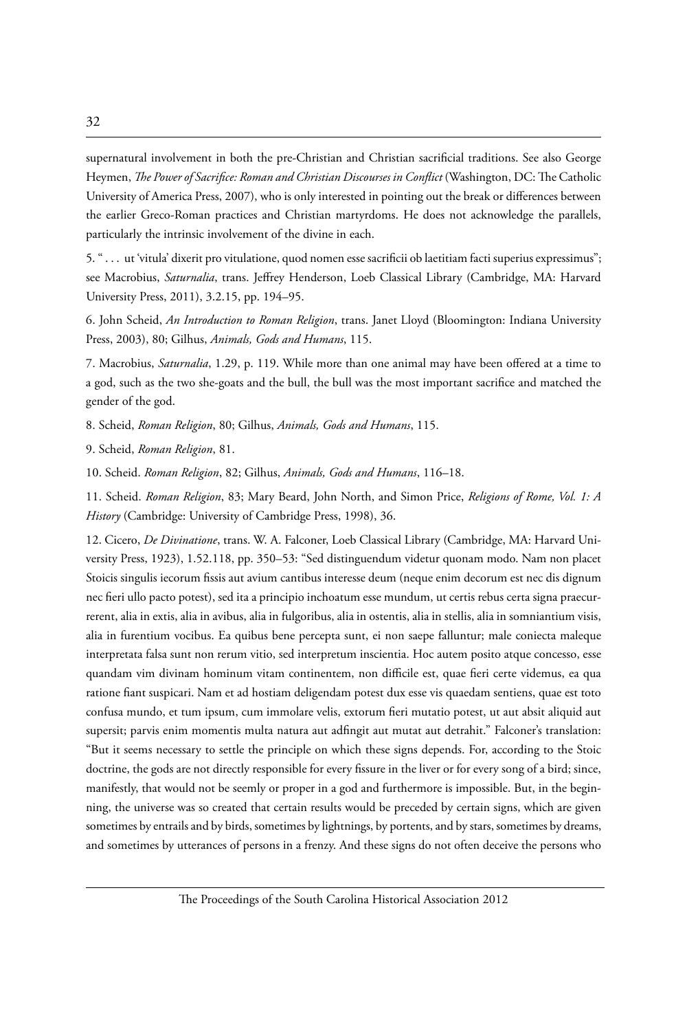supernatural involvement in both the pre-Christian and Christian sacrificial traditions. See also George Heymen, *The Power of Sacrifice: Roman and Christian Discourses in Conflict* (Washington, DC: The Catholic University of America Press, 2007), who is only interested in pointing out the break or differences between the earlier Greco-Roman practices and Christian martyrdoms. He does not acknowledge the parallels, particularly the intrinsic involvement of the divine in each.

5. " . . . ut 'vitula' dixerit pro vitulatione, quod nomen esse sacrificii ob laetitiam facti superius expressimus"; see Macrobius, *Saturnalia*, trans. Jeffrey Henderson, Loeb Classical Library (Cambridge, MA: Harvard University Press, 2011), 3.2.15, pp. 194–95.

6. John Scheid, *An Introduction to Roman Religion*, trans. Janet Lloyd (Bloomington: Indiana University Press, 2003), 80; Gilhus, *Animals, Gods and Humans*, 115.

7. Macrobius, *Saturnalia*, 1.29, p. 119. While more than one animal may have been offered at a time to a god, such as the two she-goats and the bull, the bull was the most important sacrifice and matched the gender of the god.

8. Scheid, *Roman Religion*, 80; Gilhus, *Animals, Gods and Humans*, 115.

9. Scheid, *Roman Religion*, 81.

10. Scheid. *Roman Religion*, 82; Gilhus, *Animals, Gods and Humans*, 116–18.

11. Scheid. *Roman Religion*, 83; Mary Beard, John North, and Simon Price, *Religions of Rome, Vol. 1: A History* (Cambridge: University of Cambridge Press, 1998), 36.

12. Cicero, *De Divinatione*, trans. W. A. Falconer, Loeb Classical Library (Cambridge, MA: Harvard University Press, 1923), 1.52.118, pp. 350–53: "Sed distinguendum videtur quonam modo. Nam non placet Stoicis singulis iecorum fissis aut avium cantibus interesse deum (neque enim decorum est nec dis dignum nec fieri ullo pacto potest), sed ita a principio inchoatum esse mundum, ut certis rebus certa signa praecurrerent, alia in extis, alia in avibus, alia in fulgoribus, alia in ostentis, alia in stellis, alia in somniantium visis, alia in furentium vocibus. Ea quibus bene percepta sunt, ei non saepe falluntur; male coniecta maleque interpretata falsa sunt non rerum vitio, sed interpretum inscientia. Hoc autem posito atque concesso, esse quandam vim divinam hominum vitam continentem, non difficile est, quae fieri certe videmus, ea qua ratione fiant suspicari. Nam et ad hostiam deligendam potest dux esse vis quaedam sentiens, quae est toto confusa mundo, et tum ipsum, cum immolare velis, extorum fieri mutatio potest, ut aut absit aliquid aut supersit; parvis enim momentis multa natura aut adfingit aut mutat aut detrahit." Falconer's translation: "But it seems necessary to settle the principle on which these signs depends. For, according to the Stoic doctrine, the gods are not directly responsible for every fissure in the liver or for every song of a bird; since, manifestly, that would not be seemly or proper in a god and furthermore is impossible. But, in the beginning, the universe was so created that certain results would be preceded by certain signs, which are given sometimes by entrails and by birds, sometimes by lightnings, by portents, and by stars, sometimes by dreams, and sometimes by utterances of persons in a frenzy. And these signs do not often deceive the persons who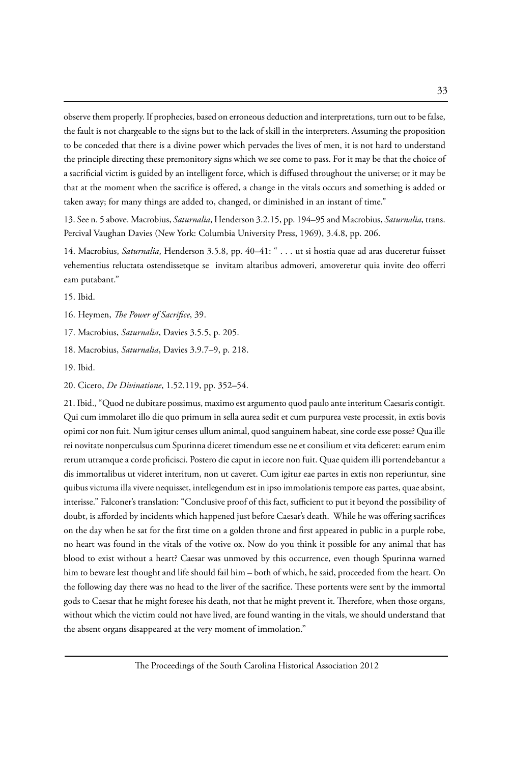observe them properly. If prophecies, based on erroneous deduction and interpretations, turn out to be false, the fault is not chargeable to the signs but to the lack of skill in the interpreters. Assuming the proposition to be conceded that there is a divine power which pervades the lives of men, it is not hard to understand the principle directing these premonitory signs which we see come to pass. For it may be that the choice of a sacrificial victim is guided by an intelligent force, which is diffused throughout the universe; or it may be that at the moment when the sacrifice is offered, a change in the vitals occurs and something is added or taken away; for many things are added to, changed, or diminished in an instant of time."

13. See n. 5 above. Macrobius, *Saturnalia*, Henderson 3.2.15, pp. 194–95 and Macrobius, *Saturnalia*, trans. Percival Vaughan Davies (New York: Columbia University Press, 1969), 3.4.8, pp. 206.

14. Macrobius, *Saturnalia*, Henderson 3.5.8, pp. 40–41: " . . . ut si hostia quae ad aras duceretur fuisset vehementius reluctata ostendissetque se invitam altaribus admoveri, amoveretur quia invite deo offerri eam putabant."

15. Ibid.

16. Heymen, *The Power of Sacrifice*, 39.

17. Macrobius, *Saturnalia*, Davies 3.5.5, p. 205.

18. Macrobius, *Saturnalia*, Davies 3.9.7–9, p. 218.

19. Ibid.

20. Cicero, *De Divinatione*, 1.52.119, pp. 352–54.

21. Ibid., "Quod ne dubitare possimus, maximo est argumento quod paulo ante interitum Caesaris contigit. Qui cum immolaret illo die quo primum in sella aurea sedit et cum purpurea veste processit, in extis bovis opimi cor non fuit. Num igitur censes ullum animal, quod sanguinem habeat, sine corde esse posse? Qua ille rei novitate nonperculsus cum Spurinna diceret timendum esse ne et consilium et vita deficeret: earum enim rerum utramque a corde proficisci. Postero die caput in iecore non fuit. Quae quidem illi portendebantur a dis immortalibus ut videret interitum, non ut caveret. Cum igitur eae partes in extis non reperiuntur, sine quibus victuma illa vivere nequisset, intellegendum est in ipso immolationis tempore eas partes, quae absint, interisse." Falconer's translation: "Conclusive proof of this fact, sufficient to put it beyond the possibility of doubt, is afforded by incidents which happened just before Caesar's death. While he was offering sacrifices on the day when he sat for the first time on a golden throne and first appeared in public in a purple robe, no heart was found in the vitals of the votive ox. Now do you think it possible for any animal that has blood to exist without a heart? Caesar was unmoved by this occurrence, even though Spurinna warned him to beware lest thought and life should fail him – both of which, he said, proceeded from the heart. On the following day there was no head to the liver of the sacrifice. These portents were sent by the immortal gods to Caesar that he might foresee his death, not that he might prevent it. Therefore, when those organs, without which the victim could not have lived, are found wanting in the vitals, we should understand that the absent organs disappeared at the very moment of immolation."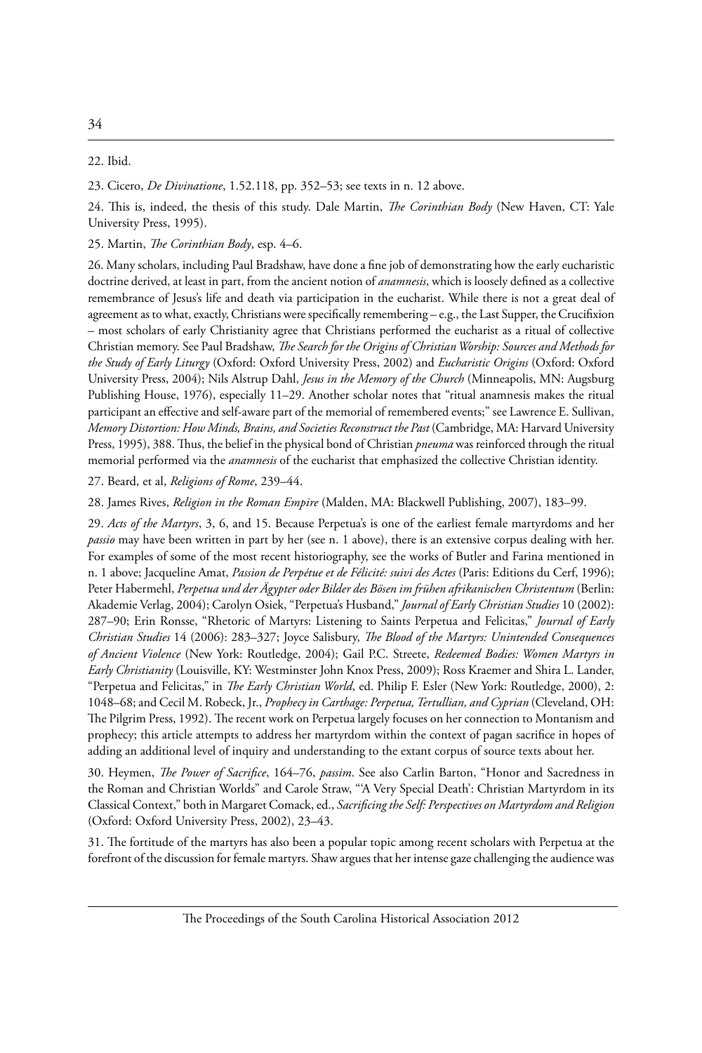22. Ibid.

23. Cicero, *De Divinatione*, 1.52.118, pp. 352–53; see texts in n. 12 above.

24. This is, indeed, the thesis of this study. Dale Martin, *The Corinthian Body* (New Haven, CT: Yale University Press, 1995).

25. Martin, *The Corinthian Body*, esp. 4–6.

26. Many scholars, including Paul Bradshaw, have done a fine job of demonstrating how the early eucharistic doctrine derived, at least in part, from the ancient notion of *anamnesis*, which is loosely defined as a collective remembrance of Jesus's life and death via participation in the eucharist. While there is not a great deal of agreement as to what, exactly, Christians were specifically remembering – e.g., the Last Supper, the Crucifixion – most scholars of early Christianity agree that Christians performed the eucharist as a ritual of collective Christian memory. See Paul Bradshaw, *The Search for the Origins of Christian Worship: Sources and Methods for the Study of Early Liturgy* (Oxford: Oxford University Press, 2002) and *Eucharistic Origins* (Oxford: Oxford University Press, 2004); Nils Alstrup Dahl, *Jesus in the Memory of the Church* (Minneapolis, MN: Augsburg Publishing House, 1976), especially 11–29. Another scholar notes that "ritual anamnesis makes the ritual participant an effective and self-aware part of the memorial of remembered events;" see Lawrence E. Sullivan, *Memory Distortion: How Minds, Brains, and Societies Reconstruct the Past* (Cambridge, MA: Harvard University Press, 1995), 388. Thus, the belief in the physical bond of Christian *pneuma* was reinforced through the ritual memorial performed via the *anamnesis* of the eucharist that emphasized the collective Christian identity.

27. Beard, et al, *Religions of Rome*, 239–44.

28. James Rives, *Religion in the Roman Empire* (Malden, MA: Blackwell Publishing, 2007), 183–99.

29. *Acts of the Martyrs*, 3, 6, and 15. Because Perpetua's is one of the earliest female martyrdoms and her *passio* may have been written in part by her (see n. 1 above), there is an extensive corpus dealing with her. For examples of some of the most recent historiography, see the works of Butler and Farina mentioned in n. 1 above; Jacqueline Amat, *Passion de Perpétue et de Félicité: suivi des Actes* (Paris: Editions du Cerf, 1996); Peter Habermehl, *Perpetua und der Ägypter oder Bilder des Bösen im frühen afrikanischen Christentum* (Berlin: Akademie Verlag, 2004); Carolyn Osiek, "Perpetua's Husband," *Journal of Early Christian Studies* 10 (2002): 287–90; Erin Ronsse, "Rhetoric of Martyrs: Listening to Saints Perpetua and Felicitas," *Journal of Early Christian Studies* 14 (2006): 283–327; Joyce Salisbury, *The Blood of the Martyrs: Unintended Consequences of Ancient Violence* (New York: Routledge, 2004); Gail P.C. Streete, *Redeemed Bodies: Women Martyrs in Early Christianity* (Louisville, KY: Westminster John Knox Press, 2009); Ross Kraemer and Shira L. Lander, "Perpetua and Felicitas," in *The Early Christian World*, ed. Philip F. Esler (New York: Routledge, 2000), 2: 1048–68; and Cecil M. Robeck, Jr., *Prophecy in Carthage: Perpetua, Tertullian, and Cyprian* (Cleveland, OH: The Pilgrim Press, 1992). The recent work on Perpetua largely focuses on her connection to Montanism and prophecy; this article attempts to address her martyrdom within the context of pagan sacrifice in hopes of adding an additional level of inquiry and understanding to the extant corpus of source texts about her.

30. Heymen, *The Power of Sacrifice*, 164–76, *passim*. See also Carlin Barton, "Honor and Sacredness in the Roman and Christian Worlds" and Carole Straw, "'A Very Special Death': Christian Martyrdom in its Classical Context," both in Margaret Comack, ed., *Sacrificing the Self: Perspectives on Martyrdom and Religion* (Oxford: Oxford University Press, 2002), 23–43.

31. The fortitude of the martyrs has also been a popular topic among recent scholars with Perpetua at the forefront of the discussion for female martyrs. Shaw argues that her intense gaze challenging the audience was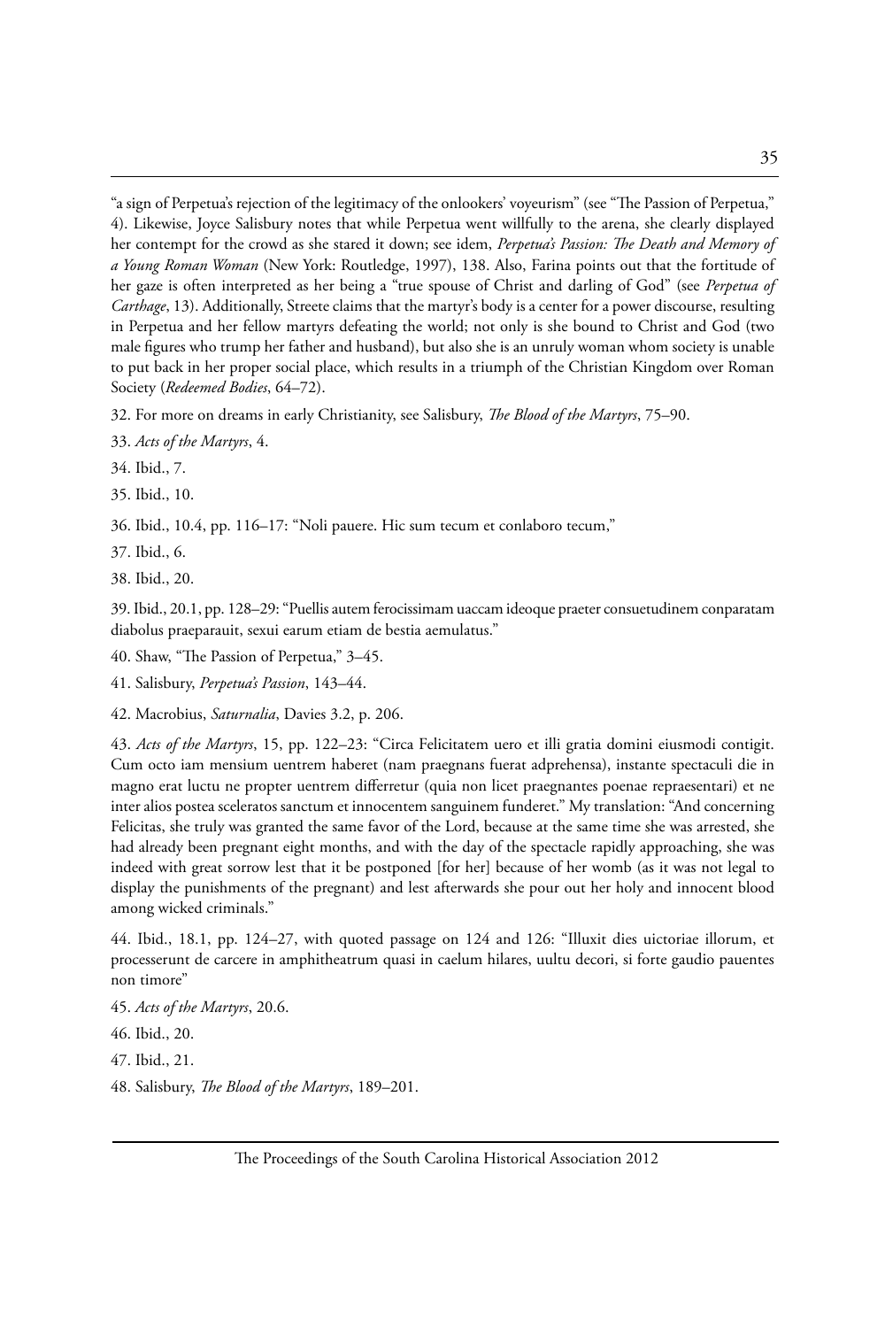"a sign of Perpetua's rejection of the legitimacy of the onlookers' voyeurism" (see "The Passion of Perpetua," 4). Likewise, Joyce Salisbury notes that while Perpetua went willfully to the arena, she clearly displayed her contempt for the crowd as she stared it down; see idem, *Perpetua's Passion: The Death and Memory of a Young Roman Woman* (New York: Routledge, 1997), 138. Also, Farina points out that the fortitude of her gaze is often interpreted as her being a "true spouse of Christ and darling of God" (see *Perpetua of Carthage*, 13). Additionally, Streete claims that the martyr's body is a center for a power discourse, resulting in Perpetua and her fellow martyrs defeating the world; not only is she bound to Christ and God (two male figures who trump her father and husband), but also she is an unruly woman whom society is unable to put back in her proper social place, which results in a triumph of the Christian Kingdom over Roman Society (*Redeemed Bodies*, 64–72).

32. For more on dreams in early Christianity, see Salisbury, *The Blood of the Martyrs*, 75–90.

33. *Acts of the Martyrs*, 4.

34. Ibid., 7.

35. Ibid., 10.

36. Ibid., 10.4, pp. 116–17: "Noli pauere. Hic sum tecum et conlaboro tecum,"

37. Ibid., 6.

38. Ibid., 20.

39. Ibid., 20.1, pp. 128–29: "Puellis autem ferocissimam uaccam ideoque praeter consuetudinem conparatam diabolus praeparauit, sexui earum etiam de bestia aemulatus."

40. Shaw, "The Passion of Perpetua," 3–45.

41. Salisbury, *Perpetua's Passion*, 143–44.

42. Macrobius, *Saturnalia*, Davies 3.2, p. 206.

43. *Acts of the Martyrs*, 15, pp. 122–23: "Circa Felicitatem uero et illi gratia domini eiusmodi contigit. Cum octo iam mensium uentrem haberet (nam praegnans fuerat adprehensa), instante spectaculi die in magno erat luctu ne propter uentrem differretur (quia non licet praegnantes poenae repraesentari) et ne inter alios postea sceleratos sanctum et innocentem sanguinem funderet." My translation: "And concerning Felicitas, she truly was granted the same favor of the Lord, because at the same time she was arrested, she had already been pregnant eight months, and with the day of the spectacle rapidly approaching, she was indeed with great sorrow lest that it be postponed [for her] because of her womb (as it was not legal to display the punishments of the pregnant) and lest afterwards she pour out her holy and innocent blood among wicked criminals."

44. Ibid., 18.1, pp. 124–27, with quoted passage on 124 and 126: "Illuxit dies uictoriae illorum, et processerunt de carcere in amphitheatrum quasi in caelum hilares, uultu decori, si forte gaudio pauentes non timore"

45. *Acts of the Martyrs*, 20.6.

46. Ibid., 20.

47. Ibid., 21.

48. Salisbury, *The Blood of the Martyrs*, 189–201.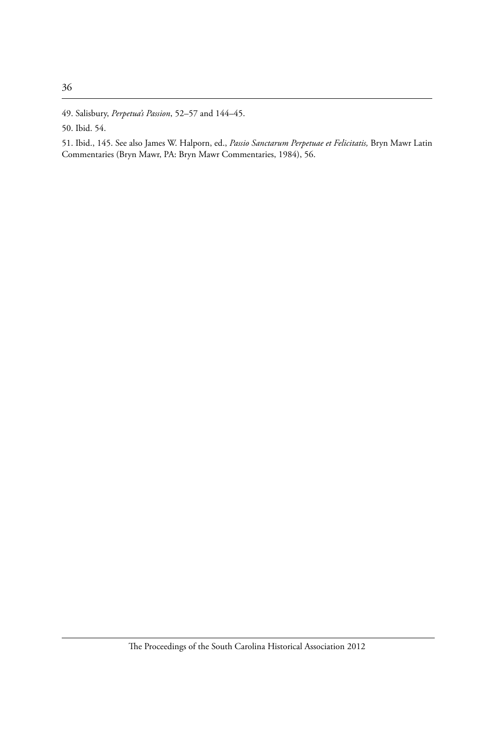49. Salisbury, *Perpetua's Passion*, 52–57 and 144–45.

50. Ibid. 54.

51. Ibid., 145. See also James W. Halporn, ed., *Passio Sanctarum Perpetuae et Felicitatis,* Bryn Mawr Latin Commentaries (Bryn Mawr, PA: Bryn Mawr Commentaries, 1984), 56.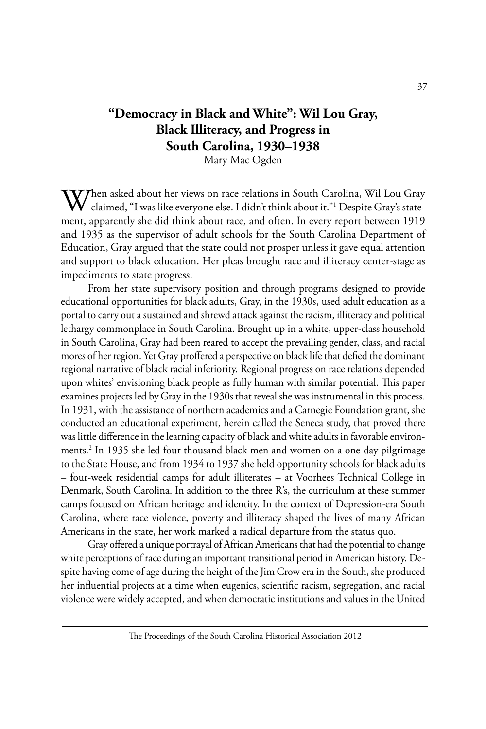# "Democracy in Black and White": Wil Lou Gray, Black Illiteracy, and Progress in South Carolina, 1930–1938

Mary Mac Ogden

When asked about her views on race relations in South Carolina, Wil Lou Gray claimed, "I was like everyone else. I didn't think about it."[1] Despite Gray's statement, apparently she did think about race, and often. In every report between 1919 and 1935 as the supervisor of adult schools for the South Carolina Department of Education, Gray argued that the state could not prosper unless it gave equal attention and support to black education. Her pleas brought race and illiteracy center-stage as impediments to state progress.

From her state supervisory position and through programs designed to provide educational opportunities for black adults, Gray, in the 1930s, used adult education as a portal to carry out a sustained and shrewd attack against the racism, illiteracy and political lethargy commonplace in South Carolina. Brought up in a white, upper-class household in South Carolina, Gray had been reared to accept the prevailing gender, class, and racial mores of her region. Yet Gray proffered a perspective on black life that defied the dominant regional narrative of black racial inferiority. Regional progress on race relations depended upon whites' envisioning black people as fully human with similar potential. This paper examines projects led by Gray in the 1930s that reveal she was instrumental in this process. In 1931, with the assistance of northern academics and a Carnegie Foundation grant, she conducted an educational experiment, herein called the Seneca study, that proved there was little difference in the learning capacity of black and white adults in favorable environments.[2] In 1935 she led four thousand black men and women on a one-day pilgrimage to the State House, and from 1934 to 1937 she held opportunity schools for black adults – four-week residential camps for adult illiterates – at Voorhees Technical College in Denmark, South Carolina. In addition to the three R's, the curriculum at these summer camps focused on African heritage and identity. In the context of Depression-era South Carolina, where race violence, poverty and illiteracy shaped the lives of many African Americans in the state, her work marked a radical departure from the status quo.

Gray offered a unique portrayal of African Americans that had the potential to change white perceptions of race during an important transitional period in American history. Despite having come of age during the height of the Jim Crow era in the South, she produced her influential projects at a time when eugenics, scientific racism, segregation, and racial violence were widely accepted, and when democratic institutions and values in the United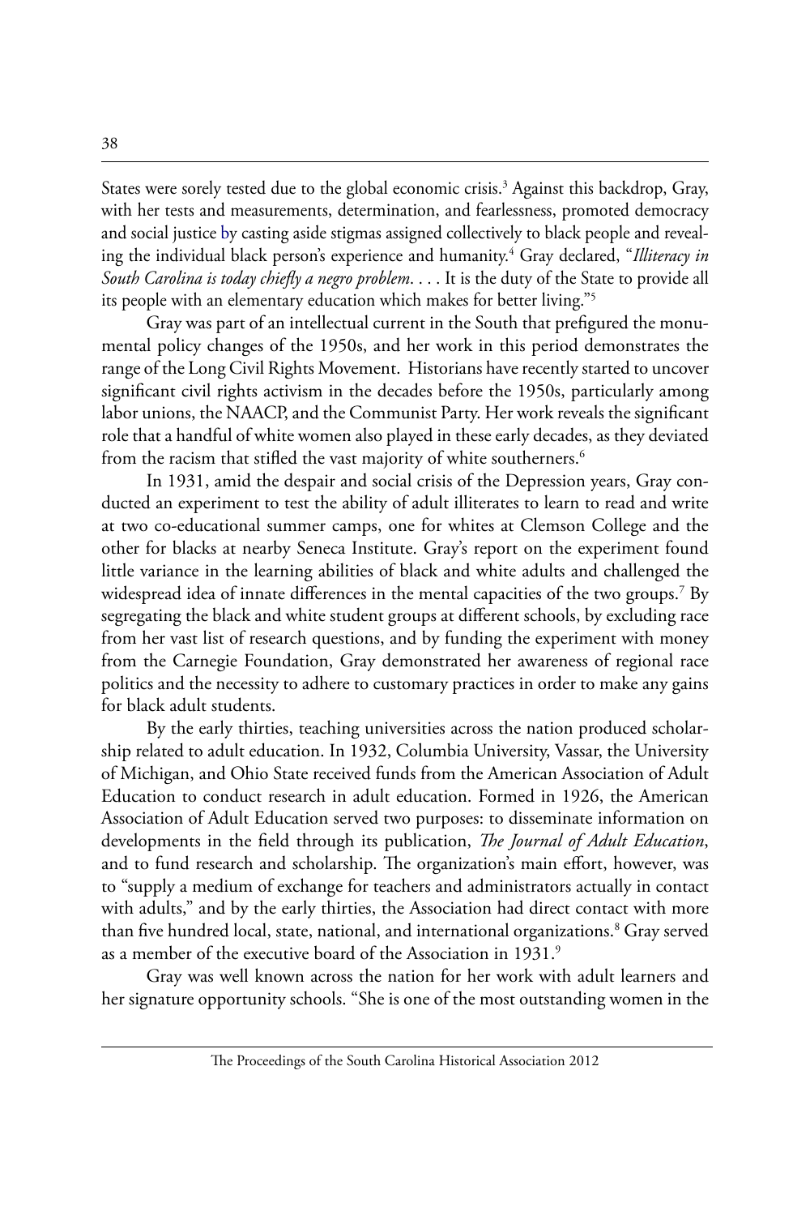States were sorely tested due to the global economic crisis.[3] Against this backdrop, Gray, with her tests and measurements, determination, and fearlessness, promoted democracy and social justice by casting aside stigmas assigned collectively to black people and revealing the individual black person's experience and humanity.[4] Gray declared, "*Illiteracy in South Carolina is today chiefly a negro problem*. . . . It is the duty of the State to provide all its people with an elementary education which makes for better living."[5]

Gray was part of an intellectual current in the South that prefigured the monumental policy changes of the 1950s, and her work in this period demonstrates the range of the Long Civil Rights Movement. Historians have recently started to uncover significant civil rights activism in the decades before the 1950s, particularly among labor unions, the NAACP, and the Communist Party. Her work reveals the significant role that a handful of white women also played in these early decades, as they deviated from the racism that stifled the vast majority of white southerners.[6]

In 1931, amid the despair and social crisis of the Depression years, Gray conducted an experiment to test the ability of adult illiterates to learn to read and write at two co-educational summer camps, one for whites at Clemson College and the other for blacks at nearby Seneca Institute. Gray's report on the experiment found little variance in the learning abilities of black and white adults and challenged the widespread idea of innate differences in the mental capacities of the two groups.[7] By segregating the black and white student groups at different schools, by excluding race from her vast list of research questions, and by funding the experiment with money from the Carnegie Foundation, Gray demonstrated her awareness of regional race politics and the necessity to adhere to customary practices in order to make any gains for black adult students.

By the early thirties, teaching universities across the nation produced scholarship related to adult education. In 1932, Columbia University, Vassar, the University of Michigan, and Ohio State received funds from the American Association of Adult Education to conduct research in adult education. Formed in 1926, the American Association of Adult Education served two purposes: to disseminate information on developments in the field through its publication, *The Journal of Adult Education*, and to fund research and scholarship. The organization's main effort, however, was to "supply a medium of exchange for teachers and administrators actually in contact with adults," and by the early thirties, the Association had direct contact with more than five hundred local, state, national, and international organizations.[8] Gray served as a member of the executive board of the Association in 1931.[9]

Gray was well known across the nation for her work with adult learners and her signature opportunity schools. "She is one of the most outstanding women in the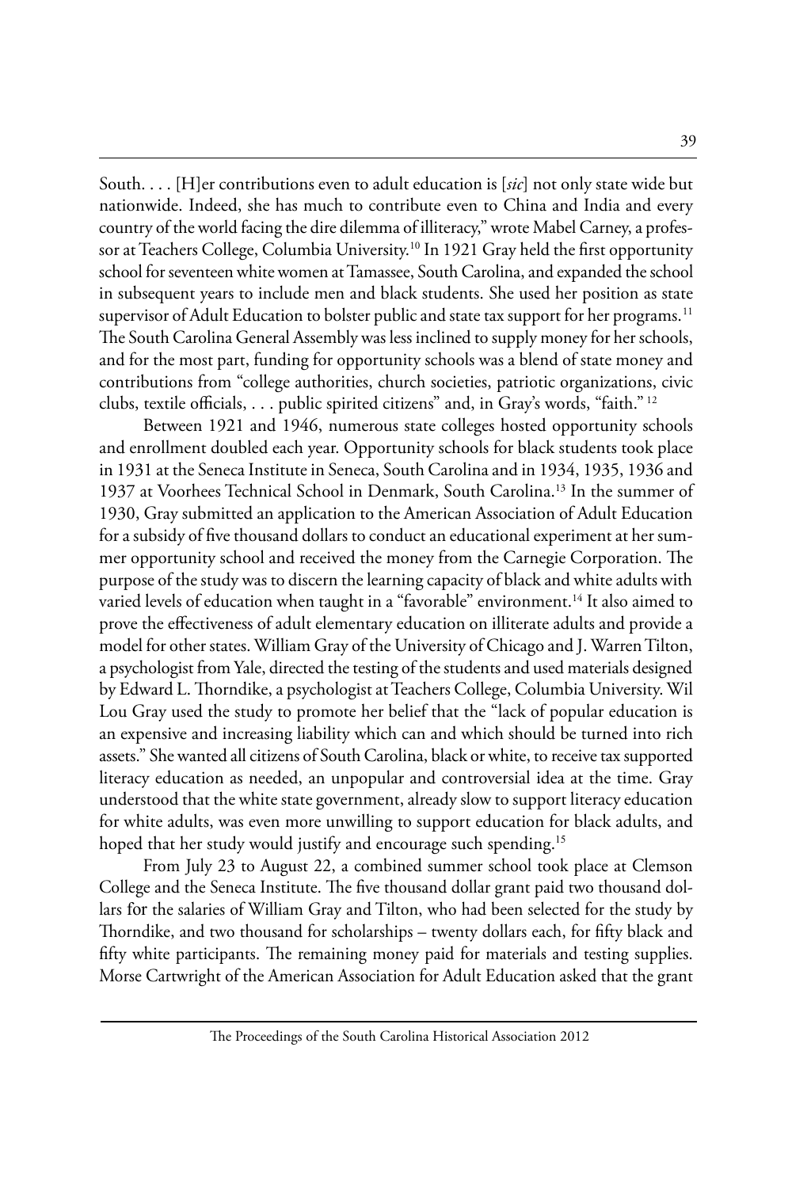South. . . . [H]er contributions even to adult education is [*sic*] not only state wide but nationwide. Indeed, she has much to contribute even to China and India and every country of the world facing the dire dilemma of illiteracy," wrote Mabel Carney, a professor at Teachers College, Columbia University.[10] In 1921 Gray held the first opportunity school for seventeen white women at Tamassee, South Carolina, and expanded the school in subsequent years to include men and black students. She used her position as state supervisor of Adult Education to bolster public and state tax support for her programs.[11] The South Carolina General Assembly was less inclined to supply money for her schools, and for the most part, funding for opportunity schools was a blend of state money and contributions from "college authorities, church societies, patriotic organizations, civic clubs, textile officials, . . . public spirited citizens" and, in Gray's words, "faith."[12]

Between 1921 and 1946, numerous state colleges hosted opportunity schools and enrollment doubled each year. Opportunity schools for black students took place in 1931 at the Seneca Institute in Seneca, South Carolina and in 1934, 1935, 1936 and 1937 at Voorhees Technical School in Denmark, South Carolina.[13] In the summer of 1930, Gray submitted an application to the American Association of Adult Education for a subsidy of five thousand dollars to conduct an educational experiment at her summer opportunity school and received the money from the Carnegie Corporation. The purpose of the study was to discern the learning capacity of black and white adults with varied levels of education when taught in a "favorable" environment.[14] It also aimed to prove the effectiveness of adult elementary education on illiterate adults and provide a model for other states. William Gray of the University of Chicago and J. Warren Tilton, a psychologist from Yale, directed the testing of the students and used materials designed by Edward L. Thorndike, a psychologist at Teachers College, Columbia University. Wil Lou Gray used the study to promote her belief that the "lack of popular education is an expensive and increasing liability which can and which should be turned into rich assets." She wanted all citizens of South Carolina, black or white, to receive tax supported literacy education as needed, an unpopular and controversial idea at the time. Gray understood that the white state government, already slow to support literacy education for white adults, was even more unwilling to support education for black adults, and hoped that her study would justify and encourage such spending.[15]

From July 23 to August 22, a combined summer school took place at Clemson College and the Seneca Institute. The five thousand dollar grant paid two thousand dollars for the salaries of William Gray and Tilton, who had been selected for the study by Thorndike, and two thousand for scholarships – twenty dollars each, for fifty black and fifty white participants. The remaining money paid for materials and testing supplies. Morse Cartwright of the American Association for Adult Education asked that the grant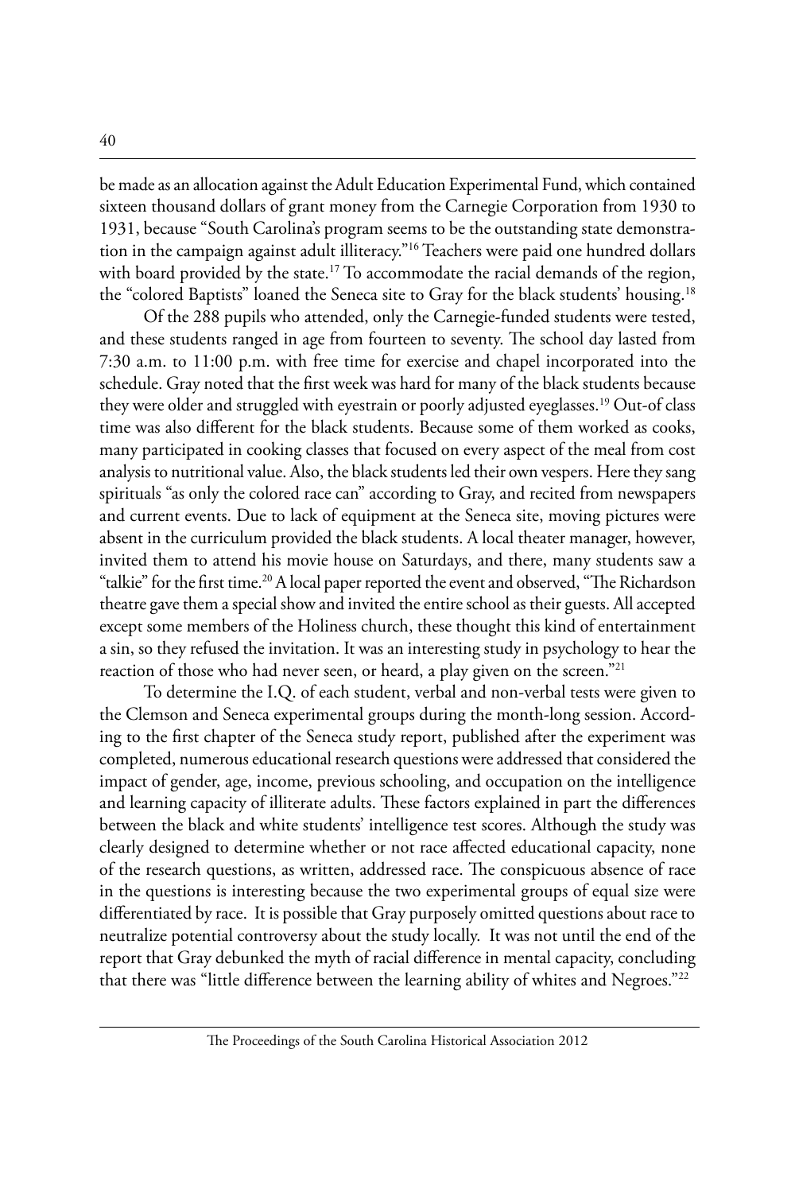be made as an allocation against the Adult Education Experimental Fund, which contained sixteen thousand dollars of grant money from the Carnegie Corporation from 1930 to 1931, because "South Carolina's program seems to be the outstanding state demonstration in the campaign against adult illiteracy."[16] Teachers were paid one hundred dollars with board provided by the state.[17] To accommodate the racial demands of the region, the "colored Baptists" loaned the Seneca site to Gray for the black students' housing.[18]

Of the 288 pupils who attended, only the Carnegie-funded students were tested, and these students ranged in age from fourteen to seventy. The school day lasted from 7:30 a.m. to 11:00 p.m. with free time for exercise and chapel incorporated into the schedule. Gray noted that the first week was hard for many of the black students because they were older and struggled with eyestrain or poorly adjusted eyeglasses.[19] Out-of class time was also different for the black students. Because some of them worked as cooks, many participated in cooking classes that focused on every aspect of the meal from cost analysis to nutritional value. Also, the black students led their own vespers. Here they sang spirituals "as only the colored race can" according to Gray, and recited from newspapers and current events. Due to lack of equipment at the Seneca site, moving pictures were absent in the curriculum provided the black students. A local theater manager, however, invited them to attend his movie house on Saturdays, and there, many students saw a "talkie" for the first time.[20] A local paper reported the event and observed, "The Richardson theatre gave them a special show and invited the entire school as their guests. All accepted except some members of the Holiness church, these thought this kind of entertainment a sin, so they refused the invitation. It was an interesting study in psychology to hear the reaction of those who had never seen, or heard, a play given on the screen."[21]

To determine the I.Q. of each student, verbal and non-verbal tests were given to the Clemson and Seneca experimental groups during the month-long session. According to the first chapter of the Seneca study report, published after the experiment was completed, numerous educational research questions were addressed that considered the impact of gender, age, income, previous schooling, and occupation on the intelligence and learning capacity of illiterate adults. These factors explained in part the differences between the black and white students' intelligence test scores. Although the study was clearly designed to determine whether or not race affected educational capacity, none of the research questions, as written, addressed race. The conspicuous absence of race in the questions is interesting because the two experimental groups of equal size were differentiated by race. It is possible that Gray purposely omitted questions about race to neutralize potential controversy about the study locally. It was not until the end of the report that Gray debunked the myth of racial difference in mental capacity, concluding that there was "little difference between the learning ability of whites and Negroes."[22]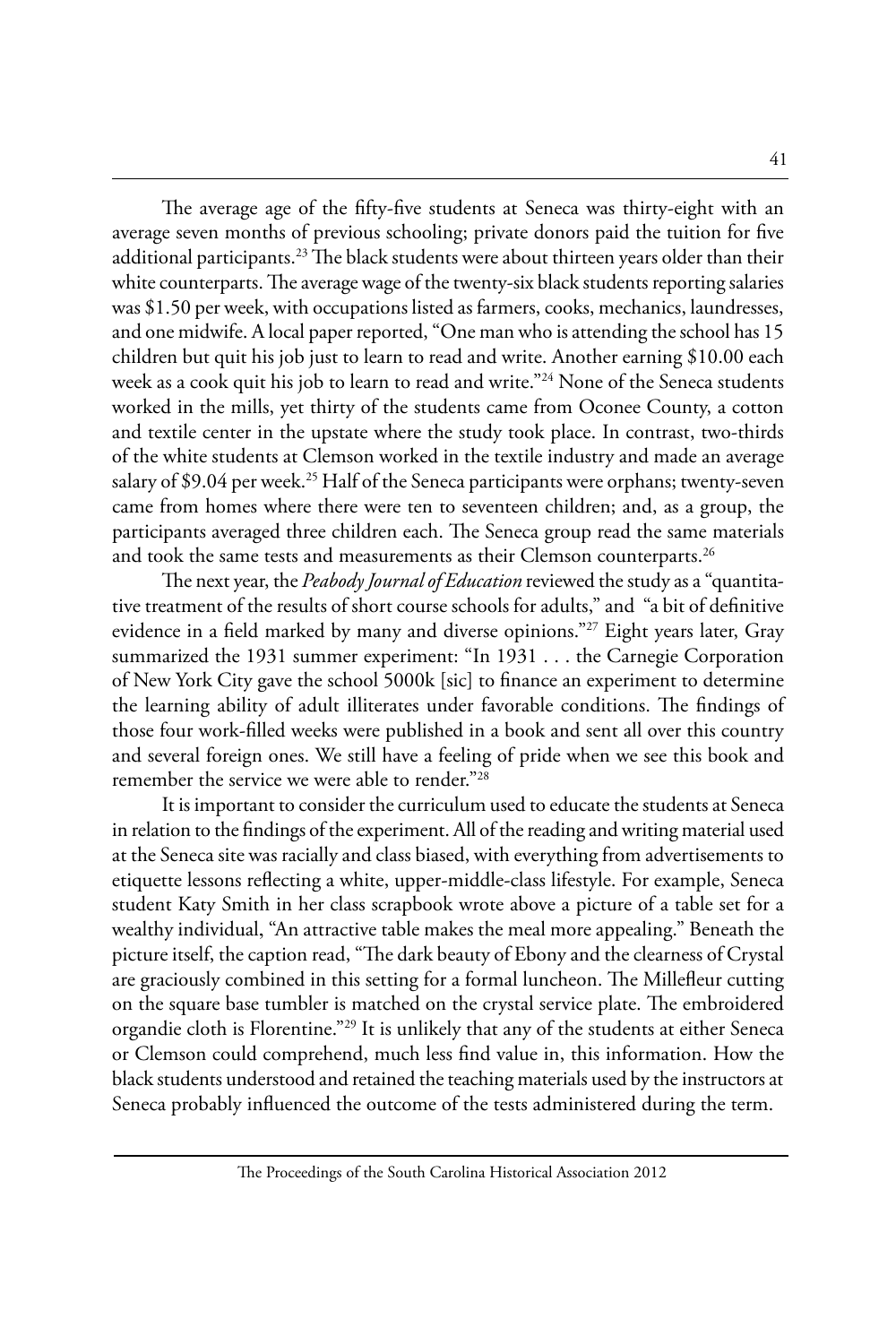The average age of the fifty-five students at Seneca was thirty-eight with an average seven months of previous schooling; private donors paid the tuition for five additional participants.[23] The black students were about thirteen years older than their white counterparts. The average wage of the twenty-six black students reporting salaries was \$1.50 per week, with occupations listed as farmers, cooks, mechanics, laundresses, and one midwife. A local paper reported, "One man who is attending the school has 15 children but quit his job just to learn to read and write. Another earning \$10.00 each week as a cook quit his job to learn to read and write."[24] None of the Seneca students worked in the mills, yet thirty of the students came from Oconee County, a cotton and textile center in the upstate where the study took place. In contrast, two-thirds of the white students at Clemson worked in the textile industry and made an average salary of \$9.04 per week.[25] Half of the Seneca participants were orphans; twenty-seven came from homes where there were ten to seventeen children; and, as a group, the participants averaged three children each. The Seneca group read the same materials and took the same tests and measurements as their Clemson counterparts.[26]

The next year, the *Peabody Journal of Education* reviewed the study as a "quantitative treatment of the results of short course schools for adults," and "a bit of definitive evidence in a field marked by many and diverse opinions."[27] Eight years later, Gray summarized the 1931 summer experiment: "In 1931 . . . the Carnegie Corporation of New York City gave the school 5000k [sic] to finance an experiment to determine the learning ability of adult illiterates under favorable conditions. The findings of those four work-filled weeks were published in a book and sent all over this country and several foreign ones. We still have a feeling of pride when we see this book and remember the service we were able to render."[28]

It is important to consider the curriculum used to educate the students at Seneca in relation to the findings of the experiment. All of the reading and writing material used at the Seneca site was racially and class biased, with everything from advertisements to etiquette lessons reflecting a white, upper-middle-class lifestyle. For example, Seneca student Katy Smith in her class scrapbook wrote above a picture of a table set for a wealthy individual, "An attractive table makes the meal more appealing." Beneath the picture itself, the caption read, "The dark beauty of Ebony and the clearness of Crystal are graciously combined in this setting for a formal luncheon. The Millefleur cutting on the square base tumbler is matched on the crystal service plate. The embroidered organdie cloth is Florentine."[29] It is unlikely that any of the students at either Seneca or Clemson could comprehend, much less find value in, this information. How the black students understood and retained the teaching materials used by the instructors at Seneca probably influenced the outcome of the tests administered during the term.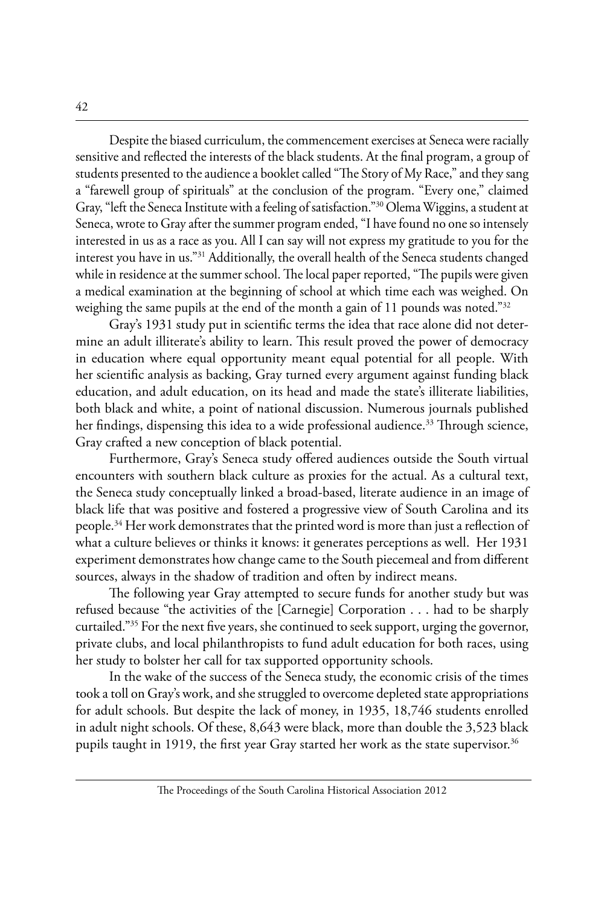Despite the biased curriculum, the commencement exercises at Seneca were racially sensitive and reflected the interests of the black students. At the final program, a group of students presented to the audience a booklet called "The Story of My Race," and they sang a "farewell group of spirituals" at the conclusion of the program. "Every one," claimed Gray, "left the Seneca Institute with a feeling of satisfaction."[30] Olema Wiggins, a student at Seneca, wrote to Gray after the summer program ended, "I have found no one so intensely interested in us as a race as you. All I can say will not express my gratitude to you for the interest you have in us."[31] Additionally, the overall health of the Seneca students changed while in residence at the summer school. The local paper reported, "The pupils were given a medical examination at the beginning of school at which time each was weighed. On weighing the same pupils at the end of the month a gain of 11 pounds was noted."[32]

Gray's 1931 study put in scientific terms the idea that race alone did not determine an adult illiterate's ability to learn. This result proved the power of democracy in education where equal opportunity meant equal potential for all people. With her scientific analysis as backing, Gray turned every argument against funding black education, and adult education, on its head and made the state's illiterate liabilities, both black and white, a point of national discussion. Numerous journals published her findings, dispensing this idea to a wide professional audience.[33] Through science, Gray crafted a new conception of black potential.

Furthermore, Gray's Seneca study offered audiences outside the South virtual encounters with southern black culture as proxies for the actual. As a cultural text, the Seneca study conceptually linked a broad-based, literate audience in an image of black life that was positive and fostered a progressive view of South Carolina and its people.[34] Her work demonstrates that the printed word is more than just a reflection of what a culture believes or thinks it knows: it generates perceptions as well. Her 1931 experiment demonstrates how change came to the South piecemeal and from different sources, always in the shadow of tradition and often by indirect means.

The following year Gray attempted to secure funds for another study but was refused because "the activities of the [Carnegie] Corporation . . . had to be sharply curtailed."[35] For the next five years, she continued to seek support, urging the governor, private clubs, and local philanthropists to fund adult education for both races, using her study to bolster her call for tax supported opportunity schools.

In the wake of the success of the Seneca study, the economic crisis of the times took a toll on Gray's work, and she struggled to overcome depleted state appropriations for adult schools. But despite the lack of money, in 1935, 18,746 students enrolled in adult night schools. Of these, 8,643 were black, more than double the 3,523 black pupils taught in 1919, the first year Gray started her work as the state supervisor.[36]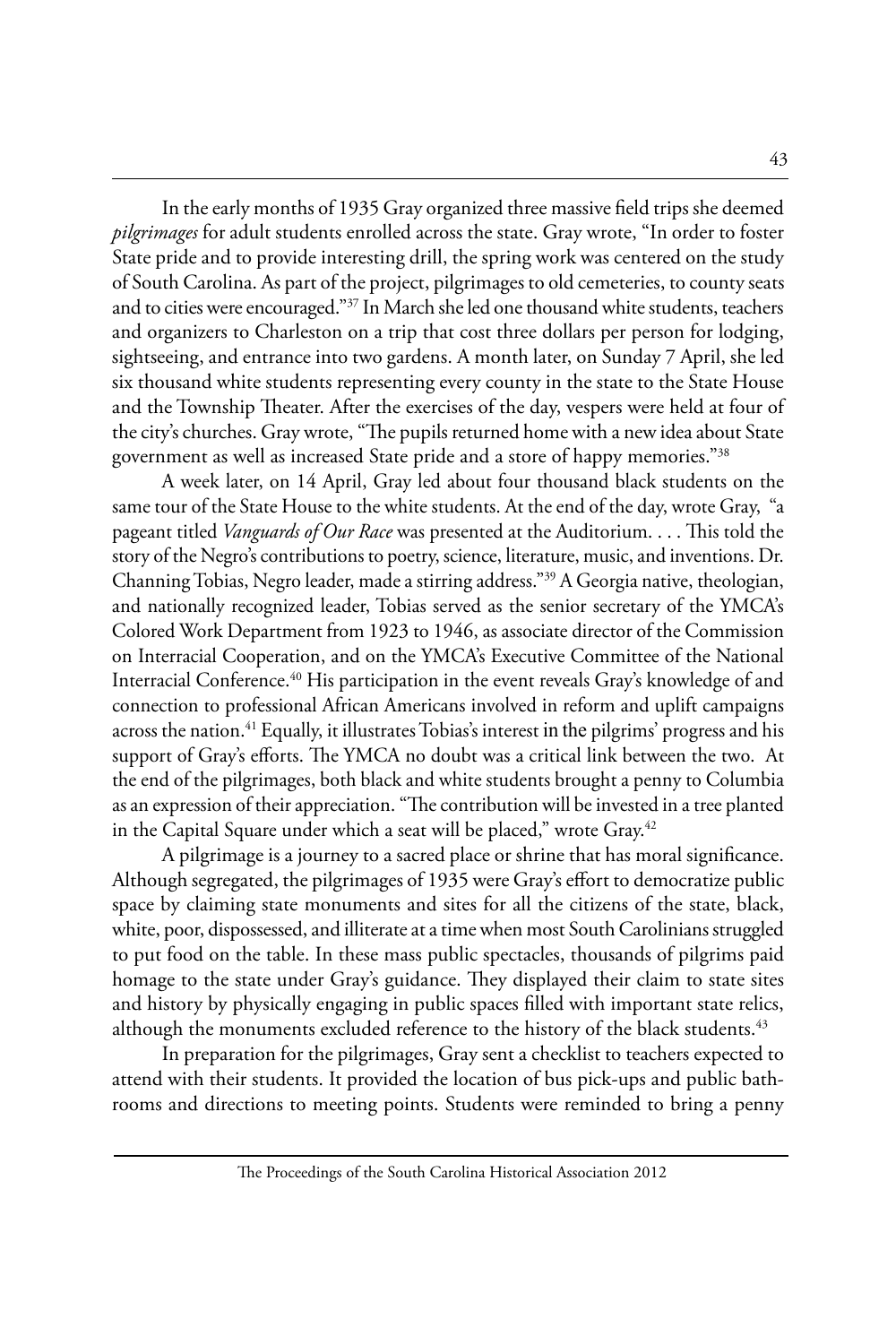In the early months of 1935 Gray organized three massive field trips she deemed *pilgrimages* for adult students enrolled across the state. Gray wrote, "In order to foster State pride and to provide interesting drill, the spring work was centered on the study of South Carolina. As part of the project, pilgrimages to old cemeteries, to county seats and to cities were encouraged."[37] In March she led one thousand white students, teachers and organizers to Charleston on a trip that cost three dollars per person for lodging, sightseeing, and entrance into two gardens. A month later, on Sunday 7 April, she led six thousand white students representing every county in the state to the State House and the Township Theater. After the exercises of the day, vespers were held at four of the city's churches. Gray wrote, "The pupils returned home with a new idea about State government as well as increased State pride and a store of happy memories."[38]

A week later, on 14 April, Gray led about four thousand black students on the same tour of the State House to the white students. At the end of the day, wrote Gray, "a pageant titled *Vanguards of Our Race* was presented at the Auditorium. . . . This told the story of the Negro's contributions to poetry, science, literature, music, and inventions. Dr. Channing Tobias, Negro leader, made a stirring address."[39] A Georgia native, theologian, and nationally recognized leader, Tobias served as the senior secretary of the YMCA's Colored Work Department from 1923 to 1946, as associate director of the Commission on Interracial Cooperation, and on the YMCA's Executive Committee of the National Interracial Conference.[40] His participation in the event reveals Gray's knowledge of and connection to professional African Americans involved in reform and uplift campaigns across the nation.[41] Equally, it illustrates Tobias's interest in the pilgrims' progress and his support of Gray's efforts. The YMCA no doubt was a critical link between the two. At the end of the pilgrimages, both black and white students brought a penny to Columbia as an expression of their appreciation. "The contribution will be invested in a tree planted in the Capital Square under which a seat will be placed," wrote Gray.[42]

A pilgrimage is a journey to a sacred place or shrine that has moral significance. Although segregated, the pilgrimages of 1935 were Gray's effort to democratize public space by claiming state monuments and sites for all the citizens of the state, black, white, poor, dispossessed, and illiterate at a time when most South Carolinians struggled to put food on the table. In these mass public spectacles, thousands of pilgrims paid homage to the state under Gray's guidance. They displayed their claim to state sites and history by physically engaging in public spaces filled with important state relics, although the monuments excluded reference to the history of the black students.[43]

In preparation for the pilgrimages, Gray sent a checklist to teachers expected to attend with their students. It provided the location of bus pick-ups and public bathrooms and directions to meeting points. Students were reminded to bring a penny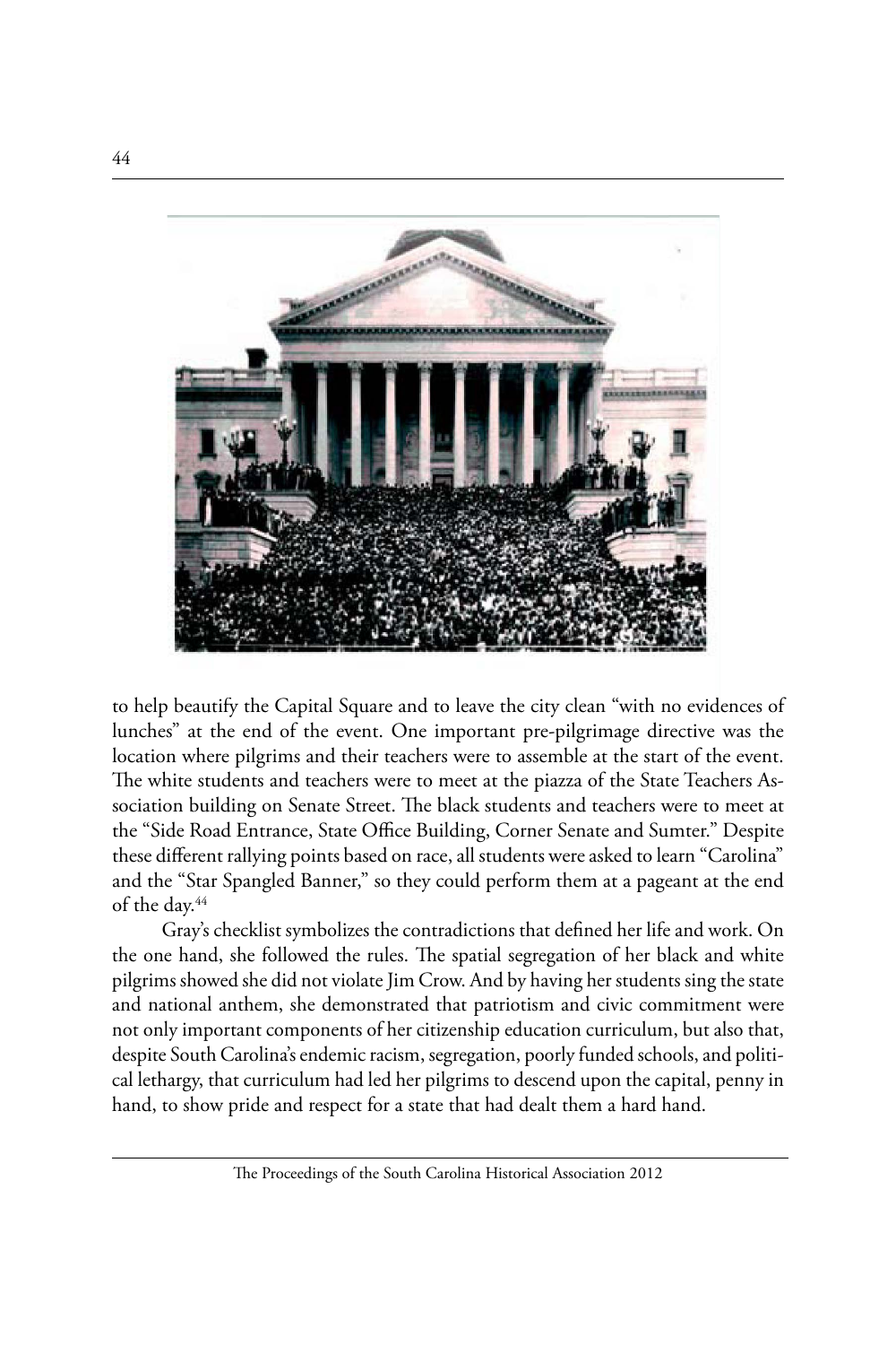to help beautify the Capital Square and to leave the city clean "with no evidences of lunches" at the end of the event. One important pre-pilgrimage directive was the location where pilgrims and their teachers were to assemble at the start of the event. The white students and teachers were to meet at the piazza of the State Teachers Association building on Senate Street. The black students and teachers were to meet at the "Side Road Entrance, State Office Building, Corner Senate and Sumter." Despite these different rallying points based on race, all students were asked to learn "Carolina" and the "Star Spangled Banner," so they could perform them at a pageant at the end of the day.[44]

Gray's checklist symbolizes the contradictions that defined her life and work. On the one hand, she followed the rules. The spatial segregation of her black and white pilgrims showed she did not violate Jim Crow. And by having her students sing the state and national anthem, she demonstrated that patriotism and civic commitment were not only important components of her citizenship education curriculum, but also that, despite South Carolina's endemic racism, segregation, poorly funded schools, and political lethargy, that curriculum had led her pilgrims to descend upon the capital, penny in hand, to show pride and respect for a state that had dealt them a hard hand.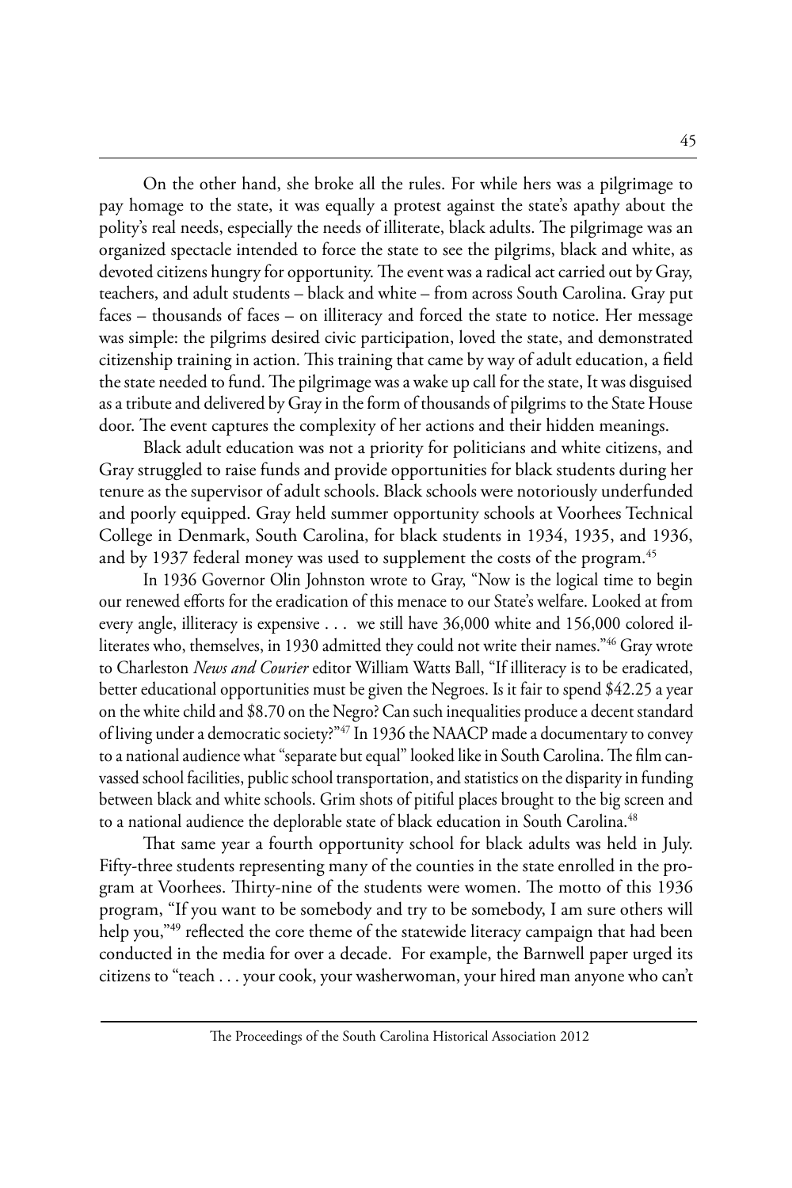On the other hand, she broke all the rules. For while hers was a pilgrimage to pay homage to the state, it was equally a protest against the state's apathy about the polity's real needs, especially the needs of illiterate, black adults. The pilgrimage was an organized spectacle intended to force the state to see the pilgrims, black and white, as devoted citizens hungry for opportunity. The event was a radical act carried out by Gray, teachers, and adult students – black and white – from across South Carolina. Gray put faces – thousands of faces – on illiteracy and forced the state to notice. Her message was simple: the pilgrims desired civic participation, loved the state, and demonstrated citizenship training in action. This training that came by way of adult education, a field the state needed to fund. The pilgrimage was a wake up call for the state, It was disguised as a tribute and delivered by Gray in the form of thousands of pilgrims to the State House door. The event captures the complexity of her actions and their hidden meanings.

Black adult education was not a priority for politicians and white citizens, and Gray struggled to raise funds and provide opportunities for black students during her tenure as the supervisor of adult schools. Black schools were notoriously underfunded and poorly equipped. Gray held summer opportunity schools at Voorhees Technical College in Denmark, South Carolina, for black students in 1934, 1935, and 1936, and by 1937 federal money was used to supplement the costs of the program.[45]

In 1936 Governor Olin Johnston wrote to Gray, "Now is the logical time to begin our renewed efforts for the eradication of this menace to our State's welfare. Looked at from every angle, illiteracy is expensive . . . we still have 36,000 white and 156,000 colored illiterates who, themselves, in 1930 admitted they could not write their names."[46] Gray wrote to Charleston *News and Courier* editor William Watts Ball, "If illiteracy is to be eradicated, better educational opportunities must be given the Negroes. Is it fair to spend $42.25 a year on the white child and $8.70 on the Negro? Can such inequalities produce a decent standard of living under a democratic society?"[47] In 1936 the NAACP made a documentary to convey to a national audience what "separate but equal" looked like in South Carolina. The film canvassed school facilities, public school transportation, and statistics on the disparity in funding between black and white schools. Grim shots of pitiful places brought to the big screen and to a national audience the deplorable state of black education in South Carolina.[48]

That same year a fourth opportunity school for black adults was held in July. Fifty-three students representing many of the counties in the state enrolled in the program at Voorhees. Thirty-nine of the students were women. The motto of this 1936 program, "If you want to be somebody and try to be somebody, I am sure others will help you,"[49] reflected the core theme of the statewide literacy campaign that had been conducted in the media for over a decade. For example, the Barnwell paper urged its citizens to "teach . . . your cook, your washerwoman, your hired man anyone who can't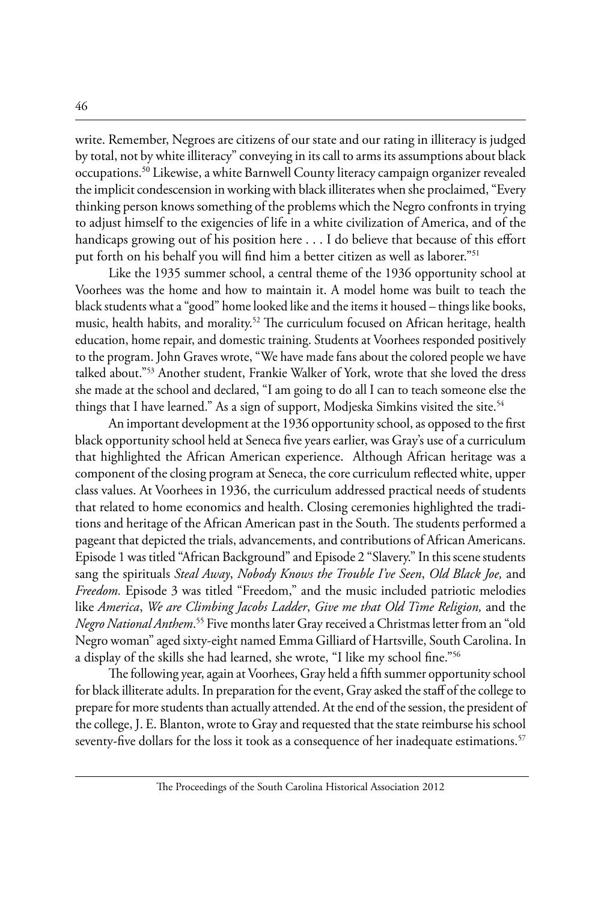write. Remember, Negroes are citizens of our state and our rating in illiteracy is judged by total, not by white illiteracy" conveying in its call to arms its assumptions about black occupations.[50] Likewise, a white Barnwell County literacy campaign organizer revealed the implicit condescension in working with black illiterates when she proclaimed, "Every thinking person knows something of the problems which the Negro confronts in trying to adjust himself to the exigencies of life in a white civilization of America, and of the handicaps growing out of his position here . . . I do believe that because of this effort put forth on his behalf you will find him a better citizen as well as laborer."[51]

Like the 1935 summer school, a central theme of the 1936 opportunity school at Voorhees was the home and how to maintain it. A model home was built to teach the black students what a "good" home looked like and the items it housed – things like books, music, health habits, and morality.[52] The curriculum focused on African heritage, health education, home repair, and domestic training. Students at Voorhees responded positively to the program. John Graves wrote, "We have made fans about the colored people we have talked about."[53] Another student, Frankie Walker of York, wrote that she loved the dress she made at the school and declared, "I am going to do all I can to teach someone else the things that I have learned." As a sign of support, Modjeska Simkins visited the site.[54]

An important development at the 1936 opportunity school, as opposed to the first black opportunity school held at Seneca five years earlier, was Gray's use of a curriculum that highlighted the African American experience. Although African heritage was a component of the closing program at Seneca, the core curriculum reflected white, upper class values. At Voorhees in 1936, the curriculum addressed practical needs of students that related to home economics and health. Closing ceremonies highlighted the traditions and heritage of the African American past in the South. The students performed a pageant that depicted the trials, advancements, and contributions of African Americans. Episode 1 was titled "African Background" and Episode 2 "Slavery." In this scene students sang the spirituals *Steal Away*, *Nobody Knows the Trouble I've Seen*, *Old Black Joe,* and *Freedom.* Episode 3 was titled "Freedom," and the music included patriotic melodies like *America*, *We are Climbing Jacobs Ladder*, *Give me that Old Time Religion,* and the *Negro National Anthem*.[55] Five months later Gray received a Christmas letter from an "old Negro woman" aged sixty-eight named Emma Gilliard of Hartsville, South Carolina. In a display of the skills she had learned, she wrote, "I like my school fine."[56]

The following year, again at Voorhees, Gray held a fifth summer opportunity school for black illiterate adults. In preparation for the event, Gray asked the staff of the college to prepare for more students than actually attended. At the end of the session, the president of the college, J. E. Blanton, wrote to Gray and requested that the state reimburse his school seventy-five dollars for the loss it took as a consequence of her inadequate estimations.[57]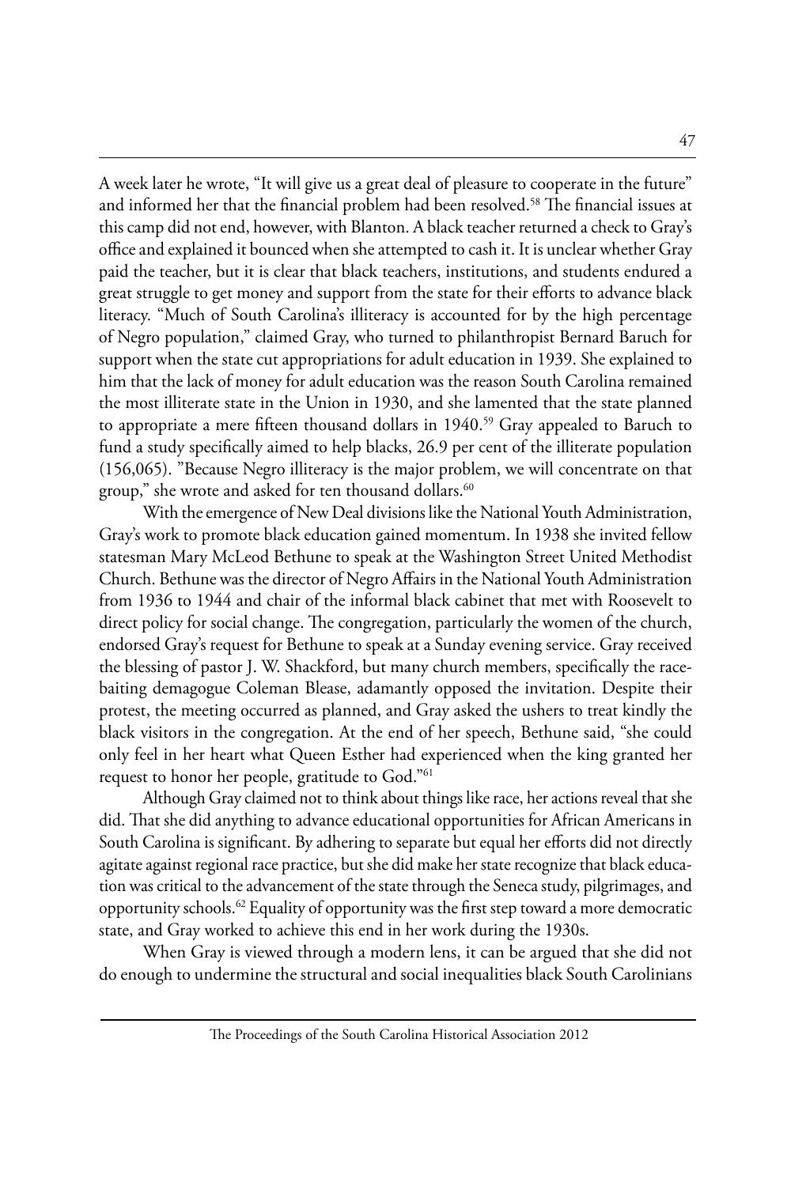A week later he wrote, "It will give us a great deal of pleasure to cooperate in the future" and informed her that the financial problem had been resolved.[58] The financial issues at this camp did not end, however, with Blanton. A black teacher returned a check to Gray's office and explained it bounced when she attempted to cash it. It is unclear whether Gray paid the teacher, but it is clear that black teachers, institutions, and students endured a great struggle to get money and support from the state for their efforts to advance black literacy. "Much of South Carolina's illiteracy is accounted for by the high percentage of Negro population," claimed Gray, who turned to philanthropist Bernard Baruch for support when the state cut appropriations for adult education in 1939. She explained to him that the lack of money for adult education was the reason South Carolina remained the most illiterate state in the Union in 1930, and she lamented that the state planned to appropriate a mere fifteen thousand dollars in 1940.[59] Gray appealed to Baruch to fund a study specifically aimed to help blacks, 26.9 per cent of the illiterate population (156,065). "Because Negro illiteracy is the major problem, we will concentrate on that group," she wrote and asked for ten thousand dollars.[60]

With the emergence of New Deal divisions like the National Youth Administration, Gray's work to promote black education gained momentum. In 1938 she invited fellow statesman Mary McLeod Bethune to speak at the Washington Street United Methodist Church. Bethune was the director of Negro Affairs in the National Youth Administration from 1936 to 1944 and chair of the informal black cabinet that met with Roosevelt to direct policy for social change. The congregation, particularly the women of the church, endorsed Gray's request for Bethune to speak at a Sunday evening service. Gray received the blessing of pastor J. W. Shackford, but many church members, specifically the race-baiting demagogue Coleman Blease, adamantly opposed the invitation. Despite their protest, the meeting occurred as planned, and Gray asked the ushers to treat kindly the black visitors in the congregation. At the end of her speech, Bethune said, "she could only feel in her heart what Queen Esther had experienced when the king granted her request to honor her people, gratitude to God."[61]

Although Gray claimed not to think about things like race, her actions reveal that she did. That she did anything to advance educational opportunities for African Americans in South Carolina is significant. By adhering to separate but equal her efforts did not directly agitate against regional race practice, but she did make her state recognize that black education was critical to the advancement of the state through the Seneca study, pilgrimages, and opportunity schools.[62] Equality of opportunity was the first step toward a more democratic state, and Gray worked to achieve this end in her work during the 1930s.

When Gray is viewed through a modern lens, it can be argued that she did not do enough to undermine the structural and social inequalities black South Carolinians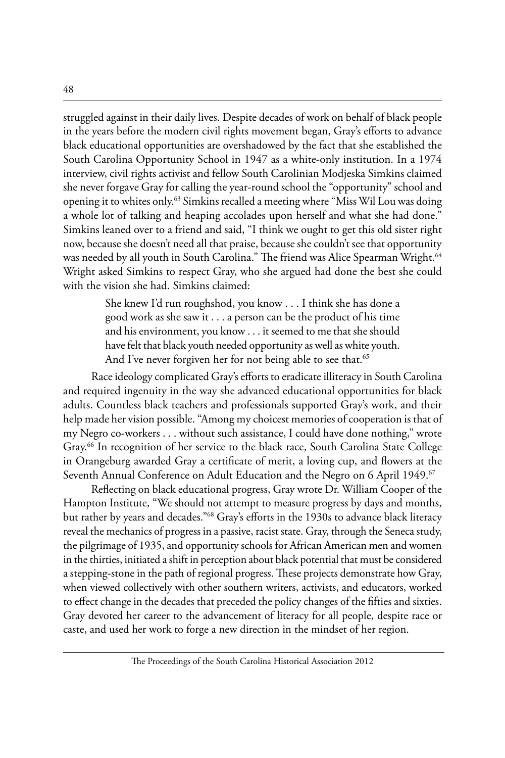struggled against in their daily lives. Despite decades of work on behalf of black people in the years before the modern civil rights movement began, Gray's efforts to advance black educational opportunities are overshadowed by the fact that she established the South Carolina Opportunity School in 1947 as a white-only institution. In a 1974 interview, civil rights activist and fellow South Carolinian Modjeska Simkins claimed she never forgave Gray for calling the year-round school the "opportunity" school and opening it to whites only.[63] Simkins recalled a meeting where "Miss Wil Lou was doing a whole lot of talking and heaping accolades upon herself and what she had done." Simkins leaned over to a friend and said, "I think we ought to get this old sister right now, because she doesn't need all that praise, because she couldn't see that opportunity was needed by all youth in South Carolina." The friend was Alice Spearman Wright.[64] Wright asked Simkins to respect Gray, who she argued had done the best she could with the vision she had. Simkins claimed:

> She knew I'd run roughshod, you know . . . I think she has done a good work as she saw it . . . a person can be the product of his time and his environment, you know . . . it seemed to me that she should have felt that black youth needed opportunity as well as white youth. And I've never forgiven her for not being able to see that.[65]

Race ideology complicated Gray's efforts to eradicate illiteracy in South Carolina and required ingenuity in the way she advanced educational opportunities for black adults. Countless black teachers and professionals supported Gray's work, and their help made her vision possible. "Among my choicest memories of cooperation is that of my Negro co-workers . . . without such assistance, I could have done nothing," wrote Gray.[66] In recognition of her service to the black race, South Carolina State College in Orangeburg awarded Gray a certificate of merit, a loving cup, and flowers at the Seventh Annual Conference on Adult Education and the Negro on 6 April 1949.[67]

Reflecting on black educational progress, Gray wrote Dr. William Cooper of the Hampton Institute, "We should not attempt to measure progress by days and months, but rather by years and decades."[68] Gray's efforts in the 1930s to advance black literacy reveal the mechanics of progress in a passive, racist state. Gray, through the Seneca study, the pilgrimage of 1935, and opportunity schools for African American men and women in the thirties, initiated a shift in perception about black potential that must be considered a stepping-stone in the path of regional progress. These projects demonstrate how Gray, when viewed collectively with other southern writers, activists, and educators, worked to effect change in the decades that preceded the policy changes of the fifties and sixties. Gray devoted her career to the advancement of literacy for all people, despite race or caste, and used her work to forge a new direction in the mindset of her region.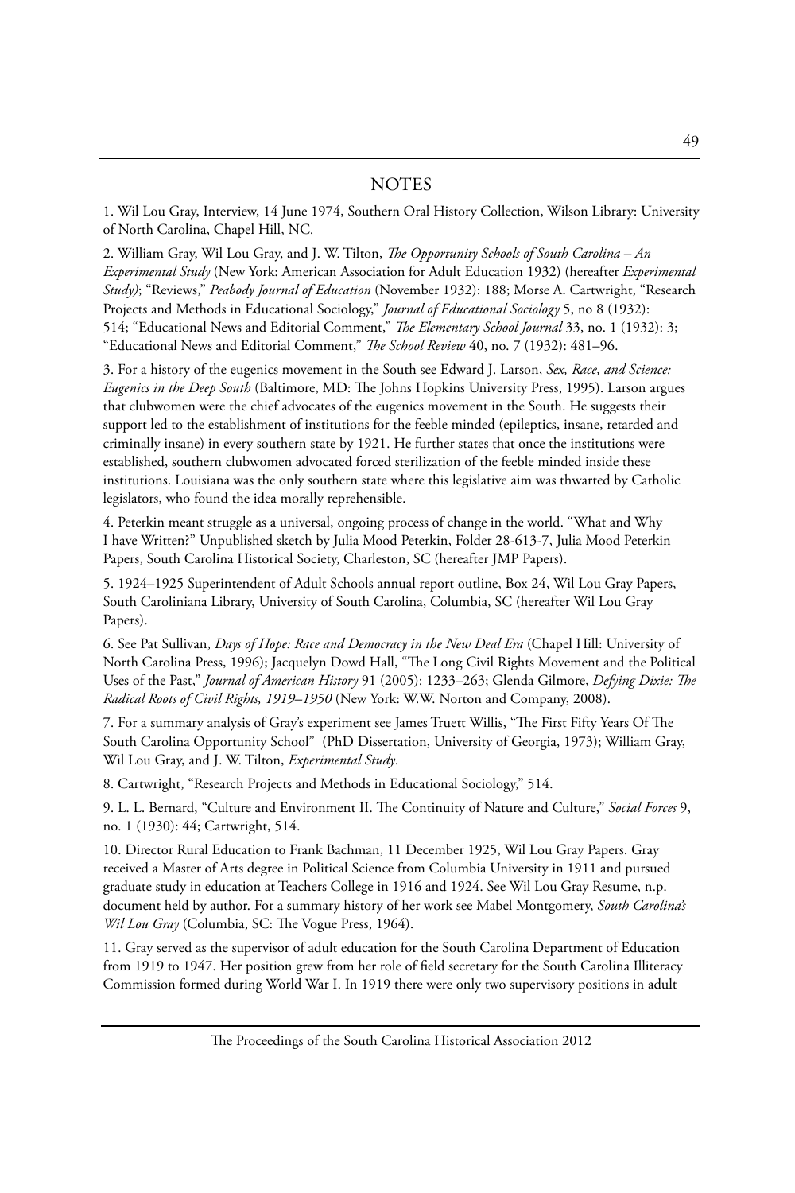## NOTES

1. Wil Lou Gray, Interview, 14 June 1974, Southern Oral History Collection, Wilson Library: University of North Carolina, Chapel Hill, NC.

2. William Gray, Wil Lou Gray, and J. W. Tilton, *The Opportunity Schools of South Carolina – An Experimental Study* (New York: American Association for Adult Education 1932) (hereafter *Experimental Study)*; "Reviews," *Peabody Journal of Education* (November 1932): 188; Morse A. Cartwright, "Research Projects and Methods in Educational Sociology," *Journal of Educational Sociology* 5, no 8 (1932): 514; "Educational News and Editorial Comment," *The Elementary School Journal* 33, no. 1 (1932): 3; "Educational News and Editorial Comment," *The School Review* 40, no. 7 (1932): 481–96.

3. For a history of the eugenics movement in the South see Edward J. Larson, *Sex, Race, and Science: Eugenics in the Deep South* (Baltimore, MD: The Johns Hopkins University Press, 1995). Larson argues that clubwomen were the chief advocates of the eugenics movement in the South. He suggests their support led to the establishment of institutions for the feeble minded (epileptics, insane, retarded and criminally insane) in every southern state by 1921. He further states that once the institutions were established, southern clubwomen advocated forced sterilization of the feeble minded inside these institutions. Louisiana was the only southern state where this legislative aim was thwarted by Catholic legislators, who found the idea morally reprehensible.

4. Peterkin meant struggle as a universal, ongoing process of change in the world. "What and Why I have Written?" Unpublished sketch by Julia Mood Peterkin, Folder 28-613-7, Julia Mood Peterkin Papers, South Carolina Historical Society, Charleston, SC (hereafter JMP Papers).

5. 1924–1925 Superintendent of Adult Schools annual report outline, Box 24, Wil Lou Gray Papers, South Caroliniana Library, University of South Carolina, Columbia, SC (hereafter Wil Lou Gray Papers).

6. See Pat Sullivan, *Days of Hope: Race and Democracy in the New Deal Era* (Chapel Hill: University of North Carolina Press, 1996); Jacquelyn Dowd Hall, "The Long Civil Rights Movement and the Political Uses of the Past," *Journal of American History* 91 (2005): 1233–263; Glenda Gilmore, *Defying Dixie: The Radical Roots of Civil Rights, 1919–1950* (New York: W.W. Norton and Company, 2008).

7. For a summary analysis of Gray's experiment see James Truett Willis, "The First Fifty Years Of The South Carolina Opportunity School" (PhD Dissertation, University of Georgia, 1973); William Gray, Wil Lou Gray, and J. W. Tilton, *Experimental Study*.

8. Cartwright, "Research Projects and Methods in Educational Sociology," 514.

9. L. L. Bernard, "Culture and Environment II. The Continuity of Nature and Culture," *Social Forces* 9, no. 1 (1930): 44; Cartwright, 514.

10. Director Rural Education to Frank Bachman, 11 December 1925, Wil Lou Gray Papers. Gray received a Master of Arts degree in Political Science from Columbia University in 1911 and pursued graduate study in education at Teachers College in 1916 and 1924. See Wil Lou Gray Resume, n.p. document held by author. For a summary history of her work see Mabel Montgomery, *South Carolina's Wil Lou Gray* (Columbia, SC: The Vogue Press, 1964).

11. Gray served as the supervisor of adult education for the South Carolina Department of Education from 1919 to 1947. Her position grew from her role of field secretary for the South Carolina Illiteracy Commission formed during World War I. In 1919 there were only two supervisory positions in adult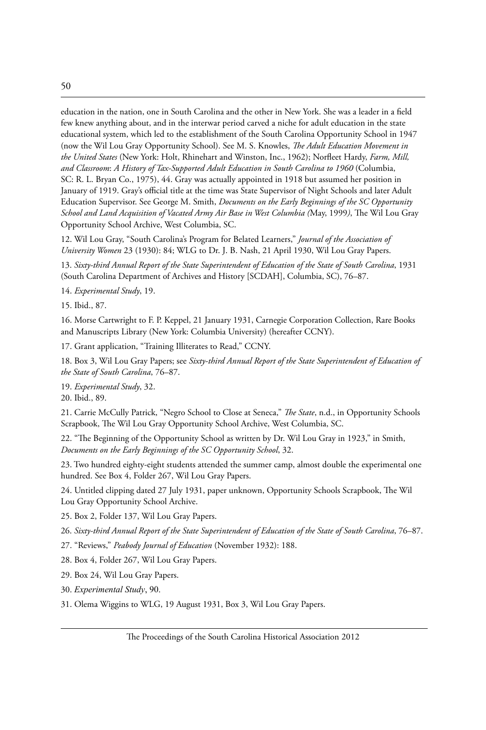education in the nation, one in South Carolina and the other in New York. She was a leader in a field few knew anything about, and in the interwar period carved a niche for adult education in the state educational system, which led to the establishment of the South Carolina Opportunity School in 1947 (now the Wil Lou Gray Opportunity School). See M. S. Knowles, *The Adult Education Movement in the United States* (New York: Holt, Rhinehart and Winston, Inc., 1962); Norfleet Hardy, *Farm, Mill, and Classroom*: *A History of Tax-Supported Adult Education in South Carolina to 1960* (Columbia, SC: R. L. Bryan Co., 1975), 44. Gray was actually appointed in 1918 but assumed her position in January of 1919. Gray's official title at the time was State Supervisor of Night Schools and later Adult Education Supervisor. See George M. Smith, *Documents on the Early Beginnings of the SC Opportunity School and Land Acquisition of Vacated Army Air Base in West Columbia (*May, 1999*)*, The Wil Lou Gray Opportunity School Archive, West Columbia, SC.

12. Wil Lou Gray, "South Carolina's Program for Belated Learners," *Journal of the Association of University Women* 23 (1930): 84; WLG to Dr. J. B. Nash, 21 April 1930, Wil Lou Gray Papers.

13. *Sixty-third Annual Report of the State Superintendent of Education of the State of South Carolina*, 1931 (South Carolina Department of Archives and History [SCDAH], Columbia, SC), 76–87.

14. *Experimental Study*, 19.

15. Ibid., 87.

16. Morse Cartwright to F. P. Keppel, 21 January 1931, Carnegie Corporation Collection, Rare Books and Manuscripts Library (New York: Columbia University) (hereafter CCNY).

17. Grant application, "Training Illiterates to Read," CCNY.

18. Box 3, Wil Lou Gray Papers; see *Sixty-third Annual Report of the State Superintendent of Education of the State of South Carolina*, 76–87.

19. *Experimental Study*, 32.

20. Ibid., 89.

21. Carrie McCully Patrick, "Negro School to Close at Seneca," *The State*, n.d., in Opportunity Schools Scrapbook, The Wil Lou Gray Opportunity School Archive, West Columbia, SC.

22. "The Beginning of the Opportunity School as written by Dr. Wil Lou Gray in 1923," in Smith, *Documents on the Early Beginnings of the SC Opportunity School*, 32.

23. Two hundred eighty-eight students attended the summer camp, almost double the experimental one hundred. See Box 4, Folder 267, Wil Lou Gray Papers.

24. Untitled clipping dated 27 July 1931, paper unknown, Opportunity Schools Scrapbook, The Wil Lou Gray Opportunity School Archive.

25. Box 2, Folder 137, Wil Lou Gray Papers.

26. *Sixty-third Annual Report of the State Superintendent of Education of the State of South Carolina*, 76–87.

27. "Reviews," *Peabody Journal of Education* (November 1932): 188.

28. Box 4, Folder 267, Wil Lou Gray Papers.

29. Box 24, Wil Lou Gray Papers.

30. *Experimental Study*, 90.

31. Olema Wiggins to WLG, 19 August 1931, Box 3, Wil Lou Gray Papers.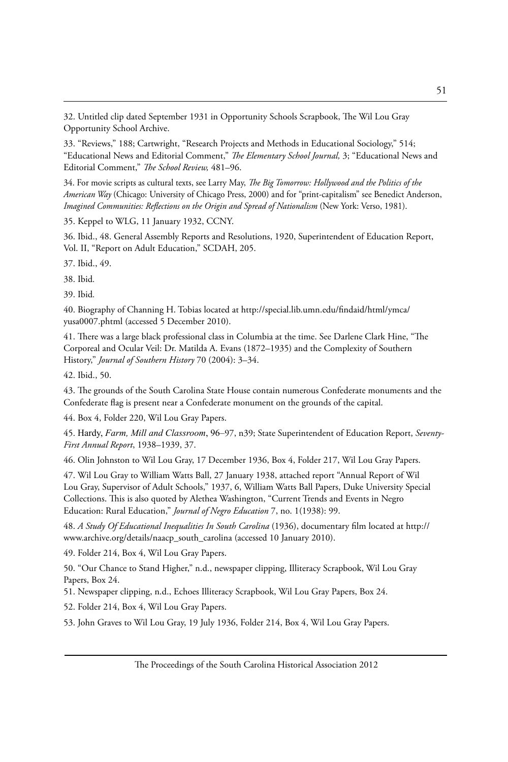32. Untitled clip dated September 1931 in Opportunity Schools Scrapbook, The Wil Lou Gray Opportunity School Archive.

33. "Reviews," 188; Cartwright, "Research Projects and Methods in Educational Sociology," 514; "Educational News and Editorial Comment," *The Elementary School Journal,* 3; "Educational News and Editorial Comment," *The School Review,* 481–96.

34. For movie scripts as cultural texts, see Larry May, *The Big Tomorrow: Hollywood and the Politics of the American Way* (Chicago: University of Chicago Press, 2000) and for "print-capitalism" see Benedict Anderson, *Imagined Communities: Reflections on the Origin and Spread of Nationalism* (New York: Verso, 1981).

35. Keppel to WLG, 11 January 1932, CCNY.

36. Ibid., 48. General Assembly Reports and Resolutions, 1920, Superintendent of Education Report, Vol. II, "Report on Adult Education," SCDAH, 205.

37. Ibid., 49.

38. Ibid.

39. Ibid.

40. Biography of Channing H. Tobias located at http://special.lib.umn.edu/findaid/html/ymca/yusa0007.phtml (accessed 5 December 2010).

41. There was a large black professional class in Columbia at the time. See Darlene Clark Hine, "The Corporeal and Ocular Veil: Dr. Matilda A. Evans (1872–1935) and the Complexity of Southern History," *Journal of Southern History* 70 (2004): 3–34.

42. Ibid., 50.

43. The grounds of the South Carolina State House contain numerous Confederate monuments and the Confederate flag is present near a Confederate monument on the grounds of the capital.

44. Box 4, Folder 220, Wil Lou Gray Papers.

45. Hardy, *Farm, Mill and Classroom*, 96–97, n39; State Superintendent of Education Report, *Seventy-First Annual Report*, 1938–1939, 37.

46. Olin Johnston to Wil Lou Gray, 17 December 1936, Box 4, Folder 217, Wil Lou Gray Papers.

47. Wil Lou Gray to William Watts Ball, 27 January 1938, attached report "Annual Report of Wil Lou Gray, Supervisor of Adult Schools," 1937, 6, William Watts Ball Papers, Duke University Special Collections. This is also quoted by Alethea Washington, "Current Trends and Events in Negro Education: Rural Education," *Journal of Negro Education* 7, no. 1(1938): 99.

48. *A Study Of Educational Inequalities In South Carolina* (1936), documentary film located at http://www.archive.org/details/naacp_south_carolina (accessed 10 January 2010).

49. Folder 214, Box 4, Wil Lou Gray Papers.

50. "Our Chance to Stand Higher," n.d., newspaper clipping, Illiteracy Scrapbook, Wil Lou Gray Papers, Box 24.

51. Newspaper clipping, n.d., Echoes Illiteracy Scrapbook, Wil Lou Gray Papers, Box 24.

52. Folder 214, Box 4, Wil Lou Gray Papers.

53. John Graves to Wil Lou Gray, 19 July 1936, Folder 214, Box 4, Wil Lou Gray Papers.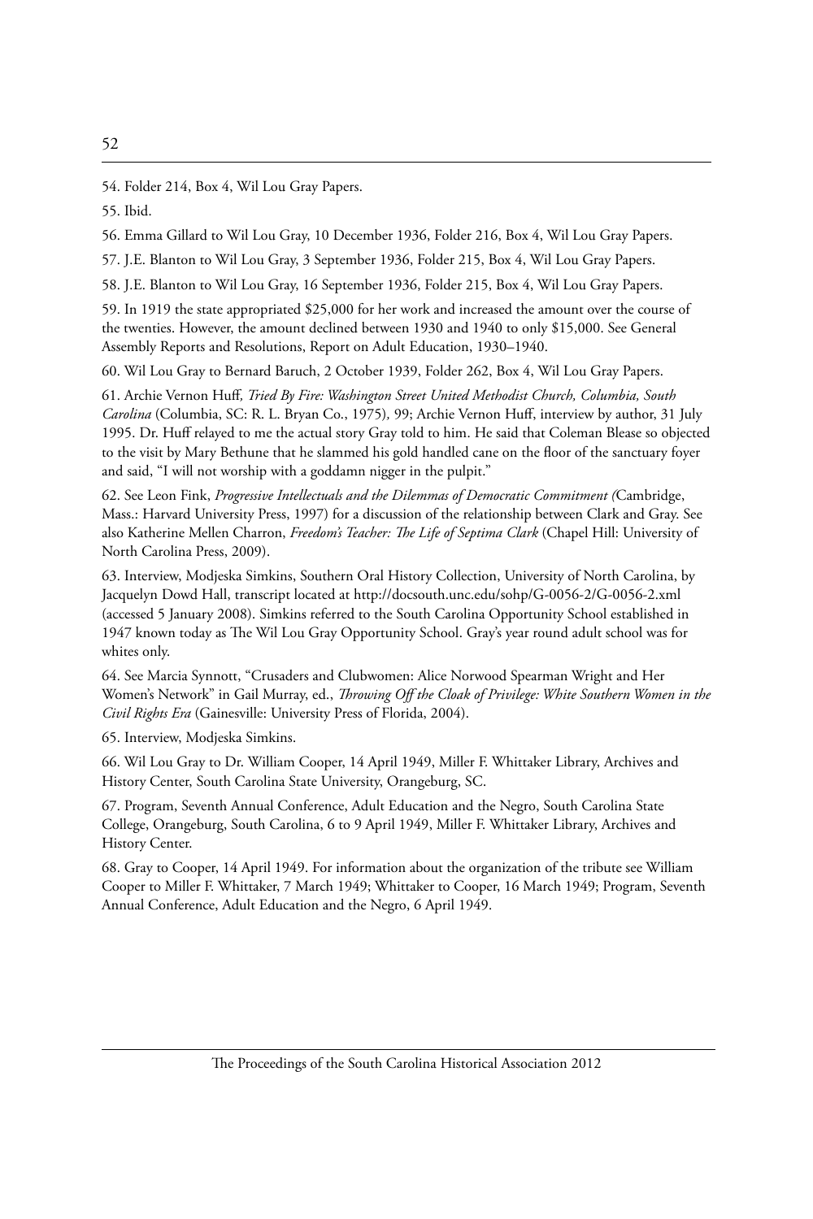54. Folder 214, Box 4, Wil Lou Gray Papers.

55. Ibid.

56. Emma Gillard to Wil Lou Gray, 10 December 1936, Folder 216, Box 4, Wil Lou Gray Papers.

57. J.E. Blanton to Wil Lou Gray, 3 September 1936, Folder 215, Box 4, Wil Lou Gray Papers.

58. J.E. Blanton to Wil Lou Gray, 16 September 1936, Folder 215, Box 4, Wil Lou Gray Papers.

59. In 1919 the state appropriated $25,000 for her work and increased the amount over the course of the twenties. However, the amount declined between 1930 and 1940 to only $15,000. See General Assembly Reports and Resolutions, Report on Adult Education, 1930–1940.

60. Wil Lou Gray to Bernard Baruch, 2 October 1939, Folder 262, Box 4, Wil Lou Gray Papers.

61. Archie Vernon Huff, *Tried By Fire: Washington Street United Methodist Church, Columbia, South Carolina* (Columbia, SC: R. L. Bryan Co., 1975), 99; Archie Vernon Huff, interview by author, 31 July 1995. Dr. Huff relayed to me the actual story Gray told to him. He said that Coleman Blease so objected to the visit by Mary Bethune that he slammed his gold handled cane on the floor of the sanctuary foyer and said, "I will not worship with a goddamn nigger in the pulpit."

62. See Leon Fink, *Progressive Intellectuals and the Dilemmas of Democratic Commitment* (Cambridge, Mass.: Harvard University Press, 1997) for a discussion of the relationship between Clark and Gray. See also Katherine Mellen Charron, *Freedom's Teacher: The Life of Septima Clark* (Chapel Hill: University of North Carolina Press, 2009).

63. Interview, Modjeska Simkins, Southern Oral History Collection, University of North Carolina, by Jacquelyn Dowd Hall, transcript located at http://docsouth.unc.edu/sohp/G-0056-2/G-0056-2.xml (accessed 5 January 2008). Simkins referred to the South Carolina Opportunity School established in 1947 known today as The Wil Lou Gray Opportunity School. Gray's year round adult school was for whites only.

64. See Marcia Synnott, "Crusaders and Clubwomen: Alice Norwood Spearman Wright and Her Women's Network" in Gail Murray, ed., *Throwing Off the Cloak of Privilege: White Southern Women in the Civil Rights Era* (Gainesville: University Press of Florida, 2004).

65. Interview, Modjeska Simkins.

66. Wil Lou Gray to Dr. William Cooper, 14 April 1949, Miller F. Whittaker Library, Archives and History Center, South Carolina State University, Orangeburg, SC.

67. Program, Seventh Annual Conference, Adult Education and the Negro, South Carolina State College, Orangeburg, South Carolina, 6 to 9 April 1949, Miller F. Whittaker Library, Archives and History Center.

68. Gray to Cooper, 14 April 1949. For information about the organization of the tribute see William Cooper to Miller F. Whittaker, 7 March 1949; Whittaker to Cooper, 16 March 1949; Program, Seventh Annual Conference, Adult Education and the Negro, 6 April 1949.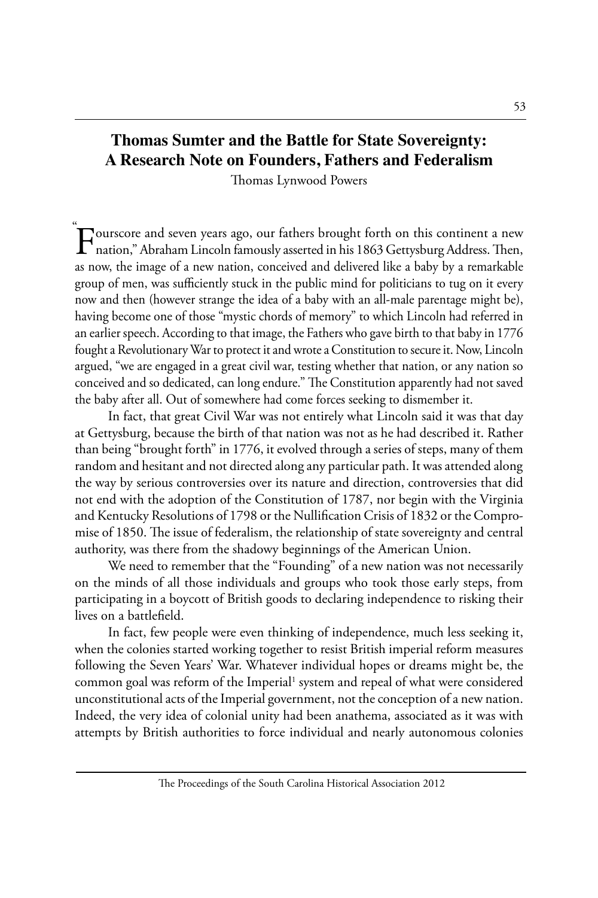# Thomas Sumter and the Battle for State Sovereignty: A Research Note on Founders, Fathers and Federalism

Thomas Lynwood Powers

"Fourscore and seven years ago, our fathers brought forth on this continent a new nation," Abraham Lincoln famously asserted in his 1863 Gettysburg Address. Then, as now, the image of a new nation, conceived and delivered like a baby by a remarkable group of men, was sufficiently stuck in the public mind for politicians to tug on it every now and then (however strange the idea of a baby with an all-male parentage might be), having become one of those "mystic chords of memory" to which Lincoln had referred in an earlier speech. According to that image, the Fathers who gave birth to that baby in 1776 fought a Revolutionary War to protect it and wrote a Constitution to secure it. Now, Lincoln argued, "we are engaged in a great civil war, testing whether that nation, or any nation so conceived and so dedicated, can long endure." The Constitution apparently had not saved the baby after all. Out of somewhere had come forces seeking to dismember it.

In fact, that great Civil War was not entirely what Lincoln said it was that day at Gettysburg, because the birth of that nation was not as he had described it. Rather than being "brought forth" in 1776, it evolved through a series of steps, many of them random and hesitant and not directed along any particular path. It was attended along the way by serious controversies over its nature and direction, controversies that did not end with the adoption of the Constitution of 1787, nor begin with the Virginia and Kentucky Resolutions of 1798 or the Nullification Crisis of 1832 or the Compromise of 1850. The issue of federalism, the relationship of state sovereignty and central authority, was there from the shadowy beginnings of the American Union.

We need to remember that the "Founding" of a new nation was not necessarily on the minds of all those individuals and groups who took those early steps, from participating in a boycott of British goods to declaring independence to risking their lives on a battlefield.

In fact, few people were even thinking of independence, much less seeking it, when the colonies started working together to resist British imperial reform measures following the Seven Years' War. Whatever individual hopes or dreams might be, the common goal was reform of the Imperial[1] system and repeal of what were considered unconstitutional acts of the Imperial government, not the conception of a new nation. Indeed, the very idea of colonial unity had been anathema, associated as it was with attempts by British authorities to force individual and nearly autonomous colonies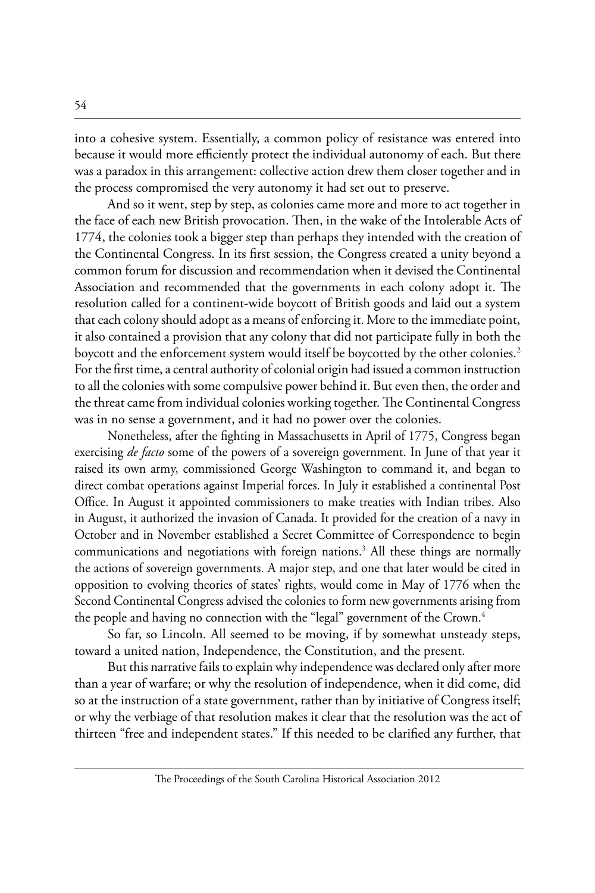into a cohesive system. Essentially, a common policy of resistance was entered into because it would more efficiently protect the individual autonomy of each. But there was a paradox in this arrangement: collective action drew them closer together and in the process compromised the very autonomy it had set out to preserve.

And so it went, step by step, as colonies came more and more to act together in the face of each new British provocation. Then, in the wake of the Intolerable Acts of 1774, the colonies took a bigger step than perhaps they intended with the creation of the Continental Congress. In its first session, the Congress created a unity beyond a common forum for discussion and recommendation when it devised the Continental Association and recommended that the governments in each colony adopt it. The resolution called for a continent-wide boycott of British goods and laid out a system that each colony should adopt as a means of enforcing it. More to the immediate point, it also contained a provision that any colony that did not participate fully in both the boycott and the enforcement system would itself be boycotted by the other colonies.[2] For the first time, a central authority of colonial origin had issued a common instruction to all the colonies with some compulsive power behind it. But even then, the order and the threat came from individual colonies working together. The Continental Congress was in no sense a government, and it had no power over the colonies.

Nonetheless, after the fighting in Massachusetts in April of 1775, Congress began exercising *de facto* some of the powers of a sovereign government. In June of that year it raised its own army, commissioned George Washington to command it, and began to direct combat operations against Imperial forces. In July it established a continental Post Office. In August it appointed commissioners to make treaties with Indian tribes. Also in August, it authorized the invasion of Canada. It provided for the creation of a navy in October and in November established a Secret Committee of Correspondence to begin communications and negotiations with foreign nations.[3] All these things are normally the actions of sovereign governments. A major step, and one that later would be cited in opposition to evolving theories of states' rights, would come in May of 1776 when the Second Continental Congress advised the colonies to form new governments arising from the people and having no connection with the "legal" government of the Crown.[4]

So far, so Lincoln. All seemed to be moving, if by somewhat unsteady steps, toward a united nation, Independence, the Constitution, and the present.

But this narrative fails to explain why independence was declared only after more than a year of warfare; or why the resolution of independence, when it did come, did so at the instruction of a state government, rather than by initiative of Congress itself; or why the verbiage of that resolution makes it clear that the resolution was the act of thirteen "free and independent states." If this needed to be clarified any further, that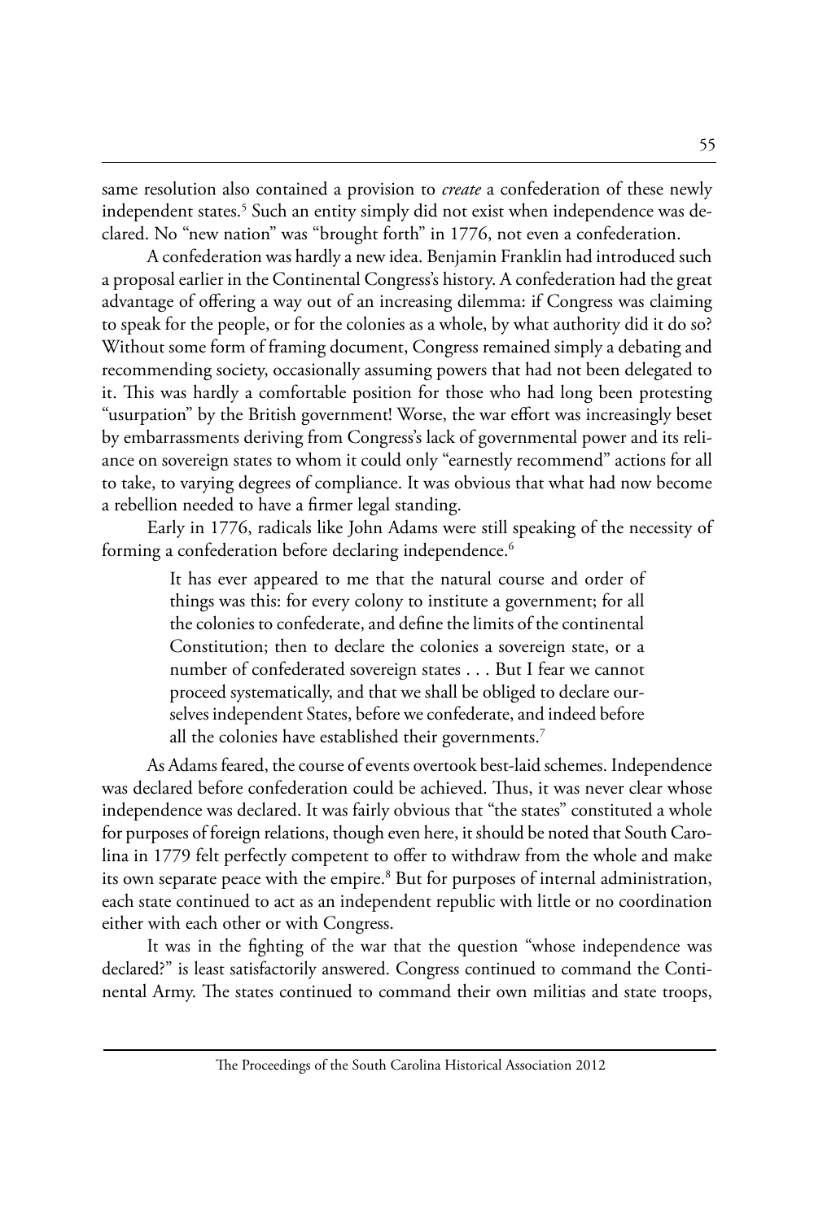same resolution also contained a provision to *create* a confederation of these newly independent states.[5] Such an entity simply did not exist when independence was declared. No "new nation" was "brought forth" in 1776, not even a confederation.

A confederation was hardly a new idea. Benjamin Franklin had introduced such a proposal earlier in the Continental Congress's history. A confederation had the great advantage of offering a way out of an increasing dilemma: if Congress was claiming to speak for the people, or for the colonies as a whole, by what authority did it do so? Without some form of framing document, Congress remained simply a debating and recommending society, occasionally assuming powers that had not been delegated to it. This was hardly a comfortable position for those who had long been protesting "usurpation" by the British government! Worse, the war effort was increasingly beset by embarrassments deriving from Congress's lack of governmental power and its reliance on sovereign states to whom it could only "earnestly recommend" actions for all to take, to varying degrees of compliance. It was obvious that what had now become a rebellion needed to have a firmer legal standing.

Early in 1776, radicals like John Adams were still speaking of the necessity of forming a confederation before declaring independence.[6]

> It has ever appeared to me that the natural course and order of things was this: for every colony to institute a government; for all the colonies to confederate, and define the limits of the continental Constitution; then to declare the colonies a sovereign state, or a number of confederated sovereign states . . . But I fear we cannot proceed systematically, and that we shall be obliged to declare ourselves independent States, before we confederate, and indeed before all the colonies have established their governments.[7]

As Adams feared, the course of events overtook best-laid schemes. Independence was declared before confederation could be achieved. Thus, it was never clear whose independence was declared. It was fairly obvious that "the states" constituted a whole for purposes of foreign relations, though even here, it should be noted that South Carolina in 1779 felt perfectly competent to offer to withdraw from the whole and make its own separate peace with the empire.[8] But for purposes of internal administration, each state continued to act as an independent republic with little or no coordination either with each other or with Congress.

It was in the fighting of the war that the question "whose independence was declared?" is least satisfactorily answered. Congress continued to command the Continental Army. The states continued to command their own militias and state troops,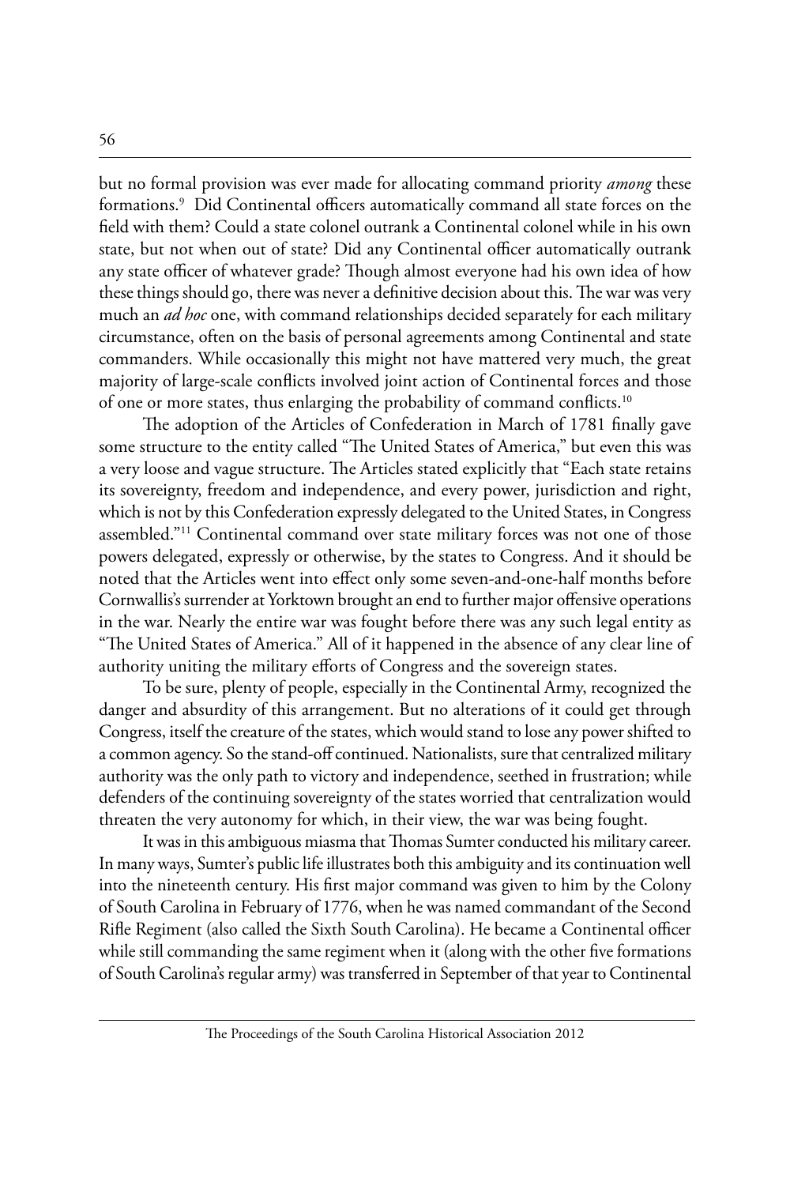but no formal provision was ever made for allocating command priority *among* these formations.[9] Did Continental officers automatically command all state forces on the field with them? Could a state colonel outrank a Continental colonel while in his own state, but not when out of state? Did any Continental officer automatically outrank any state officer of whatever grade? Though almost everyone had his own idea of how these things should go, there was never a definitive decision about this. The war was very much an *ad hoc* one, with command relationships decided separately for each military circumstance, often on the basis of personal agreements among Continental and state commanders. While occasionally this might not have mattered very much, the great majority of large-scale conflicts involved joint action of Continental forces and those of one or more states, thus enlarging the probability of command conflicts.[10]

The adoption of the Articles of Confederation in March of 1781 finally gave some structure to the entity called "The United States of America," but even this was a very loose and vague structure. The Articles stated explicitly that "Each state retains its sovereignty, freedom and independence, and every power, jurisdiction and right, which is not by this Confederation expressly delegated to the United States, in Congress assembled."[11] Continental command over state military forces was not one of those powers delegated, expressly or otherwise, by the states to Congress. And it should be noted that the Articles went into effect only some seven-and-one-half months before Cornwallis's surrender at Yorktown brought an end to further major offensive operations in the war. Nearly the entire war was fought before there was any such legal entity as "The United States of America." All of it happened in the absence of any clear line of authority uniting the military efforts of Congress and the sovereign states.

To be sure, plenty of people, especially in the Continental Army, recognized the danger and absurdity of this arrangement. But no alterations of it could get through Congress, itself the creature of the states, which would stand to lose any power shifted to a common agency. So the stand-off continued. Nationalists, sure that centralized military authority was the only path to victory and independence, seethed in frustration; while defenders of the continuing sovereignty of the states worried that centralization would threaten the very autonomy for which, in their view, the war was being fought.

It was in this ambiguous miasma that Thomas Sumter conducted his military career. In many ways, Sumter's public life illustrates both this ambiguity and its continuation well into the nineteenth century. His first major command was given to him by the Colony of South Carolina in February of 1776, when he was named commandant of the Second Rifle Regiment (also called the Sixth South Carolina). He became a Continental officer while still commanding the same regiment when it (along with the other five formations of South Carolina's regular army) was transferred in September of that year to Continental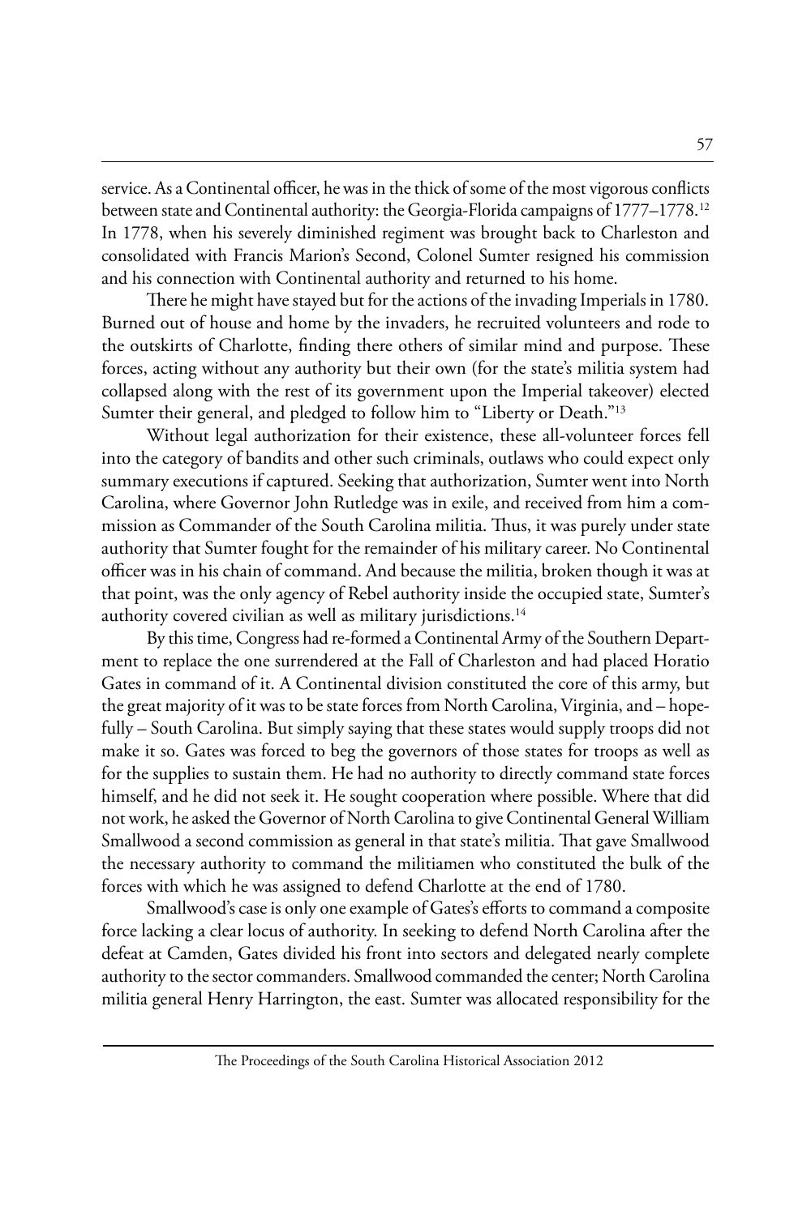service. As a Continental officer, he was in the thick of some of the most vigorous conflicts between state and Continental authority: the Georgia-Florida campaigns of 1777–1778.[12] In 1778, when his severely diminished regiment was brought back to Charleston and consolidated with Francis Marion's Second, Colonel Sumter resigned his commission and his connection with Continental authority and returned to his home.

There he might have stayed but for the actions of the invading Imperials in 1780. Burned out of house and home by the invaders, he recruited volunteers and rode to the outskirts of Charlotte, finding there others of similar mind and purpose. These forces, acting without any authority but their own (for the state's militia system had collapsed along with the rest of its government upon the Imperial takeover) elected Sumter their general, and pledged to follow him to "Liberty or Death."[13]

Without legal authorization for their existence, these all-volunteer forces fell into the category of bandits and other such criminals, outlaws who could expect only summary executions if captured. Seeking that authorization, Sumter went into North Carolina, where Governor John Rutledge was in exile, and received from him a commission as Commander of the South Carolina militia. Thus, it was purely under state authority that Sumter fought for the remainder of his military career. No Continental officer was in his chain of command. And because the militia, broken though it was at that point, was the only agency of Rebel authority inside the occupied state, Sumter's authority covered civilian as well as military jurisdictions.[14]

By this time, Congress had re-formed a Continental Army of the Southern Department to replace the one surrendered at the Fall of Charleston and had placed Horatio Gates in command of it. A Continental division constituted the core of this army, but the great majority of it was to be state forces from North Carolina, Virginia, and – hopefully – South Carolina. But simply saying that these states would supply troops did not make it so. Gates was forced to beg the governors of those states for troops as well as for the supplies to sustain them. He had no authority to directly command state forces himself, and he did not seek it. He sought cooperation where possible. Where that did not work, he asked the Governor of North Carolina to give Continental General William Smallwood a second commission as general in that state's militia. That gave Smallwood the necessary authority to command the militiamen who constituted the bulk of the forces with which he was assigned to defend Charlotte at the end of 1780.

Smallwood's case is only one example of Gates's efforts to command a composite force lacking a clear locus of authority. In seeking to defend North Carolina after the defeat at Camden, Gates divided his front into sectors and delegated nearly complete authority to the sector commanders. Smallwood commanded the center; North Carolina militia general Henry Harrington, the east. Sumter was allocated responsibility for the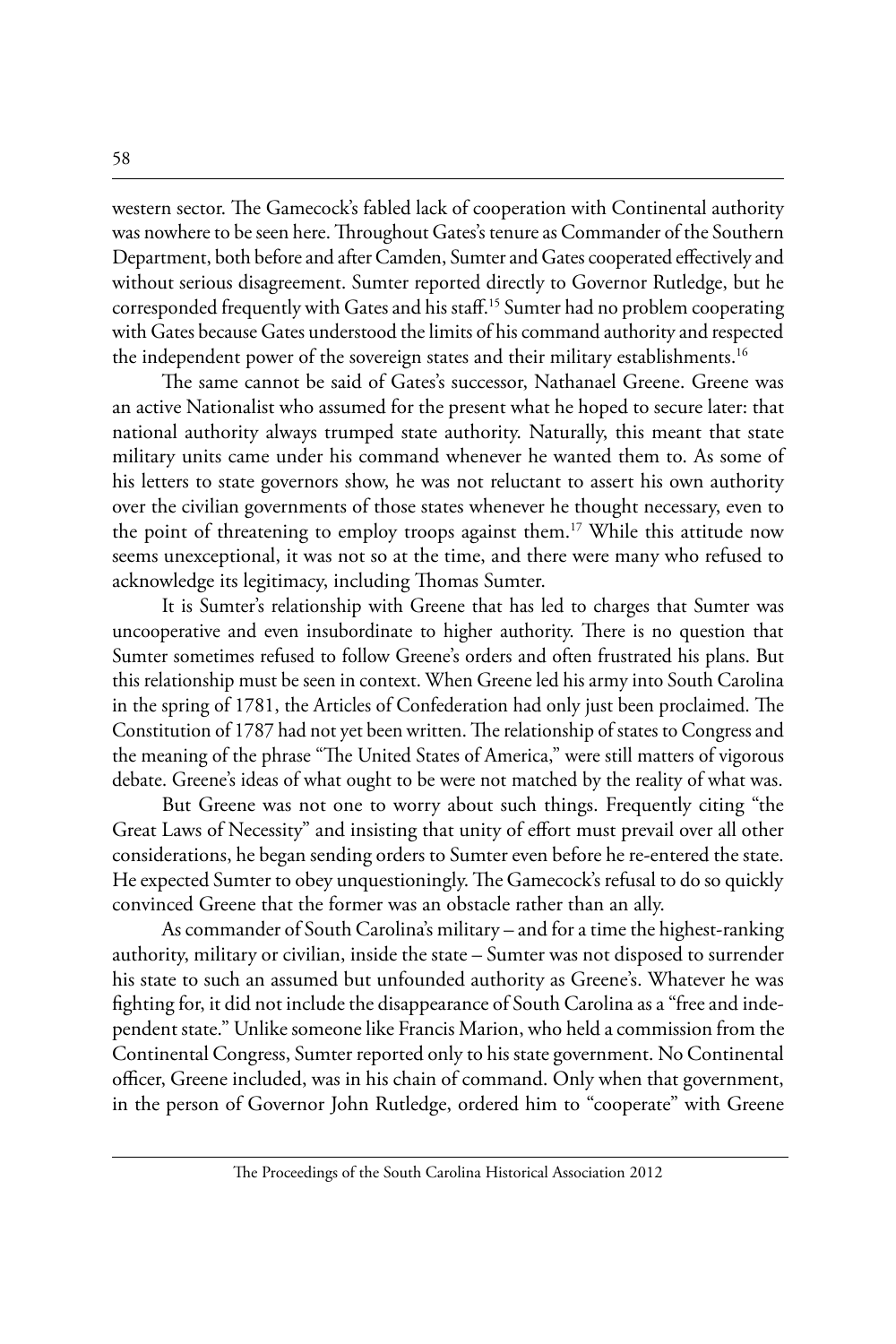western sector. The Gamecock's fabled lack of cooperation with Continental authority was nowhere to be seen here. Throughout Gates's tenure as Commander of the Southern Department, both before and after Camden, Sumter and Gates cooperated effectively and without serious disagreement. Sumter reported directly to Governor Rutledge, but he corresponded frequently with Gates and his staff.[15] Sumter had no problem cooperating with Gates because Gates understood the limits of his command authority and respected the independent power of the sovereign states and their military establishments.[16]

The same cannot be said of Gates's successor, Nathanael Greene. Greene was an active Nationalist who assumed for the present what he hoped to secure later: that national authority always trumped state authority. Naturally, this meant that state military units came under his command whenever he wanted them to. As some of his letters to state governors show, he was not reluctant to assert his own authority over the civilian governments of those states whenever he thought necessary, even to the point of threatening to employ troops against them.[17] While this attitude now seems unexceptional, it was not so at the time, and there were many who refused to acknowledge its legitimacy, including Thomas Sumter.

It is Sumter's relationship with Greene that has led to charges that Sumter was uncooperative and even insubordinate to higher authority. There is no question that Sumter sometimes refused to follow Greene's orders and often frustrated his plans. But this relationship must be seen in context. When Greene led his army into South Carolina in the spring of 1781, the Articles of Confederation had only just been proclaimed. The Constitution of 1787 had not yet been written. The relationship of states to Congress and the meaning of the phrase "The United States of America," were still matters of vigorous debate. Greene's ideas of what ought to be were not matched by the reality of what was.

But Greene was not one to worry about such things. Frequently citing "the Great Laws of Necessity" and insisting that unity of effort must prevail over all other considerations, he began sending orders to Sumter even before he re-entered the state. He expected Sumter to obey unquestioningly. The Gamecock's refusal to do so quickly convinced Greene that the former was an obstacle rather than an ally.

As commander of South Carolina's military – and for a time the highest-ranking authority, military or civilian, inside the state – Sumter was not disposed to surrender his state to such an assumed but unfounded authority as Greene's. Whatever he was fighting for, it did not include the disappearance of South Carolina as a "free and independent state." Unlike someone like Francis Marion, who held a commission from the Continental Congress, Sumter reported only to his state government. No Continental officer, Greene included, was in his chain of command. Only when that government, in the person of Governor John Rutledge, ordered him to "cooperate" with Greene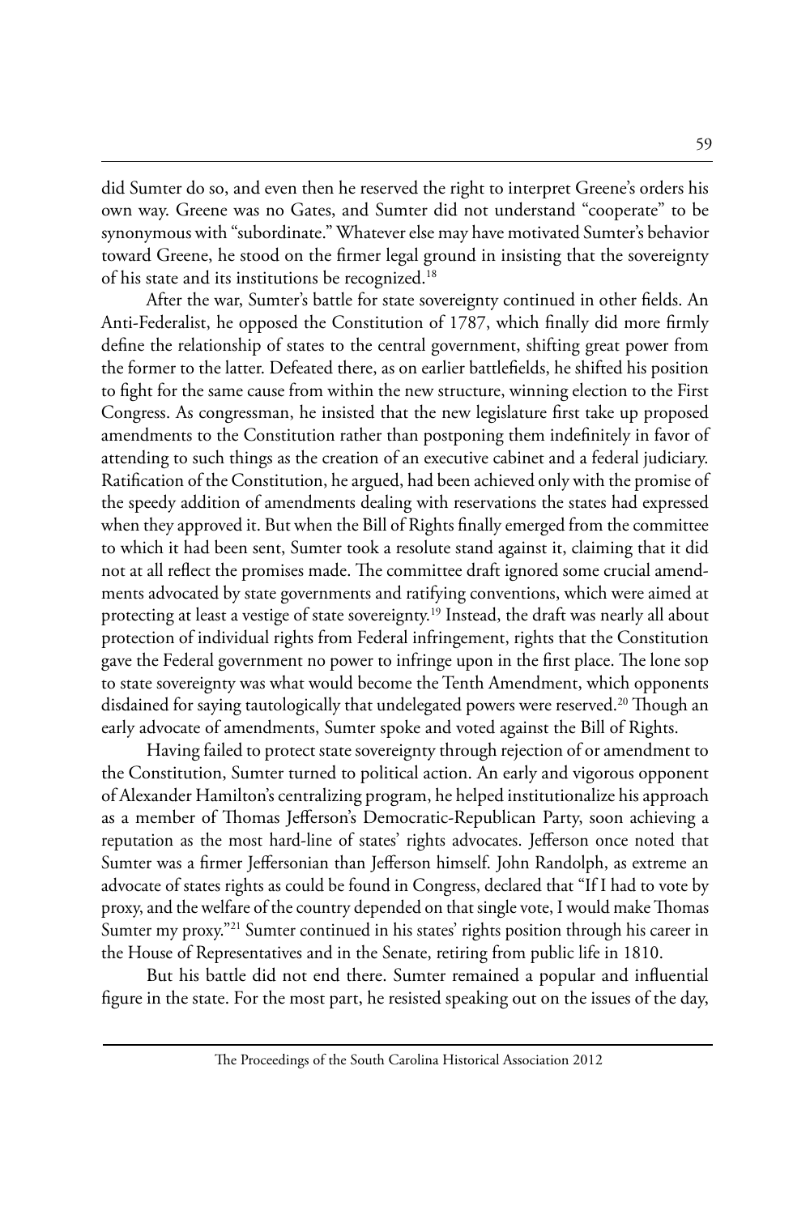did Sumter do so, and even then he reserved the right to interpret Greene's orders his own way. Greene was no Gates, and Sumter did not understand "cooperate" to be synonymous with "subordinate." Whatever else may have motivated Sumter's behavior toward Greene, he stood on the firmer legal ground in insisting that the sovereignty of his state and its institutions be recognized.[18]

After the war, Sumter's battle for state sovereignty continued in other fields. An Anti-Federalist, he opposed the Constitution of 1787, which finally did more firmly define the relationship of states to the central government, shifting great power from the former to the latter. Defeated there, as on earlier battlefields, he shifted his position to fight for the same cause from within the new structure, winning election to the First Congress. As congressman, he insisted that the new legislature first take up proposed amendments to the Constitution rather than postponing them indefinitely in favor of attending to such things as the creation of an executive cabinet and a federal judiciary. Ratification of the Constitution, he argued, had been achieved only with the promise of the speedy addition of amendments dealing with reservations the states had expressed when they approved it. But when the Bill of Rights finally emerged from the committee to which it had been sent, Sumter took a resolute stand against it, claiming that it did not at all reflect the promises made. The committee draft ignored some crucial amendments advocated by state governments and ratifying conventions, which were aimed at protecting at least a vestige of state sovereignty.[19] Instead, the draft was nearly all about protection of individual rights from Federal infringement, rights that the Constitution gave the Federal government no power to infringe upon in the first place. The lone sop to state sovereignty was what would become the Tenth Amendment, which opponents disdained for saying tautologically that undelegated powers were reserved.[20] Though an early advocate of amendments, Sumter spoke and voted against the Bill of Rights.

Having failed to protect state sovereignty through rejection of or amendment to the Constitution, Sumter turned to political action. An early and vigorous opponent of Alexander Hamilton's centralizing program, he helped institutionalize his approach as a member of Thomas Jefferson's Democratic-Republican Party, soon achieving a reputation as the most hard-line of states' rights advocates. Jefferson once noted that Sumter was a firmer Jeffersonian than Jefferson himself. John Randolph, as extreme an advocate of states rights as could be found in Congress, declared that "If I had to vote by proxy, and the welfare of the country depended on that single vote, I would make Thomas Sumter my proxy."[21] Sumter continued in his states' rights position through his career in the House of Representatives and in the Senate, retiring from public life in 1810.

But his battle did not end there. Sumter remained a popular and influential figure in the state. For the most part, he resisted speaking out on the issues of the day,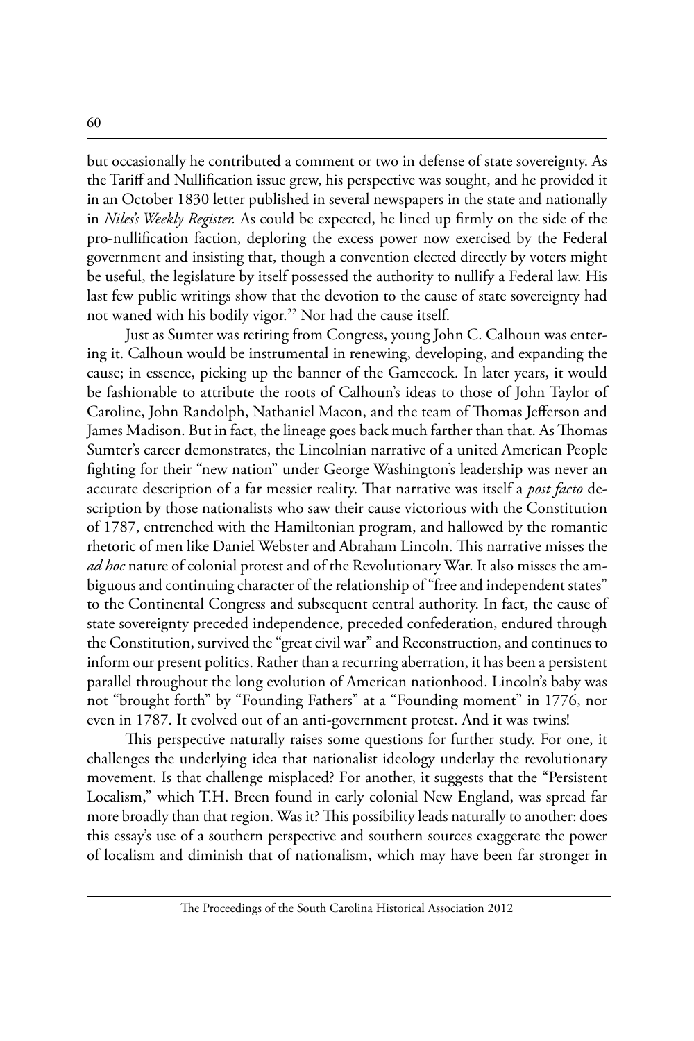but occasionally he contributed a comment or two in defense of state sovereignty. As the Tariff and Nullification issue grew, his perspective was sought, and he provided it in an October 1830 letter published in several newspapers in the state and nationally in *Niles's Weekly Register.* As could be expected, he lined up firmly on the side of the pro-nullification faction, deploring the excess power now exercised by the Federal government and insisting that, though a convention elected directly by voters might be useful, the legislature by itself possessed the authority to nullify a Federal law. His last few public writings show that the devotion to the cause of state sovereignty had not waned with his bodily vigor.[22] Nor had the cause itself.

Just as Sumter was retiring from Congress, young John C. Calhoun was entering it. Calhoun would be instrumental in renewing, developing, and expanding the cause; in essence, picking up the banner of the Gamecock. In later years, it would be fashionable to attribute the roots of Calhoun's ideas to those of John Taylor of Caroline, John Randolph, Nathaniel Macon, and the team of Thomas Jefferson and James Madison. But in fact, the lineage goes back much farther than that. As Thomas Sumter's career demonstrates, the Lincolnian narrative of a united American People fighting for their "new nation" under George Washington's leadership was never an accurate description of a far messier reality. That narrative was itself a *post facto* description by those nationalists who saw their cause victorious with the Constitution of 1787, entrenched with the Hamiltonian program, and hallowed by the romantic rhetoric of men like Daniel Webster and Abraham Lincoln. This narrative misses the *ad hoc* nature of colonial protest and of the Revolutionary War. It also misses the ambiguous and continuing character of the relationship of "free and independent states" to the Continental Congress and subsequent central authority. In fact, the cause of state sovereignty preceded independence, preceded confederation, endured through the Constitution, survived the "great civil war" and Reconstruction, and continues to inform our present politics. Rather than a recurring aberration, it has been a persistent parallel throughout the long evolution of American nationhood. Lincoln's baby was not "brought forth" by "Founding Fathers" at a "Founding moment" in 1776, nor even in 1787. It evolved out of an anti-government protest. And it was twins!

This perspective naturally raises some questions for further study. For one, it challenges the underlying idea that nationalist ideology underlay the revolutionary movement. Is that challenge misplaced? For another, it suggests that the "Persistent Localism," which T.H. Breen found in early colonial New England, was spread far more broadly than that region. Was it? This possibility leads naturally to another: does this essay's use of a southern perspective and southern sources exaggerate the power of localism and diminish that of nationalism, which may have been far stronger in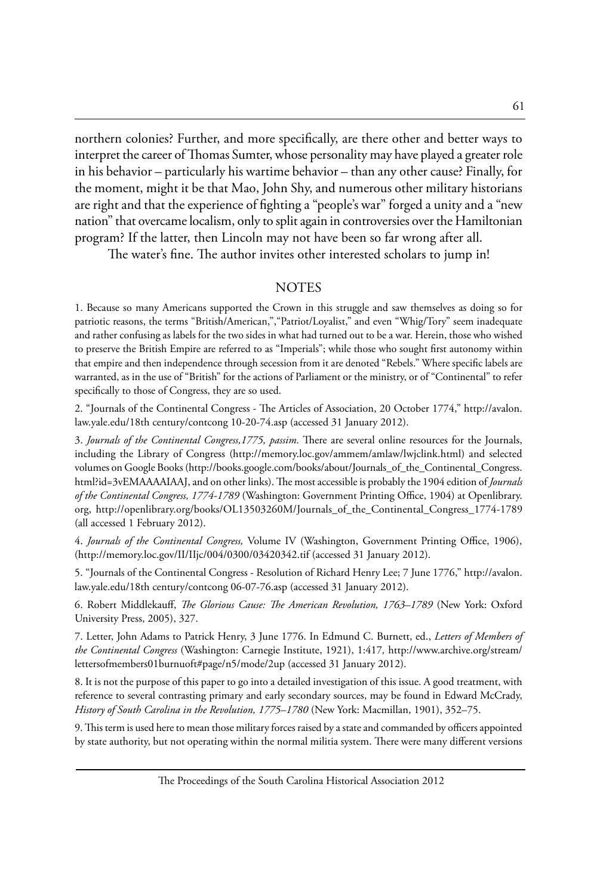northern colonies? Further, and more specifically, are there other and better ways to interpret the career of Thomas Sumter, whose personality may have played a greater role in his behavior – particularly his wartime behavior – than any other cause? Finally, for the moment, might it be that Mao, John Shy, and numerous other military historians are right and that the experience of fighting a "people's war" forged a unity and a "new nation" that overcame localism, only to split again in controversies over the Hamiltonian program? If the latter, then Lincoln may not have been so far wrong after all.

The water's fine. The author invites other interested scholars to jump in!

## NOTES

1. Because so many Americans supported the Crown in this struggle and saw themselves as doing so for patriotic reasons, the terms "British/American,","Patriot/Loyalist," and even "Whig/Tory" seem inadequate and rather confusing as labels for the two sides in what had turned out to be a war. Herein, those who wished to preserve the British Empire are referred to as "Imperials"; while those who sought first autonomy within that empire and then independence through secession from it are denoted "Rebels." Where specific labels are warranted, as in the use of "British" for the actions of Parliament or the ministry, or of "Continental" to refer specifically to those of Congress, they are so used.

2. "Journals of the Continental Congress - The Articles of Association, 20 October 1774," http://avalon.law.yale.edu/18th century/contcong 10-20-74.asp (accessed 31 January 2012).

3. *Journals of the Continental Congress,1775, passim*. There are several online resources for the Journals, including the Library of Congress (http://memory.loc.gov/ammem/amlaw/lwjclink.html) and selected volumes on Google Books (http://books.google.com/books/about/Journals_of_the_Continental_Congress.html?id=3vEMAAAAIAAJ, and on other links). The most accessible is probably the 1904 edition of *Journals of the Continental Congress, 1774-1789* (Washington: Government Printing Office, 1904) at Openlibrary.org, http://openlibrary.org/books/OL13503260M/Journals_of_the_Continental_Congress_1774-1789 (all accessed 1 February 2012).

4. *Journals of the Continental Congress,* Volume IV (Washington, Government Printing Office, 1906), (http://memory.loc.gov/II/IIjc/004/0300/03420342.tif (accessed 31 January 2012).

5. "Journals of the Continental Congress - Resolution of Richard Henry Lee; 7 June 1776," http://avalon.law.yale.edu/18th century/contcong 06-07-76.asp (accessed 31 January 2012).

6. Robert Middlekauff, *The Glorious Cause: The American Revolution, 1763–1789* (New York: Oxford University Press, 2005), 327.

7. Letter, John Adams to Patrick Henry, 3 June 1776. In Edmund C. Burnett, ed., *Letters of Members of the Continental Congress* (Washington: Carnegie Institute, 1921), 1:417*,* http://www.archive.org/stream/lettersofmembers01burnuoft#page/n5/mode/2up (accessed 31 January 2012).

8. It is not the purpose of this paper to go into a detailed investigation of this issue. A good treatment, with reference to several contrasting primary and early secondary sources, may be found in Edward McCrady, *History of South Carolina in the Revolution, 1775–1780* (New York: Macmillan, 1901), 352–75.

9. This term is used here to mean those military forces raised by a state and commanded by officers appointed by state authority, but not operating within the normal militia system. There were many different versions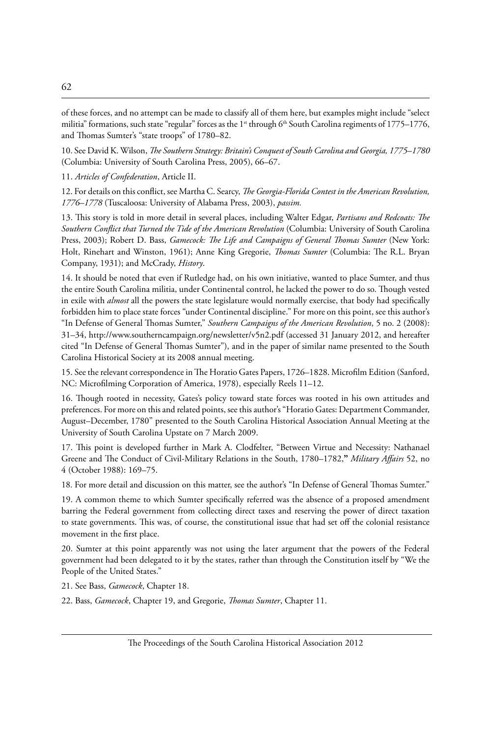of these forces, and no attempt can be made to classify all of them here, but examples might include "select militia" formations, such state "regular" forces as the 1st through 6th South Carolina regiments of 1775–1776, and Thomas Sumter's "state troops" of 1780–82.

10. See David K. Wilson, *The Southern Strategy: Britain's Conquest of South Carolina and Georgia, 1775–1780* (Columbia: University of South Carolina Press, 2005), 66–67.

11. *Articles of Confederation*, Article II.

12. For details on this conflict, see Martha C. Searcy, *The Georgia-Florida Contest in the American Revolution, 1776–1778* (Tuscaloosa: University of Alabama Press, 2003), *passim.*

13. This story is told in more detail in several places, including Walter Edgar, *Partisans and Redcoats: The Southern Conflict that Turned the Tide of the American Revolution* (Columbia: University of South Carolina Press, 2003); Robert D. Bass, *Gamecock: The Life and Campaigns of General Thomas Sumter* (New York: Holt, Rinehart and Winston, 1961); Anne King Gregorie, *Thomas Sumter* (Columbia: The R.L. Bryan Company, 1931); and McCrady, *History*.

14. It should be noted that even if Rutledge had, on his own initiative, wanted to place Sumter, and thus the entire South Carolina militia, under Continental control, he lacked the power to do so. Though vested in exile with *almost* all the powers the state legislature would normally exercise, that body had specifically forbidden him to place state forces "under Continental discipline." For more on this point, see this author's "In Defense of General Thomas Sumter," *Southern Campaigns of the American Revolution*, 5 no. 2 (2008): 31–34, http://www.southerncampaign.org/newsletter/v5n2.pdf (accessed 31 January 2012, and hereafter cited "In Defense of General Thomas Sumter"), and in the paper of similar name presented to the South Carolina Historical Society at its 2008 annual meeting.

15. See the relevant correspondence in The Horatio Gates Papers, 1726–1828. Microfilm Edition (Sanford, NC: Microfilming Corporation of America, 1978), especially Reels 11–12.

16. Though rooted in necessity, Gates's policy toward state forces was rooted in his own attitudes and preferences. For more on this and related points, see this author's "Horatio Gates: Department Commander, August–December, 1780" presented to the South Carolina Historical Association Annual Meeting at the University of South Carolina Upstate on 7 March 2009.

17. This point is developed further in Mark A. Clodfelter, "Between Virtue and Necessity: Nathanael Greene and The Conduct of Civil-Military Relations in the South, 1780–1782," *Military Affairs* 52, no 4 (October 1988): 169–75.

18. For more detail and discussion on this matter, see the author's "In Defense of General Thomas Sumter."

19. A common theme to which Sumter specifically referred was the absence of a proposed amendment barring the Federal government from collecting direct taxes and reserving the power of direct taxation to state governments. This was, of course, the constitutional issue that had set off the colonial resistance movement in the first place.

20. Sumter at this point apparently was not using the later argument that the powers of the Federal government had been delegated to it by the states, rather than through the Constitution itself by "We the People of the United States."

21. See Bass, *Gamecock*, Chapter 18.

22. Bass, *Gamecock*, Chapter 19, and Gregorie, *Thomas Sumter*, Chapter 11.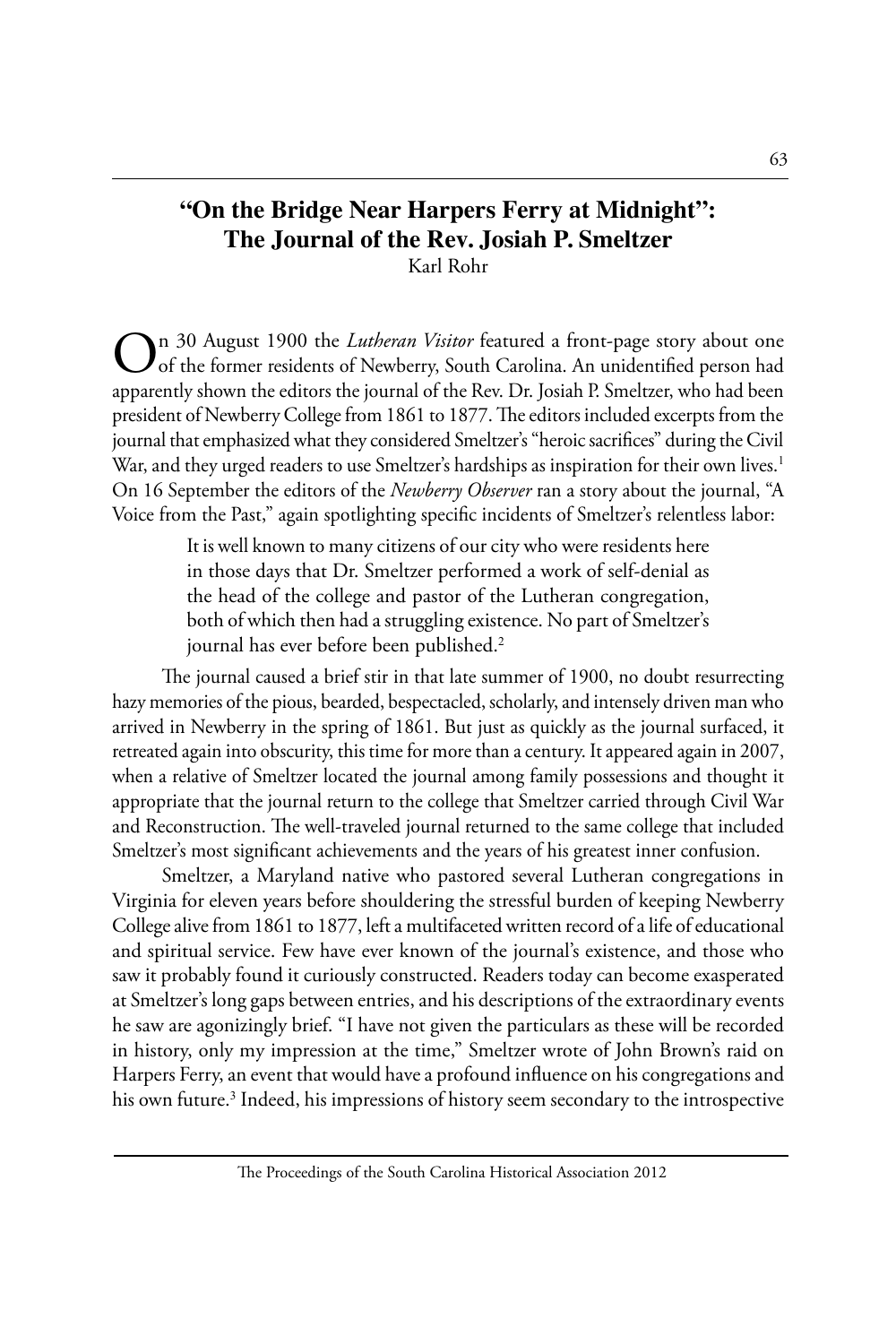# "On the Bridge Near Harpers Ferry at Midnight": The Journal of the Rev. Josiah P. Smeltzer

Karl Rohr

On 30 August 1900 the *Lutheran Visitor* featured a front-page story about one of the former residents of Newberry, South Carolina. An unidentified person had apparently shown the editors the journal of the Rev. Dr. Josiah P. Smeltzer, who had been president of Newberry College from 1861 to 1877. The editors included excerpts from the journal that emphasized what they considered Smeltzer's "heroic sacrifices" during the Civil War, and they urged readers to use Smeltzer's hardships as inspiration for their own lives.[1] On 16 September the editors of the *Newberry Observer* ran a story about the journal, "A Voice from the Past," again spotlighting specific incidents of Smeltzer's relentless labor:

> It is well known to many citizens of our city who were residents here in those days that Dr. Smeltzer performed a work of self-denial as the head of the college and pastor of the Lutheran congregation, both of which then had a struggling existence. No part of Smeltzer's journal has ever before been published.[2]

The journal caused a brief stir in that late summer of 1900, no doubt resurrecting hazy memories of the pious, bearded, bespectacled, scholarly, and intensely driven man who arrived in Newberry in the spring of 1861. But just as quickly as the journal surfaced, it retreated again into obscurity, this time for more than a century. It appeared again in 2007, when a relative of Smeltzer located the journal among family possessions and thought it appropriate that the journal return to the college that Smeltzer carried through Civil War and Reconstruction. The well-traveled journal returned to the same college that included Smeltzer's most significant achievements and the years of his greatest inner confusion.

Smeltzer, a Maryland native who pastored several Lutheran congregations in Virginia for eleven years before shouldering the stressful burden of keeping Newberry College alive from 1861 to 1877, left a multifaceted written record of a life of educational and spiritual service. Few have ever known of the journal's existence, and those who saw it probably found it curiously constructed. Readers today can become exasperated at Smeltzer's long gaps between entries, and his descriptions of the extraordinary events he saw are agonizingly brief. "I have not given the particulars as these will be recorded in history, only my impression at the time," Smeltzer wrote of John Brown's raid on Harpers Ferry, an event that would have a profound influence on his congregations and his own future.[3] Indeed, his impressions of history seem secondary to the introspective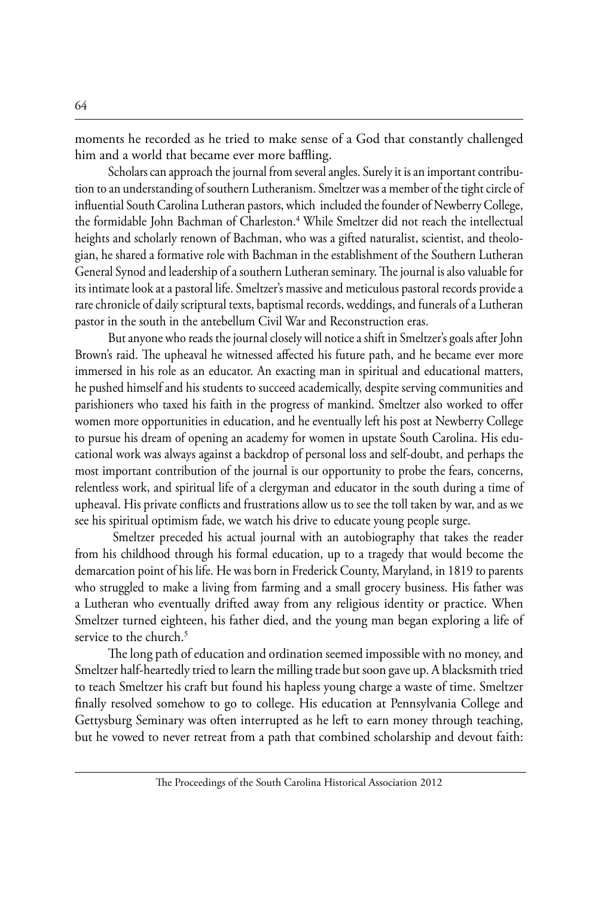moments he recorded as he tried to make sense of a God that constantly challenged him and a world that became ever more baffling.

Scholars can approach the journal from several angles. Surely it is an important contribution to an understanding of southern Lutheranism. Smeltzer was a member of the tight circle of influential South Carolina Lutheran pastors, which included the founder of Newberry College, the formidable John Bachman of Charleston.[4] While Smeltzer did not reach the intellectual heights and scholarly renown of Bachman, who was a gifted naturalist, scientist, and theologian, he shared a formative role with Bachman in the establishment of the Southern Lutheran General Synod and leadership of a southern Lutheran seminary. The journal is also valuable for its intimate look at a pastoral life. Smeltzer's massive and meticulous pastoral records provide a rare chronicle of daily scriptural texts, baptismal records, weddings, and funerals of a Lutheran pastor in the south in the antebellum Civil War and Reconstruction eras.

But anyone who reads the journal closely will notice a shift in Smeltzer's goals after John Brown's raid. The upheaval he witnessed affected his future path, and he became ever more immersed in his role as an educator. An exacting man in spiritual and educational matters, he pushed himself and his students to succeed academically, despite serving communities and parishioners who taxed his faith in the progress of mankind. Smeltzer also worked to offer women more opportunities in education, and he eventually left his post at Newberry College to pursue his dream of opening an academy for women in upstate South Carolina. His educational work was always against a backdrop of personal loss and self-doubt, and perhaps the most important contribution of the journal is our opportunity to probe the fears, concerns, relentless work, and spiritual life of a clergyman and educator in the south during a time of upheaval. His private conflicts and frustrations allow us to see the toll taken by war, and as we see his spiritual optimism fade, we watch his drive to educate young people surge.

Smeltzer preceded his actual journal with an autobiography that takes the reader from his childhood through his formal education, up to a tragedy that would become the demarcation point of his life. He was born in Frederick County, Maryland, in 1819 to parents who struggled to make a living from farming and a small grocery business. His father was a Lutheran who eventually drifted away from any religious identity or practice. When Smeltzer turned eighteen, his father died, and the young man began exploring a life of service to the church.[5]

The long path of education and ordination seemed impossible with no money, and Smeltzer half-heartedly tried to learn the milling trade but soon gave up. A blacksmith tried to teach Smeltzer his craft but found his hapless young charge a waste of time. Smeltzer finally resolved somehow to go to college. His education at Pennsylvania College and Gettysburg Seminary was often interrupted as he left to earn money through teaching, but he vowed to never retreat from a path that combined scholarship and devout faith: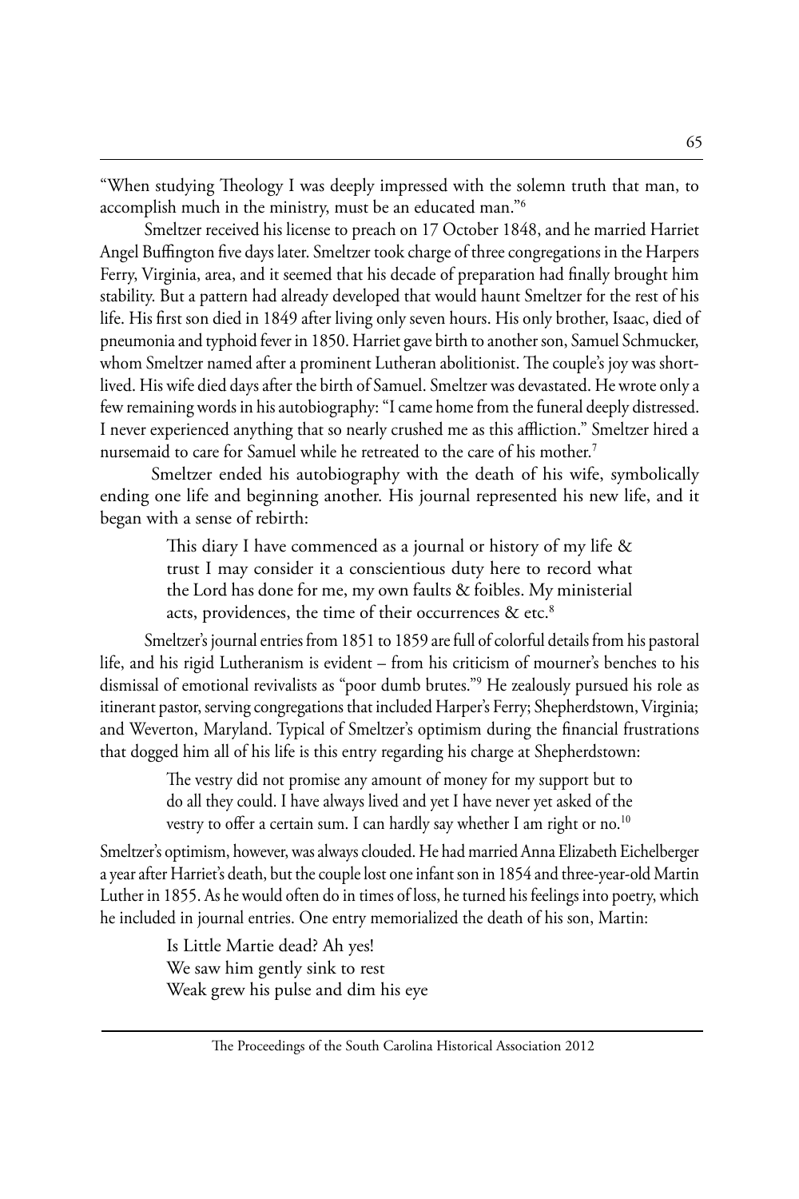"When studying Theology I was deeply impressed with the solemn truth that man, to accomplish much in the ministry, must be an educated man."[6]

Smeltzer received his license to preach on 17 October 1848, and he married Harriet Angel Buffington five days later. Smeltzer took charge of three congregations in the Harpers Ferry, Virginia, area, and it seemed that his decade of preparation had finally brought him stability. But a pattern had already developed that would haunt Smeltzer for the rest of his life. His first son died in 1849 after living only seven hours. His only brother, Isaac, died of pneumonia and typhoid fever in 1850. Harriet gave birth to another son, Samuel Schmucker, whom Smeltzer named after a prominent Lutheran abolitionist. The couple's joy was short-lived. His wife died days after the birth of Samuel. Smeltzer was devastated. He wrote only a few remaining words in his autobiography: "I came home from the funeral deeply distressed. I never experienced anything that so nearly crushed me as this affliction." Smeltzer hired a nursemaid to care for Samuel while he retreated to the care of his mother.[7]

Smeltzer ended his autobiography with the death of his wife, symbolically ending one life and beginning another. His journal represented his new life, and it began with a sense of rebirth:

> This diary I have commenced as a journal or history of my life & trust I may consider it a conscientious duty here to record what the Lord has done for me, my own faults & foibles. My ministerial acts, providences, the time of their occurrences & etc.[8]

Smeltzer's journal entries from 1851 to 1859 are full of colorful details from his pastoral life, and his rigid Lutheranism is evident – from his criticism of mourner's benches to his dismissal of emotional revivalists as "poor dumb brutes."[9] He zealously pursued his role as itinerant pastor, serving congregations that included Harper's Ferry; Shepherdstown, Virginia; and Weverton, Maryland. Typical of Smeltzer's optimism during the financial frustrations that dogged him all of his life is this entry regarding his charge at Shepherdstown:

> The vestry did not promise any amount of money for my support but to do all they could. I have always lived and yet I have never yet asked of the vestry to offer a certain sum. I can hardly say whether I am right or no.[10]

Smeltzer's optimism, however, was always clouded. He had married Anna Elizabeth Eichelberger a year after Harriet's death, but the couple lost one infant son in 1854 and three-year-old Martin Luther in 1855. As he would often do in times of loss, he turned his feelings into poetry, which he included in journal entries. One entry memorialized the death of his son, Martin:

> Is Little Martie dead? Ah yes!
> We saw him gently sink to rest
> Weak grew his pulse and dim his eye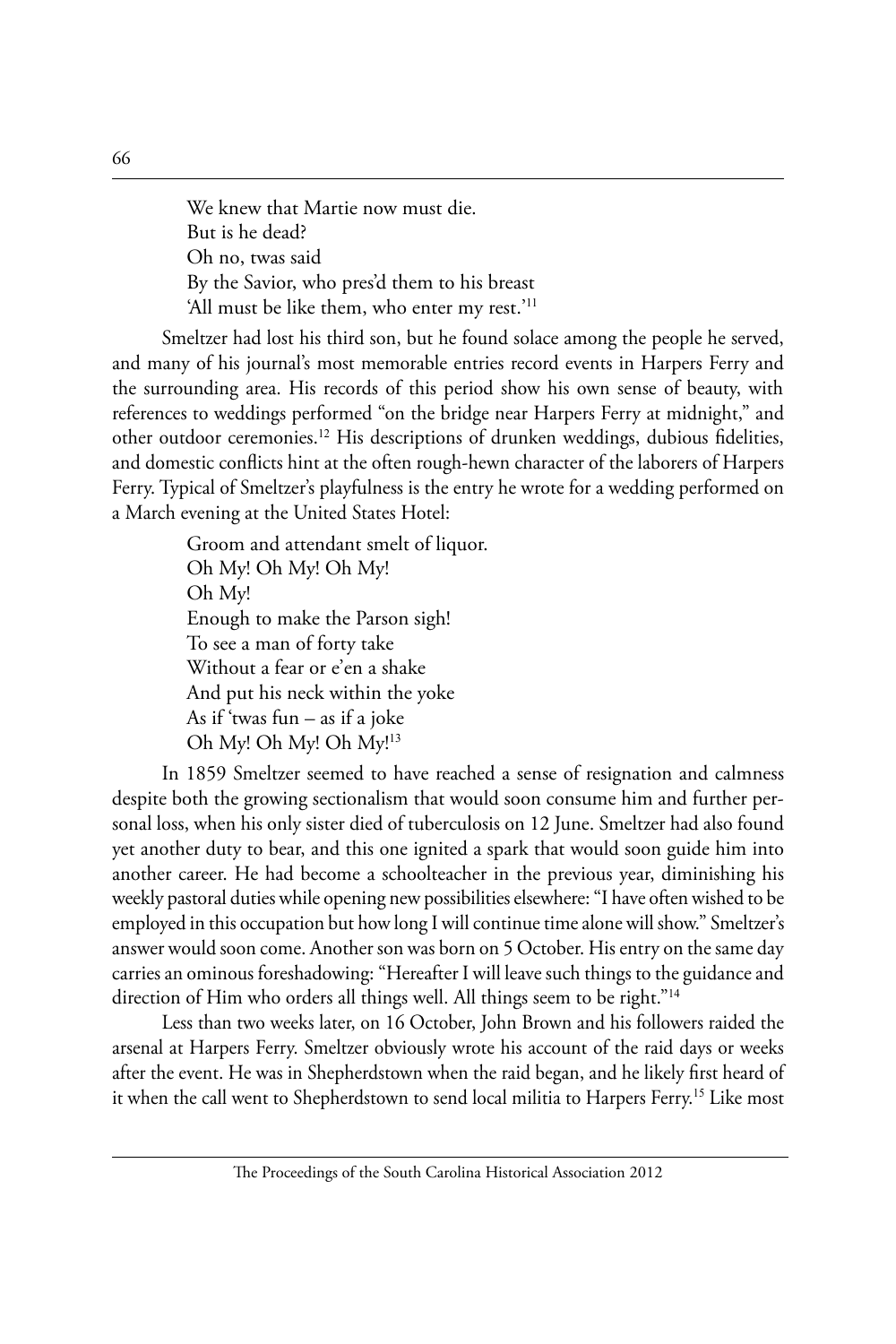> We knew that Martie now must die.
> But is he dead?
> Oh no, twas said
> By the Savior, who pres'd them to his breast
> 'All must be like them, who enter my rest.'[11]

Smeltzer had lost his third son, but he found solace among the people he served, and many of his journal's most memorable entries record events in Harpers Ferry and the surrounding area. His records of this period show his own sense of beauty, with references to weddings performed "on the bridge near Harpers Ferry at midnight," and other outdoor ceremonies.[12] His descriptions of drunken weddings, dubious fidelities, and domestic conflicts hint at the often rough-hewn character of the laborers of Harpers Ferry. Typical of Smeltzer's playfulness is the entry he wrote for a wedding performed on a March evening at the United States Hotel:

> Groom and attendant smelt of liquor.
> Oh My! Oh My! Oh My!
> Oh My!
> Enough to make the Parson sigh!
> To see a man of forty take
> Without a fear or e'en a shake
> And put his neck within the yoke
> As if 'twas fun – as if a joke
> Oh My! Oh My! Oh My![13]

In 1859 Smeltzer seemed to have reached a sense of resignation and calmness despite both the growing sectionalism that would soon consume him and further personal loss, when his only sister died of tuberculosis on 12 June. Smeltzer had also found yet another duty to bear, and this one ignited a spark that would soon guide him into another career. He had become a schoolteacher in the previous year, diminishing his weekly pastoral duties while opening new possibilities elsewhere: "I have often wished to be employed in this occupation but how long I will continue time alone will show." Smeltzer's answer would soon come. Another son was born on 5 October. His entry on the same day carries an ominous foreshadowing: "Hereafter I will leave such things to the guidance and direction of Him who orders all things well. All things seem to be right."[14]

Less than two weeks later, on 16 October, John Brown and his followers raided the arsenal at Harpers Ferry. Smeltzer obviously wrote his account of the raid days or weeks after the event. He was in Shepherdstown when the raid began, and he likely first heard of it when the call went to Shepherdstown to send local militia to Harpers Ferry.[15] Like most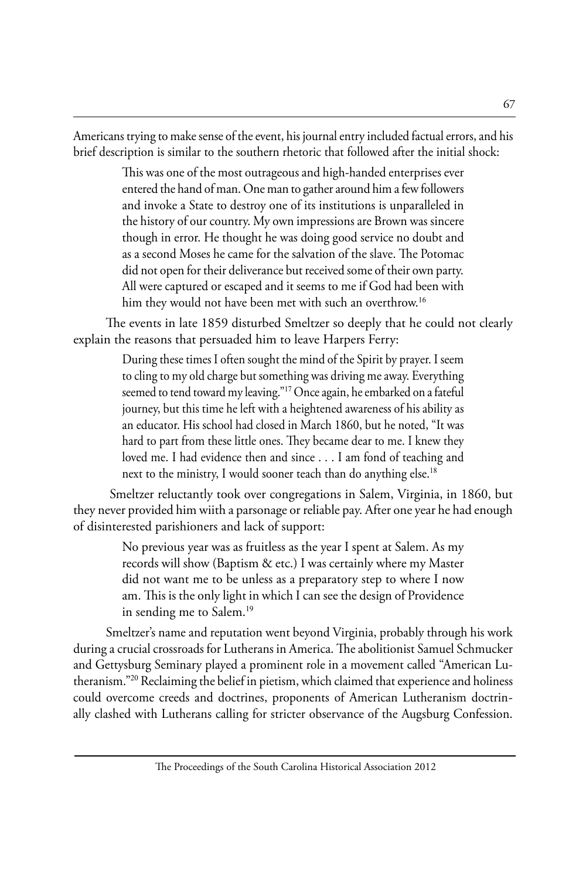Americans trying to make sense of the event, his journal entry included factual errors, and his brief description is similar to the southern rhetoric that followed after the initial shock:

> This was one of the most outrageous and high-handed enterprises ever entered the hand of man. One man to gather around him a few followers and invoke a State to destroy one of its institutions is unparalleled in the history of our country. My own impressions are Brown was sincere though in error. He thought he was doing good service no doubt and as a second Moses he came for the salvation of the slave. The Potomac did not open for their deliverance but received some of their own party. All were captured or escaped and it seems to me if God had been with him they would not have been met with such an overthrow.[16]

The events in late 1859 disturbed Smeltzer so deeply that he could not clearly explain the reasons that persuaded him to leave Harpers Ferry:

> During these times I often sought the mind of the Spirit by prayer. I seem to cling to my old charge but something was driving me away. Everything seemed to tend toward my leaving."[17] Once again, he embarked on a fateful journey, but this time he left with a heightened awareness of his ability as an educator. His school had closed in March 1860, but he noted, "It was hard to part from these little ones. They became dear to me. I knew they loved me. I had evidence then and since . . . I am fond of teaching and next to the ministry, I would sooner teach than do anything else.[18]

Smeltzer reluctantly took over congregations in Salem, Virginia, in 1860, but they never provided him wiith a parsonage or reliable pay. After one year he had enough of disinterested parishioners and lack of support:

> No previous year was as fruitless as the year I spent at Salem. As my records will show (Baptism & etc.) I was certainly where my Master did not want me to be unless as a preparatory step to where I now am. This is the only light in which I can see the design of Providence in sending me to Salem.[19]

Smeltzer's name and reputation went beyond Virginia, probably through his work during a crucial crossroads for Lutherans in America. The abolitionist Samuel Schmucker and Gettysburg Seminary played a prominent role in a movement called "American Lutheranism."[20] Reclaiming the belief in pietism, which claimed that experience and holiness could overcome creeds and doctrines, proponents of American Lutheranism doctrinally clashed with Lutherans calling for stricter observance of the Augsburg Confession.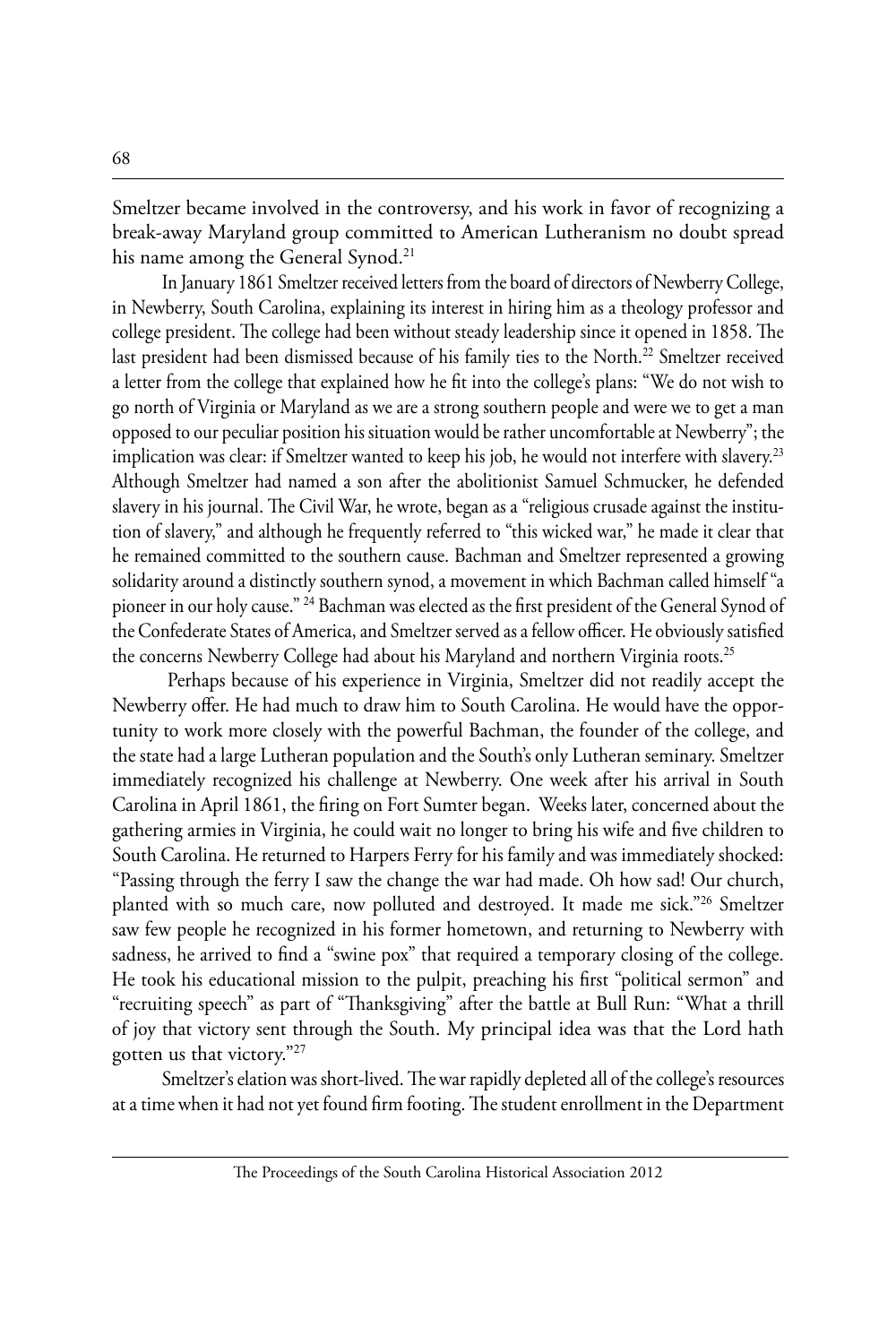Smeltzer became involved in the controversy, and his work in favor of recognizing a break-away Maryland group committed to American Lutheranism no doubt spread his name among the General Synod.[21]

In January 1861 Smeltzer received letters from the board of directors of Newberry College, in Newberry, South Carolina, explaining its interest in hiring him as a theology professor and college president. The college had been without steady leadership since it opened in 1858. The last president had been dismissed because of his family ties to the North.[22] Smeltzer received a letter from the college that explained how he fit into the college's plans: "We do not wish to go north of Virginia or Maryland as we are a strong southern people and were we to get a man opposed to our peculiar position his situation would be rather uncomfortable at Newberry"; the implication was clear: if Smeltzer wanted to keep his job, he would not interfere with slavery.[23] Although Smeltzer had named a son after the abolitionist Samuel Schmucker, he defended slavery in his journal. The Civil War, he wrote, began as a "religious crusade against the institution of slavery," and although he frequently referred to "this wicked war," he made it clear that he remained committed to the southern cause. Bachman and Smeltzer represented a growing solidarity around a distinctly southern synod, a movement in which Bachman called himself "a pioneer in our holy cause." [24] Bachman was elected as the first president of the General Synod of the Confederate States of America, and Smeltzer served as a fellow officer. He obviously satisfied the concerns Newberry College had about his Maryland and northern Virginia roots.[25]

Perhaps because of his experience in Virginia, Smeltzer did not readily accept the Newberry offer. He had much to draw him to South Carolina. He would have the opportunity to work more closely with the powerful Bachman, the founder of the college, and the state had a large Lutheran population and the South's only Lutheran seminary. Smeltzer immediately recognized his challenge at Newberry. One week after his arrival in South Carolina in April 1861, the firing on Fort Sumter began. Weeks later, concerned about the gathering armies in Virginia, he could wait no longer to bring his wife and five children to South Carolina. He returned to Harpers Ferry for his family and was immediately shocked: "Passing through the ferry I saw the change the war had made. Oh how sad! Our church, planted with so much care, now polluted and destroyed. It made me sick."[26] Smeltzer saw few people he recognized in his former hometown, and returning to Newberry with sadness, he arrived to find a "swine pox" that required a temporary closing of the college. He took his educational mission to the pulpit, preaching his first "political sermon" and "recruiting speech" as part of "Thanksgiving" after the battle at Bull Run: "What a thrill of joy that victory sent through the South. My principal idea was that the Lord hath gotten us that victory."[27]

Smeltzer's elation was short-lived. The war rapidly depleted all of the college's resources at a time when it had not yet found firm footing. The student enrollment in the Department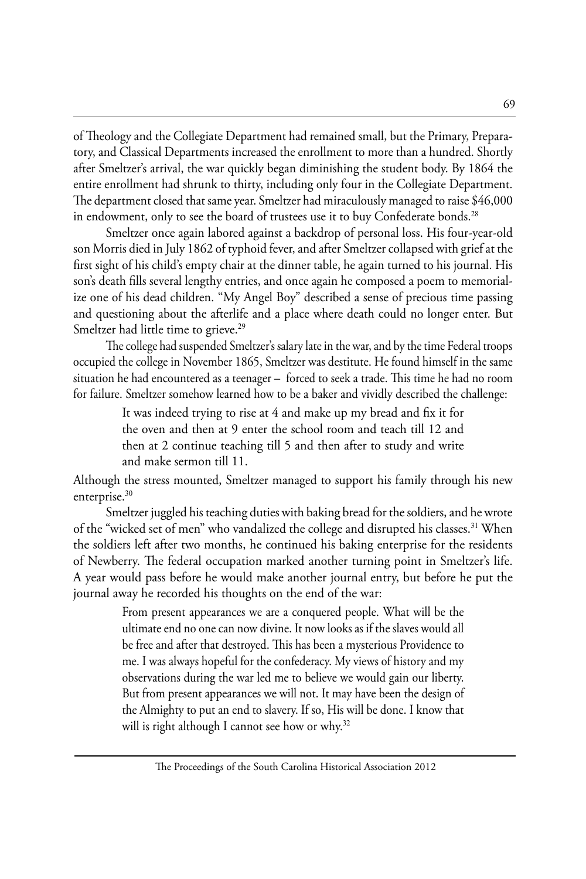of Theology and the Collegiate Department had remained small, but the Primary, Preparatory, and Classical Departments increased the enrollment to more than a hundred. Shortly after Smeltzer's arrival, the war quickly began diminishing the student body. By 1864 the entire enrollment had shrunk to thirty, including only four in the Collegiate Department. The department closed that same year. Smeltzer had miraculously managed to raise $46,000 in endowment, only to see the board of trustees use it to buy Confederate bonds.[28]

Smeltzer once again labored against a backdrop of personal loss. His four-year-old son Morris died in July 1862 of typhoid fever, and after Smeltzer collapsed with grief at the first sight of his child's empty chair at the dinner table, he again turned to his journal. His son's death fills several lengthy entries, and once again he composed a poem to memorialize one of his dead children. "My Angel Boy" described a sense of precious time passing and questioning about the afterlife and a place where death could no longer enter. But Smeltzer had little time to grieve.[29]

The college had suspended Smeltzer's salary late in the war, and by the time Federal troops occupied the college in November 1865, Smeltzer was destitute. He found himself in the same situation he had encountered as a teenager – forced to seek a trade. This time he had no room for failure. Smeltzer somehow learned how to be a baker and vividly described the challenge:

> It was indeed trying to rise at 4 and make up my bread and fix it for the oven and then at 9 enter the school room and teach till 12 and then at 2 continue teaching till 5 and then after to study and write and make sermon till 11.

Although the stress mounted, Smeltzer managed to support his family through his new enterprise.[30]

Smeltzer juggled his teaching duties with baking bread for the soldiers, and he wrote of the "wicked set of men" who vandalized the college and disrupted his classes.[31] When the soldiers left after two months, he continued his baking enterprise for the residents of Newberry. The federal occupation marked another turning point in Smeltzer's life. A year would pass before he would make another journal entry, but before he put the journal away he recorded his thoughts on the end of the war:

> From present appearances we are a conquered people. What will be the ultimate end no one can now divine. It now looks as if the slaves would all be free and after that destroyed. This has been a mysterious Providence to me. I was always hopeful for the confederacy. My views of history and my observations during the war led me to believe we would gain our liberty. But from present appearances we will not. It may have been the design of the Almighty to put an end to slavery. If so, His will be done. I know that will is right although I cannot see how or why.[32]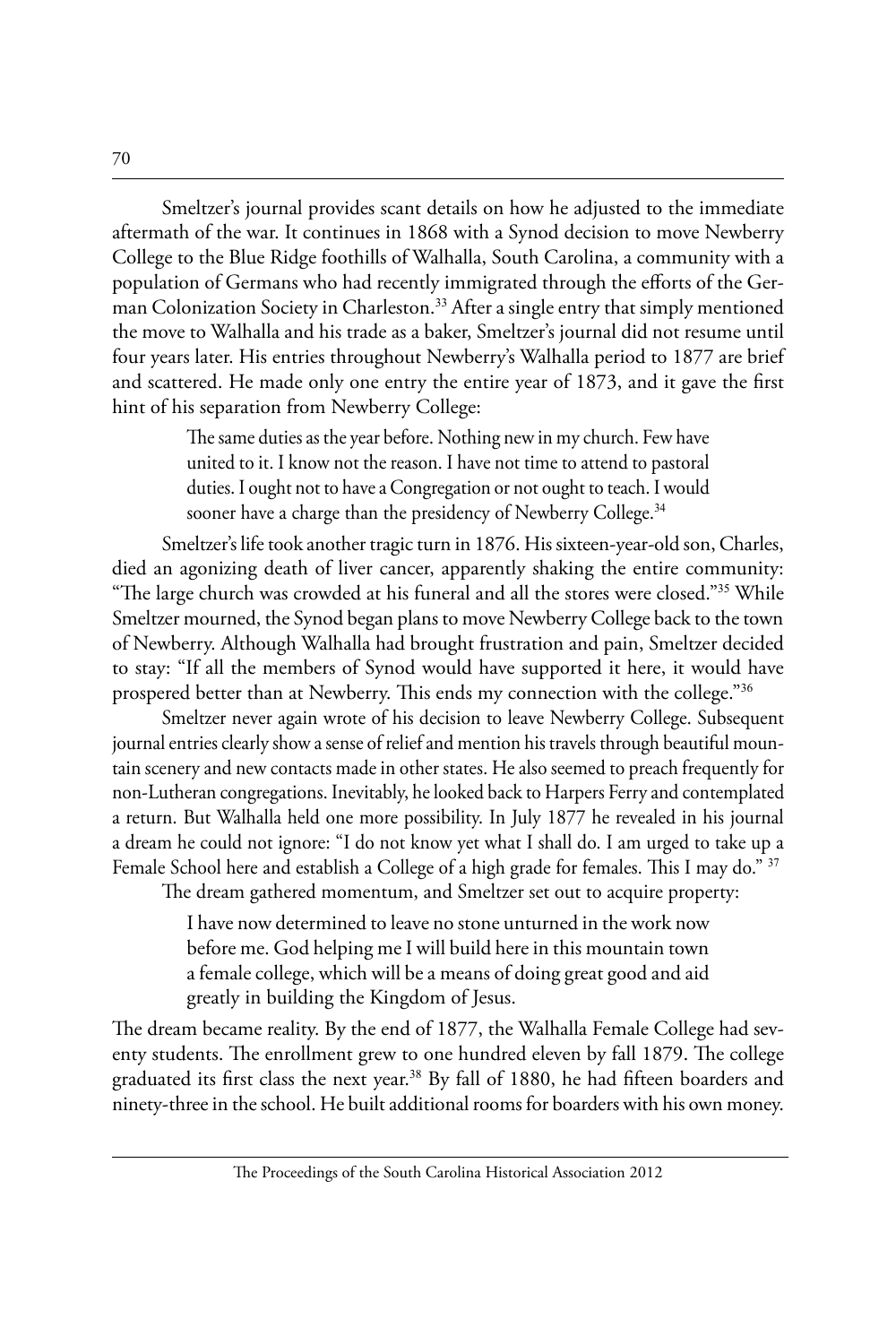Smeltzer's journal provides scant details on how he adjusted to the immediate aftermath of the war. It continues in 1868 with a Synod decision to move Newberry College to the Blue Ridge foothills of Walhalla, South Carolina, a community with a population of Germans who had recently immigrated through the efforts of the German Colonization Society in Charleston.[33] After a single entry that simply mentioned the move to Walhalla and his trade as a baker, Smeltzer's journal did not resume until four years later. His entries throughout Newberry's Walhalla period to 1877 are brief and scattered. He made only one entry the entire year of 1873, and it gave the first hint of his separation from Newberry College:

> The same duties as the year before. Nothing new in my church. Few have united to it. I know not the reason. I have not time to attend to pastoral duties. I ought not to have a Congregation or not ought to teach. I would sooner have a charge than the presidency of Newberry College.[34]

Smeltzer's life took another tragic turn in 1876. His sixteen-year-old son, Charles, died an agonizing death of liver cancer, apparently shaking the entire community: "The large church was crowded at his funeral and all the stores were closed."[35] While Smeltzer mourned, the Synod began plans to move Newberry College back to the town of Newberry. Although Walhalla had brought frustration and pain, Smeltzer decided to stay: "If all the members of Synod would have supported it here, it would have prospered better than at Newberry. This ends my connection with the college."[36]

Smeltzer never again wrote of his decision to leave Newberry College. Subsequent journal entries clearly show a sense of relief and mention his travels through beautiful mountain scenery and new contacts made in other states. He also seemed to preach frequently for non-Lutheran congregations. Inevitably, he looked back to Harpers Ferry and contemplated a return. But Walhalla held one more possibility. In July 1877 he revealed in his journal a dream he could not ignore: "I do not know yet what I shall do. I am urged to take up a Female School here and establish a College of a high grade for females. This I may do." [37]

The dream gathered momentum, and Smeltzer set out to acquire property:

> I have now determined to leave no stone unturned in the work now before me. God helping me I will build here in this mountain town a female college, which will be a means of doing great good and aid greatly in building the Kingdom of Jesus.

The dream became reality. By the end of 1877, the Walhalla Female College had seventy students. The enrollment grew to one hundred eleven by fall 1879. The college graduated its first class the next year.[38] By fall of 1880, he had fifteen boarders and ninety-three in the school. He built additional rooms for boarders with his own money.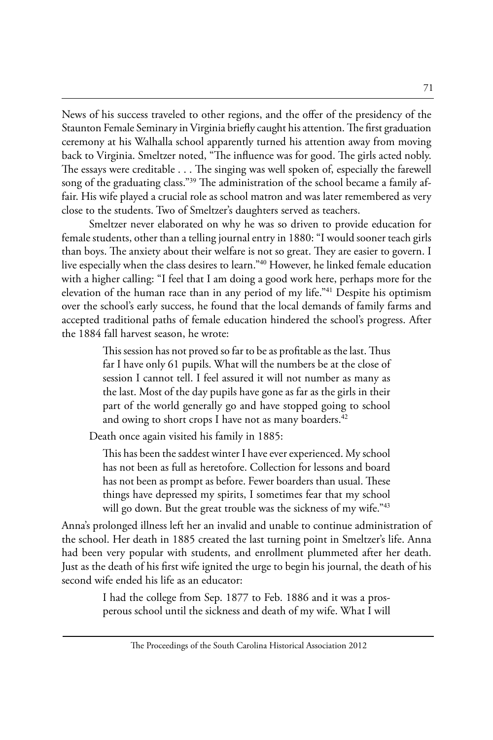News of his success traveled to other regions, and the offer of the presidency of the Staunton Female Seminary in Virginia briefly caught his attention. The first graduation ceremony at his Walhalla school apparently turned his attention away from moving back to Virginia. Smeltzer noted, "The influence was for good. The girls acted nobly. The essays were creditable . . . The singing was well spoken of, especially the farewell song of the graduating class."[39] The administration of the school became a family affair. His wife played a crucial role as school matron and was later remembered as very close to the students. Two of Smeltzer's daughters served as teachers.

Smeltzer never elaborated on why he was so driven to provide education for female students, other than a telling journal entry in 1880: "I would sooner teach girls than boys. The anxiety about their welfare is not so great. They are easier to govern. I live especially when the class desires to learn."[40] However, he linked female education with a higher calling: "I feel that I am doing a good work here, perhaps more for the elevation of the human race than in any period of my life."[41] Despite his optimism over the school's early success, he found that the local demands of family farms and accepted traditional paths of female education hindered the school's progress. After the 1884 fall harvest season, he wrote:

> This session has not proved so far to be as profitable as the last. Thus far I have only 61 pupils. What will the numbers be at the close of session I cannot tell. I feel assured it will not number as many as the last. Most of the day pupils have gone as far as the girls in their part of the world generally go and have stopped going to school and owing to short crops I have not as many boarders.[42]

Death once again visited his family in 1885:

> This has been the saddest winter I have ever experienced. My school has not been as full as heretofore. Collection for lessons and board has not been as prompt as before. Fewer boarders than usual. These things have depressed my spirits, I sometimes fear that my school will go down. But the great trouble was the sickness of my wife."[43]

Anna's prolonged illness left her an invalid and unable to continue administration of the school. Her death in 1885 created the last turning point in Smeltzer's life. Anna had been very popular with students, and enrollment plummeted after her death. Just as the death of his first wife ignited the urge to begin his journal, the death of his second wife ended his life as an educator:

> I had the college from Sep. 1877 to Feb. 1886 and it was a prosperous school until the sickness and death of my wife. What I will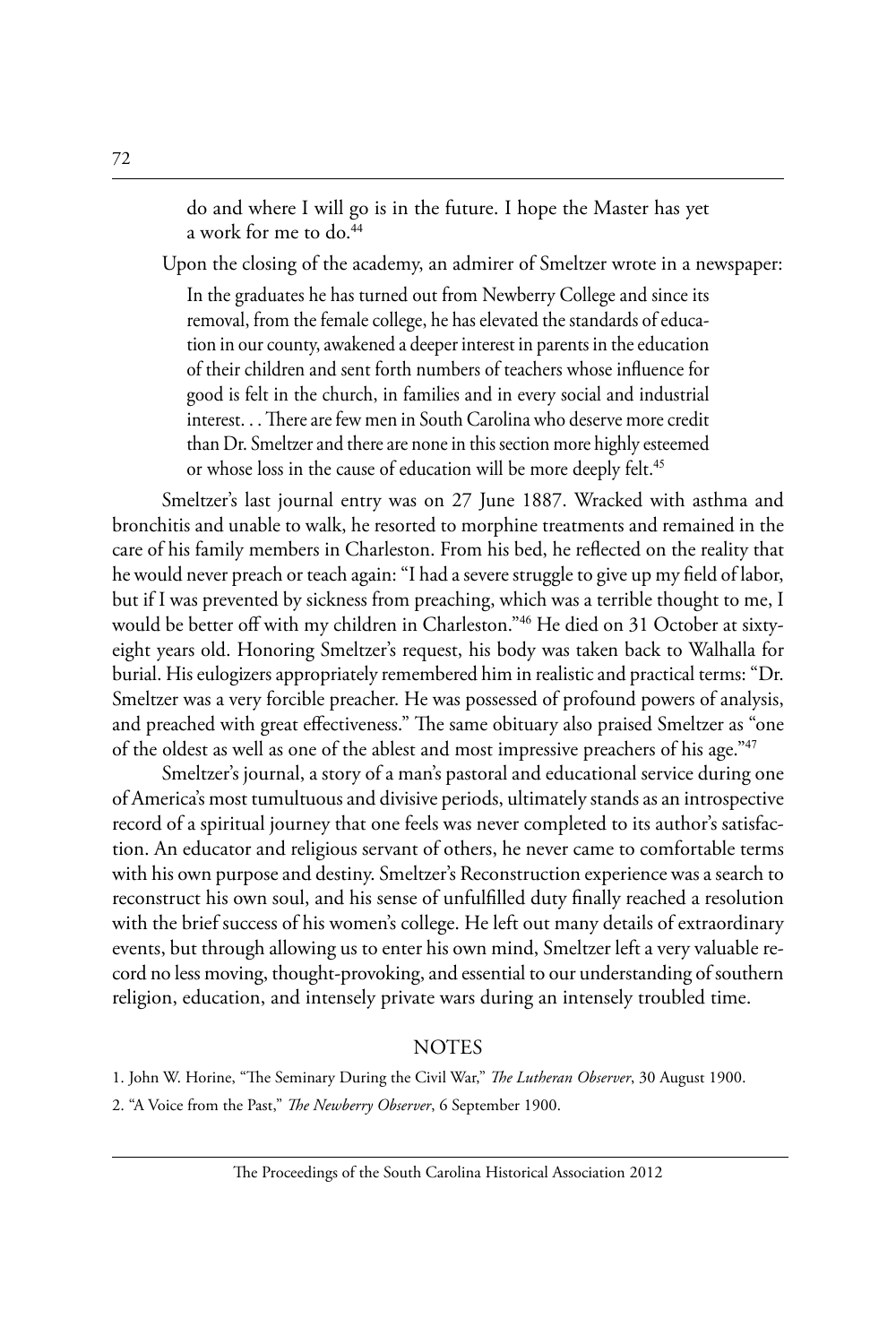> do and where I will go is in the future. I hope the Master has yet a work for me to do.[44]

Upon the closing of the academy, an admirer of Smeltzer wrote in a newspaper:

> In the graduates he has turned out from Newberry College and since its removal, from the female college, he has elevated the standards of education in our county, awakened a deeper interest in parents in the education of their children and sent forth numbers of teachers whose influence for good is felt in the church, in families and in every social and industrial interest. . . There are few men in South Carolina who deserve more credit than Dr. Smeltzer and there are none in this section more highly esteemed or whose loss in the cause of education will be more deeply felt.[45]

Smeltzer's last journal entry was on 27 June 1887. Wracked with asthma and bronchitis and unable to walk, he resorted to morphine treatments and remained in the care of his family members in Charleston. From his bed, he reflected on the reality that he would never preach or teach again: "I had a severe struggle to give up my field of labor, but if I was prevented by sickness from preaching, which was a terrible thought to me, I would be better off with my children in Charleston."[46] He died on 31 October at sixty-eight years old. Honoring Smeltzer's request, his body was taken back to Walhalla for burial. His eulogizers appropriately remembered him in realistic and practical terms: "Dr. Smeltzer was a very forcible preacher. He was possessed of profound powers of analysis, and preached with great effectiveness." The same obituary also praised Smeltzer as "one of the oldest as well as one of the ablest and most impressive preachers of his age."[47]

Smeltzer's journal, a story of a man's pastoral and educational service during one of America's most tumultuous and divisive periods, ultimately stands as an introspective record of a spiritual journey that one feels was never completed to its author's satisfaction. An educator and religious servant of others, he never came to comfortable terms with his own purpose and destiny. Smeltzer's Reconstruction experience was a search to reconstruct his own soul, and his sense of unfulfilled duty finally reached a resolution with the brief success of his women's college. He left out many details of extraordinary events, but through allowing us to enter his own mind, Smeltzer left a very valuable record no less moving, thought-provoking, and essential to our understanding of southern religion, education, and intensely private wars during an intensely troubled time.

## NOTES

1. John W. Horine, "The Seminary During the Civil War," *The Lutheran Observer*, 30 August 1900.

2. "A Voice from the Past," *The Newberry Observer*, 6 September 1900.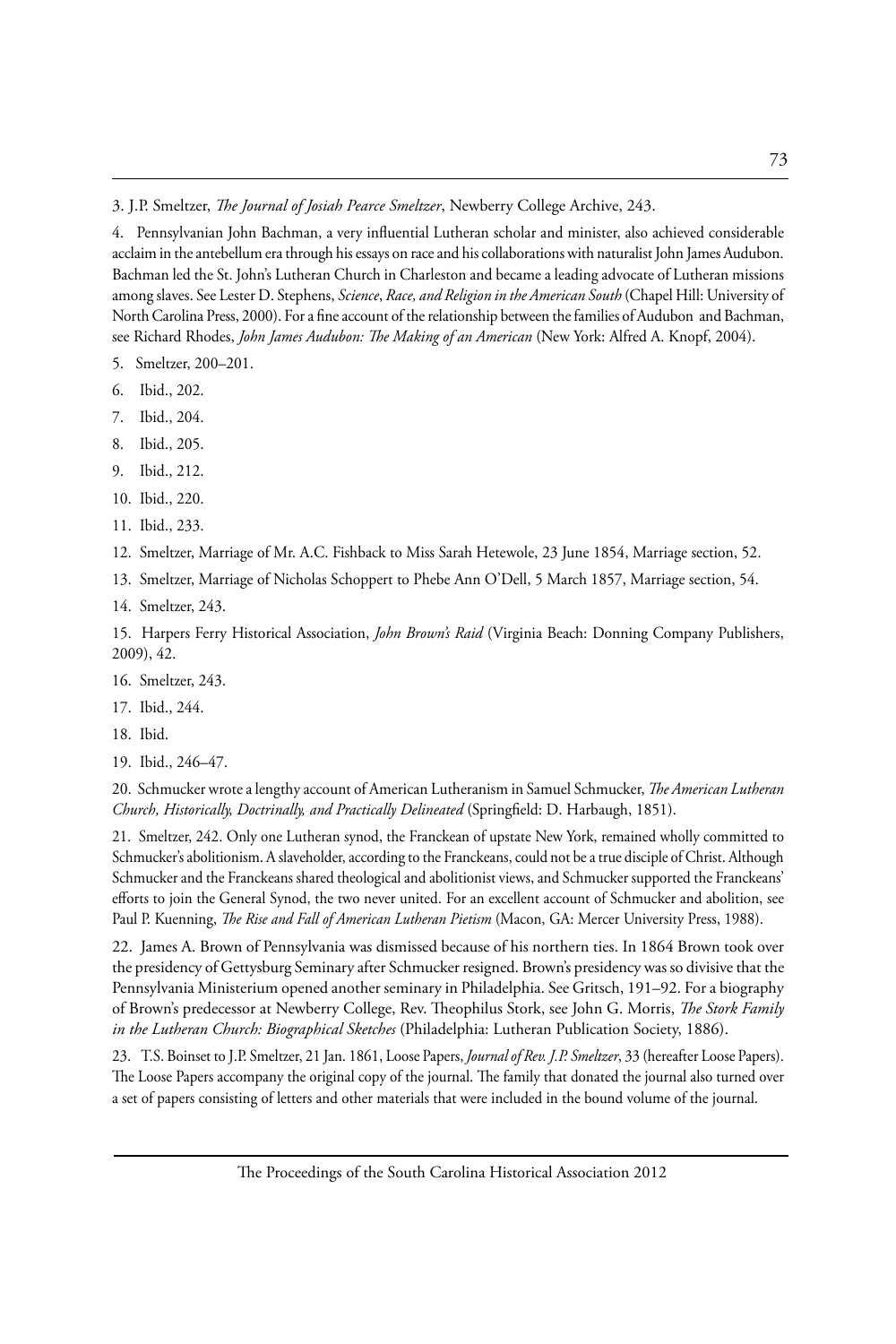3. J.P. Smeltzer, *The Journal of Josiah Pearce Smeltzer*, Newberry College Archive, 243.

4. Pennsylvanian John Bachman, a very influential Lutheran scholar and minister, also achieved considerable acclaim in the antebellum era through his essays on race and his collaborations with naturalist John James Audubon. Bachman led the St. John's Lutheran Church in Charleston and became a leading advocate of Lutheran missions among slaves. See Lester D. Stephens, *Science, Race, and Religion in the American South* (Chapel Hill: University of North Carolina Press, 2000). For a fine account of the relationship between the families of Audubon and Bachman, see Richard Rhodes, *John James Audubon: The Making of an American* (New York: Alfred A. Knopf, 2004).

5. Smeltzer, 200–201.

6. Ibid., 202.

7. Ibid., 204.

8. Ibid., 205.

9. Ibid., 212.

10. Ibid., 220.

11. Ibid., 233.

12. Smeltzer, Marriage of Mr. A.C. Fishback to Miss Sarah Hetewole, 23 June 1854, Marriage section, 52.

13. Smeltzer, Marriage of Nicholas Schoppert to Phebe Ann O'Dell, 5 March 1857, Marriage section, 54.

14. Smeltzer, 243.

15. Harpers Ferry Historical Association, *John Brown's Raid* (Virginia Beach: Donning Company Publishers, 2009), 42.

16. Smeltzer, 243.

17. Ibid., 244.

18. Ibid.

19. Ibid., 246–47.

20. Schmucker wrote a lengthy account of American Lutheranism in Samuel Schmucker, *The American Lutheran Church, Historically, Doctrinally, and Practically Delineated* (Springfield: D. Harbaugh, 1851).

21. Smeltzer, 242. Only one Lutheran synod, the Franckean of upstate New York, remained wholly committed to Schmucker's abolitionism. A slaveholder, according to the Franckeans, could not be a true disciple of Christ. Although Schmucker and the Franckeans shared theological and abolitionist views, and Schmucker supported the Franckeans' efforts to join the General Synod, the two never united. For an excellent account of Schmucker and abolition, see Paul P. Kuenning, *The Rise and Fall of American Lutheran Pietism* (Macon, GA: Mercer University Press, 1988).

22. James A. Brown of Pennsylvania was dismissed because of his northern ties. In 1864 Brown took over the presidency of Gettysburg Seminary after Schmucker resigned. Brown's presidency was so divisive that the Pennsylvania Ministerium opened another seminary in Philadelphia. See Gritsch, 191–92. For a biography of Brown's predecessor at Newberry College, Rev. Theophilus Stork, see John G. Morris, *The Stork Family in the Lutheran Church: Biographical Sketches* (Philadelphia: Lutheran Publication Society, 1886).

23. T.S. Boinset to J.P. Smeltzer, 21 Jan. 1861, Loose Papers, *Journal of Rev. J.P. Smeltzer*, 33 (hereafter Loose Papers). The Loose Papers accompany the original copy of the journal. The family that donated the journal also turned over a set of papers consisting of letters and other materials that were included in the bound volume of the journal.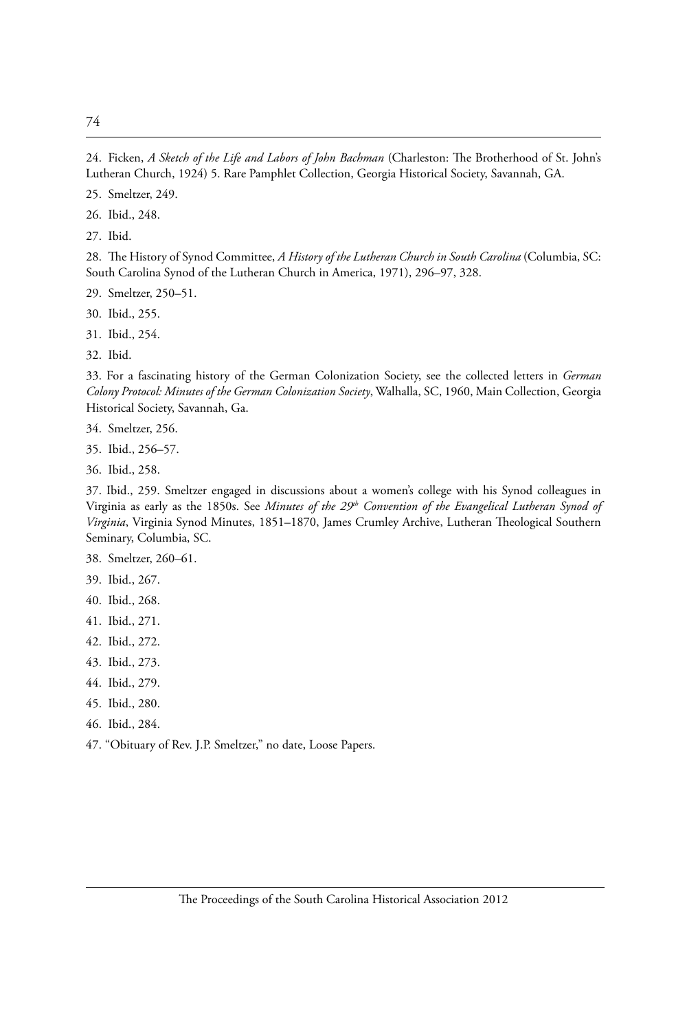24. Ficken, *A Sketch of the Life and Labors of John Bachman* (Charleston: The Brotherhood of St. John's Lutheran Church, 1924) 5. Rare Pamphlet Collection, Georgia Historical Society, Savannah, GA.

25. Smeltzer, 249.

26. Ibid., 248.

27. Ibid.

28. The History of Synod Committee, *A History of the Lutheran Church in South Carolina* (Columbia, SC: South Carolina Synod of the Lutheran Church in America, 1971), 296–97, 328.

29. Smeltzer, 250–51.

30. Ibid., 255.

31. Ibid., 254.

32. Ibid.

33. For a fascinating history of the German Colonization Society, see the collected letters in *German Colony Protocol: Minutes of the German Colonization Society*, Walhalla, SC, 1960, Main Collection, Georgia Historical Society, Savannah, Ga.

34. Smeltzer, 256.

35. Ibid., 256–57.

36. Ibid., 258.

37. Ibid., 259. Smeltzer engaged in discussions about a women's college with his Synod colleagues in Virginia as early as the 1850s. See *Minutes of the 29th Convention of the Evangelical Lutheran Synod of Virginia*, Virginia Synod Minutes, 1851–1870, James Crumley Archive, Lutheran Theological Southern Seminary, Columbia, SC.

38. Smeltzer, 260–61.

39. Ibid., 267.

40. Ibid., 268.

41. Ibid., 271.

42. Ibid., 272.

43. Ibid., 273.

44. Ibid., 279.

45. Ibid., 280.

46. Ibid., 284.

47. "Obituary of Rev. J.P. Smeltzer," no date, Loose Papers.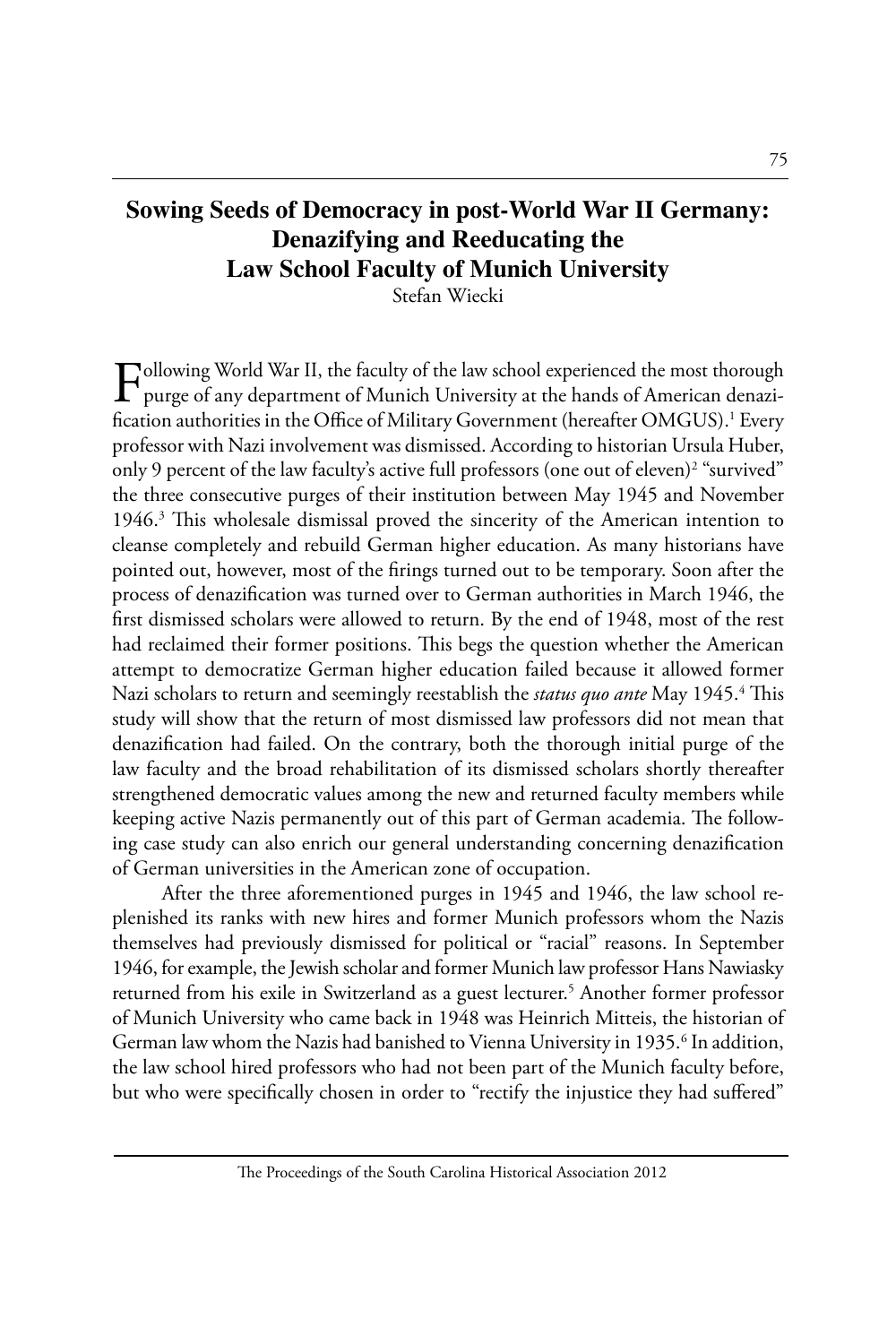# Sowing Seeds of Democracy in post-World War II Germany: Denazifying and Reeducating the Law School Faculty of Munich University

Stefan Wiecki

Following World War II, the faculty of the law school experienced the most thorough purge of any department of Munich University at the hands of American denazification authorities in the Office of Military Government (hereafter OMGUS).[1] Every professor with Nazi involvement was dismissed. According to historian Ursula Huber, only 9 percent of the law faculty's active full professors (one out of eleven)[2] "survived" the three consecutive purges of their institution between May 1945 and November 1946.[3] This wholesale dismissal proved the sincerity of the American intention to cleanse completely and rebuild German higher education. As many historians have pointed out, however, most of the firings turned out to be temporary. Soon after the process of denazification was turned over to German authorities in March 1946, the first dismissed scholars were allowed to return. By the end of 1948, most of the rest had reclaimed their former positions. This begs the question whether the American attempt to democratize German higher education failed because it allowed former Nazi scholars to return and seemingly reestablish the *status quo ante* May 1945.[4] This study will show that the return of most dismissed law professors did not mean that denazification had failed. On the contrary, both the thorough initial purge of the law faculty and the broad rehabilitation of its dismissed scholars shortly thereafter strengthened democratic values among the new and returned faculty members while keeping active Nazis permanently out of this part of German academia. The following case study can also enrich our general understanding concerning denazification of German universities in the American zone of occupation.

After the three aforementioned purges in 1945 and 1946, the law school replenished its ranks with new hires and former Munich professors whom the Nazis themselves had previously dismissed for political or "racial" reasons. In September 1946, for example, the Jewish scholar and former Munich law professor Hans Nawiasky returned from his exile in Switzerland as a guest lecturer.[5] Another former professor of Munich University who came back in 1948 was Heinrich Mitteis, the historian of German law whom the Nazis had banished to Vienna University in 1935.[6] In addition, the law school hired professors who had not been part of the Munich faculty before, but who were specifically chosen in order to "rectify the injustice they had suffered"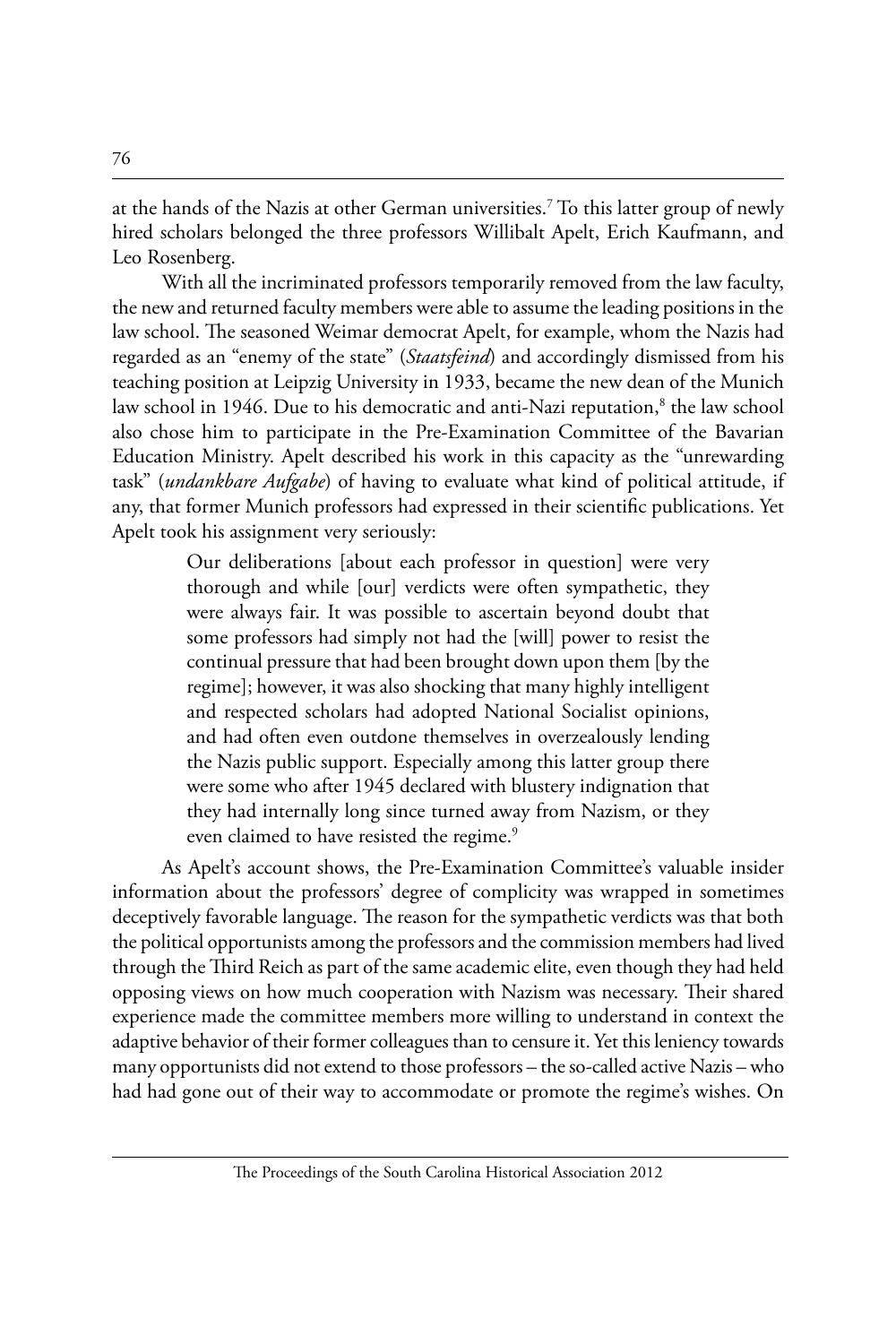at the hands of the Nazis at other German universities.[7] To this latter group of newly hired scholars belonged the three professors Willibalt Apelt, Erich Kaufmann, and Leo Rosenberg.

With all the incriminated professors temporarily removed from the law faculty, the new and returned faculty members were able to assume the leading positions in the law school. The seasoned Weimar democrat Apelt, for example, whom the Nazis had regarded as an "enemy of the state" (*Staatsfeind*) and accordingly dismissed from his teaching position at Leipzig University in 1933, became the new dean of the Munich law school in 1946. Due to his democratic and anti-Nazi reputation,[8] the law school also chose him to participate in the Pre-Examination Committee of the Bavarian Education Ministry. Apelt described his work in this capacity as the "unrewarding task" (*undankbare Aufgabe*) of having to evaluate what kind of political attitude, if any, that former Munich professors had expressed in their scientific publications. Yet Apelt took his assignment very seriously:

> Our deliberations [about each professor in question] were very thorough and while [our] verdicts were often sympathetic, they were always fair. It was possible to ascertain beyond doubt that some professors had simply not had the [will] power to resist the continual pressure that had been brought down upon them [by the regime]; however, it was also shocking that many highly intelligent and respected scholars had adopted National Socialist opinions, and had often even outdone themselves in overzealously lending the Nazis public support. Especially among this latter group there were some who after 1945 declared with blustery indignation that they had internally long since turned away from Nazism, or they even claimed to have resisted the regime.[9]

As Apelt's account shows, the Pre-Examination Committee's valuable insider information about the professors' degree of complicity was wrapped in sometimes deceptively favorable language. The reason for the sympathetic verdicts was that both the political opportunists among the professors and the commission members had lived through the Third Reich as part of the same academic elite, even though they had held opposing views on how much cooperation with Nazism was necessary. Their shared experience made the committee members more willing to understand in context the adaptive behavior of their former colleagues than to censure it. Yet this leniency towards many opportunists did not extend to those professors – the so-called active Nazis – who had had gone out of their way to accommodate or promote the regime's wishes. On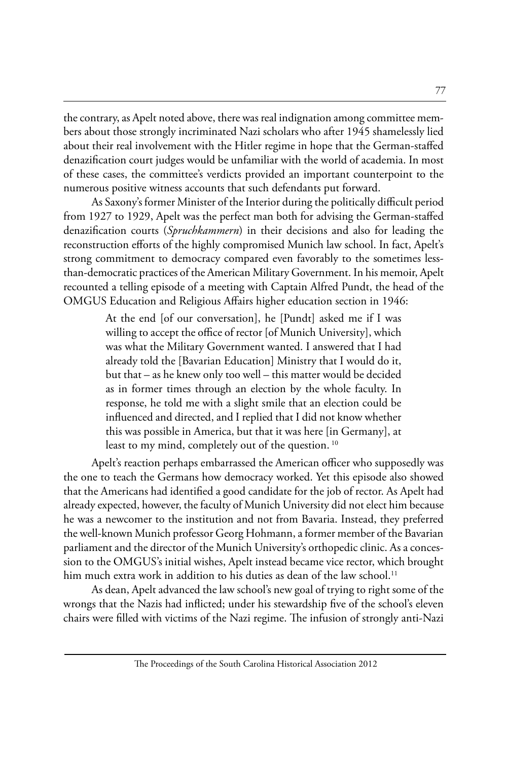the contrary, as Apelt noted above, there was real indignation among committee members about those strongly incriminated Nazi scholars who after 1945 shamelessly lied about their real involvement with the Hitler regime in hope that the German-staffed denazification court judges would be unfamiliar with the world of academia. In most of these cases, the committee's verdicts provided an important counterpoint to the numerous positive witness accounts that such defendants put forward.

As Saxony's former Minister of the Interior during the politically difficult period from 1927 to 1929, Apelt was the perfect man both for advising the German-staffed denazification courts (*Spruchkammern*) in their decisions and also for leading the reconstruction efforts of the highly compromised Munich law school. In fact, Apelt's strong commitment to democracy compared even favorably to the sometimes less-than-democratic practices of the American Military Government. In his memoir, Apelt recounted a telling episode of a meeting with Captain Alfred Pundt, the head of the OMGUS Education and Religious Affairs higher education section in 1946:

> At the end [of our conversation], he [Pundt] asked me if I was willing to accept the office of rector [of Munich University], which was what the Military Government wanted. I answered that I had already told the [Bavarian Education] Ministry that I would do it, but that – as he knew only too well – this matter would be decided as in former times through an election by the whole faculty. In response, he told me with a slight smile that an election could be influenced and directed, and I replied that I did not know whether this was possible in America, but that it was here [in Germany], at least to my mind, completely out of the question. [10]

Apelt's reaction perhaps embarrassed the American officer who supposedly was the one to teach the Germans how democracy worked. Yet this episode also showed that the Americans had identified a good candidate for the job of rector. As Apelt had already expected, however, the faculty of Munich University did not elect him because he was a newcomer to the institution and not from Bavaria. Instead, they preferred the well-known Munich professor Georg Hohmann, a former member of the Bavarian parliament and the director of the Munich University's orthopedic clinic. As a concession to the OMGUS's initial wishes, Apelt instead became vice rector, which brought him much extra work in addition to his duties as dean of the law school.[11]

As dean, Apelt advanced the law school's new goal of trying to right some of the wrongs that the Nazis had inflicted; under his stewardship five of the school's eleven chairs were filled with victims of the Nazi regime. The infusion of strongly anti-Nazi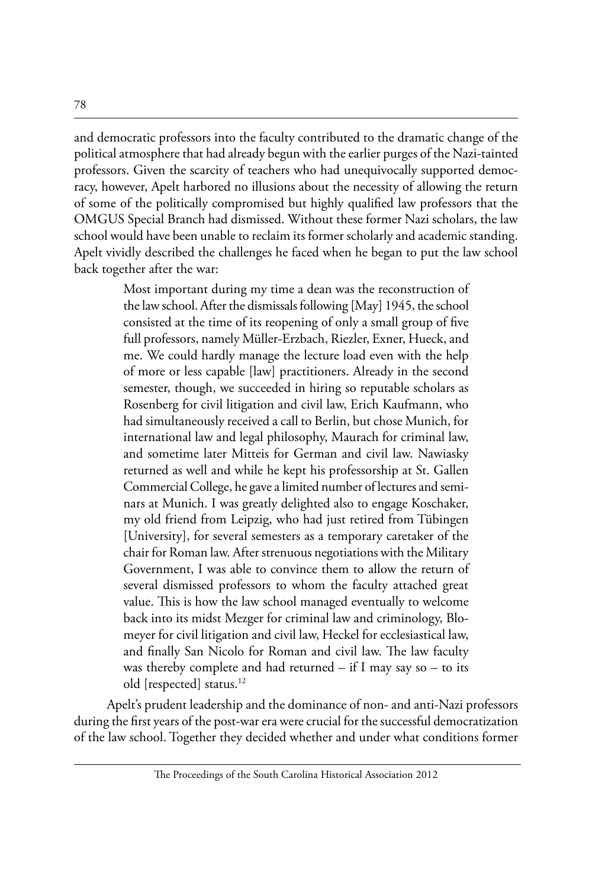and democratic professors into the faculty contributed to the dramatic change of the political atmosphere that had already begun with the earlier purges of the Nazi-tainted professors. Given the scarcity of teachers who had unequivocally supported democracy, however, Apelt harbored no illusions about the necessity of allowing the return of some of the politically compromised but highly qualified law professors that the OMGUS Special Branch had dismissed. Without these former Nazi scholars, the law school would have been unable to reclaim its former scholarly and academic standing. Apelt vividly described the challenges he faced when he began to put the law school back together after the war:

> Most important during my time a dean was the reconstruction of the law school. After the dismissals following [May] 1945, the school consisted at the time of its reopening of only a small group of five full professors, namely Müller-Erzbach, Riezler, Exner, Hueck, and me. We could hardly manage the lecture load even with the help of more or less capable [law] practitioners. Already in the second semester, though, we succeeded in hiring so reputable scholars as Rosenberg for civil litigation and civil law, Erich Kaufmann, who had simultaneously received a call to Berlin, but chose Munich, for international law and legal philosophy, Maurach for criminal law, and sometime later Mitteis for German and civil law. Nawiasky returned as well and while he kept his professorship at St. Gallen Commercial College, he gave a limited number of lectures and seminars at Munich. I was greatly delighted also to engage Koschaker, my old friend from Leipzig, who had just retired from Tübingen [University], for several semesters as a temporary caretaker of the chair for Roman law. After strenuous negotiations with the Military Government, I was able to convince them to allow the return of several dismissed professors to whom the faculty attached great value. This is how the law school managed eventually to welcome back into its midst Mezger for criminal law and criminology, Blomeyer for civil litigation and civil law, Heckel for ecclesiastical law, and finally San Nicolo for Roman and civil law. The law faculty was thereby complete and had returned – if I may say so – to its old [respected] status.[12]

Apelt's prudent leadership and the dominance of non- and anti-Nazi professors during the first years of the post-war era were crucial for the successful democratization of the law school. Together they decided whether and under what conditions former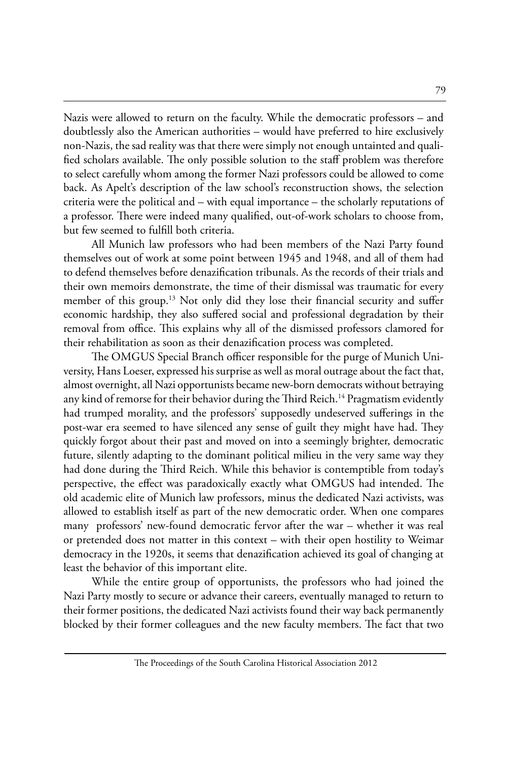Nazis were allowed to return on the faculty. While the democratic professors – and doubtlessly also the American authorities – would have preferred to hire exclusively non-Nazis, the sad reality was that there were simply not enough untainted and qualified scholars available. The only possible solution to the staff problem was therefore to select carefully whom among the former Nazi professors could be allowed to come back. As Apelt's description of the law school's reconstruction shows, the selection criteria were the political and – with equal importance – the scholarly reputations of a professor. There were indeed many qualified, out-of-work scholars to choose from, but few seemed to fulfill both criteria.

All Munich law professors who had been members of the Nazi Party found themselves out of work at some point between 1945 and 1948, and all of them had to defend themselves before denazification tribunals. As the records of their trials and their own memoirs demonstrate, the time of their dismissal was traumatic for every member of this group.[13] Not only did they lose their financial security and suffer economic hardship, they also suffered social and professional degradation by their removal from office. This explains why all of the dismissed professors clamored for their rehabilitation as soon as their denazification process was completed.

The OMGUS Special Branch officer responsible for the purge of Munich University, Hans Loeser, expressed his surprise as well as moral outrage about the fact that, almost overnight, all Nazi opportunists became new-born democrats without betraying any kind of remorse for their behavior during the Third Reich.[14] Pragmatism evidently had trumped morality, and the professors' supposedly undeserved sufferings in the post-war era seemed to have silenced any sense of guilt they might have had. They quickly forgot about their past and moved on into a seemingly brighter, democratic future, silently adapting to the dominant political milieu in the very same way they had done during the Third Reich. While this behavior is contemptible from today's perspective, the effect was paradoxically exactly what OMGUS had intended. The old academic elite of Munich law professors, minus the dedicated Nazi activists, was allowed to establish itself as part of the new democratic order. When one compares many professors' new-found democratic fervor after the war – whether it was real or pretended does not matter in this context – with their open hostility to Weimar democracy in the 1920s, it seems that denazification achieved its goal of changing at least the behavior of this important elite.

While the entire group of opportunists, the professors who had joined the Nazi Party mostly to secure or advance their careers, eventually managed to return to their former positions, the dedicated Nazi activists found their way back permanently blocked by their former colleagues and the new faculty members. The fact that two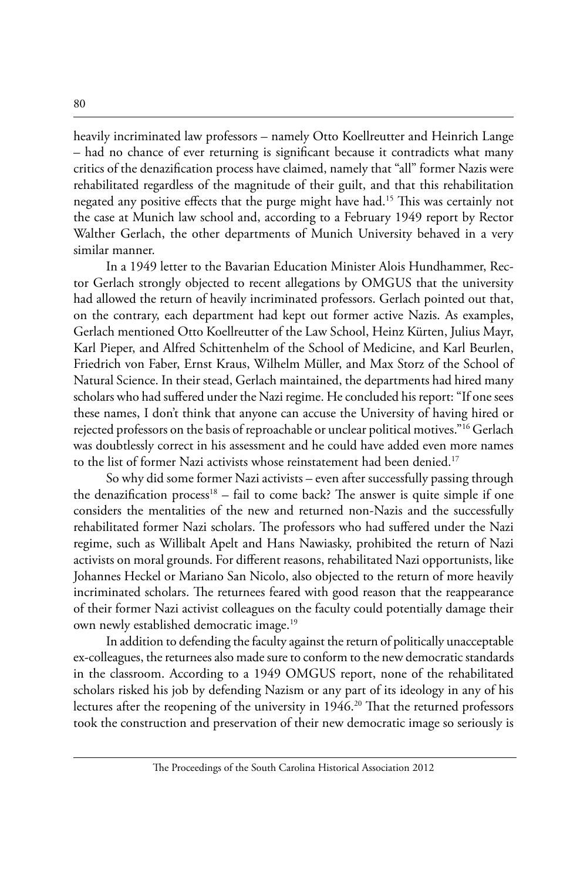heavily incriminated law professors – namely Otto Koellreutter and Heinrich Lange – had no chance of ever returning is significant because it contradicts what many critics of the denazification process have claimed, namely that "all" former Nazis were rehabilitated regardless of the magnitude of their guilt, and that this rehabilitation negated any positive effects that the purge might have had.[15] This was certainly not the case at Munich law school and, according to a February 1949 report by Rector Walther Gerlach, the other departments of Munich University behaved in a very similar manner.

In a 1949 letter to the Bavarian Education Minister Alois Hundhammer, Rector Gerlach strongly objected to recent allegations by OMGUS that the university had allowed the return of heavily incriminated professors. Gerlach pointed out that, on the contrary, each department had kept out former active Nazis. As examples, Gerlach mentioned Otto Koellreutter of the Law School, Heinz Kürten, Julius Mayr, Karl Pieper, and Alfred Schittenhelm of the School of Medicine, and Karl Beurlen, Friedrich von Faber, Ernst Kraus, Wilhelm Müller, and Max Storz of the School of Natural Science. In their stead, Gerlach maintained, the departments had hired many scholars who had suffered under the Nazi regime. He concluded his report: "If one sees these names, I don't think that anyone can accuse the University of having hired or rejected professors on the basis of reproachable or unclear political motives."[16] Gerlach was doubtlessly correct in his assessment and he could have added even more names to the list of former Nazi activists whose reinstatement had been denied.[17]

So why did some former Nazi activists – even after successfully passing through the denazification process[18] – fail to come back? The answer is quite simple if one considers the mentalities of the new and returned non-Nazis and the successfully rehabilitated former Nazi scholars. The professors who had suffered under the Nazi regime, such as Willibalt Apelt and Hans Nawiasky, prohibited the return of Nazi activists on moral grounds. For different reasons, rehabilitated Nazi opportunists, like Johannes Heckel or Mariano San Nicolo, also objected to the return of more heavily incriminated scholars. The returnees feared with good reason that the reappearance of their former Nazi activist colleagues on the faculty could potentially damage their own newly established democratic image.[19]

In addition to defending the faculty against the return of politically unacceptable ex-colleagues, the returnees also made sure to conform to the new democratic standards in the classroom. According to a 1949 OMGUS report, none of the rehabilitated scholars risked his job by defending Nazism or any part of its ideology in any of his lectures after the reopening of the university in 1946.[20] That the returned professors took the construction and preservation of their new democratic image so seriously is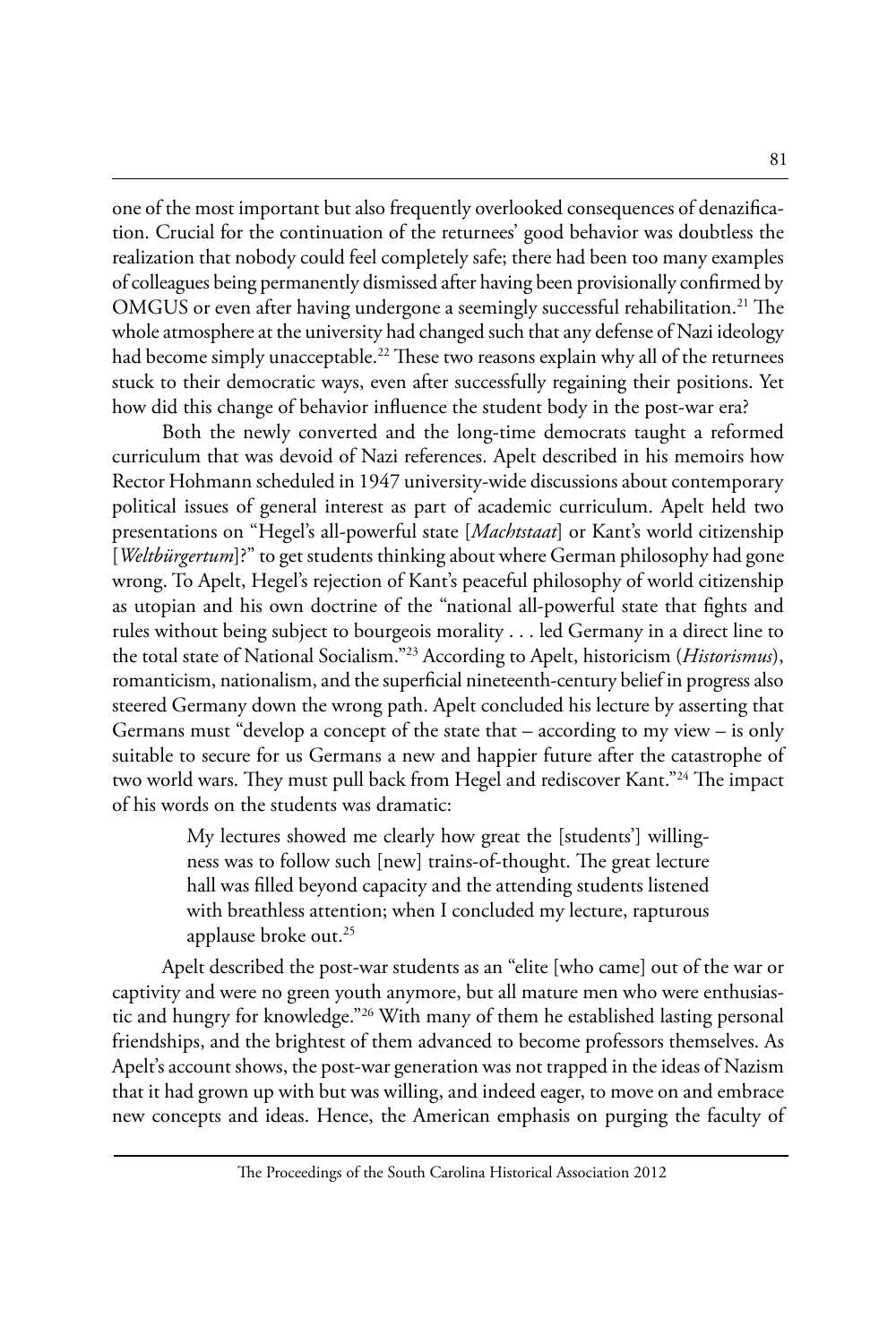one of the most important but also frequently overlooked consequences of denazification. Crucial for the continuation of the returnees' good behavior was doubtless the realization that nobody could feel completely safe; there had been too many examples of colleagues being permanently dismissed after having been provisionally confirmed by OMGUS or even after having undergone a seemingly successful rehabilitation.[21] The whole atmosphere at the university had changed such that any defense of Nazi ideology had become simply unacceptable.[22] These two reasons explain why all of the returnees stuck to their democratic ways, even after successfully regaining their positions. Yet how did this change of behavior influence the student body in the post-war era?

Both the newly converted and the long-time democrats taught a reformed curriculum that was devoid of Nazi references. Apelt described in his memoirs how Rector Hohmann scheduled in 1947 university-wide discussions about contemporary political issues of general interest as part of academic curriculum. Apelt held two presentations on "Hegel's all-powerful state [*Machtstaat*] or Kant's world citizenship [*Weltbürgertum*]?" to get students thinking about where German philosophy had gone wrong. To Apelt, Hegel's rejection of Kant's peaceful philosophy of world citizenship as utopian and his own doctrine of the "national all-powerful state that fights and rules without being subject to bourgeois morality . . . led Germany in a direct line to the total state of National Socialism."[23] According to Apelt, historicism (*Historismus*), romanticism, nationalism, and the superficial nineteenth-century belief in progress also steered Germany down the wrong path. Apelt concluded his lecture by asserting that Germans must "develop a concept of the state that – according to my view – is only suitable to secure for us Germans a new and happier future after the catastrophe of two world wars. They must pull back from Hegel and rediscover Kant."[24] The impact of his words on the students was dramatic:

> My lectures showed me clearly how great the [students'] willingness was to follow such [new] trains-of-thought. The great lecture hall was filled beyond capacity and the attending students listened with breathless attention; when I concluded my lecture, rapturous applause broke out.[25]

Apelt described the post-war students as an "elite [who came] out of the war or captivity and were no green youth anymore, but all mature men who were enthusiastic and hungry for knowledge."[26] With many of them he established lasting personal friendships, and the brightest of them advanced to become professors themselves. As Apelt's account shows, the post-war generation was not trapped in the ideas of Nazism that it had grown up with but was willing, and indeed eager, to move on and embrace new concepts and ideas. Hence, the American emphasis on purging the faculty of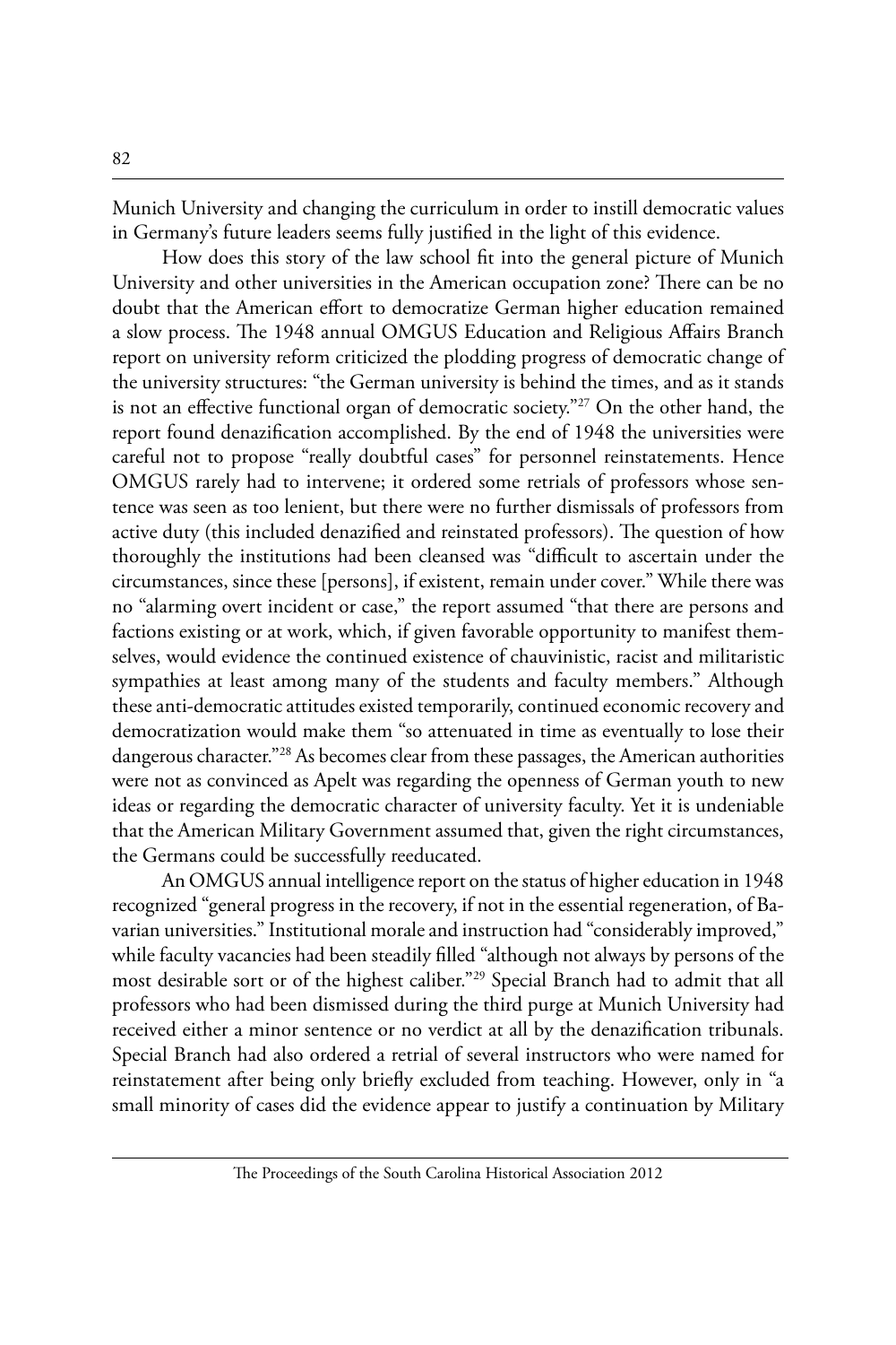Munich University and changing the curriculum in order to instill democratic values in Germany's future leaders seems fully justified in the light of this evidence.

How does this story of the law school fit into the general picture of Munich University and other universities in the American occupation zone? There can be no doubt that the American effort to democratize German higher education remained a slow process. The 1948 annual OMGUS Education and Religious Affairs Branch report on university reform criticized the plodding progress of democratic change of the university structures: "the German university is behind the times, and as it stands is not an effective functional organ of democratic society."[27] On the other hand, the report found denazification accomplished. By the end of 1948 the universities were careful not to propose "really doubtful cases" for personnel reinstatements. Hence OMGUS rarely had to intervene; it ordered some retrials of professors whose sentence was seen as too lenient, but there were no further dismissals of professors from active duty (this included denazified and reinstated professors). The question of how thoroughly the institutions had been cleansed was "difficult to ascertain under the circumstances, since these [persons], if existent, remain under cover." While there was no "alarming overt incident or case," the report assumed "that there are persons and factions existing or at work, which, if given favorable opportunity to manifest themselves, would evidence the continued existence of chauvinistic, racist and militaristic sympathies at least among many of the students and faculty members." Although these anti-democratic attitudes existed temporarily, continued economic recovery and democratization would make them "so attenuated in time as eventually to lose their dangerous character."[28] As becomes clear from these passages, the American authorities were not as convinced as Apelt was regarding the openness of German youth to new ideas or regarding the democratic character of university faculty. Yet it is undeniable that the American Military Government assumed that, given the right circumstances, the Germans could be successfully reeducated.

An OMGUS annual intelligence report on the status of higher education in 1948 recognized "general progress in the recovery, if not in the essential regeneration, of Bavarian universities." Institutional morale and instruction had "considerably improved," while faculty vacancies had been steadily filled "although not always by persons of the most desirable sort or of the highest caliber."[29] Special Branch had to admit that all professors who had been dismissed during the third purge at Munich University had received either a minor sentence or no verdict at all by the denazification tribunals. Special Branch had also ordered a retrial of several instructors who were named for reinstatement after being only briefly excluded from teaching. However, only in "a small minority of cases did the evidence appear to justify a continuation by Military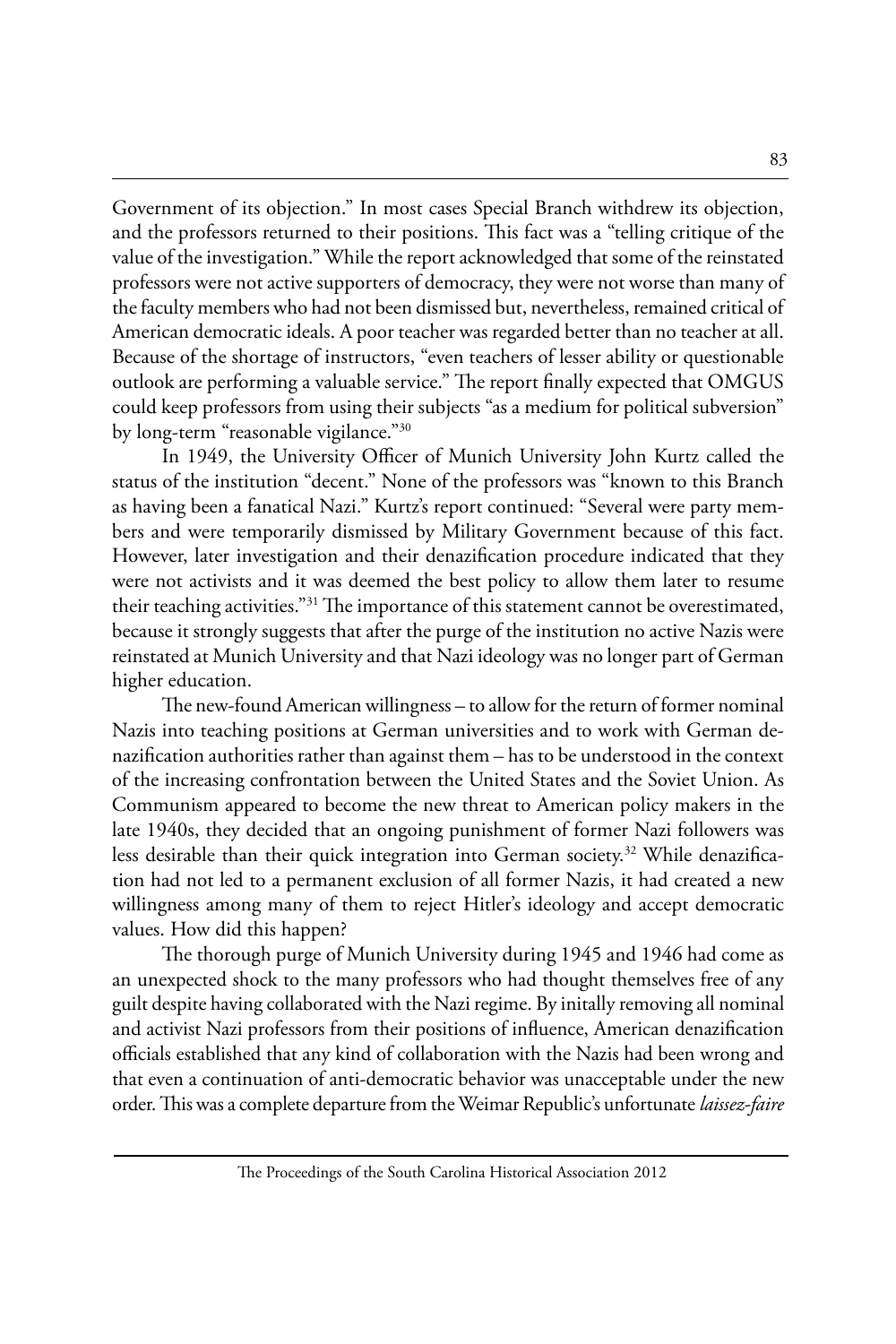Government of its objection." In most cases Special Branch withdrew its objection, and the professors returned to their positions. This fact was a "telling critique of the value of the investigation." While the report acknowledged that some of the reinstated professors were not active supporters of democracy, they were not worse than many of the faculty members who had not been dismissed but, nevertheless, remained critical of American democratic ideals. A poor teacher was regarded better than no teacher at all. Because of the shortage of instructors, "even teachers of lesser ability or questionable outlook are performing a valuable service." The report finally expected that OMGUS could keep professors from using their subjects "as a medium for political subversion" by long-term "reasonable vigilance."[30]

In 1949, the University Officer of Munich University John Kurtz called the status of the institution "decent." None of the professors was "known to this Branch as having been a fanatical Nazi." Kurtz's report continued: "Several were party members and were temporarily dismissed by Military Government because of this fact. However, later investigation and their denazification procedure indicated that they were not activists and it was deemed the best policy to allow them later to resume their teaching activities."[31] The importance of this statement cannot be overestimated, because it strongly suggests that after the purge of the institution no active Nazis were reinstated at Munich University and that Nazi ideology was no longer part of German higher education.

The new-found American willingness – to allow for the return of former nominal Nazis into teaching positions at German universities and to work with German denazification authorities rather than against them – has to be understood in the context of the increasing confrontation between the United States and the Soviet Union. As Communism appeared to become the new threat to American policy makers in the late 1940s, they decided that an ongoing punishment of former Nazi followers was less desirable than their quick integration into German society.[32] While denazification had not led to a permanent exclusion of all former Nazis, it had created a new willingness among many of them to reject Hitler's ideology and accept democratic values. How did this happen?

The thorough purge of Munich University during 1945 and 1946 had come as an unexpected shock to the many professors who had thought themselves free of any guilt despite having collaborated with the Nazi regime. By initally removing all nominal and activist Nazi professors from their positions of influence, American denazification officials established that any kind of collaboration with the Nazis had been wrong and that even a continuation of anti-democratic behavior was unacceptable under the new order. This was a complete departure from the Weimar Republic's unfortunate *laissez-faire*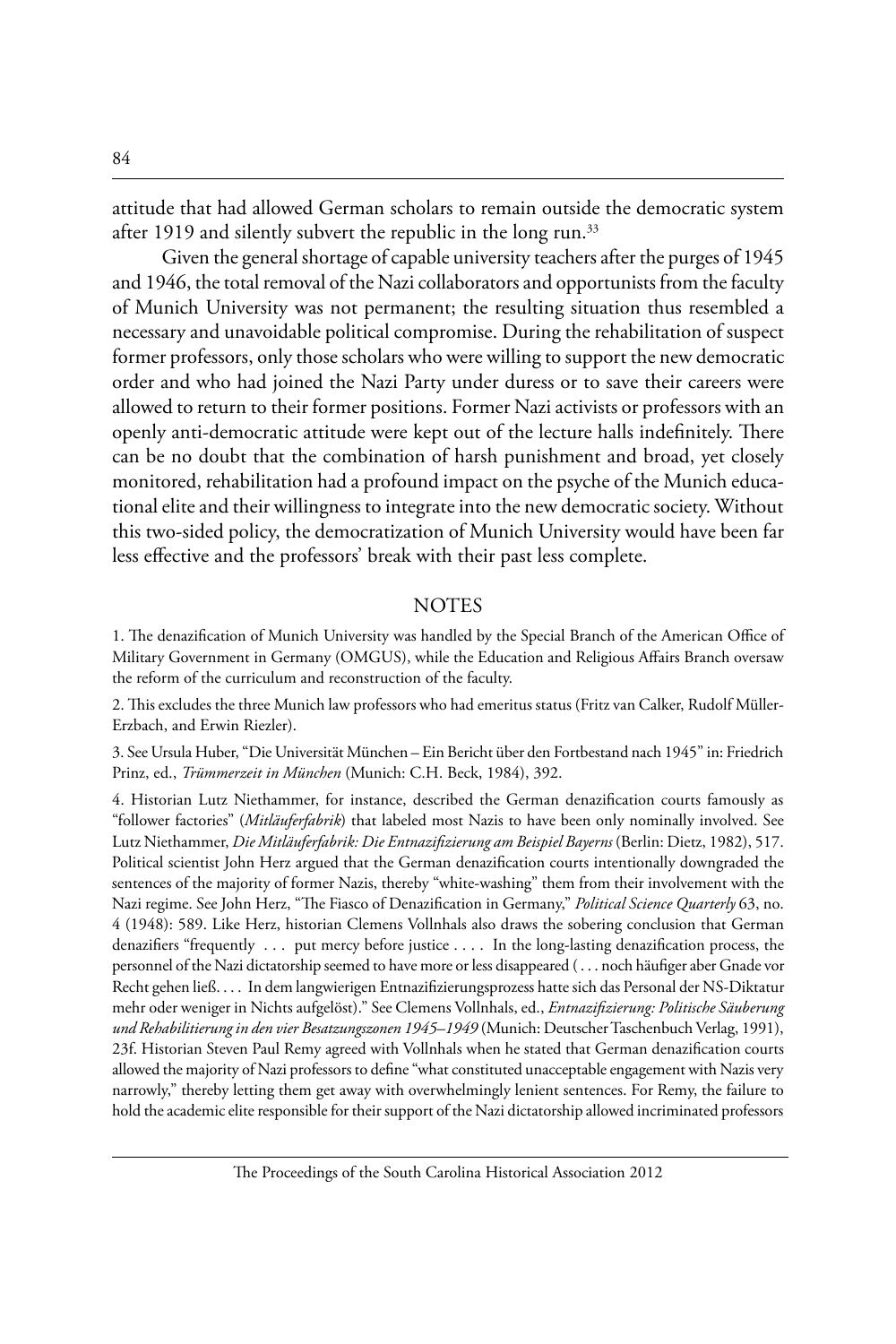attitude that had allowed German scholars to remain outside the democratic system after 1919 and silently subvert the republic in the long run.[33]

Given the general shortage of capable university teachers after the purges of 1945 and 1946, the total removal of the Nazi collaborators and opportunists from the faculty of Munich University was not permanent; the resulting situation thus resembled a necessary and unavoidable political compromise. During the rehabilitation of suspect former professors, only those scholars who were willing to support the new democratic order and who had joined the Nazi Party under duress or to save their careers were allowed to return to their former positions. Former Nazi activists or professors with an openly anti-democratic attitude were kept out of the lecture halls indefinitely. There can be no doubt that the combination of harsh punishment and broad, yet closely monitored, rehabilitation had a profound impact on the psyche of the Munich educational elite and their willingness to integrate into the new democratic society. Without this two-sided policy, the democratization of Munich University would have been far less effective and the professors' break with their past less complete.

## NOTES

1. The denazification of Munich University was handled by the Special Branch of the American Office of Military Government in Germany (OMGUS), while the Education and Religious Affairs Branch oversaw the reform of the curriculum and reconstruction of the faculty.

2. This excludes the three Munich law professors who had emeritus status (Fritz van Calker, Rudolf Müller-Erzbach, and Erwin Riezler).

3. See Ursula Huber, "Die Universität München – Ein Bericht über den Fortbestand nach 1945" in: Friedrich Prinz, ed., *Trümmerzeit in München* (Munich: C.H. Beck, 1984), 392.

4. Historian Lutz Niethammer, for instance, described the German denazification courts famously as "follower factories" (*Mitläuferfabrik*) that labeled most Nazis to have been only nominally involved. See Lutz Niethammer, *Die Mitläuferfabrik: Die Entnazifizierung am Beispiel Bayerns* (Berlin: Dietz, 1982), 517. Political scientist John Herz argued that the German denazification courts intentionally downgraded the sentences of the majority of former Nazis, thereby "white-washing" them from their involvement with the Nazi regime. See John Herz, "The Fiasco of Denazification in Germany," *Political Science Quarterly* 63, no. 4 (1948): 589. Like Herz, historian Clemens Vollnhals also draws the sobering conclusion that German denazifiers "frequently . . . put mercy before justice . . . . In the long-lasting denazification process, the personnel of the Nazi dictatorship seemed to have more or less disappeared ( . . . noch häufiger aber Gnade vor Recht gehen ließ. . . . In dem langwierigen Entnazifizierungsprozess hatte sich das Personal der NS-Diktatur mehr oder weniger in Nichts aufgelöst)." See Clemens Vollnhals, ed., *Entnazifizierung: Politische Säuberung und Rehabilitierung in den vier Besatzungszonen 1945–1949* (Munich: Deutscher Taschenbuch Verlag, 1991), 23f. Historian Steven Paul Remy agreed with Vollnhals when he stated that German denazification courts allowed the majority of Nazi professors to define "what constituted unacceptable engagement with Nazis very narrowly," thereby letting them get away with overwhelmingly lenient sentences. For Remy, the failure to hold the academic elite responsible for their support of the Nazi dictatorship allowed incriminated professors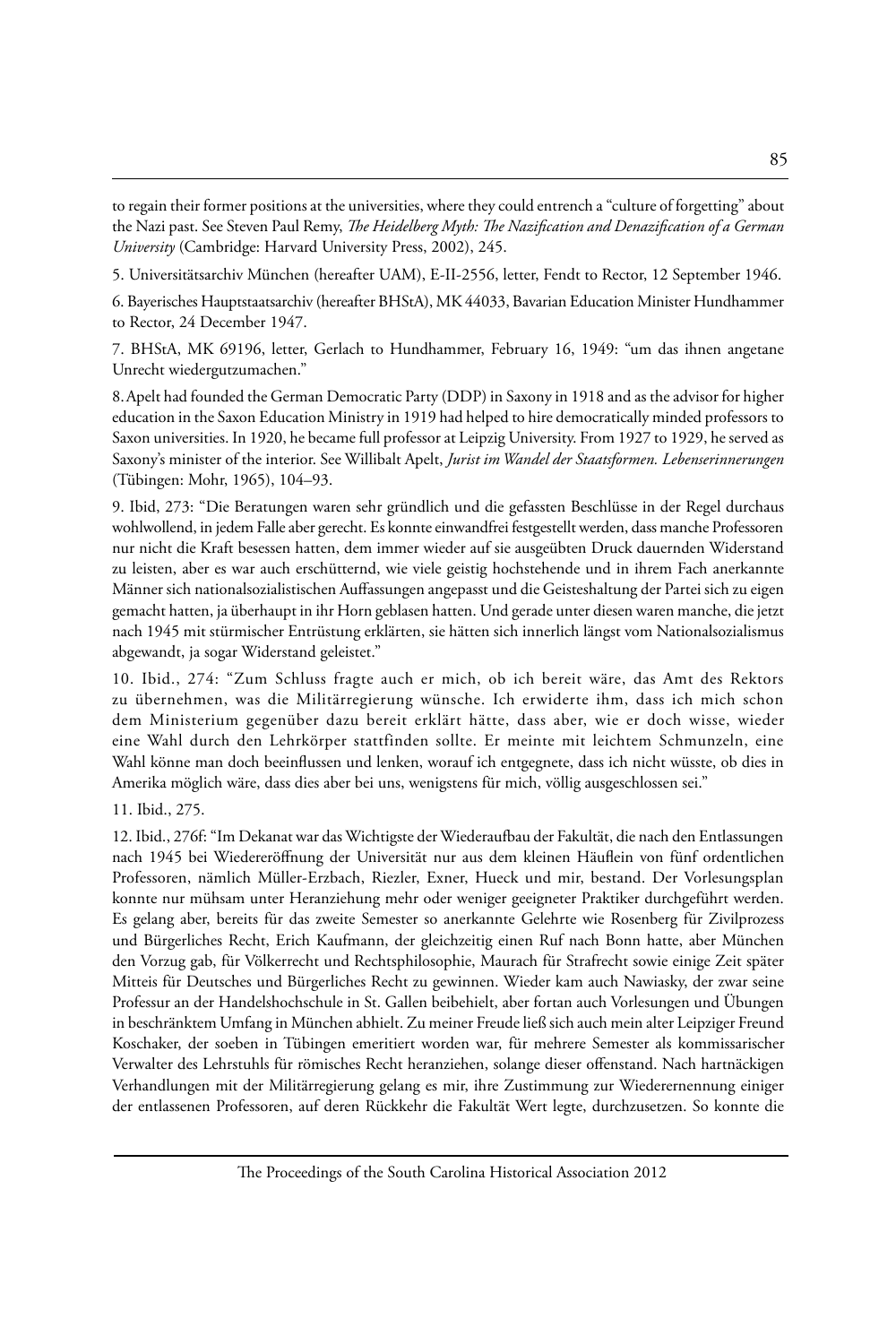to regain their former positions at the universities, where they could entrench a "culture of forgetting" about the Nazi past. See Steven Paul Remy, *The Heidelberg Myth: The Nazification and Denazification of a German University* (Cambridge: Harvard University Press, 2002), 245.

5. Universitätsarchiv München (hereafter UAM), E-II-2556, letter, Fendt to Rector, 12 September 1946.

6. Bayerisches Hauptstaatsarchiv (hereafter BHStA), MK 44033, Bavarian Education Minister Hundhammer to Rector, 24 December 1947.

7. BHStA, MK 69196, letter, Gerlach to Hundhammer, February 16, 1949: "um das ihnen angetane Unrecht wiedergutzumachen."

8. Apelt had founded the German Democratic Party (DDP) in Saxony in 1918 and as the advisor for higher education in the Saxon Education Ministry in 1919 had helped to hire democratically minded professors to Saxon universities. In 1920, he became full professor at Leipzig University. From 1927 to 1929, he served as Saxony's minister of the interior. See Willibalt Apelt, *Jurist im Wandel der Staatsformen. Lebenserinnerungen* (Tübingen: Mohr, 1965), 104–93.

9. Ibid, 273: "Die Beratungen waren sehr gründlich und die gefassten Beschlüsse in der Regel durchaus wohlwollend, in jedem Falle aber gerecht. Es konnte einwandfrei festgestellt werden, dass manche Professoren nur nicht die Kraft besessen hatten, dem immer wieder auf sie ausgeübten Druck dauernden Widerstand zu leisten, aber es war auch erschütternd, wie viele geistig hochstehende und in ihrem Fach anerkannte Männer sich nationalsozialistischen Auffassungen angepasst und die Geisteshaltung der Partei sich zu eigen gemacht hatten, ja überhaupt in ihr Horn geblasen hatten. Und gerade unter diesen waren manche, die jetzt nach 1945 mit stürmischer Entrüstung erklärten, sie hätten sich innerlich längst vom Nationalsozialismus abgewandt, ja sogar Widerstand geleistet."

10. Ibid., 274: "Zum Schluss fragte auch er mich, ob ich bereit wäre, das Amt des Rektors zu übernehmen, was die Militärregierung wünsche. Ich erwiderte ihm, dass ich mich schon dem Ministerium gegenüber dazu bereit erklärt hätte, dass aber, wie er doch wisse, wieder eine Wahl durch den Lehrkörper stattfinden sollte. Er meinte mit leichtem Schmunzeln, eine Wahl könne man doch beeinflussen und lenken, worauf ich entgegnete, dass ich nicht wüsste, ob dies in Amerika möglich wäre, dass dies aber bei uns, wenigstens für mich, völlig ausgeschlossen sei."

11. Ibid., 275.

12. Ibid., 276f: "Im Dekanat war das Wichtigste der Wiederaufbau der Fakultät, die nach den Entlassungen nach 1945 bei Wiedereröffnung der Universität nur aus dem kleinen Häuflein von fünf ordentlichen Professoren, nämlich Müller-Erzbach, Riezler, Exner, Hueck und mir, bestand. Der Vorlesungsplan konnte nur mühsam unter Heranziehung mehr oder weniger geeigneter Praktiker durchgeführt werden. Es gelang aber, bereits für das zweite Semester so anerkannte Gelehrte wie Rosenberg für Zivilprozess und Bürgerliches Recht, Erich Kaufmann, der gleichzeitig einen Ruf nach Bonn hatte, aber München den Vorzug gab, für Völkerrecht und Rechtsphilosophie, Maurach für Strafrecht sowie einige Zeit später Mitteis für Deutsches und Bürgerliches Recht zu gewinnen. Wieder kam auch Nawiasky, der zwar seine Professur an der Handelshochschule in St. Gallen beibehielt, aber fortan auch Vorlesungen und Übungen in beschränktem Umfang in München abhielt. Zu meiner Freude ließ sich auch mein alter Leipziger Freund Koschaker, der soeben in Tübingen emeritiert worden war, für mehrere Semester als kommissarischer Verwalter des Lehrstuhls für römisches Recht heranziehen, solange dieser offenstand. Nach hartnäckigen Verhandlungen mit der Militärregierung gelang es mir, ihre Zustimmung zur Wiederernennung einiger der entlassenen Professoren, auf deren Rückkehr die Fakultät Wert legte, durchzusetzen. So konnte die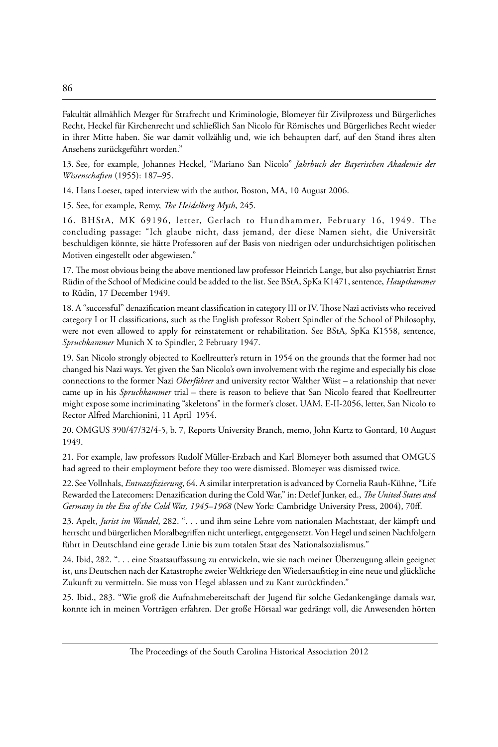Fakultät allmählich Mezger für Strafrecht und Kriminologie, Blomeyer für Zivilprozess und Bürgerliches Recht, Heckel für Kirchenrecht und schließlich San Nicolo für Römisches und Bürgerliches Recht wieder in ihrer Mitte haben. Sie war damit vollzählig und, wie ich behaupten darf, auf den Stand ihres alten Ansehens zurückgeführt worden."

13. See, for example, Johannes Heckel, "Mariano San Nicolo" *Jahrbuch der Bayerischen Akademie der Wissenschaften* (1955): 187–95.

14. Hans Loeser, taped interview with the author, Boston, MA, 10 August 2006.

15. See, for example, Remy, *The Heidelberg Myth*, 245.

16. BHStA, MK 69196, letter, Gerlach to Hundhammer, February 16, 1949. The concluding passage: "Ich glaube nicht, dass jemand, der diese Namen sieht, die Universität beschuldigen könnte, sie hätte Professoren auf der Basis von niedrigen oder undurchsichtigen politischen Motiven eingestellt oder abgewiesen."

17. The most obvious being the above mentioned law professor Heinrich Lange, but also psychiatrist Ernst Rüdin of the School of Medicine could be added to the list. See BStA, SpKa K1471, sentence, *Hauptkammer* to Rüdin, 17 December 1949.

18. A "successful" denazification meant classification in category III or IV. Those Nazi activists who received category I or II classifications, such as the English professor Robert Spindler of the School of Philosophy, were not even allowed to apply for reinstatement or rehabilitation. See BStA, SpKa K1558, sentence, *Spruchkammer* Munich X to Spindler, 2 February 1947.

19. San Nicolo strongly objected to Koellreutter's return in 1954 on the grounds that the former had not changed his Nazi ways. Yet given the San Nicolo's own involvement with the regime and especially his close connections to the former Nazi *Oberführer* and university rector Walther Wüst – a relationship that never came up in his *Spruchkammer* trial – there is reason to believe that San Nicolo feared that Koellreutter might expose some incriminating "skeletons" in the former's closet. UAM, E-II-2056, letter, San Nicolo to Rector Alfred Marchionini, 11 April 1954.

20. OMGUS 390/47/32/4-5, b. 7, Reports University Branch, memo, John Kurtz to Gontard, 10 August 1949.

21. For example, law professors Rudolf Müller-Erzbach and Karl Blomeyer both assumed that OMGUS had agreed to their employment before they too were dismissed. Blomeyer was dismissed twice.

22. See Vollnhals, *Entnazifizierung*, 64. A similar interpretation is advanced by Cornelia Rauh-Kühne, "Life Rewarded the Latecomers: Denazification during the Cold War," in: Detlef Junker, ed., *The United States and Germany in the Era of the Cold War, 1945–1968* (New York: Cambridge University Press, 2004), 70ff.

23. Apelt, *Jurist im Wandel*, 282. ". . . und ihm seine Lehre vom nationalen Machtstaat, der kämpft und herrscht und bürgerlichen Moralbegriffen nicht unterliegt, entgegensetzt. Von Hegel und seinen Nachfolgern führt in Deutschland eine gerade Linie bis zum totalen Staat des Nationalsozialismus."

24. Ibid, 282. ". . . eine Staatsauffassung zu entwickeln, wie sie nach meiner Überzeugung allein geeignet ist, uns Deutschen nach der Katastrophe zweier Weltkriege den Wiedersaufstieg in eine neue und glückliche Zukunft zu vermitteln. Sie muss von Hegel ablassen und zu Kant zurückfinden."

25. Ibid., 283. "Wie groß die Aufnahmebereitschaft der Jugend für solche Gedankengänge damals war, konnte ich in meinen Vorträgen erfahren. Der große Hörsaal war gedrängt voll, die Anwesenden hörten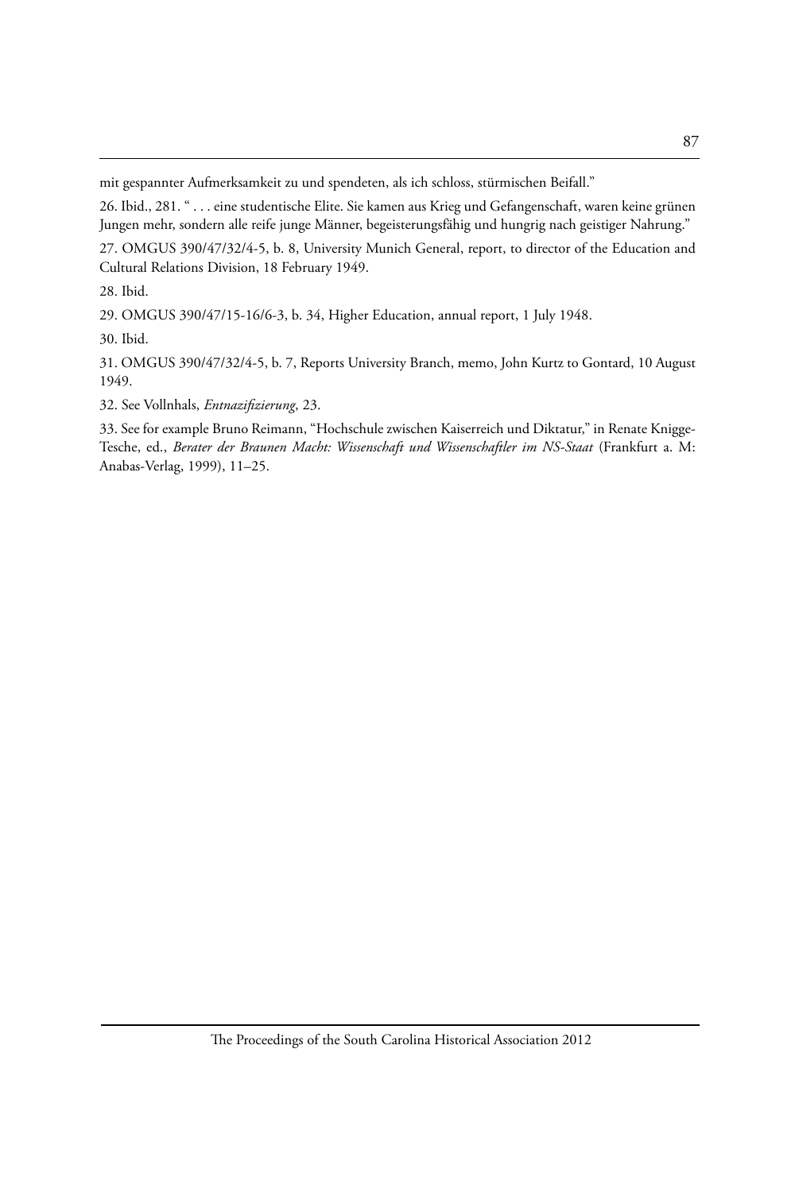mit gespannter Aufmerksamkeit zu und spendeten, als ich schloss, stürmischen Beifall."

26. Ibid., 281. " . . . eine studentische Elite. Sie kamen aus Krieg und Gefangenschaft, waren keine grünen Jungen mehr, sondern alle reife junge Männer, begeisterungsfähig und hungrig nach geistiger Nahrung."

27. OMGUS 390/47/32/4-5, b. 8, University Munich General, report, to director of the Education and Cultural Relations Division, 18 February 1949.

28. Ibid.

29. OMGUS 390/47/15-16/6-3, b. 34, Higher Education, annual report, 1 July 1948.

30. Ibid.

31. OMGUS 390/47/32/4-5, b. 7, Reports University Branch, memo, John Kurtz to Gontard, 10 August 1949.

32. See Vollnhals, *Entnazifizierung*, 23.

33. See for example Bruno Reimann, "Hochschule zwischen Kaiserreich und Diktatur," in Renate Knigge-Tesche, ed., *Berater der Braunen Macht: Wissenschaft und Wissenschaftler im NS-Staat* (Frankfurt a. M: Anabas-Verlag, 1999), 11–25.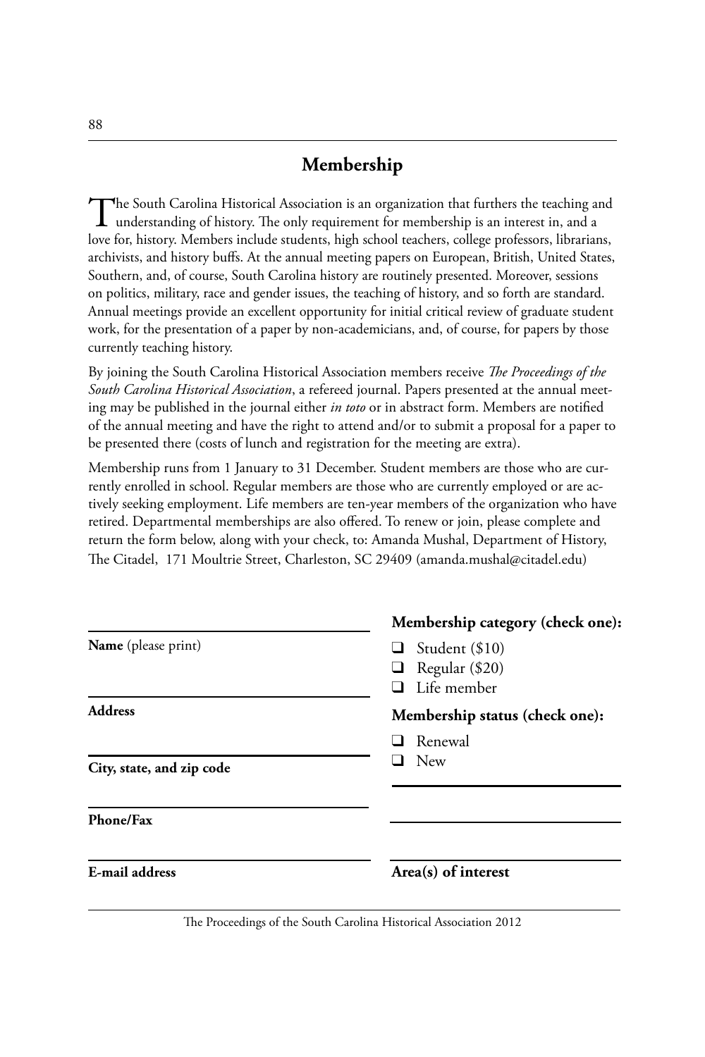## Membership

The South Carolina Historical Association is an organization that furthers the teaching and understanding of history. The only requirement for membership is an interest in, and a love for, history. Members include students, high school teachers, college professors, librarians, archivists, and history buffs. At the annual meeting papers on European, British, United States, Southern, and, of course, South Carolina history are routinely presented. Moreover, sessions on politics, military, race and gender issues, the teaching of history, and so forth are standard. Annual meetings provide an excellent opportunity for initial critical review of graduate student work, for the presentation of a paper by non-academicians, and, of course, for papers by those currently teaching history.

By joining the South Carolina Historical Association members receive *The Proceedings of the South Carolina Historical Association*, a refereed journal. Papers presented at the annual meeting may be published in the journal either *in toto* or in abstract form. Members are notified of the annual meeting and have the right to attend and/or to submit a proposal for a paper to be presented there (costs of lunch and registration for the meeting are extra).

Membership runs from 1 January to 31 December. Student members are those who are currently enrolled in school. Regular members are those who are currently employed or are actively seeking employment. Life members are ten-year members of the organization who have retired. Departmental memberships are also offered. To renew or join, please complete and return the form below, along with your check, to: Amanda Mushal, Department of History, The Citadel, 171 Moultrie Street, Charleston, SC 29409 (amanda.mushal@citadel.edu)

**Name** (please print)

**Address**

**City, state, and zip code**

**Phone/Fax**

**E-mail address**

**Membership category (check one):**

- ❑ Student ($10)
- ❑ Regular ($20)
- ❑ Life member

**Membership status (check one):**

- ❑ Renewal
- ❑ New

**Area(s) of interest**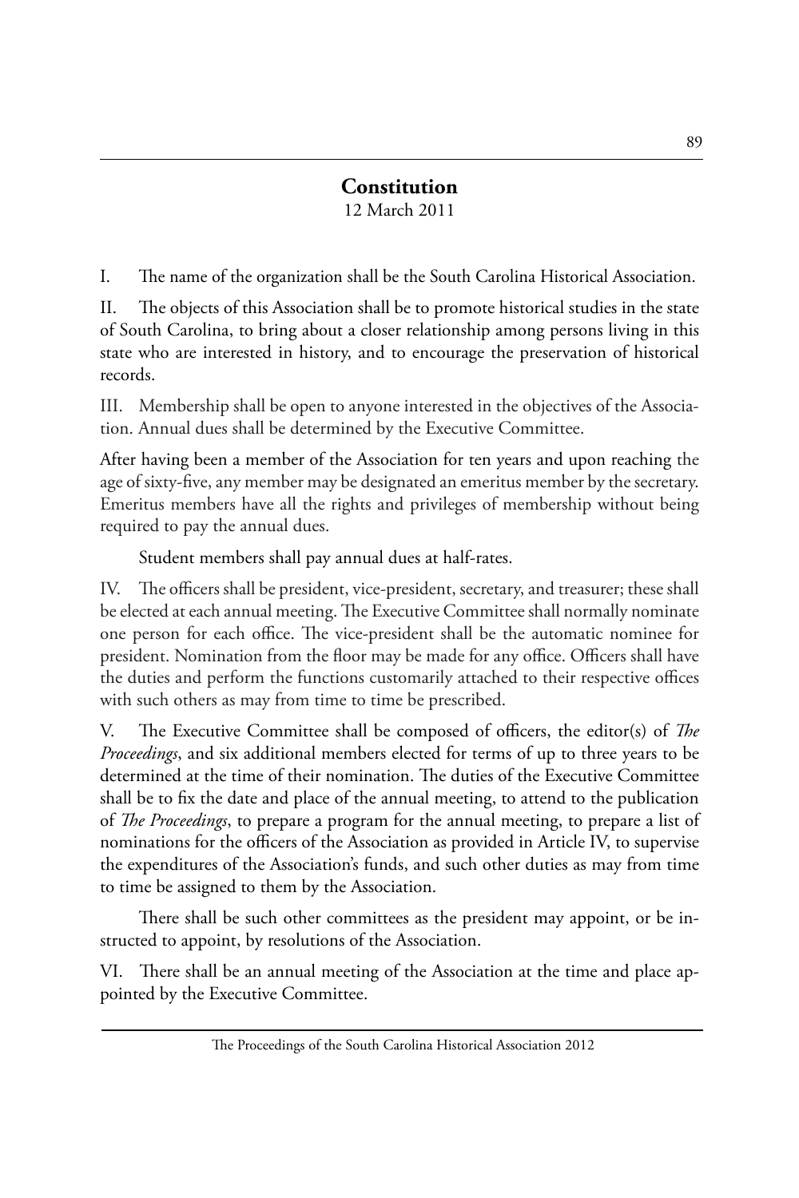# Constitution

12 March 2011

I. The name of the organization shall be the South Carolina Historical Association.

II. The objects of this Association shall be to promote historical studies in the state of South Carolina, to bring about a closer relationship among persons living in this state who are interested in history, and to encourage the preservation of historical records.

III. Membership shall be open to anyone interested in the objectives of the Association. Annual dues shall be determined by the Executive Committee.

After having been a member of the Association for ten years and upon reaching the age of sixty-five, any member may be designated an emeritus member by the secretary. Emeritus members have all the rights and privileges of membership without being required to pay the annual dues.

Student members shall pay annual dues at half-rates.

IV. The officers shall be president, vice-president, secretary, and treasurer; these shall be elected at each annual meeting. The Executive Committee shall normally nominate one person for each office. The vice-president shall be the automatic nominee for president. Nomination from the floor may be made for any office. Officers shall have the duties and perform the functions customarily attached to their respective offices with such others as may from time to time be prescribed.

V. The Executive Committee shall be composed of officers, the editor(s) of *The Proceedings*, and six additional members elected for terms of up to three years to be determined at the time of their nomination. The duties of the Executive Committee shall be to fix the date and place of the annual meeting, to attend to the publication of *The Proceedings*, to prepare a program for the annual meeting, to prepare a list of nominations for the officers of the Association as provided in Article IV, to supervise the expenditures of the Association's funds, and such other duties as may from time to time be assigned to them by the Association.

There shall be such other committees as the president may appoint, or be instructed to appoint, by resolutions of the Association.

VI. There shall be an annual meeting of the Association at the time and place appointed by the Executive Committee.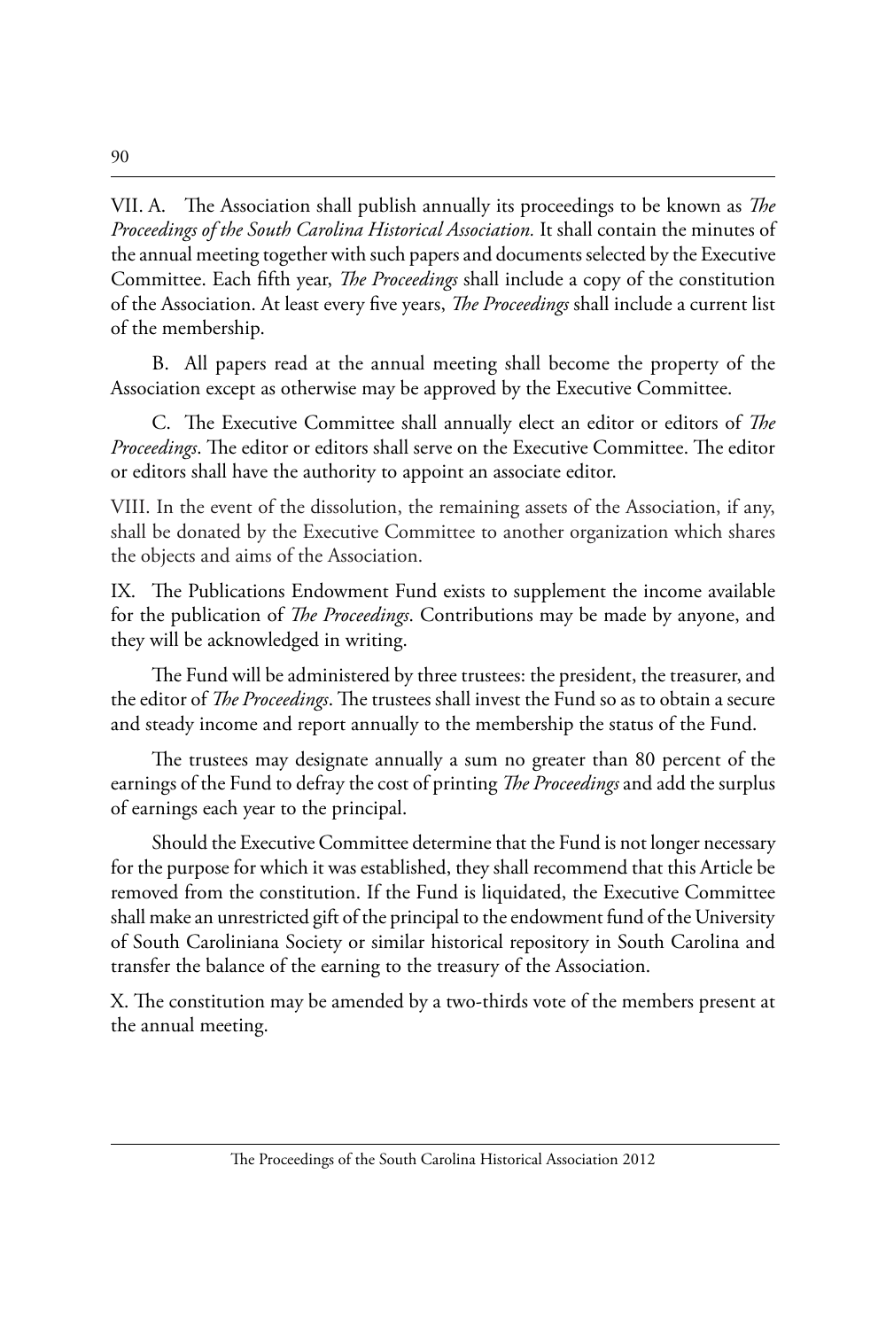VII. A. The Association shall publish annually its proceedings to be known as *The Proceedings of the South Carolina Historical Association.* It shall contain the minutes of the annual meeting together with such papers and documents selected by the Executive Committee. Each fifth year, *The Proceedings* shall include a copy of the constitution of the Association. At least every five years, *The Proceedings* shall include a current list of the membership.

B. All papers read at the annual meeting shall become the property of the Association except as otherwise may be approved by the Executive Committee.

C. The Executive Committee shall annually elect an editor or editors of *The Proceedings*. The editor or editors shall serve on the Executive Committee. The editor or editors shall have the authority to appoint an associate editor.

VIII. In the event of the dissolution, the remaining assets of the Association, if any, shall be donated by the Executive Committee to another organization which shares the objects and aims of the Association.

IX. The Publications Endowment Fund exists to supplement the income available for the publication of *The Proceedings*. Contributions may be made by anyone, and they will be acknowledged in writing.

The Fund will be administered by three trustees: the president, the treasurer, and the editor of *The Proceedings*. The trustees shall invest the Fund so as to obtain a secure and steady income and report annually to the membership the status of the Fund.

The trustees may designate annually a sum no greater than 80 percent of the earnings of the Fund to defray the cost of printing *The Proceedings* and add the surplus of earnings each year to the principal.

Should the Executive Committee determine that the Fund is not longer necessary for the purpose for which it was established, they shall recommend that this Article be removed from the constitution. If the Fund is liquidated, the Executive Committee shall make an unrestricted gift of the principal to the endowment fund of the University of South Caroliniana Society or similar historical repository in South Carolina and transfer the balance of the earning to the treasury of the Association.

X. The constitution may be amended by a two-thirds vote of the members present at the annual meeting.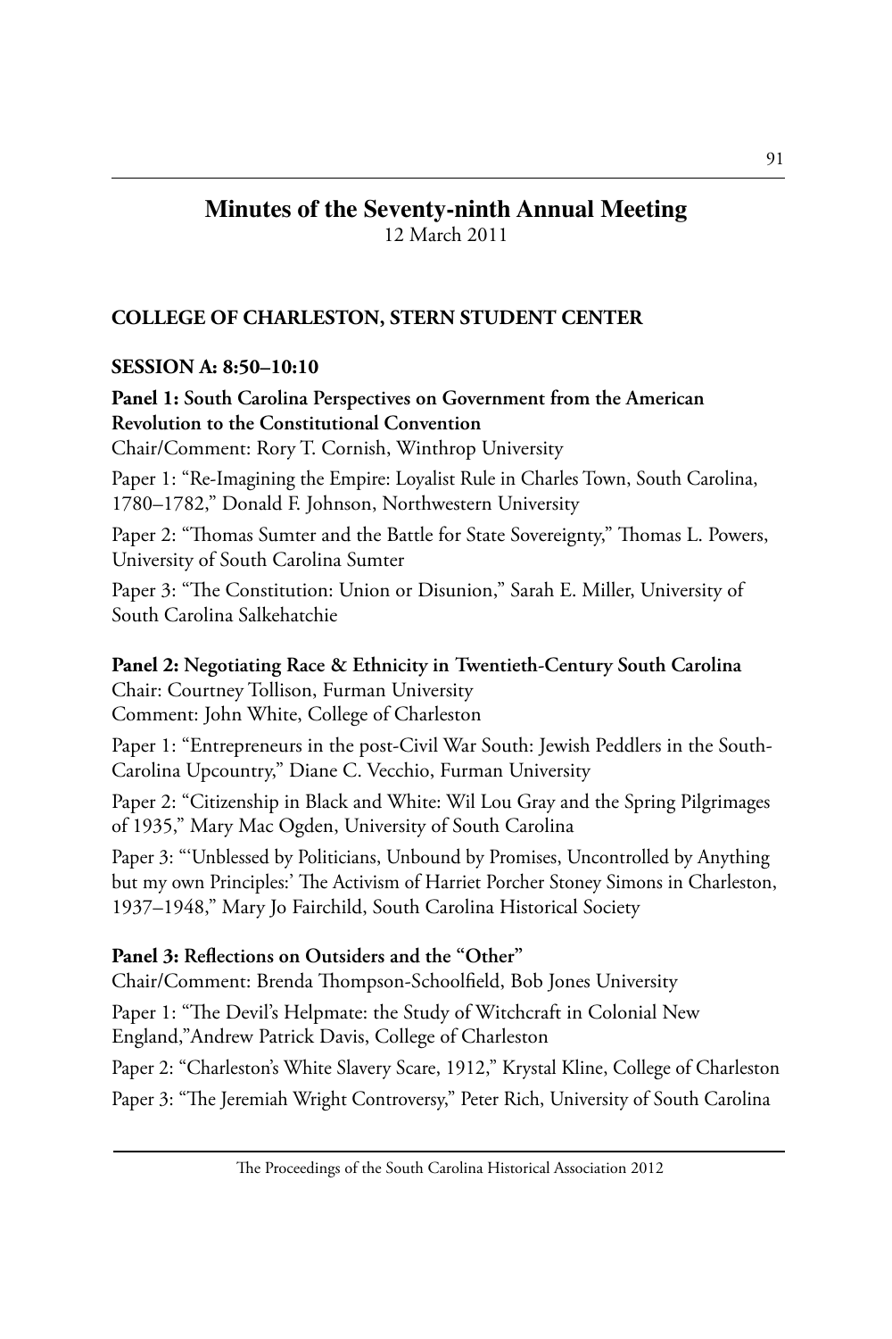# Minutes of the Seventy-ninth Annual Meeting

12 March 2011

## COLLEGE OF CHARLESTON, STERN STUDENT CENTER

### SESSION A: 8:50–10:10

**Panel 1: South Carolina Perspectives on Government from the American Revolution to the Constitutional Convention**

Chair/Comment: Rory T. Cornish, Winthrop University

Paper 1: "Re-Imagining the Empire: Loyalist Rule in Charles Town, South Carolina, 1780–1782," Donald F. Johnson, Northwestern University

Paper 2: "Thomas Sumter and the Battle for State Sovereignty," Thomas L. Powers, University of South Carolina Sumter

Paper 3: "The Constitution: Union or Disunion," Sarah E. Miller, University of South Carolina Salkehatchie

**Panel 2: Negotiating Race & Ethnicity in Twentieth-Century South Carolina**

Chair: Courtney Tollison, Furman University

Comment: John White, College of Charleston

Paper 1: "Entrepreneurs in the post-Civil War South: Jewish Peddlers in the South-Carolina Upcountry," Diane C. Vecchio, Furman University

Paper 2: "Citizenship in Black and White: Wil Lou Gray and the Spring Pilgrimages of 1935," Mary Mac Ogden, University of South Carolina

Paper 3: "'Unblessed by Politicians, Unbound by Promises, Uncontrolled by Anything but my own Principles:' The Activism of Harriet Porcher Stoney Simons in Charleston, 1937–1948," Mary Jo Fairchild, South Carolina Historical Society

**Panel 3: Reflections on Outsiders and the "Other"**

Chair/Comment: Brenda Thompson-Schoolfield, Bob Jones University

Paper 1: "The Devil's Helpmate: the Study of Witchcraft in Colonial New England,"Andrew Patrick Davis, College of Charleston

Paper 2: "Charleston's White Slavery Scare, 1912," Krystal Kline, College of Charleston

Paper 3: "The Jeremiah Wright Controversy," Peter Rich, University of South Carolina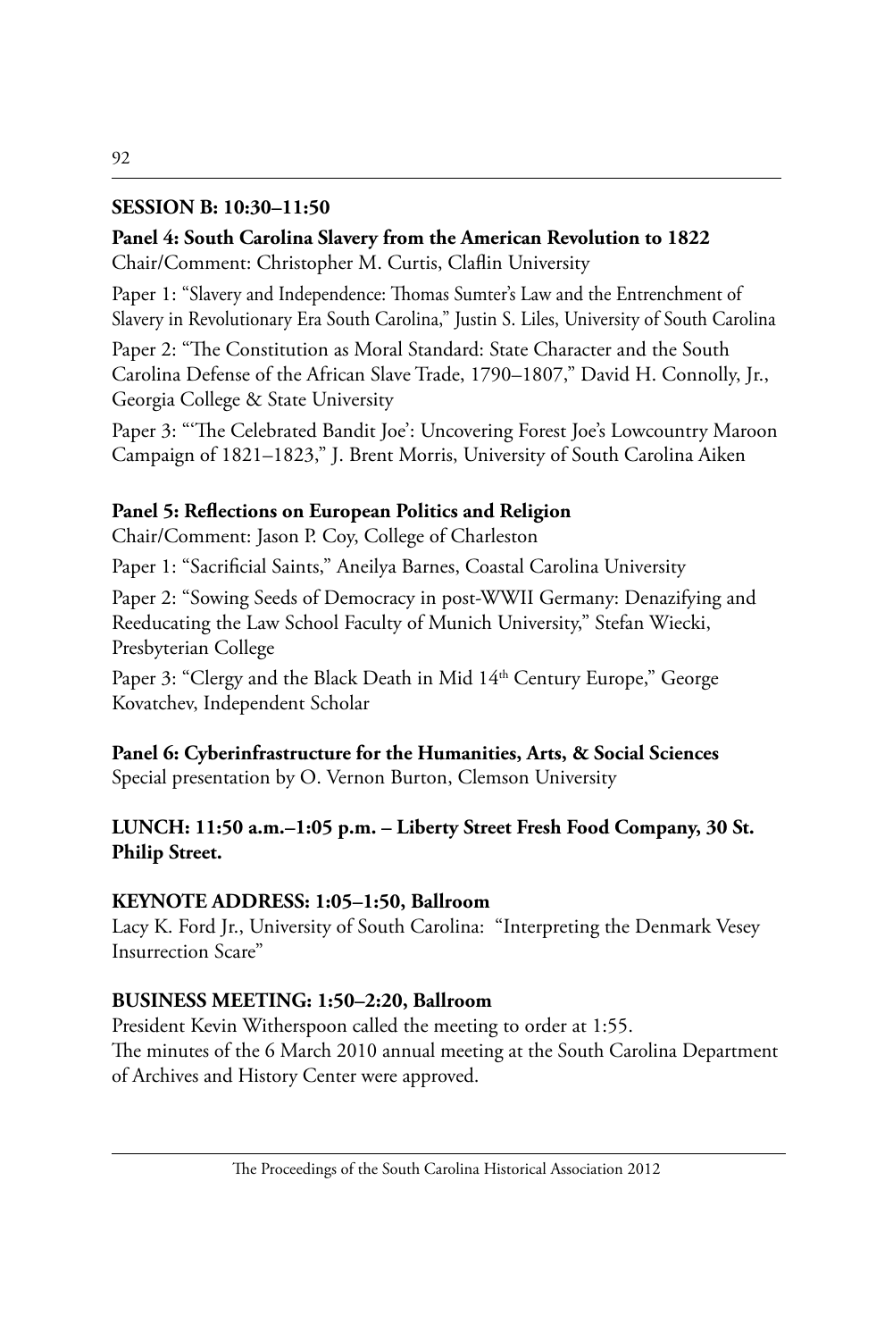**SESSION B: 10:30–11:50**

**Panel 4: South Carolina Slavery from the American Revolution to 1822**
Chair/Comment: Christopher M. Curtis, Claflin University

Paper 1: "Slavery and Independence: Thomas Sumter's Law and the Entrenchment of Slavery in Revolutionary Era South Carolina," Justin S. Liles, University of South Carolina

Paper 2: "The Constitution as Moral Standard: State Character and the South Carolina Defense of the African Slave Trade, 1790–1807," David H. Connolly, Jr., Georgia College & State University

Paper 3: "'The Celebrated Bandit Joe': Uncovering Forest Joe's Lowcountry Maroon Campaign of 1821–1823," J. Brent Morris, University of South Carolina Aiken

**Panel 5: Reflections on European Politics and Religion**
Chair/Comment: Jason P. Coy, College of Charleston

Paper 1: "Sacrificial Saints," Aneilya Barnes, Coastal Carolina University

Paper 2: "Sowing Seeds of Democracy in post-WWII Germany: Denazifying and Reeducating the Law School Faculty of Munich University," Stefan Wiecki, Presbyterian College

Paper 3: "Clergy and the Black Death in Mid 14th Century Europe," George Kovatchev, Independent Scholar

**Panel 6: Cyberinfrastructure for the Humanities, Arts, & Social Sciences**
Special presentation by O. Vernon Burton, Clemson University

**LUNCH: 11:50 a.m.–1:05 p.m. – Liberty Street Fresh Food Company, 30 St. Philip Street.**

**KEYNOTE ADDRESS: 1:05–1:50, Ballroom**
Lacy K. Ford Jr., University of South Carolina: "Interpreting the Denmark Vesey Insurrection Scare"

**BUSINESS MEETING: 1:50–2:20, Ballroom**
President Kevin Witherspoon called the meeting to order at 1:55.
The minutes of the 6 March 2010 annual meeting at the South Carolina Department of Archives and History Center were approved.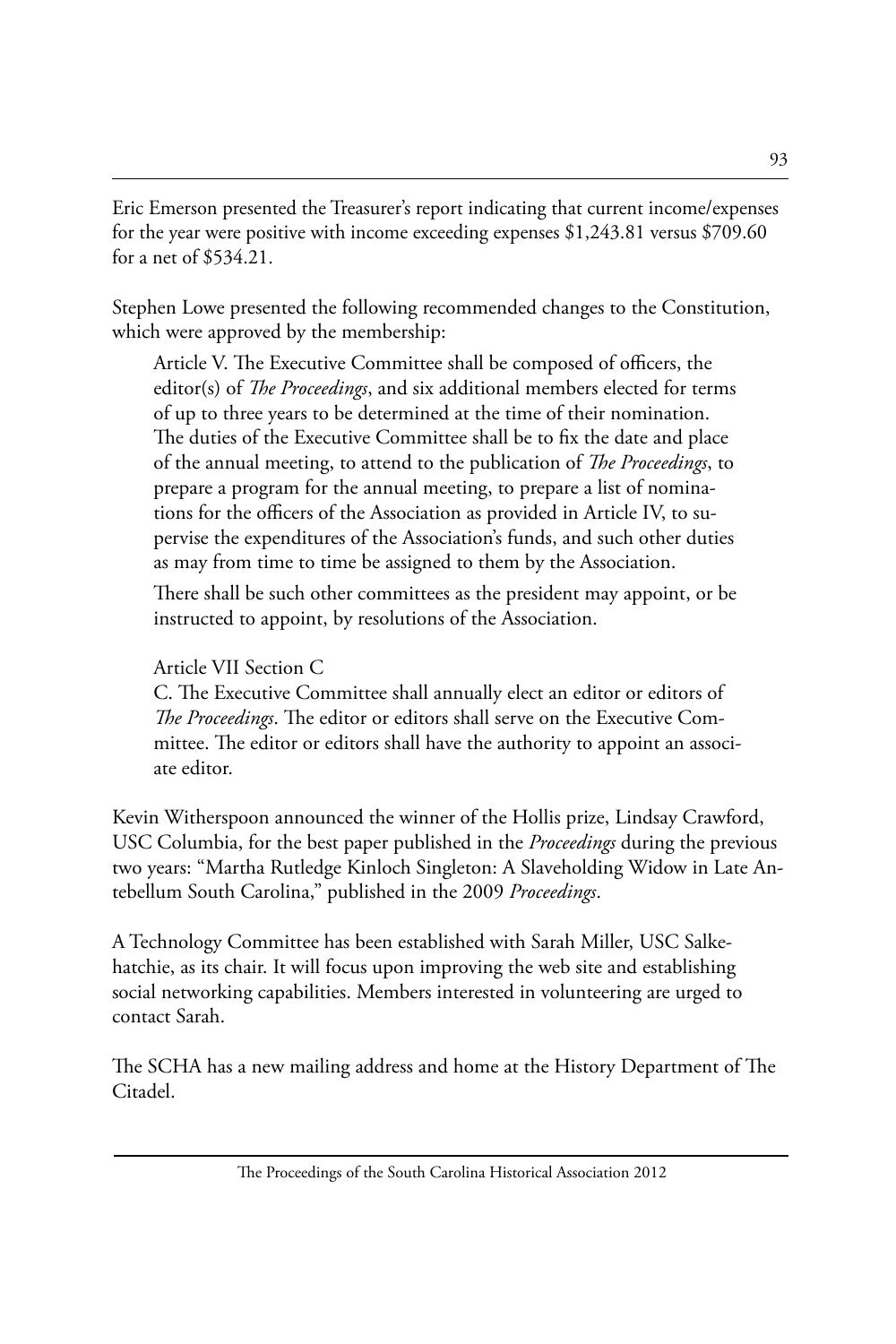Eric Emerson presented the Treasurer's report indicating that current income/expenses for the year were positive with income exceeding expenses $1,243.81 versus $709.60 for a net of $534.21.

Stephen Lowe presented the following recommended changes to the Constitution, which were approved by the membership:

> Article V. The Executive Committee shall be composed of officers, the editor(s) of *The Proceedings*, and six additional members elected for terms of up to three years to be determined at the time of their nomination. The duties of the Executive Committee shall be to fix the date and place of the annual meeting, to attend to the publication of *The Proceedings*, to prepare a program for the annual meeting, to prepare a list of nominations for the officers of the Association as provided in Article IV, to supervise the expenditures of the Association's funds, and such other duties as may from time to time be assigned to them by the Association.
>
> There shall be such other committees as the president may appoint, or be instructed to appoint, by resolutions of the Association.
>
> Article VII Section C
>
> C. The Executive Committee shall annually elect an editor or editors of *The Proceedings*. The editor or editors shall serve on the Executive Committee. The editor or editors shall have the authority to appoint an associate editor.

Kevin Witherspoon announced the winner of the Hollis prize, Lindsay Crawford, USC Columbia, for the best paper published in the *Proceedings* during the previous two years: "Martha Rutledge Kinloch Singleton: A Slaveholding Widow in Late Antebellum South Carolina," published in the 2009 *Proceedings*.

A Technology Committee has been established with Sarah Miller, USC Salkehatchie, as its chair. It will focus upon improving the web site and establishing social networking capabilities. Members interested in volunteering are urged to contact Sarah.

The SCHA has a new mailing address and home at the History Department of The Citadel.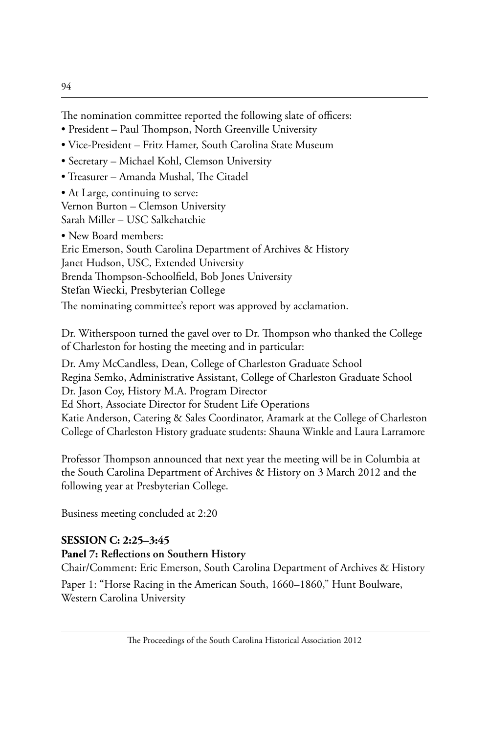The nomination committee reported the following slate of officers:

- President – Paul Thompson, North Greenville University
- Vice-President – Fritz Hamer, South Carolina State Museum
- Secretary – Michael Kohl, Clemson University
- Treasurer – Amanda Mushal, The Citadel
- At Large, continuing to serve:
  Vernon Burton – Clemson University
  Sarah Miller – USC Salkehatchie
- New Board members:
  Eric Emerson, South Carolina Department of Archives & History
  Janet Hudson, USC, Extended University
  Brenda Thompson-Schoolfield, Bob Jones University
  Stefan Wiecki, Presbyterian College

The nominating committee's report was approved by acclamation.

Dr. Witherspoon turned the gavel over to Dr. Thompson who thanked the College of Charleston for hosting the meeting and in particular:

Dr. Amy McCandless, Dean, College of Charleston Graduate School
Regina Semko, Administrative Assistant, College of Charleston Graduate School
Dr. Jason Coy, History M.A. Program Director
Ed Short, Associate Director for Student Life Operations
Katie Anderson, Catering & Sales Coordinator, Aramark at the College of Charleston
College of Charleston History graduate students: Shauna Winkle and Laura Larramore

Professor Thompson announced that next year the meeting will be in Columbia at the South Carolina Department of Archives & History on 3 March 2012 and the following year at Presbyterian College.

Business meeting concluded at 2:20

**SESSION C: 2:25–3:45**

**Panel 7: Reflections on Southern History**

Chair/Comment: Eric Emerson, South Carolina Department of Archives & History

Paper 1: "Horse Racing in the American South, 1660–1860," Hunt Boulware, Western Carolina University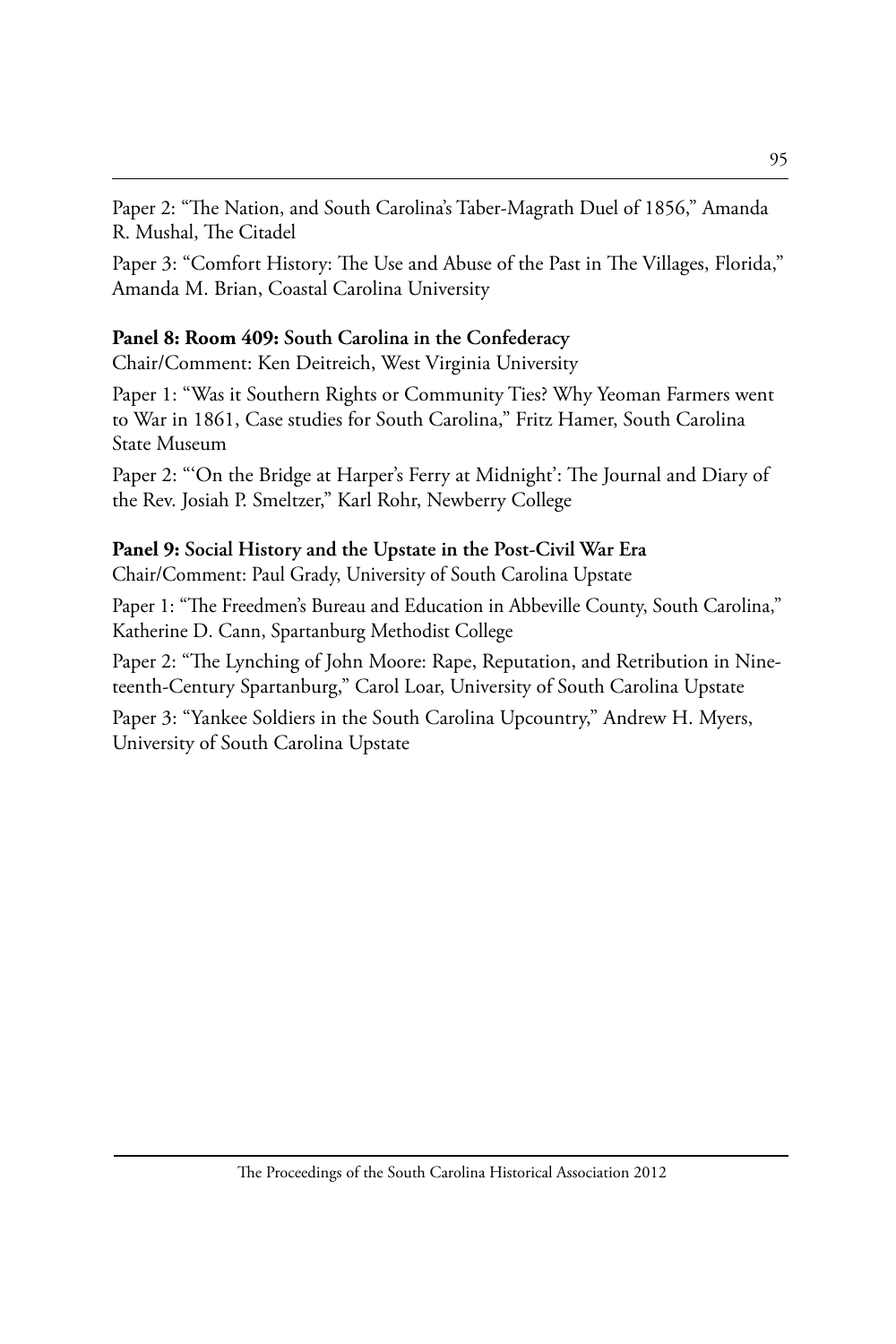Paper 2: "The Nation, and South Carolina's Taber-Magrath Duel of 1856," Amanda R. Mushal, The Citadel

Paper 3: "Comfort History: The Use and Abuse of the Past in The Villages, Florida," Amanda M. Brian, Coastal Carolina University

**Panel 8: Room 409: South Carolina in the Confederacy**

Chair/Comment: Ken Deitreich, West Virginia University

Paper 1: "Was it Southern Rights or Community Ties? Why Yeoman Farmers went to War in 1861, Case studies for South Carolina," Fritz Hamer, South Carolina State Museum

Paper 2: "'On the Bridge at Harper's Ferry at Midnight': The Journal and Diary of the Rev. Josiah P. Smeltzer," Karl Rohr, Newberry College

**Panel 9: Social History and the Upstate in the Post-Civil War Era**

Chair/Comment: Paul Grady, University of South Carolina Upstate

Paper 1: "The Freedmen's Bureau and Education in Abbeville County, South Carolina," Katherine D. Cann, Spartanburg Methodist College

Paper 2: "The Lynching of John Moore: Rape, Reputation, and Retribution in Nineteenth-Century Spartanburg," Carol Loar, University of South Carolina Upstate

Paper 3: "Yankee Soldiers in the South Carolina Upcountry," Andrew H. Myers, University of South Carolina Upstate